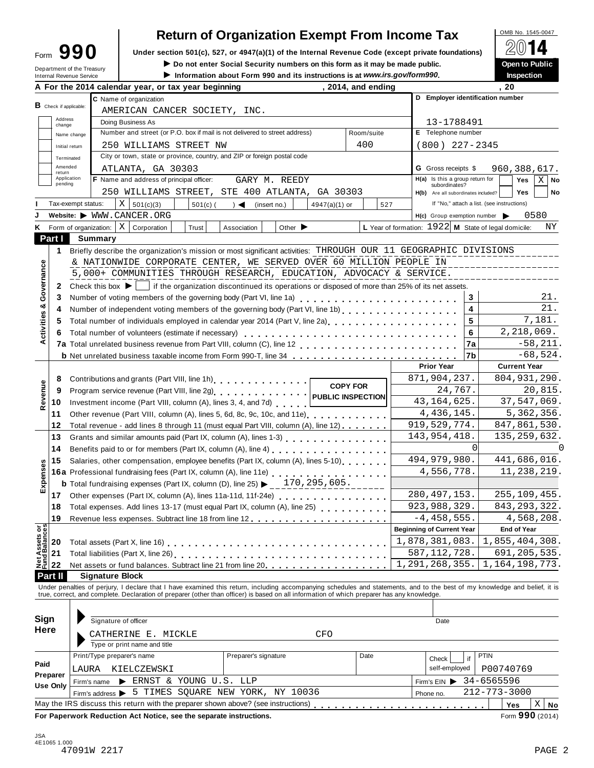# Form 990 — Return of Organization Exempt From Income Tax

OMB No. 1545-0047 — **2014** — **Open to Public Inspection**

Under section 501(c), 527, or 4947(a)(1) of the Internal Revenue Code (except private foundations)

▶ Do not enter Social Security numbers on this form as it may be made public.

▶ Information about Form 990 and its instructions is at *www.irs.gov/form990*.

Department of the Treasury
Internal Revenue Service

**A** For the 2014 calendar year, or tax year beginning , 2014, and ending , 20

**B** Check if applicable: Address change / Name change / Initial return / Terminated / Amended return / Application pending

**C** Name of organization: AMERICAN CANCER SOCIETY, INC.

Doing Business As

Number and street (or P.O. box if mail is not delivered to street address): 250 WILLIAMS STREET NW — Room/suite: 400

City or town, state or province, country, and ZIP or foreign postal code: ATLANTA, GA 30303

**D** Employer identification number: 13-1788491

**E** Telephone number: (800) 227-2345

**G** Gross receipts $ 960,388,617.

**F** Name and address of principal officer: GARY M. REEDY, 250 WILLIAMS STREET, STE 400 ATLANTA, GA 30303

**H(a)** Is this a group return for subordinates? Yes [ ] No [X]

**H(b)** Are all subordinates included? Yes [ ] No [ ]
If "No," attach a list. (see instructions)

**I** Tax-exempt status: [X] 501(c)(3) [ ] 501(c) ( ) ◀ (insert no.) [ ] 4947(a)(1) or [ ] 527

**J** Website: ▶ WWW.CANCER.ORG

**H(c)** Group exemption number ▶ 0580

**K** Form of organization: [X] Corporation [ ] Trust [ ] Association [ ] Other ▶

**L** Year of formation: 1922 **M** State of legal domicile: NY

## Part I Summary

### Activities & Governance

1 Briefly describe the organization's mission or most significant activities: THROUGH OUR 11 GEOGRAPHIC DIVISIONS & NATIONWIDE CORPORATE CENTER, WE SERVED OVER 60 MILLION PEOPLE IN 5,000+ COMMUNITIES THROUGH RESEARCH, EDUCATION, ADVOCACY & SERVICE.

2 Check this box ▶ [ ] if the organization discontinued its operations or disposed of more than 25% of its net assets.

| Line | Description | | Value |
|---|---|---|---|
| 3 | Number of voting members of the governing body (Part VI, line 1a) | 3 | 21. |
| 4 | Number of independent voting members of the governing body (Part VI, line 1b) | 4 | 21. |
| 5 | Total number of individuals employed in calendar year 2014 (Part V, line 2a) | 5 | 7,181. |
| 6 | Total number of volunteers (estimate if necessary) | 6 | 2,218,069. |
| 7a | Total unrelated business revenue from Part VIII, column (C), line 12 | 7a | -58,211. |
| b | Net unrelated business taxable income from Form 990-T, line 34 | 7b | -68,524. |

### Revenue / Expenses

| Line | Description | Prior Year | Current Year |
|---|---|---|---|
| 8 | Contributions and grants (Part VIII, line 1h) | 871,904,237. | 804,931,290. |
| 9 | Program service revenue (Part VIII, line 2g) | 24,767. | 20,815. |
| 10 | Investment income (Part VIII, column (A), lines 3, 4, and 7d) | 43,164,625. | 37,547,069. |
| 11 | Other revenue (Part VIII, column (A), lines 5, 6d, 8c, 9c, 10c, and 11e) | 4,436,145. | 5,362,356. |
| 12 | Total revenue - add lines 8 through 11 (must equal Part VIII, column (A), line 12) | 919,529,774. | 847,861,530. |
| 13 | Grants and similar amounts paid (Part IX, column (A), lines 1-3) | 143,954,418. | 135,259,632. |
| 14 | Benefits paid to or for members (Part IX, column (A), line 4) | 0 | 0 |
| 15 | Salaries, other compensation, employee benefits (Part IX, column (A), lines 5-10) | 494,979,980. | 441,686,016. |
| 16a | Professional fundraising fees (Part IX, column (A), line 11e) | 4,556,778. | 11,238,219. |
| b | Total fundraising expenses (Part IX, column (D), line 25) ▶ 170,295,605. | | |
| 17 | Other expenses (Part IX, column (A), lines 11a-11d, 11f-24e) | 280,497,153. | 255,109,455. |
| 18 | Total expenses. Add lines 13-17 (must equal Part IX, column (A), line 25) | 923,988,329. | 843,293,322. |
| 19 | Revenue less expenses. Subtract line 18 from line 12 | -4,458,555. | 4,568,208. |

COPY FOR PUBLIC INSPECTION

### Net Assets or Fund Balances

| Line | Description | Beginning of Current Year | End of Year |
|---|---|---|---|
| 20 | Total assets (Part X, line 16) | 1,878,381,083. | 1,855,404,308. |
| 21 | Total liabilities (Part X, line 26) | 587,112,728. | 691,205,535. |
| 22 | Net assets or fund balances. Subtract line 21 from line 20 | 1,291,268,355. | 1,164,198,773. |

## Part II Signature Block

Under penalties of perjury, I declare that I have examined this return, including accompanying schedules and statements, and to the best of my knowledge and belief, it is true, correct, and complete. Declaration of preparer (other than officer) is based on all information of which preparer has any knowledge.

**Sign Here**

▶ Signature of officer — Date

▶ CATHERINE E. MICKLE CFO
Type or print name and title

**Paid Preparer Use Only**

| Print/Type preparer's name | Preparer's signature | Date | Check if self-employed | PTIN |
|---|---|---|---|---|
| LAURA KIELCZEWSKI | | | | P00740769 |

Firm's name ▶ ERNST & YOUNG U.S. LLP — Firm's EIN ▶ 34-6565596

Firm's address ▶ 5 TIMES SQUARE NEW YORK, NY 10036 — Phone no. 212-773-3000

May the IRS discuss this return with the preparer shown above? (see instructions) Yes [ ] No [X]

**For Paperwork Reduction Act Notice, see the separate instructions.** Form **990** (2014)

JSA
4E1065 1.000
47091W 2217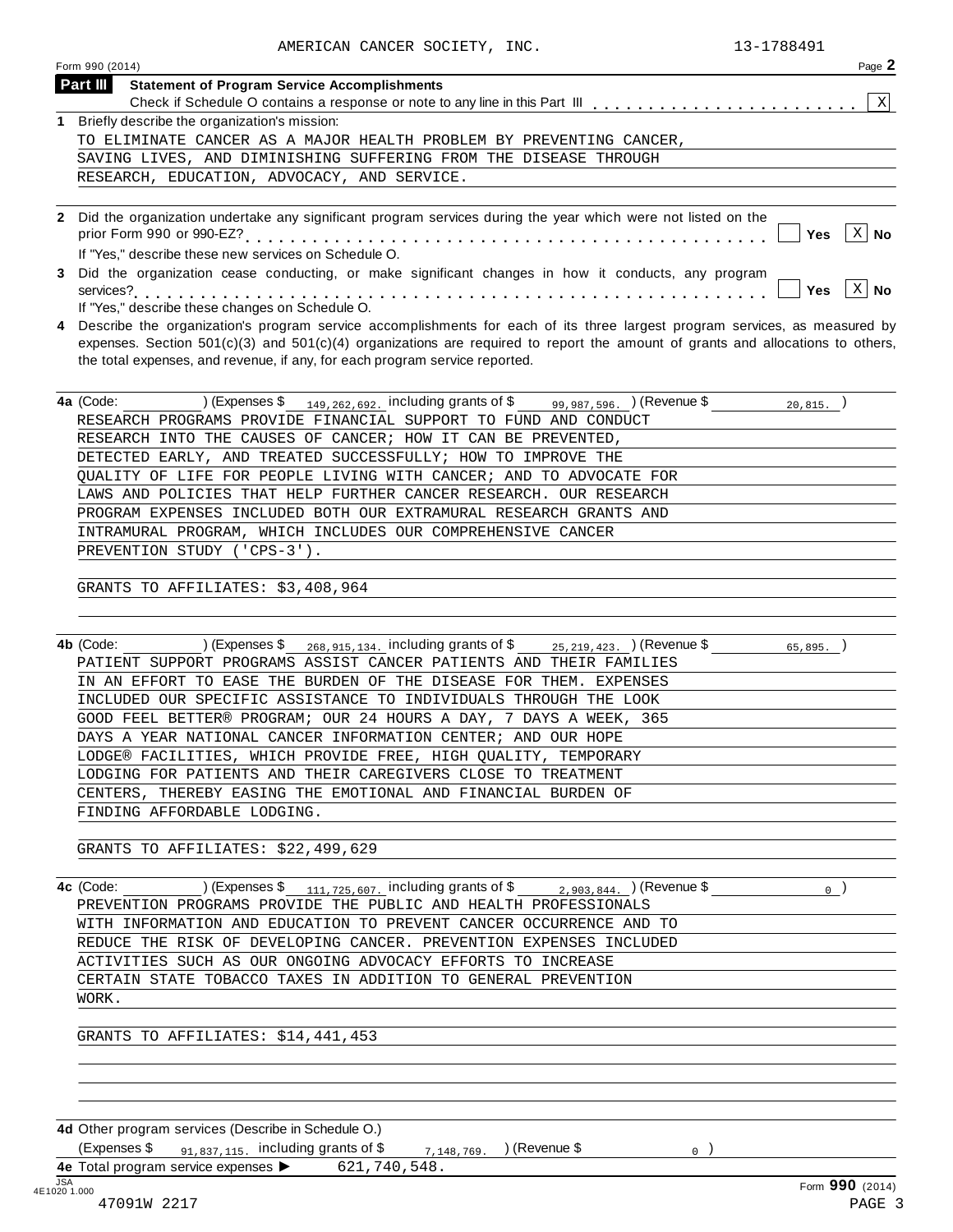AMERICAN CANCER SOCIETY, INC. 13-1788491

Form 990 (2014) Page **2**

## Part III Statement of Program Service Accomplishments

Check if Schedule O contains a response or note to any line in this Part III . . . . . . . . . . . . . . . . . . . . . . . [X]

**1** Briefly describe the organization's mission:

TO ELIMINATE CANCER AS A MAJOR HEALTH PROBLEM BY PREVENTING CANCER, SAVING LIVES, AND DIMINISHING SUFFERING FROM THE DISEASE THROUGH RESEARCH, EDUCATION, ADVOCACY, AND SERVICE.

**2** Did the organization undertake any significant program services during the year which were not listed on the prior Form 990 or 990-EZ? . . . . . . . . . . . . . . . . . . . . . . . . . . . . . . . . . . . . . . . . . . . [ ] Yes [X] No

If "Yes," describe these new services on Schedule O.

**3** Did the organization cease conducting, or make significant changes in how it conducts, any program services? . . . . . . . . . . . . . . . . . . . . . . . . . . . . . . . . . . . . . . . . . . . . . . . . . . . . [ ] Yes [X] No

If "Yes," describe these changes on Schedule O.

**4** Describe the organization's program service accomplishments for each of its three largest program services, as measured by expenses. Section 501(c)(3) and 501(c)(4) organizations are required to report the amount of grants and allocations to others, the total expenses, and revenue, if any, for each program service reported.

**4a** (Code: ) (Expenses $ 149,262,692. including grants of $ 99,987,596. ) (Revenue $ 20,815. )

RESEARCH PROGRAMS PROVIDE FINANCIAL SUPPORT TO FUND AND CONDUCT RESEARCH INTO THE CAUSES OF CANCER; HOW IT CAN BE PREVENTED, DETECTED EARLY, AND TREATED SUCCESSFULLY; HOW TO IMPROVE THE QUALITY OF LIFE FOR PEOPLE LIVING WITH CANCER; AND TO ADVOCATE FOR LAWS AND POLICIES THAT HELP FURTHER CANCER RESEARCH. OUR RESEARCH PROGRAM EXPENSES INCLUDED BOTH OUR EXTRAMURAL RESEARCH GRANTS AND INTRAMURAL PROGRAM, WHICH INCLUDES OUR COMPREHENSIVE CANCER PREVENTION STUDY ('CPS-3').

GRANTS TO AFFILIATES: $3,408,964

**4b** (Code: ) (Expenses $ 268,915,134. including grants of $ 25,219,423. ) (Revenue $ 65,895. )

PATIENT SUPPORT PROGRAMS ASSIST CANCER PATIENTS AND THEIR FAMILIES IN AN EFFORT TO EASE THE BURDEN OF THE DISEASE FOR THEM. EXPENSES INCLUDED OUR SPECIFIC ASSISTANCE TO INDIVIDUALS THROUGH THE LOOK GOOD FEEL BETTER® PROGRAM; OUR 24 HOURS A DAY, 7 DAYS A WEEK, 365 DAYS A YEAR NATIONAL CANCER INFORMATION CENTER; AND OUR HOPE LODGE® FACILITIES, WHICH PROVIDE FREE, HIGH QUALITY, TEMPORARY LODGING FOR PATIENTS AND THEIR CAREGIVERS CLOSE TO TREATMENT CENTERS, THEREBY EASING THE EMOTIONAL AND FINANCIAL BURDEN OF FINDING AFFORDABLE LODGING.

GRANTS TO AFFILIATES: $22,499,629

**4c** (Code: ) (Expenses $ 111,725,607. including grants of $ 2,903,844. ) (Revenue $ 0 )

PREVENTION PROGRAMS PROVIDE THE PUBLIC AND HEALTH PROFESSIONALS WITH INFORMATION AND EDUCATION TO PREVENT CANCER OCCURRENCE AND TO REDUCE THE RISK OF DEVELOPING CANCER. PREVENTION EXPENSES INCLUDED ACTIVITIES SUCH AS OUR ONGOING ADVOCACY EFFORTS TO INCREASE CERTAIN STATE TOBACCO TAXES IN ADDITION TO GENERAL PREVENTION WORK.

GRANTS TO AFFILIATES: $14,441,453

**4d** Other program services (Describe in Schedule O.)

(Expenses $ 91,837,115. including grants of $ 7,148,769. ) (Revenue $ 0 )

**4e** Total program service expenses ▶ 621,740,548.

JSA 4E1020 1.000

Form **990** (2014)

47091W 2217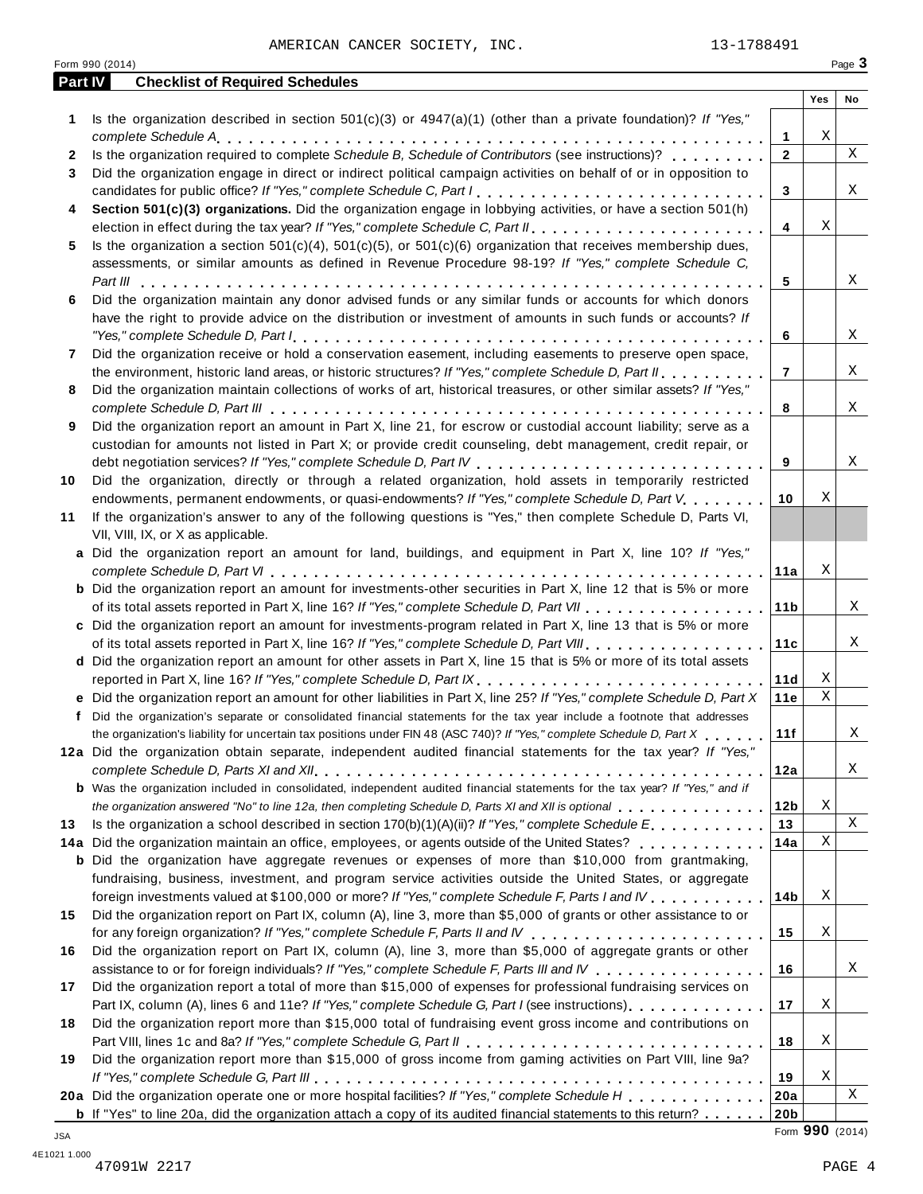AMERICAN CANCER SOCIETY, INC. 13-1788491

Form 990 (2014)

## Part IV Checklist of Required Schedules

| | | | Yes | No |
|---|---|---|---|---|
| 1 | Is the organization described in section 501(c)(3) or 4947(a)(1) (other than a private foundation)? *If "Yes," complete Schedule A* | 1 | X | |
| 2 | Is the organization required to complete *Schedule B, Schedule of Contributors* (see instructions)? | 2 | | X |
| 3 | Did the organization engage in direct or indirect political campaign activities on behalf of or in opposition to candidates for public office? *If "Yes," complete Schedule C, Part I* | 3 | | X |
| 4 | **Section 501(c)(3) organizations.** Did the organization engage in lobbying activities, or have a section 501(h) election in effect during the tax year? *If "Yes," complete Schedule C, Part II* | 4 | X | |
| 5 | Is the organization a section 501(c)(4), 501(c)(5), or 501(c)(6) organization that receives membership dues, assessments, or similar amounts as defined in Revenue Procedure 98-19? *If "Yes," complete Schedule C, Part III* | 5 | | X |
| 6 | Did the organization maintain any donor advised funds or any similar funds or accounts for which donors have the right to provide advice on the distribution or investment of amounts in such funds or accounts? *If "Yes," complete Schedule D, Part I* | 6 | | X |
| 7 | Did the organization receive or hold a conservation easement, including easements to preserve open space, the environment, historic land areas, or historic structures? *If "Yes," complete Schedule D, Part II* | 7 | | X |
| 8 | Did the organization maintain collections of works of art, historical treasures, or other similar assets? *If "Yes," complete Schedule D, Part III* | 8 | | X |
| 9 | Did the organization report an amount in Part X, line 21, for escrow or custodial account liability; serve as a custodian for amounts not listed in Part X; or provide credit counseling, debt management, credit repair, or debt negotiation services? *If "Yes," complete Schedule D, Part IV* | 9 | | X |
| 10 | Did the organization, directly or through a related organization, hold assets in temporarily restricted endowments, permanent endowments, or quasi-endowments? *If "Yes," complete Schedule D, Part V* | 10 | X | |
| 11 | If the organization's answer to any of the following questions is "Yes," then complete Schedule D, Parts VI, VII, VIII, IX, or X as applicable. | | | |
| a | Did the organization report an amount for land, buildings, and equipment in Part X, line 10? *If "Yes," complete Schedule D, Part VI* | 11a | X | |
| b | Did the organization report an amount for investments-other securities in Part X, line 12 that is 5% or more of its total assets reported in Part X, line 16? *If "Yes," complete Schedule D, Part VII* | 11b | | X |
| c | Did the organization report an amount for investments-program related in Part X, line 13 that is 5% or more of its total assets reported in Part X, line 16? *If "Yes," complete Schedule D, Part VIII* | 11c | | X |
| d | Did the organization report an amount for other assets in Part X, line 15 that is 5% or more of its total assets reported in Part X, line 16? *If "Yes," complete Schedule D, Part IX* | 11d | X | |
| e | Did the organization report an amount for other liabilities in Part X, line 25? *If "Yes," complete Schedule D, Part X* | 11e | X | |
| f | Did the organization's separate or consolidated financial statements for the tax year include a footnote that addresses the organization's liability for uncertain tax positions under FIN 48 (ASC 740)? *If "Yes," complete Schedule D, Part X* | 11f | | X |
| 12a | Did the organization obtain separate, independent audited financial statements for the tax year? *If "Yes," complete Schedule D, Parts XI and XII* | 12a | | X |
| b | Was the organization included in consolidated, independent audited financial statements for the tax year? *If "Yes," and if the organization answered "No" to line 12a, then completing Schedule D, Parts XI and XII is optional* | 12b | X | |
| 13 | Is the organization a school described in section 170(b)(1)(A)(ii)? *If "Yes," complete Schedule E* | 13 | | X |
| 14a | Did the organization maintain an office, employees, or agents outside of the United States? | 14a | X | |
| b | Did the organization have aggregate revenues or expenses of more than $10,000 from grantmaking, fundraising, business, investment, and program service activities outside the United States, or aggregate foreign investments valued at $100,000 or more? *If "Yes," complete Schedule F, Parts I and IV* | 14b | X | |
| 15 | Did the organization report on Part IX, column (A), line 3, more than $5,000 of grants or other assistance to or for any foreign organization? *If "Yes," complete Schedule F, Parts II and IV* | 15 | X | |
| 16 | Did the organization report on Part IX, column (A), line 3, more than $5,000 of aggregate grants or other assistance to or for foreign individuals? *If "Yes," complete Schedule F, Parts III and IV* | 16 | | X |
| 17 | Did the organization report a total of more than $15,000 of expenses for professional fundraising services on Part IX, column (A), lines 6 and 11e? *If "Yes," complete Schedule G, Part I* (see instructions) | 17 | X | |
| 18 | Did the organization report more than $15,000 total of fundraising event gross income and contributions on Part VIII, lines 1c and 8a? *If "Yes," complete Schedule G, Part II* | 18 | X | |
| 19 | Did the organization report more than $15,000 of gross income from gaming activities on Part VIII, line 9a? *If "Yes," complete Schedule G, Part III* | 19 | X | |
| 20a | Did the organization operate one or more hospital facilities? *If "Yes," complete Schedule H* | 20a | | X |
| b | If "Yes" to line 20a, did the organization attach a copy of its audited financial statements to this return? | 20b | | |

Form **990** (2014)

JSA 4E1021 1.000

47091W 2217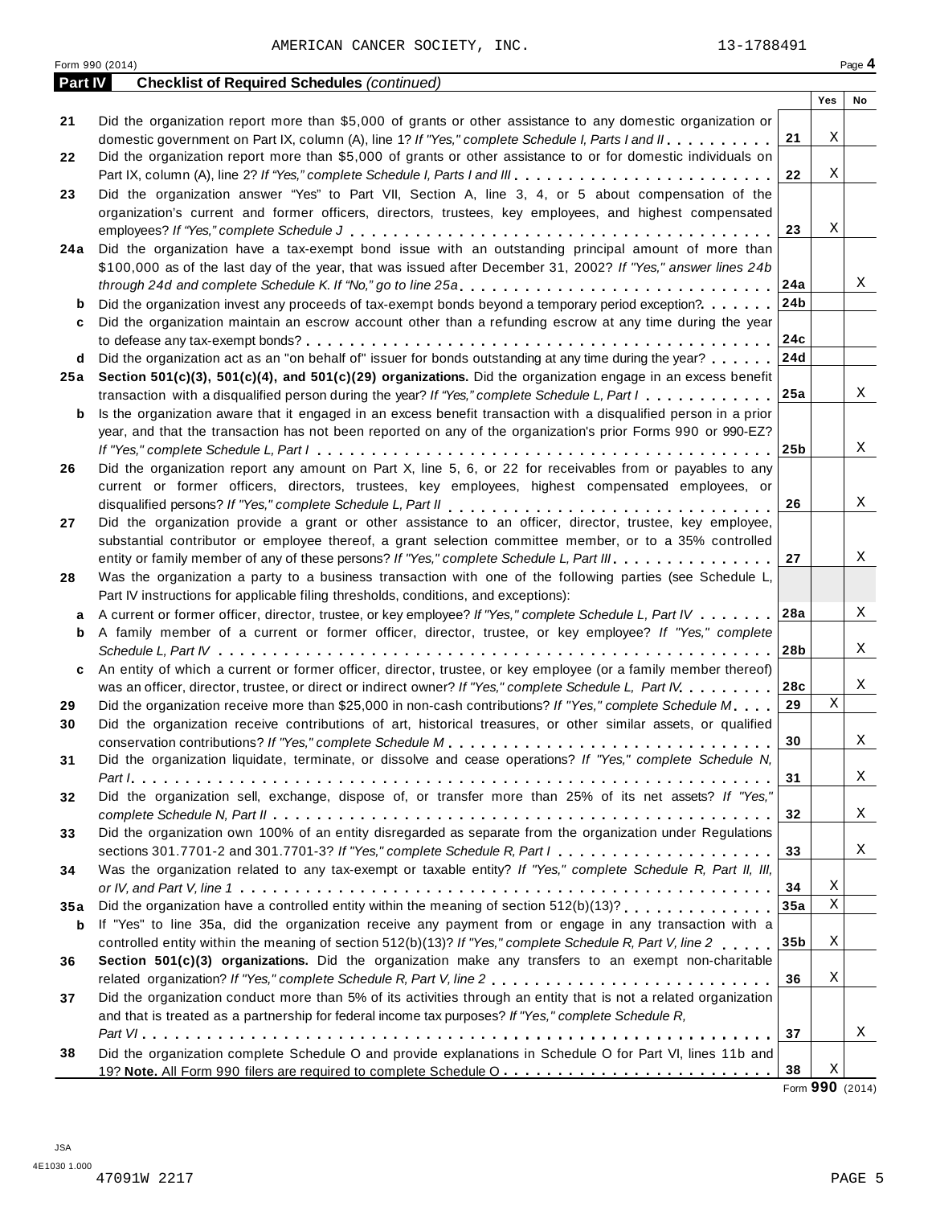AMERICAN CANCER SOCIETY, INC. 13-1788491

Form 990 (2014) Page **4**

**Part IV Checklist of Required Schedules** *(continued)*

| | | | Yes | No |
|---|---|---|---|---|
| **21** | Did the organization report more than $5,000 of grants or other assistance to any domestic organization or domestic government on Part IX, column (A), line 1? *If "Yes," complete Schedule I, Parts I and II* | **21** | X | |
| **22** | Did the organization report more than $5,000 of grants or other assistance to or for domestic individuals on Part IX, column (A), line 2? *If "Yes," complete Schedule I, Parts I and III* | **22** | X | |
| **23** | Did the organization answer "Yes" to Part VII, Section A, line 3, 4, or 5 about compensation of the organization's current and former officers, directors, trustees, key employees, and highest compensated employees? *If "Yes," complete Schedule J* | **23** | X | |
| **24a** | Did the organization have a tax-exempt bond issue with an outstanding principal amount of more than $100,000 as of the last day of the year, that was issued after December 31, 2002? *If "Yes," answer lines 24b through 24d and complete Schedule K. If "No," go to line 25a* | **24a** | | X |
| **b** | Did the organization invest any proceeds of tax-exempt bonds beyond a temporary period exception? | **24b** | | |
| **c** | Did the organization maintain an escrow account other than a refunding escrow at any time during the year to defease any tax-exempt bonds? | **24c** | | |
| **d** | Did the organization act as an "on behalf of" issuer for bonds outstanding at any time during the year? | **24d** | | |
| **25a** | **Section 501(c)(3), 501(c)(4), and 501(c)(29) organizations.** Did the organization engage in an excess benefit transaction with a disqualified person during the year? *If "Yes," complete Schedule L, Part I* | **25a** | | X |
| **b** | Is the organization aware that it engaged in an excess benefit transaction with a disqualified person in a prior year, and that the transaction has not been reported on any of the organization's prior Forms 990 or 990-EZ? *If "Yes," complete Schedule L, Part I* | **25b** | | X |
| **26** | Did the organization report any amount on Part X, line 5, 6, or 22 for receivables from or payables to any current or former officers, directors, trustees, key employees, highest compensated employees, or disqualified persons? *If "Yes," complete Schedule L, Part II* | **26** | | X |
| **27** | Did the organization provide a grant or other assistance to an officer, director, trustee, key employee, substantial contributor or employee thereof, a grant selection committee member, or to a 35% controlled entity or family member of any of these persons? *If "Yes," complete Schedule L, Part III* | **27** | | X |
| **28** | Was the organization a party to a business transaction with one of the following parties (see Schedule L, Part IV instructions for applicable filing thresholds, conditions, and exceptions): | | | |
| **a** | A current or former officer, director, trustee, or key employee? *If "Yes," complete Schedule L, Part IV* | **28a** | | X |
| **b** | A family member of a current or former officer, director, trustee, or key employee? *If "Yes," complete Schedule L, Part IV* | **28b** | | X |
| **c** | An entity of which a current or former officer, director, trustee, or key employee (or a family member thereof) was an officer, director, trustee, or direct or indirect owner? *If "Yes," complete Schedule L, Part IV* | **28c** | | X |
| **29** | Did the organization receive more than $25,000 in non-cash contributions? *If "Yes," complete Schedule M* | **29** | X | |
| **30** | Did the organization receive contributions of art, historical treasures, or other similar assets, or qualified conservation contributions? *If "Yes," complete Schedule M* | **30** | | X |
| **31** | Did the organization liquidate, terminate, or dissolve and cease operations? *If "Yes," complete Schedule N, Part I* | **31** | | X |
| **32** | Did the organization sell, exchange, dispose of, or transfer more than 25% of its net assets? *If "Yes," complete Schedule N, Part II* | **32** | | X |
| **33** | Did the organization own 100% of an entity disregarded as separate from the organization under Regulations sections 301.7701-2 and 301.7701-3? *If "Yes," complete Schedule R, Part I* | **33** | | X |
| **34** | Was the organization related to any tax-exempt or taxable entity? *If "Yes," complete Schedule R, Part II, III, or IV, and Part V, line 1* | **34** | X | |
| **35a** | Did the organization have a controlled entity within the meaning of section 512(b)(13)? | **35a** | X | |
| **b** | If "Yes" to line 35a, did the organization receive any payment from or engage in any transaction with a controlled entity within the meaning of section 512(b)(13)? *If "Yes," complete Schedule R, Part V, line 2* | **35b** | X | |
| **36** | **Section 501(c)(3) organizations.** Did the organization make any transfers to an exempt non-charitable related organization? *If "Yes," complete Schedule R, Part V, line 2* | **36** | X | |
| **37** | Did the organization conduct more than 5% of its activities through an entity that is not a related organization and that is treated as a partnership for federal income tax purposes? *If "Yes," complete Schedule R, Part VI* | **37** | | X |
| **38** | Did the organization complete Schedule O and provide explanations in Schedule O for Part VI, lines 11b and 19? **Note.** All Form 990 filers are required to complete Schedule O | **38** | X | |

Form **990** (2014)

JSA
4E1030 1.000
47091W 2217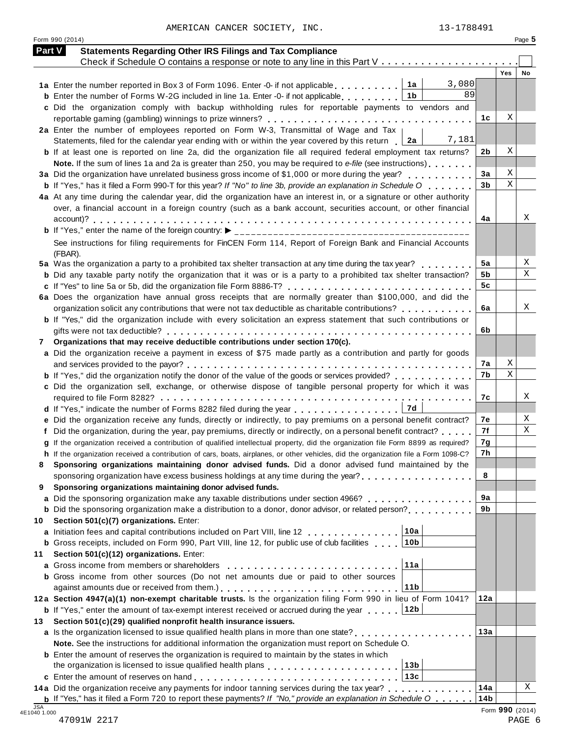AMERICAN CANCER SOCIETY, INC. 13-1788491

Form 990 (2014) Page **5**

## Part V Statements Regarding Other IRS Filings and Tax Compliance

Check if Schedule O contains a response or note to any line in this Part V . . . . . . . . . . . . . . . . . . . . . ☐

| | | | | Yes | No |
|---|---|---|---|---|---|
| **1a** | Enter the number reported in Box 3 of Form 1096. Enter -0- if not applicable | **1a** 3,080 | | | |
| **b** | Enter the number of Forms W-2G included in line 1a. Enter -0- if not applicable | **1b** 89 | | | |
| **c** | Did the organization comply with backup withholding rules for reportable payments to vendors and reportable gaming (gambling) winnings to prize winners? | | **1c** | X | |
| **2a** | Enter the number of employees reported on Form W-3, Transmittal of Wage and Tax Statements, filed for the calendar year ending with or within the year covered by this return | **2a** 7,181 | | | |
| **b** | If at least one is reported on line 2a, did the organization file all required federal employment tax returns? | | **2b** | X | |
| | **Note.** If the sum of lines 1a and 2a is greater than 250, you may be required to *e-file* (see instructions) | | | | |
| **3a** | Did the organization have unrelated business gross income of $1,000 or more during the year? | | **3a** | X | |
| **b** | If "Yes," has it filed a Form 990-T for this year? *If "No" to line 3b, provide an explanation in Schedule O* | | **3b** | X | |
| **4a** | At any time during the calendar year, did the organization have an interest in, or a signature or other authority over, a financial account in a foreign country (such as a bank account, securities account, or other financial account)? | | **4a** | | X |
| **b** | If "Yes," enter the name of the foreign country: ▶ | | | | |
| | See instructions for filing requirements for FinCEN Form 114, Report of Foreign Bank and Financial Accounts (FBAR). | | | | |
| **5a** | Was the organization a party to a prohibited tax shelter transaction at any time during the tax year? | | **5a** | | X |
| **b** | Did any taxable party notify the organization that it was or is a party to a prohibited tax shelter transaction? | | **5b** | | X |
| **c** | If "Yes" to line 5a or 5b, did the organization file Form 8886-T? | | **5c** | | |
| **6a** | Does the organization have annual gross receipts that are normally greater than $100,000, and did the organization solicit any contributions that were not tax deductible as charitable contributions? | | **6a** | | X |
| **b** | If "Yes," did the organization include with every solicitation an express statement that such contributions or gifts were not tax deductible? | | **6b** | | |
| **7** | **Organizations that may receive deductible contributions under section 170(c).** | | | | |
| **a** | Did the organization receive a payment in excess of $75 made partly as a contribution and partly for goods and services provided to the payor? | | **7a** | X | |
| **b** | If "Yes," did the organization notify the donor of the value of the goods or services provided? | | **7b** | X | |
| **c** | Did the organization sell, exchange, or otherwise dispose of tangible personal property for which it was required to file Form 8282? | | **7c** | | X |
| **d** | If "Yes," indicate the number of Forms 8282 filed during the year | **7d** | | | |
| **e** | Did the organization receive any funds, directly or indirectly, to pay premiums on a personal benefit contract? | | **7e** | | X |
| **f** | Did the organization, during the year, pay premiums, directly or indirectly, on a personal benefit contract? | | **7f** | | X |
| **g** | If the organization received a contribution of qualified intellectual property, did the organization file Form 8899 as required? | | **7g** | | |
| **h** | If the organization received a contribution of cars, boats, airplanes, or other vehicles, did the organization file a Form 1098-C? | | **7h** | | |
| **8** | **Sponsoring organizations maintaining donor advised funds.** Did a donor advised fund maintained by the sponsoring organization have excess business holdings at any time during the year? | | **8** | | |
| **9** | **Sponsoring organizations maintaining donor advised funds.** | | | | |
| **a** | Did the sponsoring organization make any taxable distributions under section 4966? | | **9a** | | |
| **b** | Did the sponsoring organization make a distribution to a donor, donor advisor, or related person? | | **9b** | | |
| **10** | **Section 501(c)(7) organizations.** Enter: | | | | |
| **a** | Initiation fees and capital contributions included on Part VIII, line 12 | **10a** | | | |
| **b** | Gross receipts, included on Form 990, Part VIII, line 12, for public use of club facilities | **10b** | | | |
| **11** | **Section 501(c)(12) organizations.** Enter: | | | | |
| **a** | Gross income from members or shareholders | **11a** | | | |
| **b** | Gross income from other sources (Do not net amounts due or paid to other sources against amounts due or received from them.) | **11b** | | | |
| **12a** | **Section 4947(a)(1) non-exempt charitable trusts.** Is the organization filing Form 990 in lieu of Form 1041? | | **12a** | | |
| **b** | If "Yes," enter the amount of tax-exempt interest received or accrued during the year | **12b** | | | |
| **13** | **Section 501(c)(29) qualified nonprofit health insurance issuers.** | | | | |
| **a** | Is the organization licensed to issue qualified health plans in more than one state? | | **13a** | | |
| | **Note.** See the instructions for additional information the organization must report on Schedule O. | | | | |
| **b** | Enter the amount of reserves the organization is required to maintain by the states in which the organization is licensed to issue qualified health plans | **13b** | | | |
| **c** | Enter the amount of reserves on hand | **13c** | | | |
| **14a** | Did the organization receive any payments for indoor tanning services during the tax year? | | **14a** | | X |
| **b** | If "Yes," has it filed a Form 720 to report these payments? *If "No," provide an explanation in Schedule O* | | **14b** | | |

JSA 4E1040 1.000

Form **990** (2014)

47091W 2217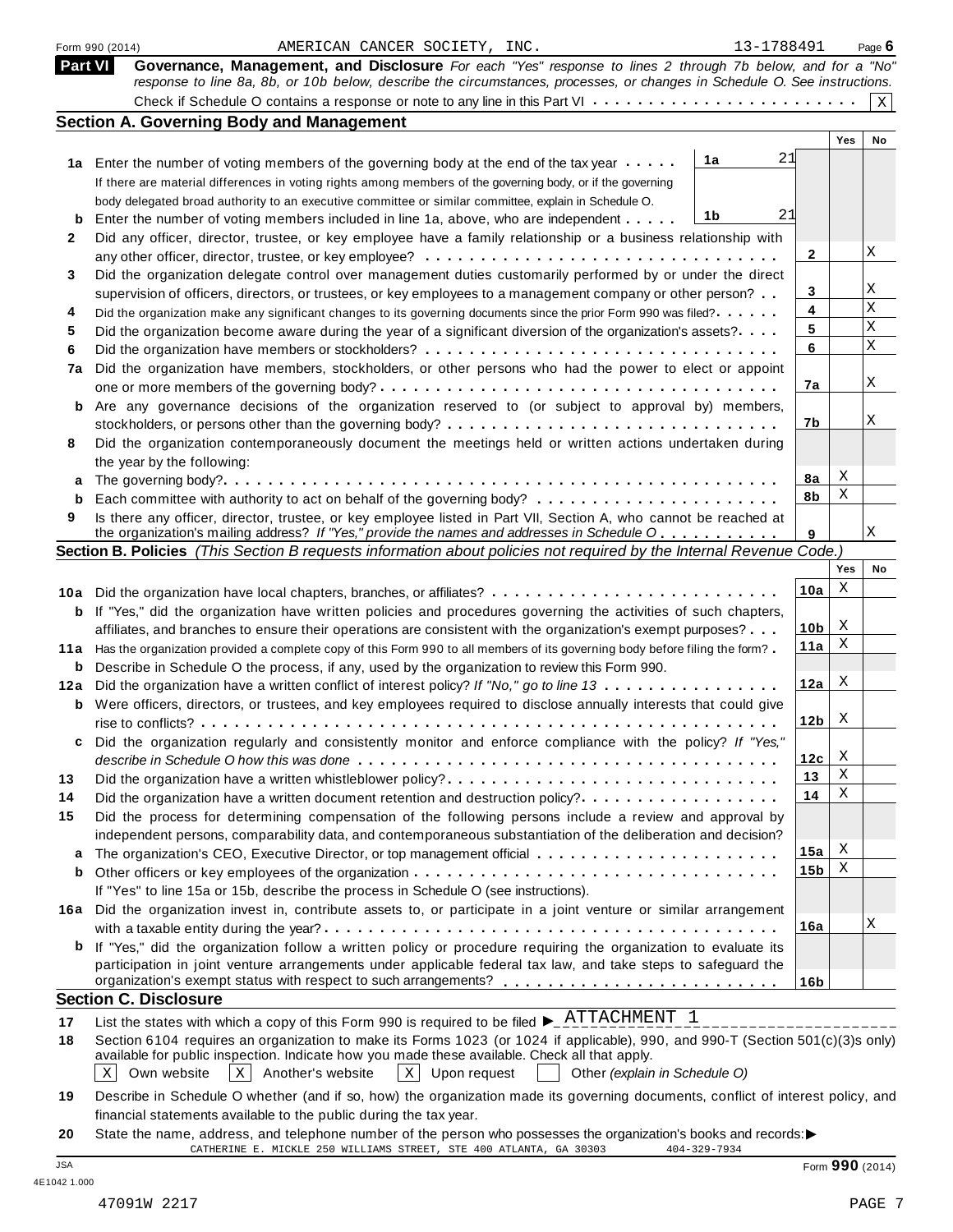Form 990 (2014) AMERICAN CANCER SOCIETY, INC. 13-1788491

## Part VI Governance, Management, and Disclosure

*For each "Yes" response to lines 2 through 7b below, and for a "No" response to line 8a, 8b, or 10b below, describe the circumstances, processes, or changes in Schedule O. See instructions.*

Check if Schedule O contains a response or note to any line in this Part VI . . . . . . . . . . . . [X]

### Section A. Governing Body and Management

| | | Line | Yes | No |
|---|---|---|---|---|
| 1a | Enter the number of voting members of the governing body at the end of the tax year . . . . . **1a** 21. If there are material differences in voting rights among members of the governing body, or if the governing body delegated broad authority to an executive committee or similar committee, explain in Schedule O. | | | |
| b | Enter the number of voting members included in line 1a, above, who are independent . . . . . **1b** 21 | | | |
| 2 | Did any officer, director, trustee, or key employee have a family relationship or a business relationship with any other officer, director, trustee, or key employee? | 2 | | X |
| 3 | Did the organization delegate control over management duties customarily performed by or under the direct supervision of officers, directors, or trustees, or key employees to a management company or other person? | 3 | | X |
| 4 | Did the organization make any significant changes to its governing documents since the prior Form 990 was filed? | 4 | | X |
| 5 | Did the organization become aware during the year of a significant diversion of the organization's assets? | 5 | | X |
| 6 | Did the organization have members or stockholders? | 6 | | X |
| 7a | Did the organization have members, stockholders, or other persons who had the power to elect or appoint one or more members of the governing body? | 7a | | X |
| b | Are any governance decisions of the organization reserved to (or subject to approval by) members, stockholders, or persons other than the governing body? | 7b | | X |
| 8 | Did the organization contemporaneously document the meetings held or written actions undertaken during the year by the following: | | | |
| a | The governing body? | 8a | X | |
| b | Each committee with authority to act on behalf of the governing body? | 8b | X | |
| 9 | Is there any officer, director, trustee, or key employee listed in Part VII, Section A, who cannot be reached at the organization's mailing address? *If "Yes," provide the names and addresses in Schedule O* | 9 | | X |

### Section B. Policies *(This Section B requests information about policies not required by the Internal Revenue Code.)*

| | | Line | Yes | No |
|---|---|---|---|---|
| 10a | Did the organization have local chapters, branches, or affiliates? | 10a | X | |
| b | If "Yes," did the organization have written policies and procedures governing the activities of such chapters, affiliates, and branches to ensure their operations are consistent with the organization's exempt purposes? | 10b | X | |
| 11a | Has the organization provided a complete copy of this Form 990 to all members of its governing body before filing the form? | 11a | X | |
| b | Describe in Schedule O the process, if any, used by the organization to review this Form 990. | | | |
| 12a | Did the organization have a written conflict of interest policy? *If "No," go to line 13* | 12a | X | |
| b | Were officers, directors, or trustees, and key employees required to disclose annually interests that could give rise to conflicts? | 12b | X | |
| c | Did the organization regularly and consistently monitor and enforce compliance with the policy? *If "Yes," describe in Schedule O how this was done* | 12c | X | |
| 13 | Did the organization have a written whistleblower policy? | 13 | X | |
| 14 | Did the organization have a written document retention and destruction policy? | 14 | X | |
| 15 | Did the process for determining compensation of the following persons include a review and approval by independent persons, comparability data, and contemporaneous substantiation of the deliberation and decision? | | | |
| a | The organization's CEO, Executive Director, or top management official | 15a | X | |
| b | Other officers or key employees of the organization | 15b | X | |
| | If "Yes" to line 15a or 15b, describe the process in Schedule O (see instructions). | | | |
| 16a | Did the organization invest in, contribute assets to, or participate in a joint venture or similar arrangement with a taxable entity during the year? | 16a | | X |
| b | If "Yes," did the organization follow a written policy or procedure requiring the organization to evaluate its participation in joint venture arrangements under applicable federal tax law, and take steps to safeguard the organization's exempt status with respect to such arrangements? | 16b | | |

### Section C. Disclosure

17 List the states with which a copy of this Form 990 is required to be filed ▶ ATTACHMENT 1

18 Section 6104 requires an organization to make its Forms 1023 (or 1024 if applicable), 990, and 990-T (Section 501(c)(3)s only) available for public inspection. Indicate how you made these available. Check all that apply.

[X] Own website [X] Another's website [X] Upon request [ ] Other *(explain in Schedule O)*

19 Describe in Schedule O whether (and if so, how) the organization made its governing documents, conflict of interest policy, and financial statements available to the public during the tax year.

20 State the name, address, and telephone number of the person who possesses the organization's books and records: ▶
CATHERINE E. MICKLE 250 WILLIAMS STREET, STE 400 ATLANTA, GA 30303 404-329-7934

Form **990** (2014)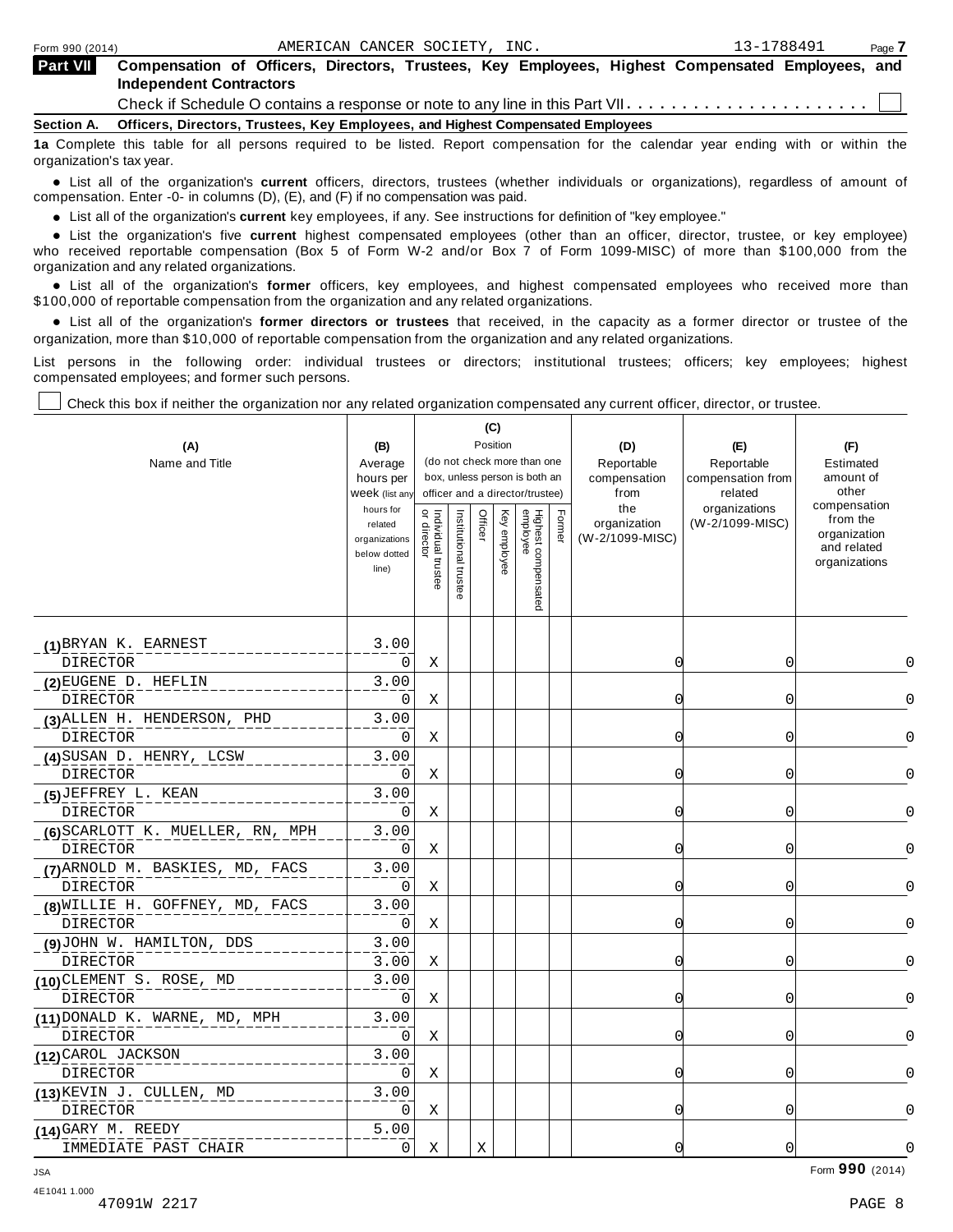AMERICAN CANCER SOCIETY, INC. 13-1788491

**Part VII** **Compensation of Officers, Directors, Trustees, Key Employees, Highest Compensated Employees, and Independent Contractors**

Check if Schedule O contains a response or note to any line in this Part VII. . . . . . . . . . . . . . . . . . . . . . ☐

**Section A. Officers, Directors, Trustees, Key Employees, and Highest Compensated Employees**

**1a** Complete this table for all persons required to be listed. Report compensation for the calendar year ending with or within the organization's tax year.

- List all of the organization's **current** officers, directors, trustees (whether individuals or organizations), regardless of amount of compensation. Enter -0- in columns (D), (E), and (F) if no compensation was paid.
- List all of the organization's **current** key employees, if any. See instructions for definition of "key employee."
- List the organization's five **current** highest compensated employees (other than an officer, director, trustee, or key employee) who received reportable compensation (Box 5 of Form W-2 and/or Box 7 of Form 1099-MISC) of more than $100,000 from the organization and any related organizations.
- List all of the organization's **former** officers, key employees, and highest compensated employees who received more than $100,000 of reportable compensation from the organization and any related organizations.
- List all of the organization's **former directors or trustees** that received, in the capacity as a former director or trustee of the organization, more than $10,000 of reportable compensation from the organization and any related organizations.

List persons in the following order: individual trustees or directors; institutional trustees; officers; key employees; highest compensated employees; and former such persons.

☐ Check this box if neither the organization nor any related organization compensated any current officer, director, or trustee.

| (A) Name and Title | (B) Average hours per week (list any hours for related organizations below dotted line) | (C) Position (do not check more than one box, unless person is both an officer and a director/trustee) | | | | | | (D) Reportable compensation from the organization (W-2/1099-MISC) | (E) Reportable compensation from related organizations (W-2/1099-MISC) | (F) Estimated amount of other compensation from the organization and related organizations |
|---|---|---|---|---|---|---|---|---|---|---|
| | | Individual trustee or director | Institutional trustee | Officer | Key employee | Highest compensated employee | Former | | | |
| (1) BRYAN K. EARNEST<br>DIRECTOR | 3.00<br>0 | X | | | | | | 0 | 0 | 0 |
| (2) EUGENE D. HEFLIN<br>DIRECTOR | 3.00<br>0 | X | | | | | | 0 | 0 | 0 |
| (3) ALLEN H. HENDERSON, PHD<br>DIRECTOR | 3.00<br>0 | X | | | | | | 0 | 0 | 0 |
| (4) SUSAN D. HENRY, LCSW<br>DIRECTOR | 3.00<br>0 | X | | | | | | 0 | 0 | 0 |
| (5) JEFFREY L. KEAN<br>DIRECTOR | 3.00<br>0 | X | | | | | | 0 | 0 | 0 |
| (6) SCARLOTT K. MUELLER, RN, MPH<br>DIRECTOR | 3.00<br>0 | X | | | | | | 0 | 0 | 0 |
| (7) ARNOLD M. BASKIES, MD, FACS<br>DIRECTOR | 3.00<br>0 | X | | | | | | 0 | 0 | 0 |
| (8) WILLIE H. GOFFNEY, MD, FACS<br>DIRECTOR | 3.00<br>0 | X | | | | | | 0 | 0 | 0 |
| (9) JOHN W. HAMILTON, DDS<br>DIRECTOR | 3.00<br>3.00 | X | | | | | | 0 | 0 | 0 |
| (10) CLEMENT S. ROSE, MD<br>DIRECTOR | 3.00<br>0 | X | | | | | | 0 | 0 | 0 |
| (11) DONALD K. WARNE, MD, MPH<br>DIRECTOR | 3.00<br>0 | X | | | | | | 0 | 0 | 0 |
| (12) CAROL JACKSON<br>DIRECTOR | 3.00<br>0 | X | | | | | | 0 | 0 | 0 |
| (13) KEVIN J. CULLEN, MD<br>DIRECTOR | 3.00<br>0 | X | | | | | | 0 | 0 | 0 |
| (14) GARY M. REEDY<br>IMMEDIATE PAST CHAIR | 5.00<br>0 | X | | X | | | | 0 | 0 | 0 |

Form **990** (2014)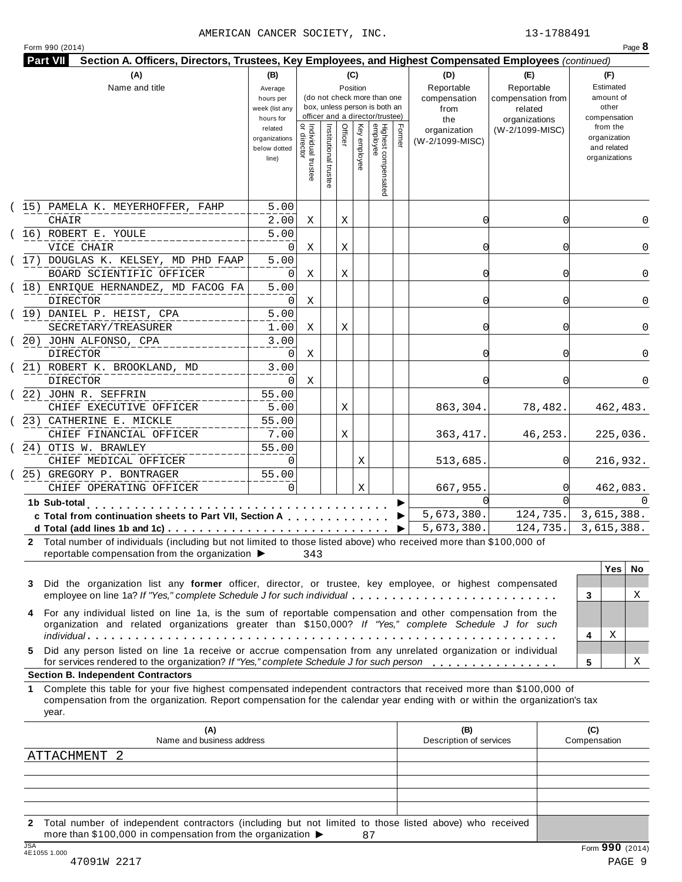AMERICAN CANCER SOCIETY, INC. 13-1788491

Form 990 (2014) Page **8**

**Part VII Section A. Officers, Directors, Trustees, Key Employees, and Highest Compensated Employees** *(continued)*

| (A) Name and title | (B) Average hours per week (list any hours for related organizations below dotted line) | (C) Position: Individual trustee or director | Institutional trustee | Officer | Key employee | Highest compensated employee | Former | (D) Reportable compensation from the organization (W-2/1099-MISC) | (E) Reportable compensation from related organizations (W-2/1099-MISC) | (F) Estimated amount of other compensation from the organization and related organizations |
|---|---|---|---|---|---|---|---|---|---|---|
| (15) PAMELA K. MEYERHOFFER, FAHP<br>CHAIR | 5.00<br>2.00 | X | | X | | | | 0 | 0 | 0 |
| (16) ROBERT E. YOULE<br>VICE CHAIR | 5.00<br>0 | X | | X | | | | 0 | 0 | 0 |
| (17) DOUGLAS K. KELSEY, MD PHD FAAP<br>BOARD SCIENTIFIC OFFICER | 5.00<br>0 | X | | X | | | | 0 | 0 | 0 |
| (18) ENRIQUE HERNANDEZ, MD FACOG FA<br>DIRECTOR | 5.00<br>0 | X | | | | | | 0 | 0 | 0 |
| (19) DANIEL P. HEIST, CPA<br>SECRETARY/TREASURER | 5.00<br>1.00 | X | | X | | | | 0 | 0 | 0 |
| (20) JOHN ALFONSO, CPA<br>DIRECTOR | 3.00<br>0 | X | | | | | | 0 | 0 | 0 |
| (21) ROBERT K. BROOKLAND, MD<br>DIRECTOR | 3.00<br>0 | X | | | | | | 0 | 0 | 0 |
| (22) JOHN R. SEFFRIN<br>CHIEF EXECUTIVE OFFICER | 55.00<br>5.00 | | | X | | | | 863,304. | 78,482. | 462,483. |
| (23) CATHERINE E. MICKLE<br>CHIEF FINANCIAL OFFICER | 55.00<br>7.00 | | | X | | | | 363,417. | 46,253. | 225,036. |
| (24) OTIS W. BRAWLEY<br>CHIEF MEDICAL OFFICER | 55.00<br>0 | | | | X | | | 513,685. | 0 | 216,932. |
| (25) GREGORY P. BONTRAGER<br>CHIEF OPERATING OFFICER | 55.00<br>0 | | | | X | | | 667,955. | 0 | 462,083. |
| **1b Sub-total** | | | | | | | | 0 | 0 | 0 |
| **c Total from continuation sheets to Part VII, Section A** | | | | | | | | 5,673,380. | 124,735. | 3,615,388. |
| **d Total (add lines 1b and 1c)** | | | | | | | | 5,673,380. | 124,735. | 3,615,388. |

**2** Total number of individuals (including but not limited to those listed above) who received more than $100,000 of reportable compensation from the organization ▶ 343

| | | Yes | No |
|---|---|---|---|
| **3** Did the organization list any **former** officer, director, or trustee, key employee, or highest compensated employee on line 1a? *If "Yes," complete Schedule J for such individual* | 3 | | X |
| **4** For any individual listed on line 1a, is the sum of reportable compensation and other compensation from the organization and related organizations greater than $150,000? *If "Yes," complete Schedule J for such individual* | 4 | X | |
| **5** Did any person listed on line 1a receive or accrue compensation from any unrelated organization or individual for services rendered to the organization? *If "Yes," complete Schedule J for such person* | 5 | | X |

**Section B. Independent Contractors**

**1** Complete this table for your five highest compensated independent contractors that received more than $100,000 of compensation from the organization. Report compensation for the calendar year ending with or within the organization's tax year.

| (A) Name and business address | (B) Description of services | (C) Compensation |
|---|---|---|
| ATTACHMENT 2 | | |
| | | |
| | | |
| | | |
| | | |

**2** Total number of independent contractors (including but not limited to those listed above) who received more than $100,000 in compensation from the organization ▶ 87

JSA 4E1055 1.000

47091W 2217

Form **990** (2014)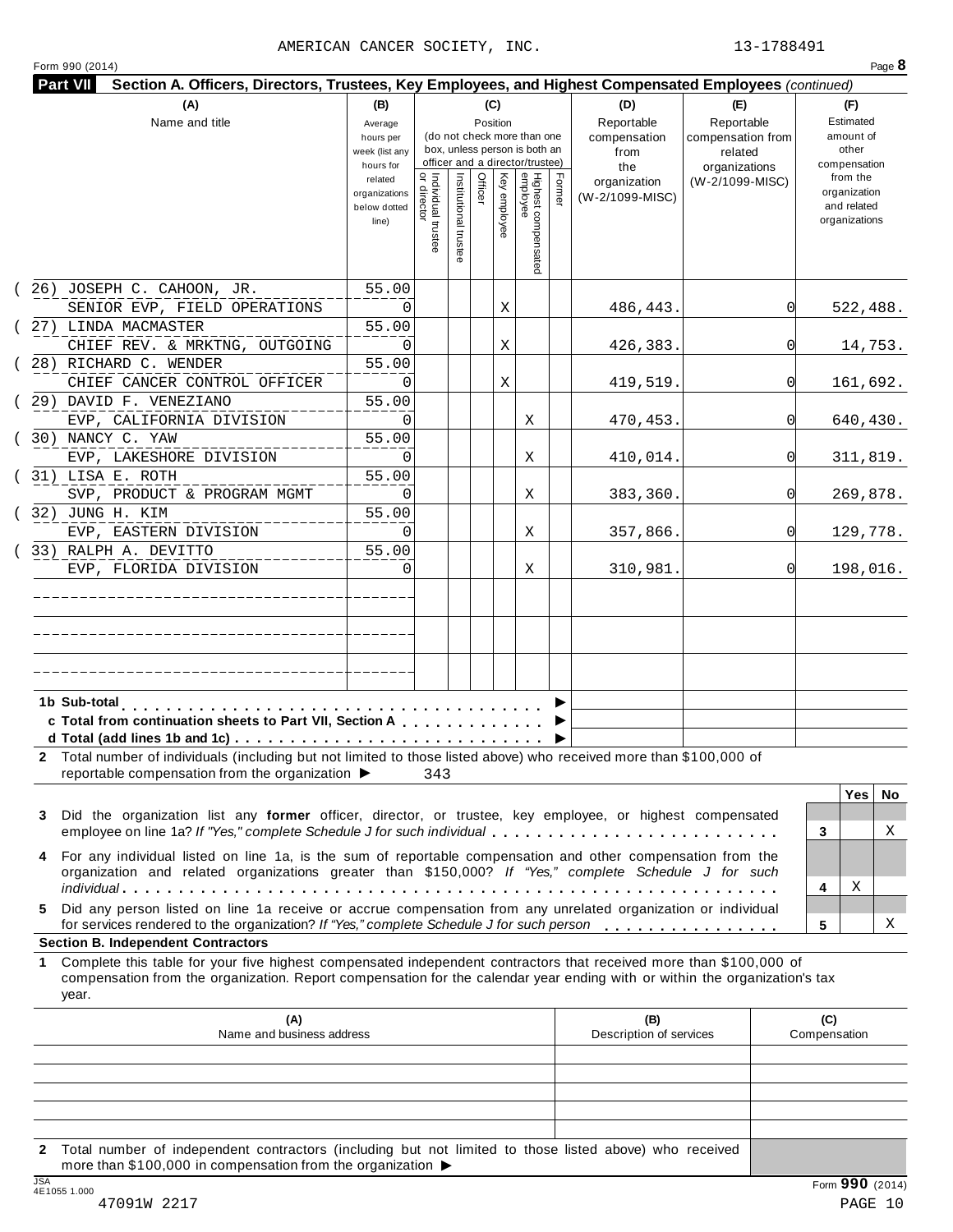AMERICAN CANCER SOCIETY, INC. 13-1788491

Form 990 (2014) Page **8**

**Part VII Section A. Officers, Directors, Trustees, Key Employees, and Highest Compensated Employees** *(continued)*

| (A) Name and title | (B) Average hours per week (list any hours for related organizations below dotted line) | (C) Position: Individual trustee or director | Institutional trustee | Officer | Key employee | Highest compensated employee | Former | (D) Reportable compensation from the organization (W-2/1099-MISC) | (E) Reportable compensation from related organizations (W-2/1099-MISC) | (F) Estimated amount of other compensation from the organization and related organizations |
|---|---|---|---|---|---|---|---|---|---|---|
| (26) JOSEPH C. CAHOON, JR. SENIOR EVP, FIELD OPERATIONS | 55.00 / 0 | | | | X | | | 486,443. | 0 | 522,488. |
| (27) LINDA MACMASTER CHIEF REV. & MRKTNG, OUTGOING | 55.00 / 0 | | | | X | | | 426,383. | 0 | 14,753. |
| (28) RICHARD C. WENDER CHIEF CANCER CONTROL OFFICER | 55.00 / 0 | | | | X | | | 419,519. | 0 | 161,692. |
| (29) DAVID F. VENEZIANO EVP, CALIFORNIA DIVISION | 55.00 / 0 | | | | | X | | 470,453. | 0 | 640,430. |
| (30) NANCY C. YAW EVP, LAKESHORE DIVISION | 55.00 / 0 | | | | | X | | 410,014. | 0 | 311,819. |
| (31) LISA E. ROTH SVP, PRODUCT & PROGRAM MGMT | 55.00 / 0 | | | | | X | | 383,360. | 0 | 269,878. |
| (32) JUNG H. KIM EVP, EASTERN DIVISION | 55.00 / 0 | | | | | X | | 357,866. | 0 | 129,778. |
| (33) RALPH A. DEVITTO EVP, FLORIDA DIVISION | 55.00 / 0 | | | | | X | | 310,981. | 0 | 198,016. |
| | | | | | | | | | | |
| | | | | | | | | | | |
| | | | | | | | | | | |

| | (D) | (E) | (F) |
|---|---|---|---|
| **1b Sub-total** ▶ | | | |
| **c Total from continuation sheets to Part VII, Section A** ▶ | | | |
| **d Total (add lines 1b and 1c)** ▶ | | | |

**2** Total number of individuals (including but not limited to those listed above) who received more than $100,000 of reportable compensation from the organization ▶ 343

| | | Yes | No |
|---|---|---|---|
| **3** Did the organization list any **former** officer, director, or trustee, key employee, or highest compensated employee on line 1a? *If "Yes," complete Schedule J for such individual* | 3 | | X |
| **4** For any individual listed on line 1a, is the sum of reportable compensation and other compensation from the organization and related organizations greater than $150,000? *If "Yes," complete Schedule J for such individual* | 4 | X | |
| **5** Did any person listed on line 1a receive or accrue compensation from any unrelated organization or individual for services rendered to the organization? *If "Yes," complete Schedule J for such person* | 5 | | X |

**Section B. Independent Contractors**

**1** Complete this table for your five highest compensated independent contractors that received more than $100,000 of compensation from the organization. Report compensation for the calendar year ending with or within the organization's tax year.

| (A) Name and business address | (B) Description of services | (C) Compensation |
|---|---|---|
| | | |
| | | |
| | | |
| | | |
| | | |

**2** Total number of independent contractors (including but not limited to those listed above) who received more than $100,000 in compensation from the organization ▶

JSA 4E1055 1.000

47091W 2217

Form **990** (2014)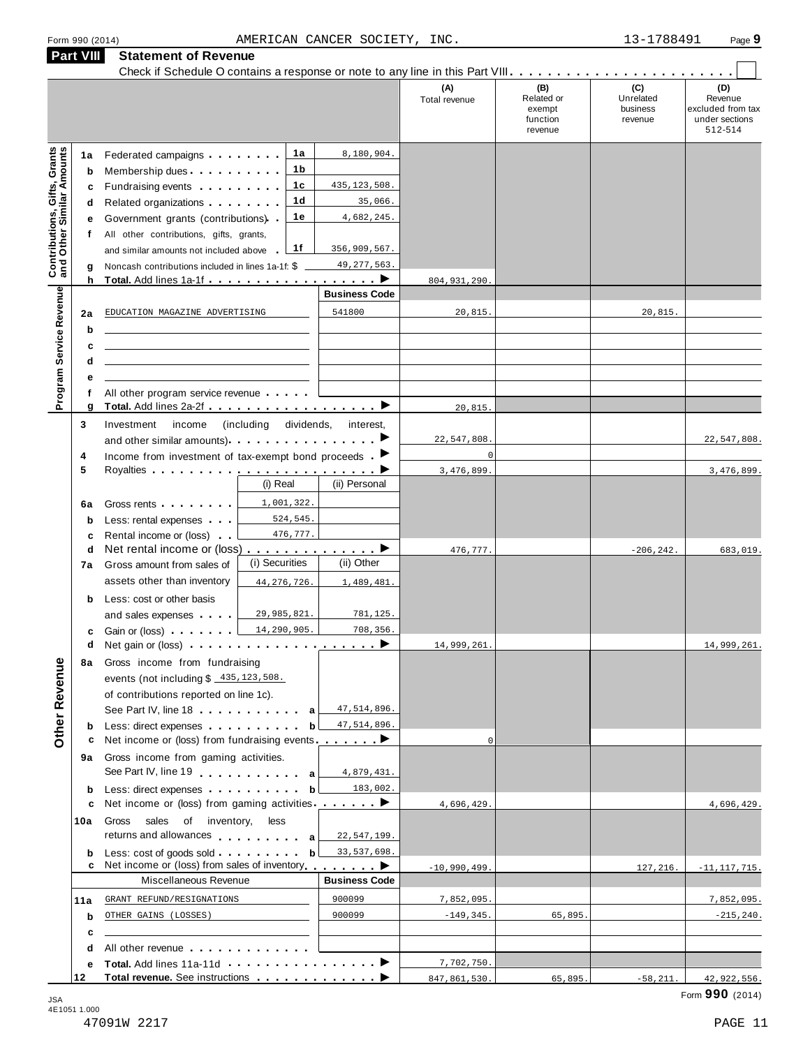Form 990 (2014) AMERICAN CANCER SOCIETY, INC. 13-1788491

## Part VIII Statement of Revenue

Check if Schedule O contains a response or note to any line in this Part VIII

| | | | | | (A) Total revenue | (B) Related or exempt function revenue | (C) Unrelated business revenue | (D) Revenue excluded from tax under sections 512-514 |
|---|---|---|---|---|---|---|---|---|
| **Contributions, Gifts, Grants and Other Similar Amounts** | 1a | Federated campaigns | 1a | 8,180,904. | | | | |
| | b | Membership dues | 1b | | | | | |
| | c | Fundraising events | 1c | 435,123,508. | | | | |
| | d | Related organizations | 1d | 35,066. | | | | |
| | e | Government grants (contributions) | 1e | 4,682,245. | | | | |
| | f | All other contributions, gifts, grants, and similar amounts not included above | 1f | 356,909,567. | | | | |
| | g | Noncash contributions included in lines 1a-1f: $ 49,277,563. | | | | | | |
| | h | **Total.** Add lines 1a-1f | | | 804,931,290. | | | |
| **Program Service Revenue** | | | | Business Code | | | | |
| | 2a | EDUCATION MAGAZINE ADVERTISING | | 541800 | 20,815. | | 20,815. | |
| | b | | | | | | | |
| | c | | | | | | | |
| | d | | | | | | | |
| | e | | | | | | | |
| | f | All other program service revenue | | | | | | |
| | g | **Total.** Add lines 2a-2f | | | 20,815. | | | |
| **Other Revenue** | 3 | Investment income (including dividends, interest, and other similar amounts) | | | 22,547,808. | | | 22,547,808. |
| | 4 | Income from investment of tax-exempt bond proceeds | | | 0 | | | |
| | 5 | Royalties | | | 3,476,899. | | | 3,476,899. |
| | | | (i) Real | (ii) Personal | | | | |
| | 6a | Gross rents | 1,001,322. | | | | | |
| | b | Less: rental expenses | 524,545. | | | | | |
| | c | Rental income or (loss) | 476,777. | | | | | |
| | d | Net rental income or (loss) | | | 476,777. | | -206,242. | 683,019. |
| | 7a | Gross amount from sales of assets other than inventory | (i) Securities 44,276,726. | (ii) Other 1,489,481. | | | | |
| | b | Less: cost or other basis and sales expenses | 29,985,821. | 781,125. | | | | |
| | c | Gain or (loss) | 14,290,905. | 708,356. | | | | |
| | d | Net gain or (loss) | | | 14,999,261. | | | 14,999,261. |
| | 8a | Gross income from fundraising events (not including $ 435,123,508. of contributions reported on line 1c). See Part IV, line 18 | a | 47,514,896. | | | | |
| | b | Less: direct expenses | b | 47,514,896. | | | | |
| | c | Net income or (loss) from fundraising events | | | 0 | | | |
| | 9a | Gross income from gaming activities. See Part IV, line 19 | a | 4,879,431. | | | | |
| | b | Less: direct expenses | b | 183,002. | | | | |
| | c | Net income or (loss) from gaming activities | | | 4,696,429. | | | 4,696,429. |
| | 10a | Gross sales of inventory, less returns and allowances | a | 22,547,199. | | | | |
| | b | Less: cost of goods sold | b | 33,537,698. | | | | |
| | c | Net income or (loss) from sales of inventory | | | -10,990,499. | | 127,216. | -11,117,715. |
| | | Miscellaneous Revenue | | Business Code | | | | |
| | 11a | GRANT REFUND/RESIGNATIONS | | 900099 | 7,852,095. | | | 7,852,095. |
| | b | OTHER GAINS (LOSSES) | | 900099 | -149,345. | 65,895. | | -215,240. |
| | c | | | | | | | |
| | d | All other revenue | | | | | | |
| | e | **Total.** Add lines 11a-11d | | | 7,702,750. | | | |
| | 12 | **Total revenue.** See instructions | | | 847,861,530. | 65,895. | -58,211. | 42,922,556. |

Form **990** (2014)

JSA 4E1051 1.000

47091W 2217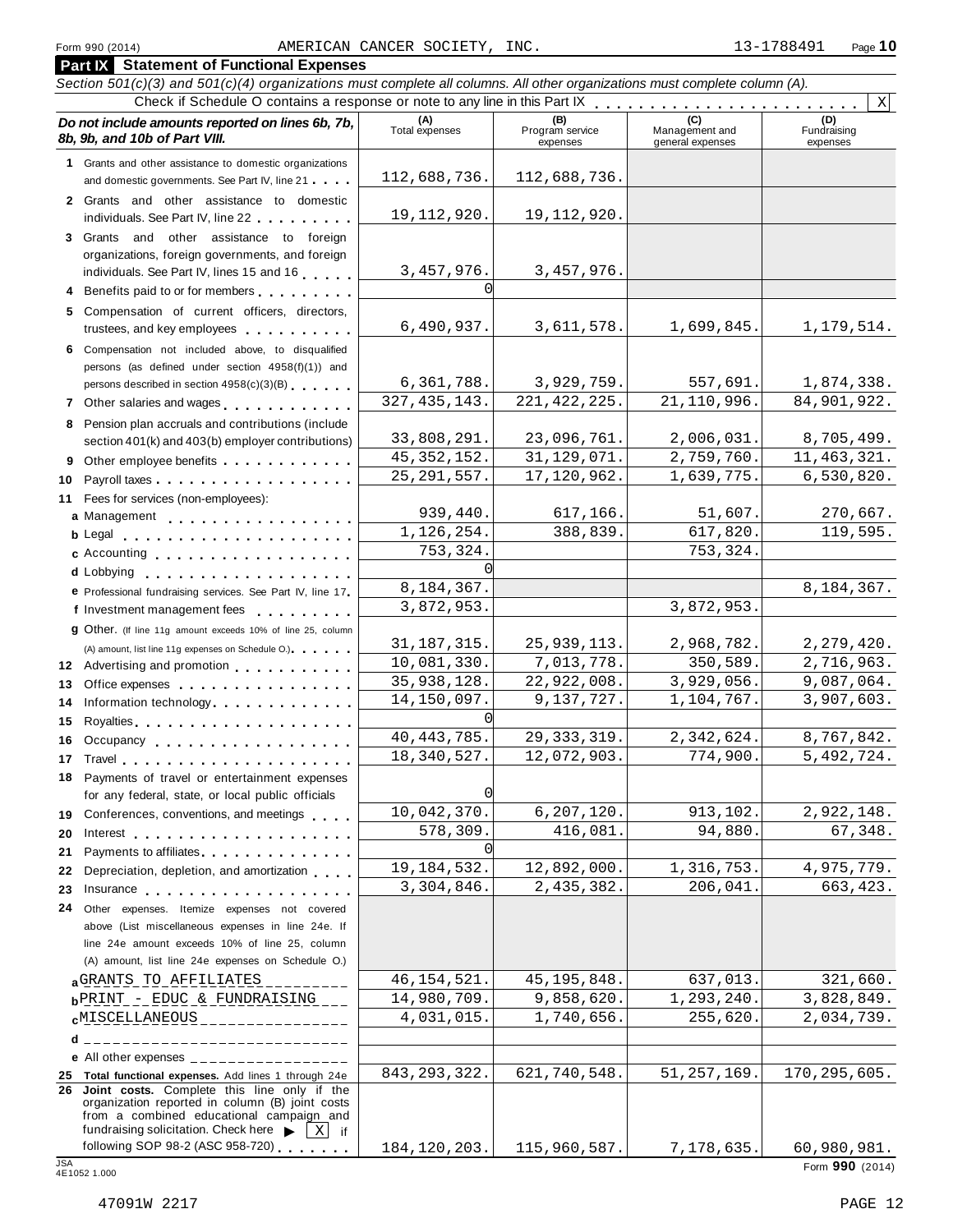Form 990 (2014) AMERICAN CANCER SOCIETY, INC. 13-1788491 Page **10**

## Part IX Statement of Functional Expenses

*Section 501(c)(3) and 501(c)(4) organizations must complete all columns. All other organizations must complete column (A).*

Check if Schedule O contains a response or note to any line in this Part IX . . . . . . . . . . . . . . . . . . . . . . . X

| *Do not include amounts reported on lines 6b, 7b, 8b, 9b, and 10b of Part VIII.* | (A) Total expenses | (B) Program service expenses | (C) Management and general expenses | (D) Fundraising expenses |
|---|---|---|---|---|
| **1** Grants and other assistance to domestic organizations and domestic governments. See Part IV, line 21 | 112,688,736. | 112,688,736. | | |
| **2** Grants and other assistance to domestic individuals. See Part IV, line 22 | 19,112,920. | 19,112,920. | | |
| **3** Grants and other assistance to foreign organizations, foreign governments, and foreign individuals. See Part IV, lines 15 and 16 | 3,457,976. | 3,457,976. | | |
| **4** Benefits paid to or for members | 0 | | | |
| **5** Compensation of current officers, directors, trustees, and key employees | 6,490,937. | 3,611,578. | 1,699,845. | 1,179,514. |
| **6** Compensation not included above, to disqualified persons (as defined under section 4958(f)(1)) and persons described in section 4958(c)(3)(B) | 6,361,788. | 3,929,759. | 557,691. | 1,874,338. |
| **7** Other salaries and wages | 327,435,143. | 221,422,225. | 21,110,996. | 84,901,922. |
| **8** Pension plan accruals and contributions (include section 401(k) and 403(b) employer contributions) | 33,808,291. | 23,096,761. | 2,006,031. | 8,705,499. |
| **9** Other employee benefits | 45,352,152. | 31,129,071. | 2,759,760. | 11,463,321. |
| **10** Payroll taxes | 25,291,557. | 17,120,962. | 1,639,775. | 6,530,820. |
| **11** Fees for services (non-employees): | | | | |
| **a** Management | 939,440. | 617,166. | 51,607. | 270,667. |
| **b** Legal | 1,126,254. | 388,839. | 617,820. | 119,595. |
| **c** Accounting | 753,324. | | 753,324. | |
| **d** Lobbying | 0 | | | |
| **e** Professional fundraising services. See Part IV, line 17 | 8,184,367. | | | 8,184,367. |
| **f** Investment management fees | 3,872,953. | | 3,872,953. | |
| **g** Other. (If line 11g amount exceeds 10% of line 25, column (A) amount, list line 11g expenses on Schedule O.) | 31,187,315. | 25,939,113. | 2,968,782. | 2,279,420. |
| **12** Advertising and promotion | 10,081,330. | 7,013,778. | 350,589. | 2,716,963. |
| **13** Office expenses | 35,938,128. | 22,922,008. | 3,929,056. | 9,087,064. |
| **14** Information technology | 14,150,097. | 9,137,727. | 1,104,767. | 3,907,603. |
| **15** Royalties | 0 | | | |
| **16** Occupancy | 40,443,785. | 29,333,319. | 2,342,624. | 8,767,842. |
| **17** Travel | 18,340,527. | 12,072,903. | 774,900. | 5,492,724. |
| **18** Payments of travel or entertainment expenses for any federal, state, or local public officials | 0 | | | |
| **19** Conferences, conventions, and meetings | 10,042,370. | 6,207,120. | 913,102. | 2,922,148. |
| **20** Interest | 578,309. | 416,081. | 94,880. | 67,348. |
| **21** Payments to affiliates | 0 | | | |
| **22** Depreciation, depletion, and amortization | 19,184,532. | 12,892,000. | 1,316,753. | 4,975,779. |
| **23** Insurance | 3,304,846. | 2,435,382. | 206,041. | 663,423. |
| **24** Other expenses. Itemize expenses not covered above (List miscellaneous expenses in line 24e. If line 24e amount exceeds 10% of line 25, column (A) amount, list line 24e expenses on Schedule O.) | | | | |
| **a** GRANTS TO AFFILIATES | 46,154,521. | 45,195,848. | 637,013. | 321,660. |
| **b** PRINT - EDUC & FUNDRAISING | 14,980,709. | 9,858,620. | 1,293,240. | 3,828,849. |
| **c** MISCELLANEOUS | 4,031,015. | 1,740,656. | 255,620. | 2,034,739. |
| **d** | | | | |
| **e** All other expenses | | | | |
| **25 Total functional expenses.** Add lines 1 through 24e | 843,293,322. | 621,740,548. | 51,257,169. | 170,295,605. |
| **26 Joint costs.** Complete this line only if the organization reported in column (B) joint costs from a combined educational campaign and fundraising solicitation. Check here ▶ X if following SOP 98-2 (ASC 958-720) | 184,120,203. | 115,960,587. | 7,178,635. | 60,980,981. |

JSA 4E1052 1.000

Form **990** (2014)

47091W 2217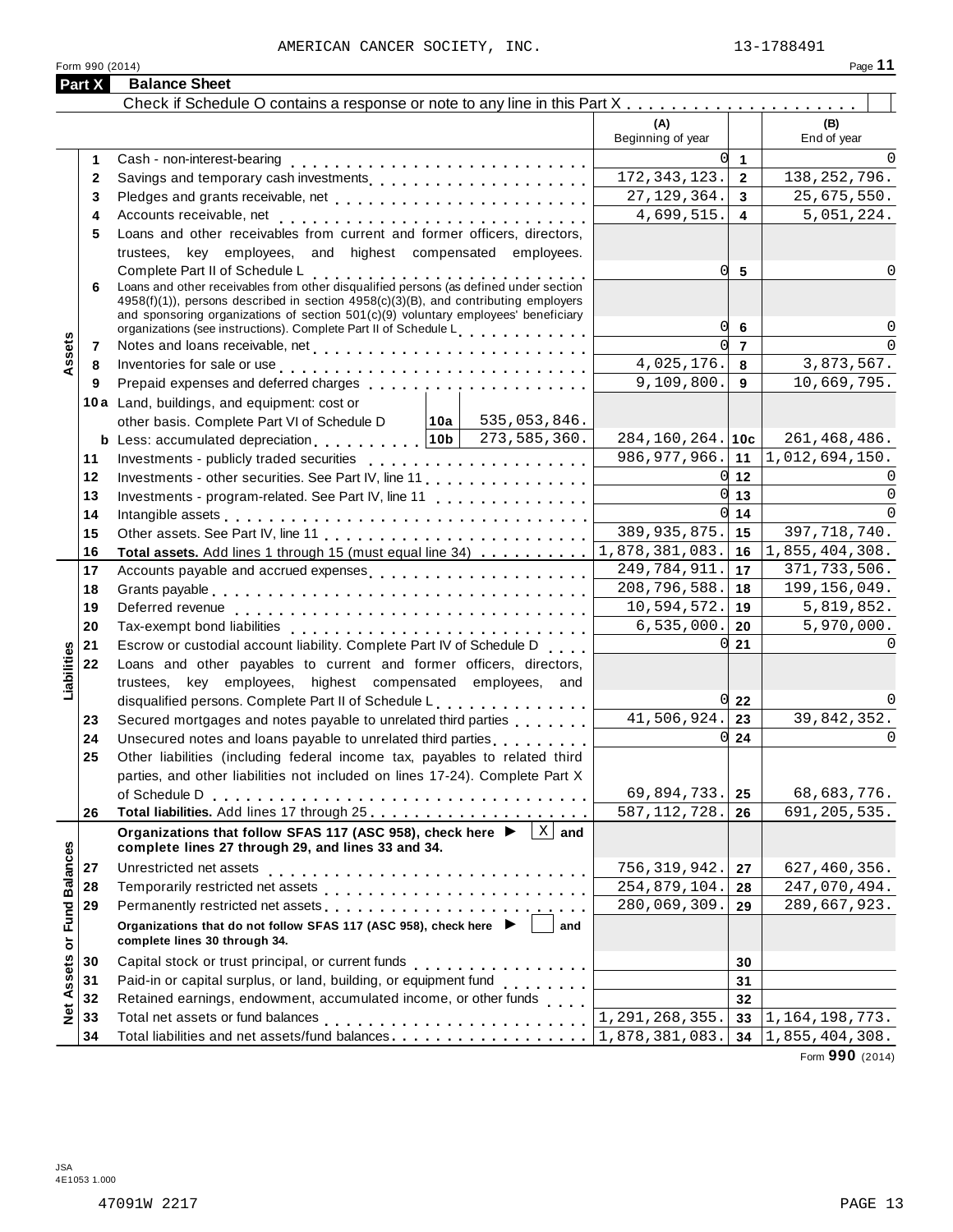AMERICAN CANCER SOCIETY, INC. 13-1788491

Form 990 (2014)

## Part X Balance Sheet

Check if Schedule O contains a response or note to any line in this Part X . . . . . . . . . . . . . . . . . . . . ☐

| | | | | (A) Beginning of year | | (B) End of year |
|---|---|---|---|---|---|---|
| **Assets** | 1 | Cash - non-interest-bearing | | 0 | 1 | 0 |
| | 2 | Savings and temporary cash investments | | 172,343,123. | 2 | 138,252,796. |
| | 3 | Pledges and grants receivable, net | | 27,129,364. | 3 | 25,675,550. |
| | 4 | Accounts receivable, net | | 4,699,515. | 4 | 5,051,224. |
| | 5 | Loans and other receivables from current and former officers, directors, trustees, key employees, and highest compensated employees. Complete Part II of Schedule L | | 0 | 5 | 0 |
| | 6 | Loans and other receivables from other disqualified persons (as defined under section 4958(f)(1)), persons described in section 4958(c)(3)(B), and contributing employers and sponsoring organizations of section 501(c)(9) voluntary employees' beneficiary organizations (see instructions). Complete Part II of Schedule L | | 0 | 6 | 0 |
| | 7 | Notes and loans receivable, net | | 0 | 7 | 0 |
| | 8 | Inventories for sale or use | | 4,025,176. | 8 | 3,873,567. |
| | 9 | Prepaid expenses and deferred charges | | 9,109,800. | 9 | 10,669,795. |
| | 10a | Land, buildings, and equipment: cost or other basis. Complete Part VI of Schedule D | 10a 535,053,846. | | | |
| | b | Less: accumulated depreciation | 10b 273,585,360. | 284,160,264. | 10c | 261,468,486. |
| | 11 | Investments - publicly traded securities | | 986,977,966. | 11 | 1,012,694,150. |
| | 12 | Investments - other securities. See Part IV, line 11 | | 0 | 12 | 0 |
| | 13 | Investments - program-related. See Part IV, line 11 | | 0 | 13 | 0 |
| | 14 | Intangible assets | | 0 | 14 | 0 |
| | 15 | Other assets. See Part IV, line 11 | | 389,935,875. | 15 | 397,718,740. |
| | 16 | **Total assets.** Add lines 1 through 15 (must equal line 34) | | 1,878,381,083. | 16 | 1,855,404,308. |
| **Liabilities** | 17 | Accounts payable and accrued expenses | | 249,784,911. | 17 | 371,733,506. |
| | 18 | Grants payable | | 208,796,588. | 18 | 199,156,049. |
| | 19 | Deferred revenue | | 10,594,572. | 19 | 5,819,852. |
| | 20 | Tax-exempt bond liabilities | | 6,535,000. | 20 | 5,970,000. |
| | 21 | Escrow or custodial account liability. Complete Part IV of Schedule D | | 0 | 21 | 0 |
| | 22 | Loans and other payables to current and former officers, directors, trustees, key employees, highest compensated employees, and disqualified persons. Complete Part II of Schedule L | | 0 | 22 | 0 |
| | 23 | Secured mortgages and notes payable to unrelated third parties | | 41,506,924. | 23 | 39,842,352. |
| | 24 | Unsecured notes and loans payable to unrelated third parties | | 0 | 24 | 0 |
| | 25 | Other liabilities (including federal income tax, payables to related third parties, and other liabilities not included on lines 17-24). Complete Part X of Schedule D | | 69,894,733. | 25 | 68,683,776. |
| | 26 | **Total liabilities.** Add lines 17 through 25 | | 587,112,728. | 26 | 691,205,535. |
| **Net Assets or Fund Balances** | | **Organizations that follow SFAS 117 (ASC 958), check here ▶ [X] and complete lines 27 through 29, and lines 33 and 34.** | | | | |
| | 27 | Unrestricted net assets | | 756,319,942. | 27 | 627,460,356. |
| | 28 | Temporarily restricted net assets | | 254,879,104. | 28 | 247,070,494. |
| | 29 | Permanently restricted net assets | | 280,069,309. | 29 | 289,667,923. |
| | | **Organizations that do not follow SFAS 117 (ASC 958), check here ▶ [ ] and complete lines 30 through 34.** | | | | |
| | 30 | Capital stock or trust principal, or current funds | | | 30 | |
| | 31 | Paid-in or capital surplus, or land, building, or equipment fund | | | 31 | |
| | 32 | Retained earnings, endowment, accumulated income, or other funds | | | 32 | |
| | 33 | Total net assets or fund balances | | 1,291,268,355. | 33 | 1,164,198,773. |
| | 34 | Total liabilities and net assets/fund balances | | 1,878,381,083. | 34 | 1,855,404,308. |

Form **990** (2014)

JSA
4E1053 1.000

47091W 2217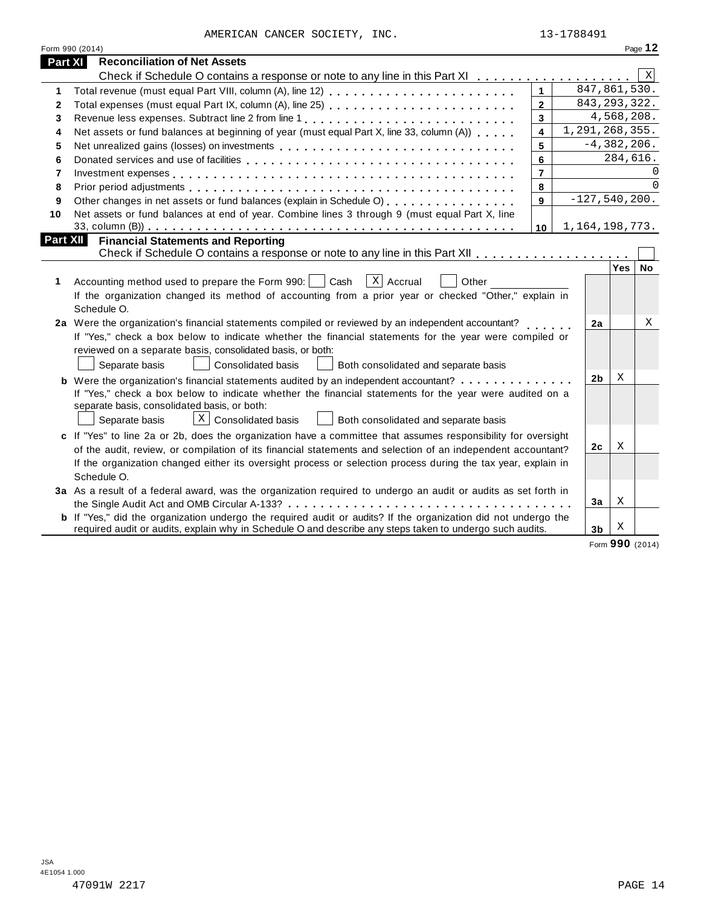AMERICAN CANCER SOCIETY, INC. 13-1788491

Form 990 (2014) Page **12**

## Part XI Reconciliation of Net Assets

Check if Schedule O contains a response or note to any line in this Part XI . . . . . . . . . . . . . . . . . . . [X]

| | | | |
|---|---|---|---|
| 1 | Total revenue (must equal Part VIII, column (A), line 12) | 1 | 847,861,530. |
| 2 | Total expenses (must equal Part IX, column (A), line 25) | 2 | 843,293,322. |
| 3 | Revenue less expenses. Subtract line 2 from line 1 | 3 | 4,568,208. |
| 4 | Net assets or fund balances at beginning of year (must equal Part X, line 33, column (A)) | 4 | 1,291,268,355. |
| 5 | Net unrealized gains (losses) on investments | 5 | -4,382,206. |
| 6 | Donated services and use of facilities | 6 | 284,616. |
| 7 | Investment expenses | 7 | 0 |
| 8 | Prior period adjustments | 8 | 0 |
| 9 | Other changes in net assets or fund balances (explain in Schedule O) | 9 | -127,540,200. |
| 10 | Net assets or fund balances at end of year. Combine lines 3 through 9 (must equal Part X, line 33, column (B)) | 10 | 1,164,198,773. |

## Part XII Financial Statements and Reporting

Check if Schedule O contains a response or note to any line in this Part XII . . . . . . . . . . . . . . . . . . [ ]

| | | | Yes | No |
|---|---|---|---|---|
| **1** | Accounting method used to prepare the Form 990: [ ] Cash [X] Accrual [ ] Other ______<br>If the organization changed its method of accounting from a prior year or checked "Other," explain in Schedule O. | | | |
| **2a** | Were the organization's financial statements compiled or reviewed by an independent accountant?<br>If "Yes," check a box below to indicate whether the financial statements for the year were compiled or reviewed on a separate basis, consolidated basis, or both:<br>[ ] Separate basis [ ] Consolidated basis [ ] Both consolidated and separate basis | 2a | | X |
| **b** | Were the organization's financial statements audited by an independent accountant?<br>If "Yes," check a box below to indicate whether the financial statements for the year were audited on a separate basis, consolidated basis, or both:<br>[ ] Separate basis [X] Consolidated basis [ ] Both consolidated and separate basis | 2b | X | |
| **c** | If "Yes" to line 2a or 2b, does the organization have a committee that assumes responsibility for oversight of the audit, review, or compilation of its financial statements and selection of an independent accountant?<br>If the organization changed either its oversight process or selection process during the tax year, explain in Schedule O. | 2c | X | |
| **3a** | As a result of a federal award, was the organization required to undergo an audit or audits as set forth in the Single Audit Act and OMB Circular A-133? | 3a | X | |
| **b** | If "Yes," did the organization undergo the required audit or audits? If the organization did not undergo the required audit or audits, explain why in Schedule O and describe any steps taken to undergo such audits. | 3b | X | |

Form **990** (2014)

JSA
4E1054 1.000
47091W 2217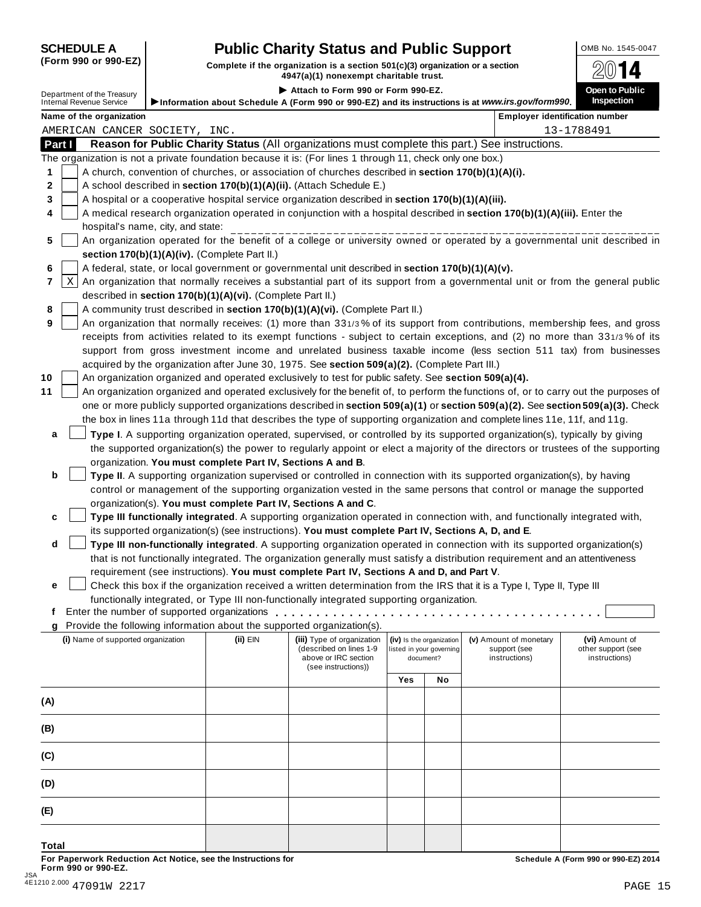**SCHEDULE A**
**(Form 990 or 990-EZ)**

Department of the Treasury
Internal Revenue Service

# Public Charity Status and Public Support

**Complete if the organization is a section 501(c)(3) organization or a section 4947(a)(1) nonexempt charitable trust.**

▶ **Attach to Form 990 or Form 990-EZ.**

▶**Information about Schedule A (Form 990 or 990-EZ) and its instructions is at** ***www.irs.gov/form990*****.**

OMB No. 1545-0047

**2014**

**Open to Public Inspection**

**Name of the organization**: AMERICAN CANCER SOCIETY, INC.

**Employer identification number**: 13-1788491

## Part I Reason for Public Charity Status (All organizations must complete this part.) See instructions.

The organization is not a private foundation because it is: (For lines 1 through 11, check only one box.)

1. [ ] A church, convention of churches, or association of churches described in **section 170(b)(1)(A)(i).**
2. [ ] A school described in **section 170(b)(1)(A)(ii).** (Attach Schedule E.)
3. [ ] A hospital or a cooperative hospital service organization described in **section 170(b)(1)(A)(iii).**
4. [ ] A medical research organization operated in conjunction with a hospital described in **section 170(b)(1)(A)(iii).** Enter the hospital's name, city, and state: ____________________
5. [ ] An organization operated for the benefit of a college or university owned or operated by a governmental unit described in **section 170(b)(1)(A)(iv).** (Complete Part II.)
6. [ ] A federal, state, or local government or governmental unit described in **section 170(b)(1)(A)(v).**
7. [X] An organization that normally receives a substantial part of its support from a governmental unit or from the general public described in **section 170(b)(1)(A)(vi).** (Complete Part II.)
8. [ ] A community trust described in **section 170(b)(1)(A)(vi).** (Complete Part II.)
9. [ ] An organization that normally receives: (1) more than 33 1/3 % of its support from contributions, membership fees, and gross receipts from activities related to its exempt functions - subject to certain exceptions, and (2) no more than 33 1/3 % of its support from gross investment income and unrelated business taxable income (less section 511 tax) from businesses acquired by the organization after June 30, 1975. See **section 509(a)(2).** (Complete Part III.)
10. [ ] An organization organized and operated exclusively to test for public safety. See **section 509(a)(4).**
11. [ ] An organization organized and operated exclusively for the benefit of, to perform the functions of, or to carry out the purposes of one or more publicly supported organizations described in **section 509(a)(1)** or **section 509(a)(2).** See **section 509(a)(3).** Check the box in lines 11a through 11d that describes the type of supporting organization and complete lines 11e, 11f, and 11g.

**a** [ ] **Type I**. A supporting organization operated, supervised, or controlled by its supported organization(s), typically by giving the supported organization(s) the power to regularly appoint or elect a majority of the directors or trustees of the supporting organization. **You must complete Part IV, Sections A and B**.

**b** [ ] **Type II**. A supporting organization supervised or controlled in connection with its supported organization(s), by having control or management of the supporting organization vested in the same persons that control or manage the supported organization(s). **You must complete Part IV, Sections A and C**.

**c** [ ] **Type III functionally integrated**. A supporting organization operated in connection with, and functionally integrated with, its supported organization(s) (see instructions). **You must complete Part IV, Sections A, D, and E**.

**d** [ ] **Type III non-functionally integrated**. A supporting organization operated in connection with its supported organization(s) that is not functionally integrated. The organization generally must satisfy a distribution requirement and an attentiveness requirement (see instructions). **You must complete Part IV, Sections A and D, and Part V**.

**e** [ ] Check this box if the organization received a written determination from the IRS that it is a Type I, Type II, Type III functionally integrated, or Type III non-functionally integrated supporting organization.

**f** Enter the number of supported organizations . . . . . . . . . . . . [ ]

**g** Provide the following information about the supported organization(s).

| (i) Name of supported organization | (ii) EIN | (iii) Type of organization (described on lines 1-9 above or IRC section (see instructions)) | (iv) Is the organization listed in your governing document? | | (v) Amount of monetary support (see instructions) | (vi) Amount of other support (see instructions) |
|---|---|---|---|---|---|---|
| | | | Yes | No | | |
| (A) | | | | | | |
| (B) | | | | | | |
| (C) | | | | | | |
| (D) | | | | | | |
| (E) | | | | | | |
| Total | | | | | | |

**For Paperwork Reduction Act Notice, see the Instructions for Form 990 or 990-EZ.**

**Schedule A (Form 990 or 990-EZ) 2014**

JSA 4E1210 2.000 47091W 2217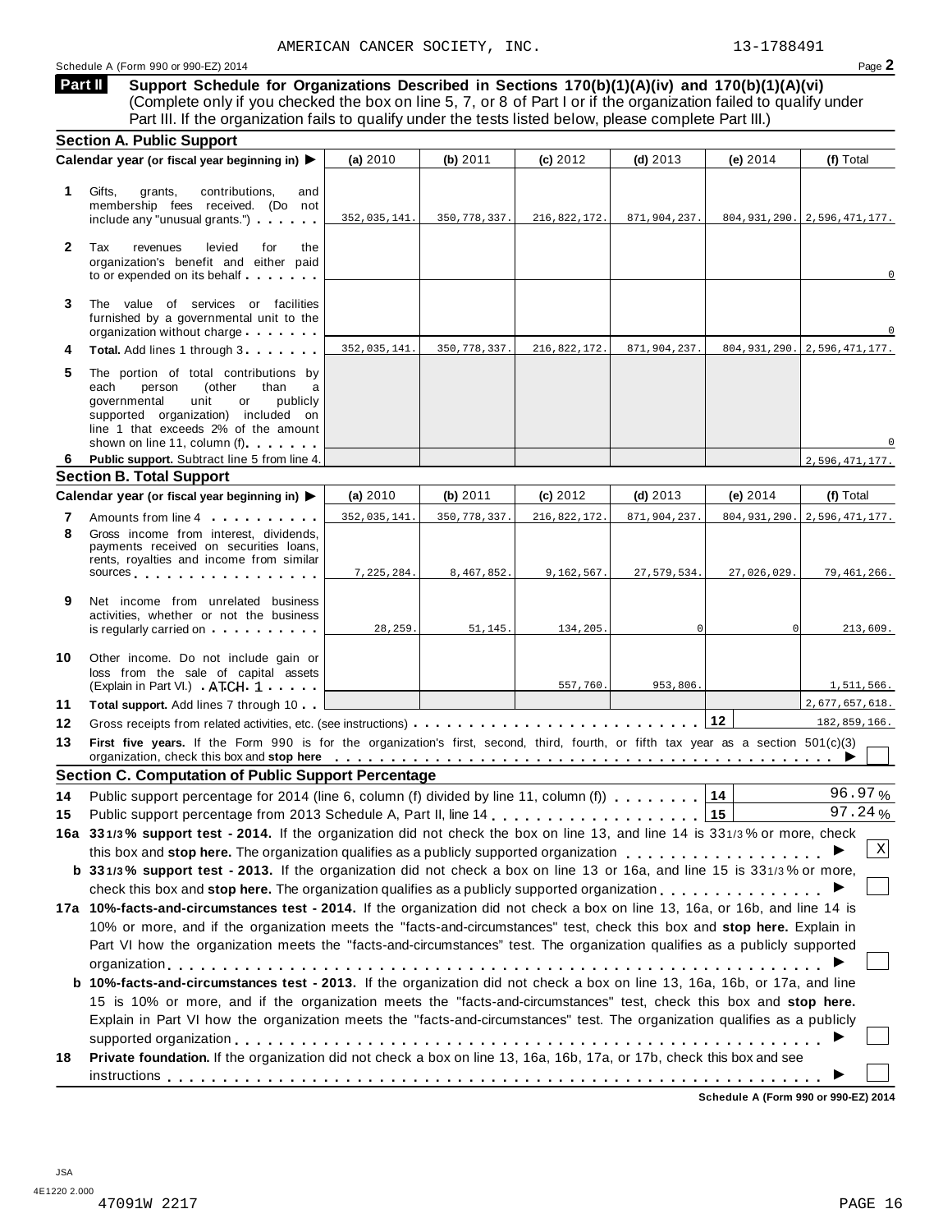AMERICAN CANCER SOCIETY, INC. 13-1788491

Schedule A (Form 990 or 990-EZ) 2014

## Part II Support Schedule for Organizations Described in Sections 170(b)(1)(A)(iv) and 170(b)(1)(A)(vi)

(Complete only if you checked the box on line 5, 7, or 8 of Part I or if the organization failed to qualify under Part III. If the organization fails to qualify under the tests listed below, please complete Part III.)

### Section A. Public Support

| Calendar year (or fiscal year beginning in) ▶ | (a) 2010 | (b) 2011 | (c) 2012 | (d) 2013 | (e) 2014 | (f) Total |
|---|---|---|---|---|---|---|
| **1** Gifts, grants, contributions, and membership fees received. (Do not include any "unusual grants.") | 352,035,141. | 350,778,337. | 216,822,172. | 871,904,237. | 804,931,290. | 2,596,471,177. |
| **2** Tax revenues levied for the organization's benefit and either paid to or expended on its behalf | | | | | | 0 |
| **3** The value of services or facilities furnished by a governmental unit to the organization without charge | | | | | | 0 |
| **4** **Total.** Add lines 1 through 3 | 352,035,141. | 350,778,337. | 216,822,172. | 871,904,237. | 804,931,290. | 2,596,471,177. |
| **5** The portion of total contributions by each person (other than a governmental unit or publicly supported organization) included on line 1 that exceeds 2% of the amount shown on line 11, column (f) | | | | | | 0 |
| **6** **Public support.** Subtract line 5 from line 4. | | | | | | 2,596,471,177. |

### Section B. Total Support

| Calendar year (or fiscal year beginning in) ▶ | (a) 2010 | (b) 2011 | (c) 2012 | (d) 2013 | (e) 2014 | (f) Total |
|---|---|---|---|---|---|---|
| **7** Amounts from line 4 | 352,035,141. | 350,778,337. | 216,822,172. | 871,904,237. | 804,931,290. | 2,596,471,177. |
| **8** Gross income from interest, dividends, payments received on securities loans, rents, royalties and income from similar sources | 7,225,284. | 8,467,852. | 9,162,567. | 27,579,534. | 27,026,029. | 79,461,266. |
| **9** Net income from unrelated business activities, whether or not the business is regularly carried on | 28,259. | 51,145. | 134,205. | 0 | 0 | 213,609. |
| **10** Other income. Do not include gain or loss from the sale of capital assets (Explain in Part VI.) ATCH 1 | | | 557,760. | 953,806. | | 1,511,566. |
| **11** **Total support.** Add lines 7 through 10 | | | | | | 2,677,657,618. |

**12** Gross receipts from related activities, etc. (see instructions) — **12** — 182,859,166.

**13** **First five years.** If the Form 990 is for the organization's first, second, third, fourth, or fifth tax year as a section 501(c)(3) organization, check this box and **stop here** ▶ ☐

### Section C. Computation of Public Support Percentage

**14** Public support percentage for 2014 (line 6, column (f) divided by line 11, column (f)) — **14** — 96.97 %

**15** Public support percentage from 2013 Schedule A, Part II, line 14 — **15** — 97.24 %

**16a** **33 1/3 % support test - 2014.** If the organization did not check the box on line 13, and line 14 is 33 1/3 % or more, check this box and **stop here.** The organization qualifies as a publicly supported organization ▶ ☒

**b** **33 1/3 % support test - 2013.** If the organization did not check a box on line 13 or 16a, and line 15 is 33 1/3 % or more, check this box and **stop here.** The organization qualifies as a publicly supported organization ▶ ☐

**17a** **10%-facts-and-circumstances test - 2014.** If the organization did not check a box on line 13, 16a, or 16b, and line 14 is 10% or more, and if the organization meets the "facts-and-circumstances" test, check this box and **stop here.** Explain in Part VI how the organization meets the "facts-and-circumstances" test. The organization qualifies as a publicly supported organization ▶ ☐

**b** **10%-facts-and-circumstances test - 2013.** If the organization did not check a box on line 13, 16a, 16b, or 17a, and line 15 is 10% or more, and if the organization meets the "facts-and-circumstances" test, check this box and **stop here.** Explain in Part VI how the organization meets the "facts-and-circumstances" test. The organization qualifies as a publicly supported organization ▶ ☐

**18** **Private foundation.** If the organization did not check a box on line 13, 16a, 16b, 17a, or 17b, check this box and see instructions ▶ ☐

**Schedule A (Form 990 or 990-EZ) 2014**

JSA
4E1220 2.000
47091W 2217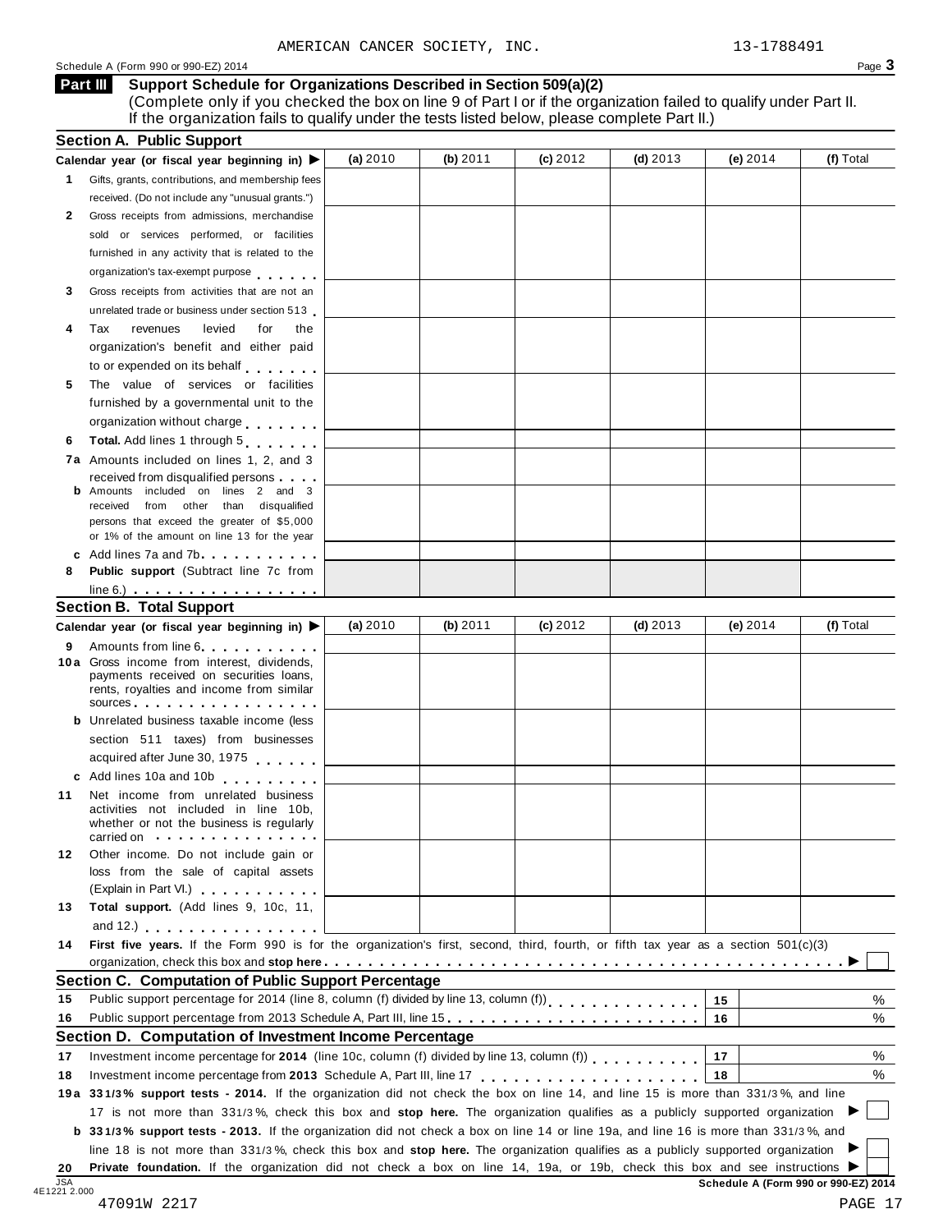AMERICAN CANCER SOCIETY, INC. 13-1788491

Schedule A (Form 990 or 990-EZ) 2014

## Part III Support Schedule for Organizations Described in Section 509(a)(2)

(Complete only if you checked the box on line 9 of Part I or if the organization failed to qualify under Part II. If the organization fails to qualify under the tests listed below, please complete Part II.)

### Section A. Public Support

| Calendar year (or fiscal year beginning in) ▶ | (a) 2010 | (b) 2011 | (c) 2012 | (d) 2013 | (e) 2014 | (f) Total |
|---|---|---|---|---|---|---|
| **1** Gifts, grants, contributions, and membership fees received. (Do not include any "unusual grants.") | | | | | | |
| **2** Gross receipts from admissions, merchandise sold or services performed, or facilities furnished in any activity that is related to the organization's tax-exempt purpose | | | | | | |
| **3** Gross receipts from activities that are not an unrelated trade or business under section 513 | | | | | | |
| **4** Tax revenues levied for the organization's benefit and either paid to or expended on its behalf | | | | | | |
| **5** The value of services or facilities furnished by a governmental unit to the organization without charge | | | | | | |
| **6** **Total.** Add lines 1 through 5 | | | | | | |
| **7a** Amounts included on lines 1, 2, and 3 received from disqualified persons | | | | | | |
| **b** Amounts included on lines 2 and 3 received from other than disqualified persons that exceed the greater of $5,000 or 1% of the amount on line 13 for the year | | | | | | |
| **c** Add lines 7a and 7b | | | | | | |
| **8** **Public support** (Subtract line 7c from line 6.) | | | | | | |

### Section B. Total Support

| Calendar year (or fiscal year beginning in) ▶ | (a) 2010 | (b) 2011 | (c) 2012 | (d) 2013 | (e) 2014 | (f) Total |
|---|---|---|---|---|---|---|
| **9** Amounts from line 6 | | | | | | |
| **10a** Gross income from interest, dividends, payments received on securities loans, rents, royalties and income from similar sources | | | | | | |
| **b** Unrelated business taxable income (less section 511 taxes) from businesses acquired after June 30, 1975 | | | | | | |
| **c** Add lines 10a and 10b | | | | | | |
| **11** Net income from unrelated business activities not included in line 10b, whether or not the business is regularly carried on | | | | | | |
| **12** Other income. Do not include gain or loss from the sale of capital assets (Explain in Part VI.) | | | | | | |
| **13** **Total support.** (Add lines 9, 10c, 11, and 12.) | | | | | | |

**14** **First five years.** If the Form 990 is for the organization's first, second, third, fourth, or fifth tax year as a section 501(c)(3) organization, check this box and **stop here** ▶ ☐

### Section C. Computation of Public Support Percentage

| | | | | |
|---|---|---|---|---|
| **15** | Public support percentage for 2014 (line 8, column (f) divided by line 13, column (f)) | 15 | | % |
| **16** | Public support percentage from 2013 Schedule A, Part III, line 15 | 16 | | % |

### Section D. Computation of Investment Income Percentage

| | | | | |
|---|---|---|---|---|
| **17** | Investment income percentage for **2014** (line 10c, column (f) divided by line 13, column (f)) | 17 | | % |
| **18** | Investment income percentage from **2013** Schedule A, Part III, line 17 | 18 | | % |

**19a** **33 1/3% support tests - 2014.** If the organization did not check the box on line 14, and line 15 is more than 33 1/3%, and line 17 is not more than 33 1/3%, check this box and **stop here.** The organization qualifies as a publicly supported organization ▶ ☐

**b** **33 1/3% support tests - 2013.** If the organization did not check a box on line 14 or line 19a, and line 16 is more than 33 1/3%, and line 18 is not more than 33 1/3%, check this box and **stop here.** The organization qualifies as a publicly supported organization ▶ ☐

**20** **Private foundation.** If the organization did not check a box on line 14, 19a, or 19b, check this box and see instructions ▶ ☐

JSA 4E1221 2.000

**Schedule A (Form 990 or 990-EZ) 2014**

47091W 2217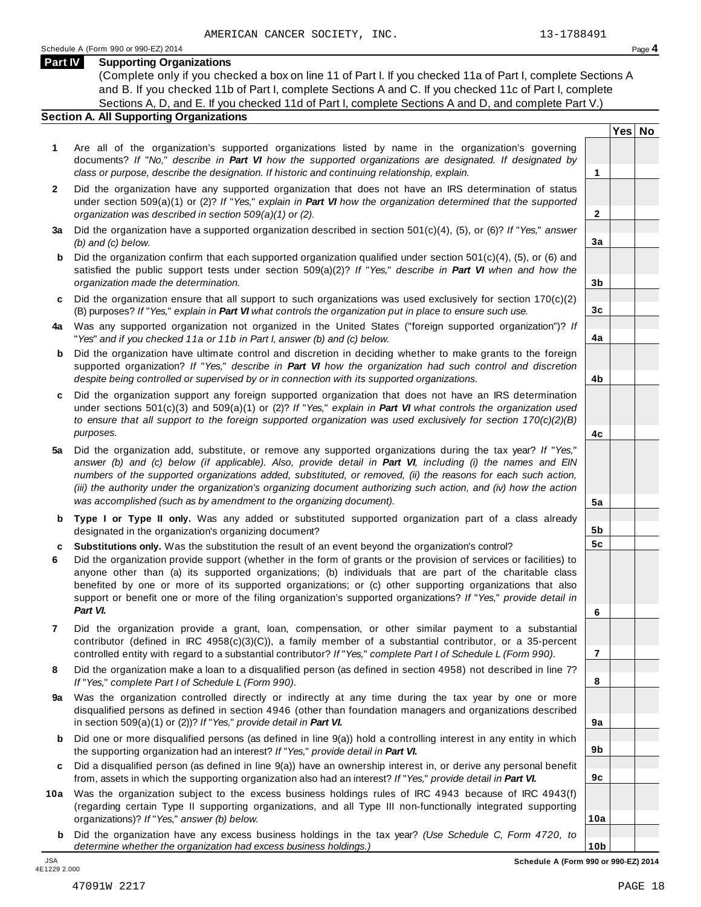AMERICAN CANCER SOCIETY, INC. 13-1788491

Schedule A (Form 990 or 990-EZ) 2014

## Part IV Supporting Organizations

(Complete only if you checked a box on line 11 of Part I. If you checked 11a of Part I, complete Sections A and B. If you checked 11b of Part I, complete Sections A and C. If you checked 11c of Part I, complete Sections A, D, and E. If you checked 11d of Part I, complete Sections A and D, and complete Part V.)

### Section A. All Supporting Organizations

| | | | Yes | No |
|---|---|---|---|---|
| **1** | Are all of the organization's supported organizations listed by name in the organization's governing documents? *If "No," describe in **Part VI** how the supported organizations are designated. If designated by class or purpose, describe the designation. If historic and continuing relationship, explain.* | **1** | | |
| **2** | Did the organization have any supported organization that does not have an IRS determination of status under section 509(a)(1) or (2)? *If "Yes," explain in **Part VI** how the organization determined that the supported organization was described in section 509(a)(1) or (2).* | **2** | | |
| **3a** | Did the organization have a supported organization described in section 501(c)(4), (5), or (6)? *If "Yes," answer (b) and (c) below.* | **3a** | | |
| **b** | Did the organization confirm that each supported organization qualified under section 501(c)(4), (5), or (6) and satisfied the public support tests under section 509(a)(2)? *If "Yes," describe in **Part VI** when and how the organization made the determination.* | **3b** | | |
| **c** | Did the organization ensure that all support to such organizations was used exclusively for section 170(c)(2)(B) purposes? *If "Yes," explain in **Part VI** what controls the organization put in place to ensure such use.* | **3c** | | |
| **4a** | Was any supported organization not organized in the United States ("foreign supported organization")? *If "Yes" and if you checked 11a or 11b in Part I, answer (b) and (c) below.* | **4a** | | |
| **b** | Did the organization have ultimate control and discretion in deciding whether to make grants to the foreign supported organization? *If "Yes," describe in **Part VI** how the organization had such control and discretion despite being controlled or supervised by or in connection with its supported organizations.* | **4b** | | |
| **c** | Did the organization support any foreign supported organization that does not have an IRS determination under sections 501(c)(3) and 509(a)(1) or (2)? *If "Yes," explain in **Part VI** what controls the organization used to ensure that all support to the foreign supported organization was used exclusively for section 170(c)(2)(B) purposes.* | **4c** | | |
| **5a** | Did the organization add, substitute, or remove any supported organizations during the tax year? *If "Yes," answer (b) and (c) below (if applicable). Also, provide detail in **Part VI**, including (i) the names and EIN numbers of the supported organizations added, substituted, or removed, (ii) the reasons for each such action, (iii) the authority under the organization's organizing document authorizing such action, and (iv) how the action was accomplished (such as by amendment to the organizing document).* | **5a** | | |
| **b** | **Type I or Type II only.** Was any added or substituted supported organization part of a class already designated in the organization's organizing document? | **5b** | | |
| **c** | **Substitutions only.** Was the substitution the result of an event beyond the organization's control? | **5c** | | |
| **6** | Did the organization provide support (whether in the form of grants or the provision of services or facilities) to anyone other than (a) its supported organizations; (b) individuals that are part of the charitable class benefited by one or more of its supported organizations; or (c) other supporting organizations that also support or benefit one or more of the filing organization's supported organizations? *If "Yes," provide detail in **Part VI.*** | **6** | | |
| **7** | Did the organization provide a grant, loan, compensation, or other similar payment to a substantial contributor (defined in IRC 4958(c)(3)(C)), a family member of a substantial contributor, or a 35-percent controlled entity with regard to a substantial contributor? *If "Yes," complete Part I of Schedule L (Form 990).* | **7** | | |
| **8** | Did the organization make a loan to a disqualified person (as defined in section 4958) not described in line 7? *If "Yes," complete Part I of Schedule L (Form 990).* | **8** | | |
| **9a** | Was the organization controlled directly or indirectly at any time during the tax year by one or more disqualified persons as defined in section 4946 (other than foundation managers and organizations described in section 509(a)(1) or (2))? *If "Yes," provide detail in **Part VI.*** | **9a** | | |
| **b** | Did one or more disqualified persons (as defined in line 9(a)) hold a controlling interest in any entity in which the supporting organization had an interest? *If "Yes," provide detail in **Part VI.*** | **9b** | | |
| **c** | Did a disqualified person (as defined in line 9(a)) have an ownership interest in, or derive any personal benefit from, assets in which the supporting organization also had an interest? *If "Yes," provide detail in **Part VI.*** | **9c** | | |
| **10a** | Was the organization subject to the excess business holdings rules of IRC 4943 because of IRC 4943(f) (regarding certain Type II supporting organizations, and all Type III non-functionally integrated supporting organizations)? *If "Yes," answer (b) below.* | **10a** | | |
| **b** | Did the organization have any excess business holdings in the tax year? *(Use Schedule C, Form 4720, to determine whether the organization had excess business holdings.)* | **10b** | | |

JSA
4E1229 2.000

Schedule A (Form 990 or 990-EZ) 2014

47091W 2217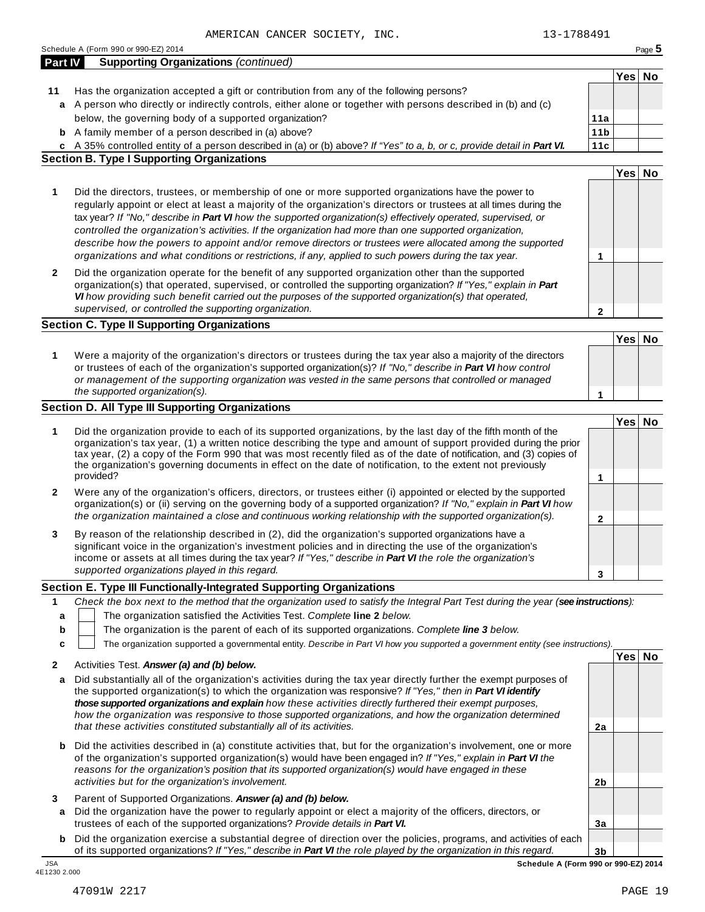AMERICAN CANCER SOCIETY, INC. 13-1788491

Schedule A (Form 990 or 990-EZ) 2014

**Part IV Supporting Organizations** *(continued)*

| | | | Yes | No |
|---|---|---|---|---|
| **11** | Has the organization accepted a gift or contribution from any of the following persons? | | | |
| **a** | A person who directly or indirectly controls, either alone or together with persons described in (b) and (c) below, the governing body of a supported organization? | **11a** | | |
| **b** | A family member of a person described in (a) above? | **11b** | | |
| **c** | A 35% controlled entity of a person described in (a) or (b) above? *If "Yes" to a, b, or c, provide detail in* ***Part VI.*** | **11c** | | |

### Section B. Type I Supporting Organizations

| | | | Yes | No |
|---|---|---|---|---|
| **1** | Did the directors, trustees, or membership of one or more supported organizations have the power to regularly appoint or elect at least a majority of the organization's directors or trustees at all times during the tax year? *If "No," describe in* ***Part VI*** *how the supported organization(s) effectively operated, supervised, or controlled the organization's activities. If the organization had more than one supported organization, describe how the powers to appoint and/or remove directors or trustees were allocated among the supported organizations and what conditions or restrictions, if any, applied to such powers during the tax year.* | **1** | | |
| **2** | Did the organization operate for the benefit of any supported organization other than the supported organization(s) that operated, supervised, or controlled the supporting organization? *If "Yes," explain in* ***Part VI*** *how providing such benefit carried out the purposes of the supported organization(s) that operated, supervised, or controlled the supporting organization.* | **2** | | |

### Section C. Type II Supporting Organizations

| | | | Yes | No |
|---|---|---|---|---|
| **1** | Were a majority of the organization's directors or trustees during the tax year also a majority of the directors or trustees of each of the organization's supported organization(s)? *If "No," describe in* ***Part VI*** *how control or management of the supporting organization was vested in the same persons that controlled or managed the supported organization(s).* | **1** | | |

### Section D. All Type III Supporting Organizations

| | | | Yes | No |
|---|---|---|---|---|
| **1** | Did the organization provide to each of its supported organizations, by the last day of the fifth month of the organization's tax year, (1) a written notice describing the type and amount of support provided during the prior tax year, (2) a copy of the Form 990 that was most recently filed as of the date of notification, and (3) copies of the organization's governing documents in effect on the date of notification, to the extent not previously provided? | **1** | | |
| **2** | Were any of the organization's officers, directors, or trustees either (i) appointed or elected by the supported organization(s) or (ii) serving on the governing body of a supported organization? *If "No," explain in* ***Part VI*** *how the organization maintained a close and continuous working relationship with the supported organization(s).* | **2** | | |
| **3** | By reason of the relationship described in (2), did the organization's supported organizations have a significant voice in the organization's investment policies and in directing the use of the organization's income or assets at all times during the tax year? *If "Yes," describe in* ***Part VI*** *the role the organization's supported organizations played in this regard.* | **3** | | |

### Section E. Type III Functionally-Integrated Supporting Organizations

**1** *Check the box next to the method that the organization used to satisfy the Integral Part Test during the year (****see instructions****):*

- **a** ☐ The organization satisfied the Activities Test. *Complete* **line 2** *below.*
- **b** ☐ The organization is the parent of each of its supported organizations. *Complete* ***line 3*** *below.*
- **c** ☐ The organization supported a governmental entity. *Describe in Part VI how you supported a government entity (see instructions).*

| | | | Yes | No |
|---|---|---|---|---|
| **2** | Activities Test. ***Answer (a) and (b) below.*** | | | |
| **a** | Did substantially all of the organization's activities during the tax year directly further the exempt purposes of the supported organization(s) to which the organization was responsive? *If "Yes," then in* ***Part VI identify those supported organizations and explain*** *how these activities directly furthered their exempt purposes, how the organization was responsive to those supported organizations, and how the organization determined that these activities constituted substantially all of its activities.* | **2a** | | |
| **b** | Did the activities described in (a) constitute activities that, but for the organization's involvement, one or more of the organization's supported organization(s) would have been engaged in? *If "Yes," explain in* ***Part VI*** *the reasons for the organization's position that its supported organization(s) would have engaged in these activities but for the organization's involvement.* | **2b** | | |
| **3** | Parent of Supported Organizations. ***Answer (a) and (b) below.*** | | | |
| **a** | Did the organization have the power to regularly appoint or elect a majority of the officers, directors, or trustees of each of the supported organizations? *Provide details in* ***Part VI.*** | **3a** | | |
| **b** | Did the organization exercise a substantial degree of direction over the policies, programs, and activities of each of its supported organizations? *If "Yes," describe in* ***Part VI*** *the role played by the organization in this regard.* | **3b** | | |

JSA 4E1230 2.000

**Schedule A (Form 990 or 990-EZ) 2014**

47091W 2217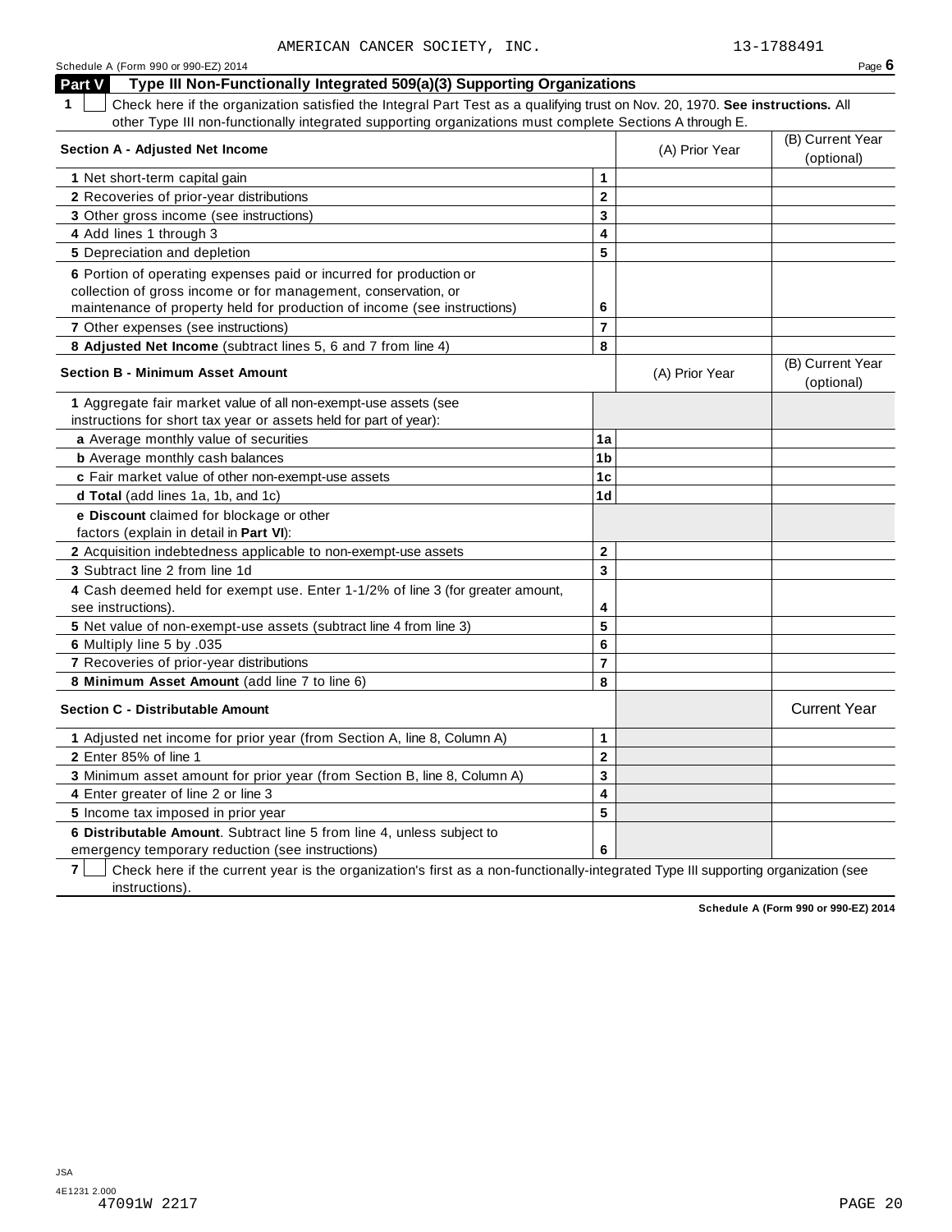AMERICAN CANCER SOCIETY, INC. 13-1788491

## Part V Type III Non-Functionally Integrated 509(a)(3) Supporting Organizations

**1** ☐ Check here if the organization satisfied the Integral Part Test as a qualifying trust on Nov. 20, 1970. **See instructions.** All other Type III non-functionally integrated supporting organizations must complete Sections A through E.

| **Section A - Adjusted Net Income** | | (A) Prior Year | (B) Current Year (optional) |
|---|---|---|---|
| **1** Net short-term capital gain | 1 | | |
| **2** Recoveries of prior-year distributions | 2 | | |
| **3** Other gross income (see instructions) | 3 | | |
| **4** Add lines 1 through 3 | 4 | | |
| **5** Depreciation and depletion | 5 | | |
| **6** Portion of operating expenses paid or incurred for production or collection of gross income or for management, conservation, or maintenance of property held for production of income (see instructions) | 6 | | |
| **7** Other expenses (see instructions) | 7 | | |
| **8 Adjusted Net Income** (subtract lines 5, 6 and 7 from line 4) | 8 | | |

| **Section B - Minimum Asset Amount** | | (A) Prior Year | (B) Current Year (optional) |
|---|---|---|---|
| **1** Aggregate fair market value of all non-exempt-use assets (see instructions for short tax year or assets held for part of year): | | | |
| **a** Average monthly value of securities | 1a | | |
| **b** Average monthly cash balances | 1b | | |
| **c** Fair market value of other non-exempt-use assets | 1c | | |
| **d Total** (add lines 1a, 1b, and 1c) | 1d | | |
| **e Discount** claimed for blockage or other factors (explain in detail in **Part VI**): | | | |
| **2** Acquisition indebtedness applicable to non-exempt-use assets | 2 | | |
| **3** Subtract line 2 from line 1d | 3 | | |
| **4** Cash deemed held for exempt use. Enter 1-1/2% of line 3 (for greater amount, see instructions). | 4 | | |
| **5** Net value of non-exempt-use assets (subtract line 4 from line 3) | 5 | | |
| **6** Multiply line 5 by .035 | 6 | | |
| **7** Recoveries of prior-year distributions | 7 | | |
| **8 Minimum Asset Amount** (add line 7 to line 6) | 8 | | |

| **Section C - Distributable Amount** | | | Current Year |
|---|---|---|---|
| **1** Adjusted net income for prior year (from Section A, line 8, Column A) | 1 | | |
| **2** Enter 85% of line 1 | 2 | | |
| **3** Minimum asset amount for prior year (from Section B, line 8, Column A) | 3 | | |
| **4** Enter greater of line 2 or line 3 | 4 | | |
| **5** Income tax imposed in prior year | 5 | | |
| **6 Distributable Amount**. Subtract line 5 from line 4, unless subject to emergency temporary reduction (see instructions) | 6 | | |

**7** ☐ Check here if the current year is the organization's first as a non-functionally-integrated Type III supporting organization (see instructions).

**Schedule A (Form 990 or 990-EZ) 2014**

JSA
4E1231 2.000
47091W 2217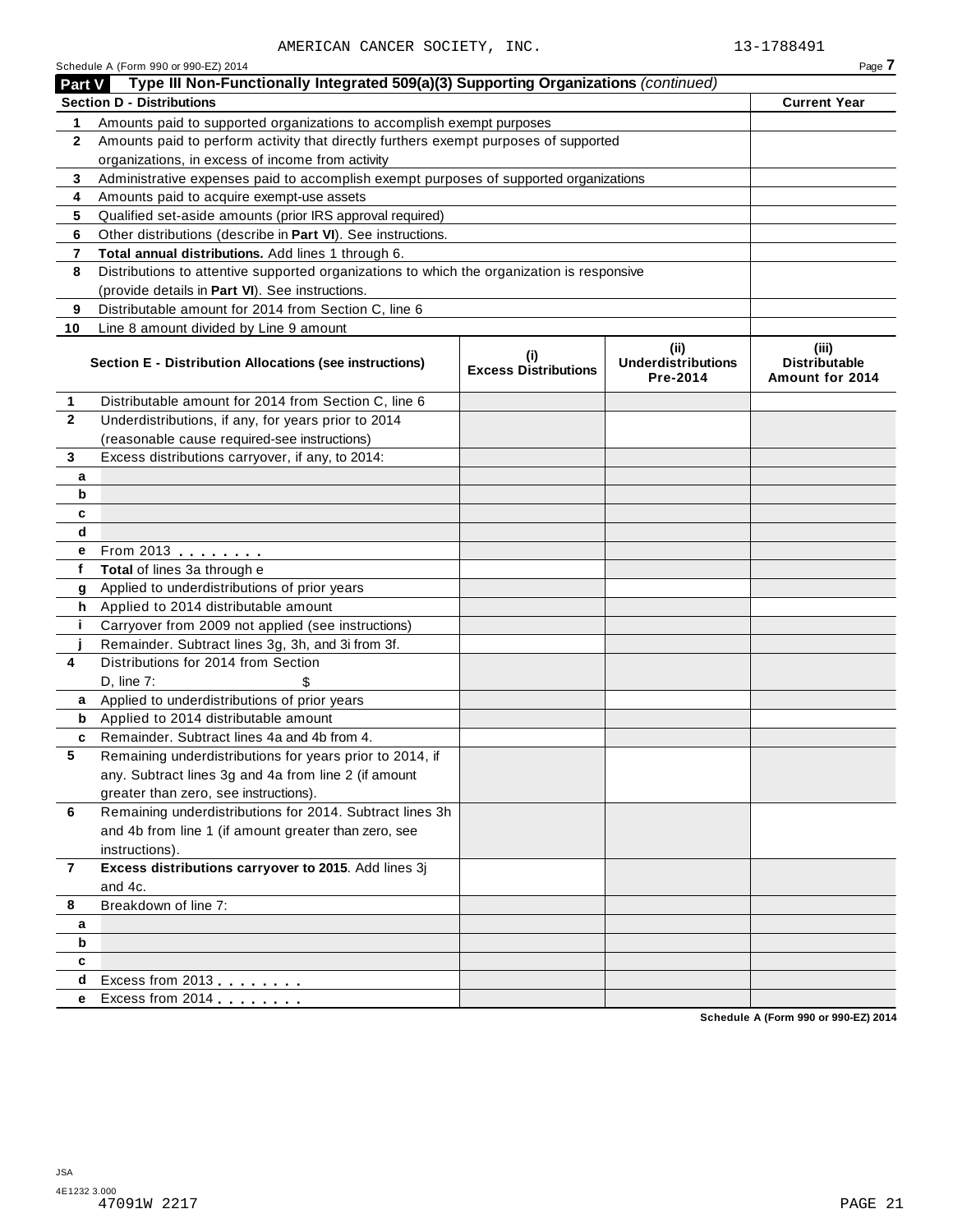AMERICAN CANCER SOCIETY, INC. 13-1788491

Schedule A (Form 990 or 990-EZ) 2014

## Part V Type III Non-Functionally Integrated 509(a)(3) Supporting Organizations *(continued)*

| **Section D - Distributions** | | **Current Year** |
|---|---|---|
| 1 | Amounts paid to supported organizations to accomplish exempt purposes | |
| 2 | Amounts paid to perform activity that directly furthers exempt purposes of supported organizations, in excess of income from activity | |
| 3 | Administrative expenses paid to accomplish exempt purposes of supported organizations | |
| 4 | Amounts paid to acquire exempt-use assets | |
| 5 | Qualified set-aside amounts (prior IRS approval required) | |
| 6 | Other distributions (describe in **Part VI**). See instructions. | |
| 7 | **Total annual distributions.** Add lines 1 through 6. | |
| 8 | Distributions to attentive supported organizations to which the organization is responsive (provide details in **Part VI**). See instructions. | |
| 9 | Distributable amount for 2014 from Section C, line 6 | |
| 10 | Line 8 amount divided by Line 9 amount | |

| | **Section E - Distribution Allocations (see instructions)** | **(i) Excess Distributions** | **(ii) Underdistributions Pre-2014** | **(iii) Distributable Amount for 2014** |
|---|---|---|---|---|
| 1 | Distributable amount for 2014 from Section C, line 6 | | | |
| 2 | Underdistributions, if any, for years prior to 2014 (reasonable cause required-see instructions) | | | |
| 3 | Excess distributions carryover, if any, to 2014: | | | |
| a | | | | |
| b | | | | |
| c | | | | |
| d | | | | |
| e | From 2013 | | | |
| f | **Total** of lines 3a through e | | | |
| g | Applied to underdistributions of prior years | | | |
| h | Applied to 2014 distributable amount | | | |
| i | Carryover from 2009 not applied (see instructions) | | | |
| j | Remainder. Subtract lines 3g, 3h, and 3i from 3f. | | | |
| 4 | Distributions for 2014 from Section D, line 7: $ | | | |
| a | Applied to underdistributions of prior years | | | |
| b | Applied to 2014 distributable amount | | | |
| c | Remainder. Subtract lines 4a and 4b from 4. | | | |
| 5 | Remaining underdistributions for years prior to 2014, if any. Subtract lines 3g and 4a from line 2 (if amount greater than zero, see instructions). | | | |
| 6 | Remaining underdistributions for 2014. Subtract lines 3h and 4b from line 1 (if amount greater than zero, see instructions). | | | |
| 7 | **Excess distributions carryover to 2015**. Add lines 3j and 4c. | | | |
| 8 | Breakdown of line 7: | | | |
| a | | | | |
| b | | | | |
| c | | | | |
| d | Excess from 2013 | | | |
| e | Excess from 2014 | | | |

Schedule A (Form 990 or 990-EZ) 2014

JSA
4E1232 3.000
47091W 2217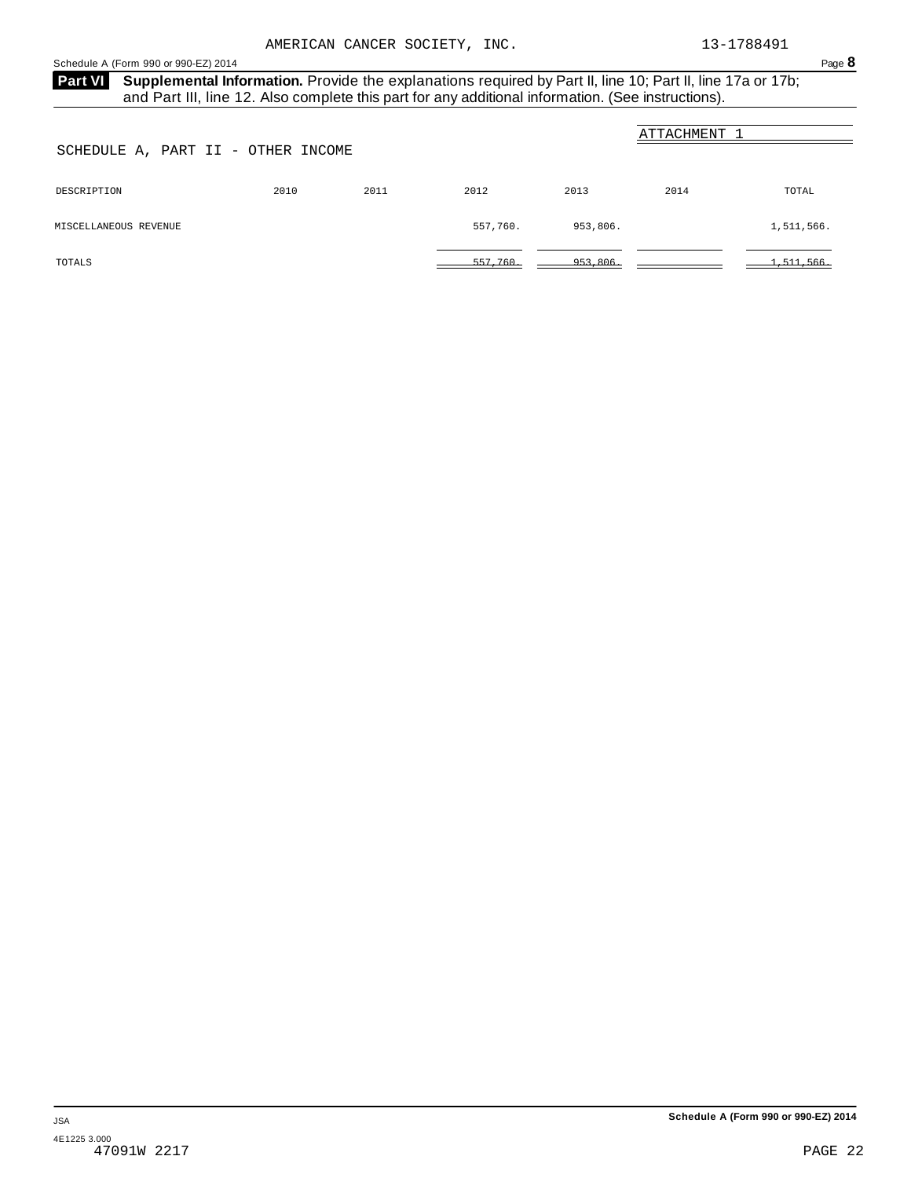AMERICAN CANCER SOCIETY, INC. 13-1788491

**Part VI** **Supplemental Information.** Provide the explanations required by Part II, line 10; Part II, line 17a or 17b; and Part III, line 12. Also complete this part for any additional information. (See instructions).

ATTACHMENT 1

SCHEDULE A, PART II - OTHER INCOME

| DESCRIPTION | 2010 | 2011 | 2012 | 2013 | 2014 | TOTAL |
|---|---|---|---|---|---|---|
| MISCELLANEOUS REVENUE | | | 557,760. | 953,806. | | 1,511,566. |
| TOTALS | | | 557,760. | 953,806. | | 1,511,566. |

JSA
4E1225 3.000
47091W 2217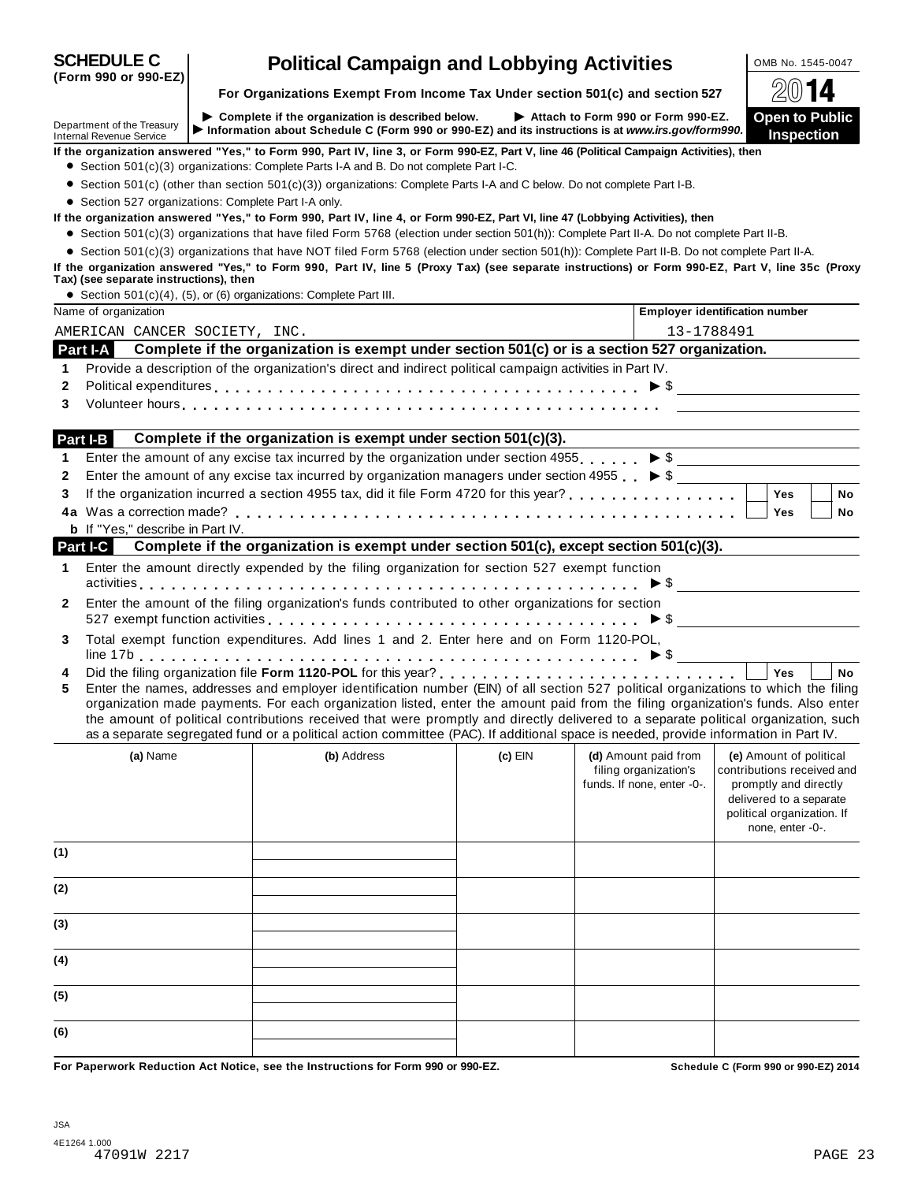# SCHEDULE C (Form 990 or 990-EZ)

# Political Campaign and Lobbying Activities

**For Organizations Exempt From Income Tax Under section 501(c) and section 527**

▶ Complete if the organization is described below. ▶ Attach to Form 990 or Form 990-EZ.
▶ Information about Schedule C (Form 990 or 990-EZ) and its instructions is at *www.irs.gov/form990.*

OMB No. 1545-0047

2014

**Open to Public Inspection**

Department of the Treasury
Internal Revenue Service

**If the organization answered "Yes," to Form 990, Part IV, line 3, or Form 990-EZ, Part V, line 46 (Political Campaign Activities), then**

- Section 501(c)(3) organizations: Complete Parts I-A and B. Do not complete Part I-C.
- Section 501(c) (other than section 501(c)(3)) organizations: Complete Parts I-A and C below. Do not complete Part I-B.
- Section 527 organizations: Complete Part I-A only.

**If the organization answered "Yes," to Form 990, Part IV, line 4, or Form 990-EZ, Part VI, line 47 (Lobbying Activities), then**

- Section 501(c)(3) organizations that have filed Form 5768 (election under section 501(h)): Complete Part II-A. Do not complete Part II-B.
- Section 501(c)(3) organizations that have NOT filed Form 5768 (election under section 501(h)): Complete Part II-B. Do not complete Part II-A.

**If the organization answered "Yes," to Form 990, Part IV, line 5 (Proxy Tax) (see separate instructions) or Form 990-EZ, Part V, line 35c (Proxy Tax) (see separate instructions), then**

- Section 501(c)(4), (5), or (6) organizations: Complete Part III.

| Name of organization | Employer identification number |
|---|---|
| AMERICAN CANCER SOCIETY, INC. | 13-1788491 |

## Part I-A Complete if the organization is exempt under section 501(c) or is a section 527 organization.

1. Provide a description of the organization's direct and indirect political campaign activities in Part IV.
2. Political expenditures ▶ $
3. Volunteer hours

## Part I-B Complete if the organization is exempt under section 501(c)(3).

1. Enter the amount of any excise tax incurred by the organization under section 4955 ▶ $
2. Enter the amount of any excise tax incurred by organization managers under section 4955 ▶ $
3. If the organization incurred a section 4955 tax, did it file Form 4720 for this year? ☐ Yes ☐ No

4a Was a correction made? ☐ Yes ☐ No

b If "Yes," describe in Part IV.

## Part I-C Complete if the organization is exempt under section 501(c), except section 501(c)(3).

1. Enter the amount directly expended by the filing organization for section 527 exempt function activities ▶ $
2. Enter the amount of the filing organization's funds contributed to other organizations for section 527 exempt function activities ▶ $
3. Total exempt function expenditures. Add lines 1 and 2. Enter here and on Form 1120-POL, line 17b ▶ $
4. Did the filing organization file **Form 1120-POL** for this year? ☐ Yes ☐ No
5. Enter the names, addresses and employer identification number (EIN) of all section 527 political organizations to which the filing organization made payments. For each organization listed, enter the amount paid from the filing organization's funds. Also enter the amount of political contributions received that were promptly and directly delivered to a separate political organization, such as a separate segregated fund or a political action committee (PAC). If additional space is needed, provide information in Part IV.

| | (a) Name | (b) Address | (c) EIN | (d) Amount paid from filing organization's funds. If none, enter -0-. | (e) Amount of political contributions received and promptly and directly delivered to a separate political organization. If none, enter -0-. |
|---|---|---|---|---|---|
| (1) | | | | | |
| (2) | | | | | |
| (3) | | | | | |
| (4) | | | | | |
| (5) | | | | | |
| (6) | | | | | |

**For Paperwork Reduction Act Notice, see the Instructions for Form 990 or 990-EZ.** **Schedule C (Form 990 or 990-EZ) 2014**

JSA
4E1264 1.000
47091W 2217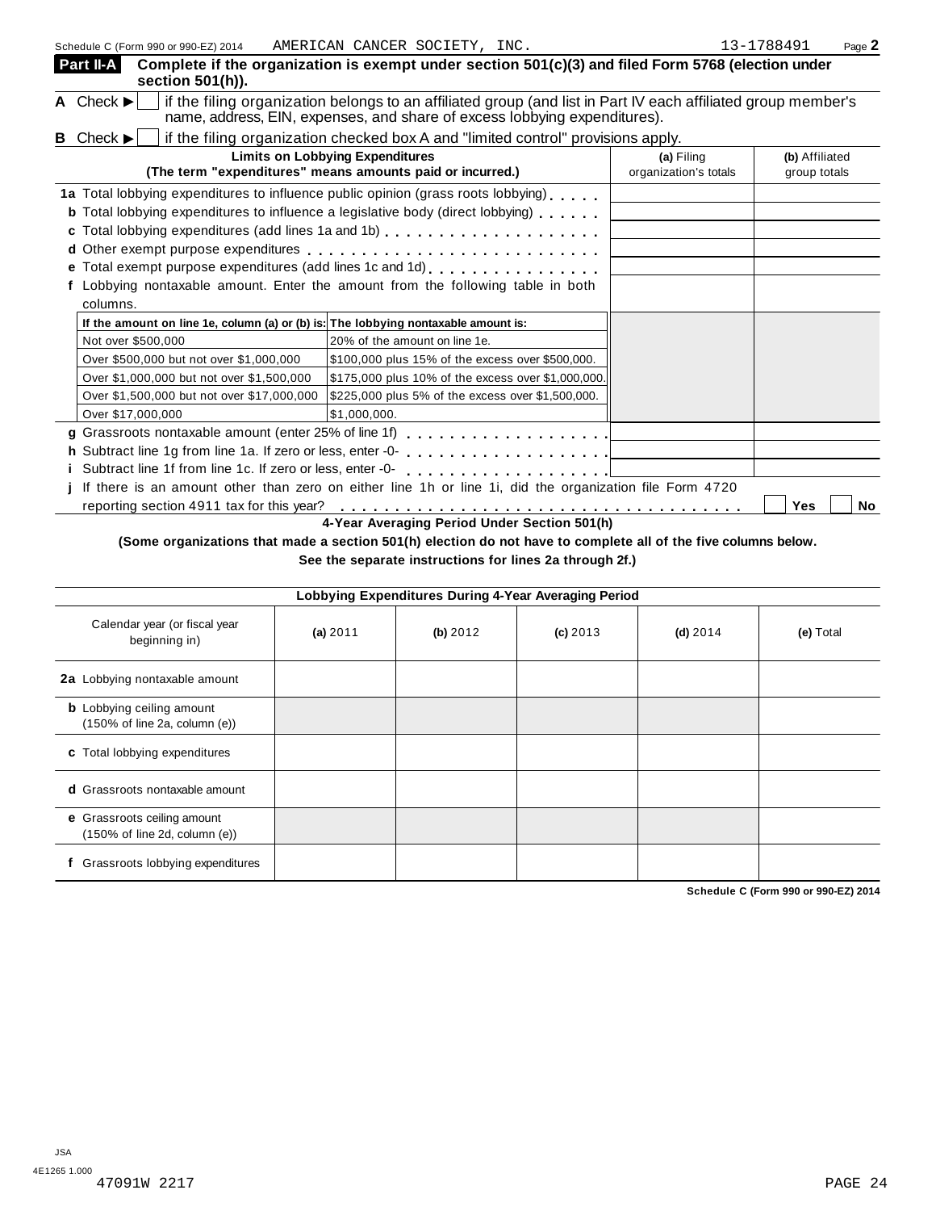Schedule C (Form 990 or 990-EZ) 2014 AMERICAN CANCER SOCIETY, INC. 13-1788491 Page **2**

**Part II-A** **Complete if the organization is exempt under section 501(c)(3) and filed Form 5768 (election under section 501(h)).**

**A** Check ▶ ☐ if the filing organization belongs to an affiliated group (and list in Part IV each affiliated group member's name, address, EIN, expenses, and share of excess lobbying expenditures).

**B** Check ▶ ☐ if the filing organization checked box A and "limited control" provisions apply.

| **Limits on Lobbying Expenditures** (The term "expenditures" means amounts paid or incurred.) | **(a)** Filing organization's totals | **(b)** Affiliated group totals |
|---|---|---|
| **1a** Total lobbying expenditures to influence public opinion (grass roots lobbying) | | |
| **b** Total lobbying expenditures to influence a legislative body (direct lobbying) | | |
| **c** Total lobbying expenditures (add lines 1a and 1b) | | |
| **d** Other exempt purpose expenditures | | |
| **e** Total exempt purpose expenditures (add lines 1c and 1d) | | |
| **f** Lobbying nontaxable amount. Enter the amount from the following table in both columns. | | |

| **If the amount on line 1e, column (a) or (b) is:** | **The lobbying nontaxable amount is:** |
|---|---|
| Not over $500,000 | 20% of the amount on line 1e. |
| Over $500,000 but not over $1,000,000 | $100,000 plus 15% of the excess over $500,000. |
| Over $1,000,000 but not over $1,500,000 | $175,000 plus 10% of the excess over $1,000,000. |
| Over $1,500,000 but not over $17,000,000 | $225,000 plus 5% of the excess over $1,500,000. |
| Over $17,000,000 | $1,000,000. |

| | (a) | (b) |
|---|---|---|
| **g** Grassroots nontaxable amount (enter 25% of line 1f) | | |
| **h** Subtract line 1g from line 1a. If zero or less, enter -0- | | |
| **i** Subtract line 1f from line 1c. If zero or less, enter -0- | | |

**j** If there is an amount other than zero on either line 1h or line 1i, did the organization file Form 4720 reporting section 4911 tax for this year? ☐ **Yes** ☐ **No**

**4-Year Averaging Period Under Section 501(h)**

**(Some organizations that made a section 501(h) election do not have to complete all of the five columns below. See the separate instructions for lines 2a through 2f.)**

| **Lobbying Expenditures During 4-Year Averaging Period** | | | | | |
|---|---|---|---|---|---|
| Calendar year (or fiscal year beginning in) | **(a)** 2011 | **(b)** 2012 | **(c)** 2013 | **(d)** 2014 | **(e)** Total |
| **2a** Lobbying nontaxable amount | | | | | |
| **b** Lobbying ceiling amount (150% of line 2a, column (e)) | | | | | |
| **c** Total lobbying expenditures | | | | | |
| **d** Grassroots nontaxable amount | | | | | |
| **e** Grassroots ceiling amount (150% of line 2d, column (e)) | | | | | |
| **f** Grassroots lobbying expenditures | | | | | |

**Schedule C (Form 990 or 990-EZ) 2014**

JSA
4E1265 1.000
47091W 2217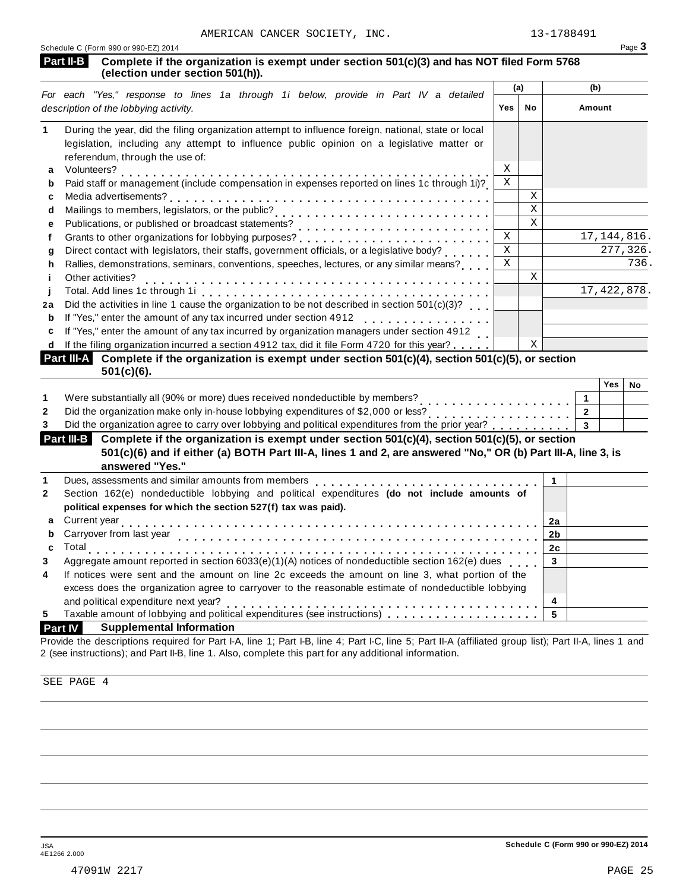AMERICAN CANCER SOCIETY, INC. 13-1788491

Schedule C (Form 990 or 990-EZ) 2014

## Part II-B Complete if the organization is exempt under section 501(c)(3) and has NOT filed Form 5768 (election under section 501(h)).

| | *For each "Yes," response to lines 1a through 1i below, provide in Part IV a detailed description of the lobbying activity.* | (a) Yes | (a) No | (b) Amount |
|---|---|---|---|---|
| 1 | During the year, did the filing organization attempt to influence foreign, national, state or local legislation, including any attempt to influence public opinion on a legislative matter or referendum, through the use of: | | | |
| a | Volunteers? | X | | |
| b | Paid staff or management (include compensation in expenses reported on lines 1c through 1i)? | X | | |
| c | Media advertisements? | | X | |
| d | Mailings to members, legislators, or the public? | | X | |
| e | Publications, or published or broadcast statements? | | X | |
| f | Grants to other organizations for lobbying purposes? | X | | 17,144,816. |
| g | Direct contact with legislators, their staffs, government officials, or a legislative body? | X | | 277,326. |
| h | Rallies, demonstrations, seminars, conventions, speeches, lectures, or any similar means? | X | | 736. |
| i | Other activities? | | X | |
| j | Total. Add lines 1c through 1i | | | 17,422,878. |
| 2a | Did the activities in line 1 cause the organization to be not described in section 501(c)(3)? | | | |
| b | If "Yes," enter the amount of any tax incurred under section 4912 | | | |
| c | If "Yes," enter the amount of any tax incurred by organization managers under section 4912 | | | |
| d | If the filing organization incurred a section 4912 tax, did it file Form 4720 for this year? | | X | |

## Part III-A Complete if the organization is exempt under section 501(c)(4), section 501(c)(5), or section 501(c)(6).

| | | | Yes | No |
|---|---|---|---|---|
| 1 | Were substantially all (90% or more) dues received nondeductible by members? | 1 | | |
| 2 | Did the organization make only in-house lobbying expenditures of $2,000 or less? | 2 | | |
| 3 | Did the organization agree to carry over lobbying and political expenditures from the prior year? | 3 | | |

## Part III-B Complete if the organization is exempt under section 501(c)(4), section 501(c)(5), or section 501(c)(6) and if either (a) BOTH Part III-A, lines 1 and 2, are answered "No," OR (b) Part III-A, line 3, is answered "Yes."

| | | | |
|---|---|---|---|
| 1 | Dues, assessments and similar amounts from members | 1 | |
| 2 | Section 162(e) nondeductible lobbying and political expenditures **(do not include amounts of political expenses for which the section 527(f) tax was paid).** | | |
| a | Current year | 2a | |
| b | Carryover from last year | 2b | |
| c | Total | 2c | |
| 3 | Aggregate amount reported in section 6033(e)(1)(A) notices of nondeductible section 162(e) dues | 3 | |
| 4 | If notices were sent and the amount on line 2c exceeds the amount on line 3, what portion of the excess does the organization agree to carryover to the reasonable estimate of nondeductible lobbying and political expenditure next year? | 4 | |
| 5 | Taxable amount of lobbying and political expenditures (see instructions) | 5 | |

## Part IV Supplemental Information

Provide the descriptions required for Part I-A, line 1; Part I-B, line 4; Part I-C, line 5; Part II-A (affiliated group list); Part II-A, lines 1 and 2 (see instructions); and Part II-B, line 1. Also, complete this part for any additional information.

SEE PAGE 4

JSA 4E1266 2.000

Schedule C (Form 990 or 990-EZ) 2014

47091W 2217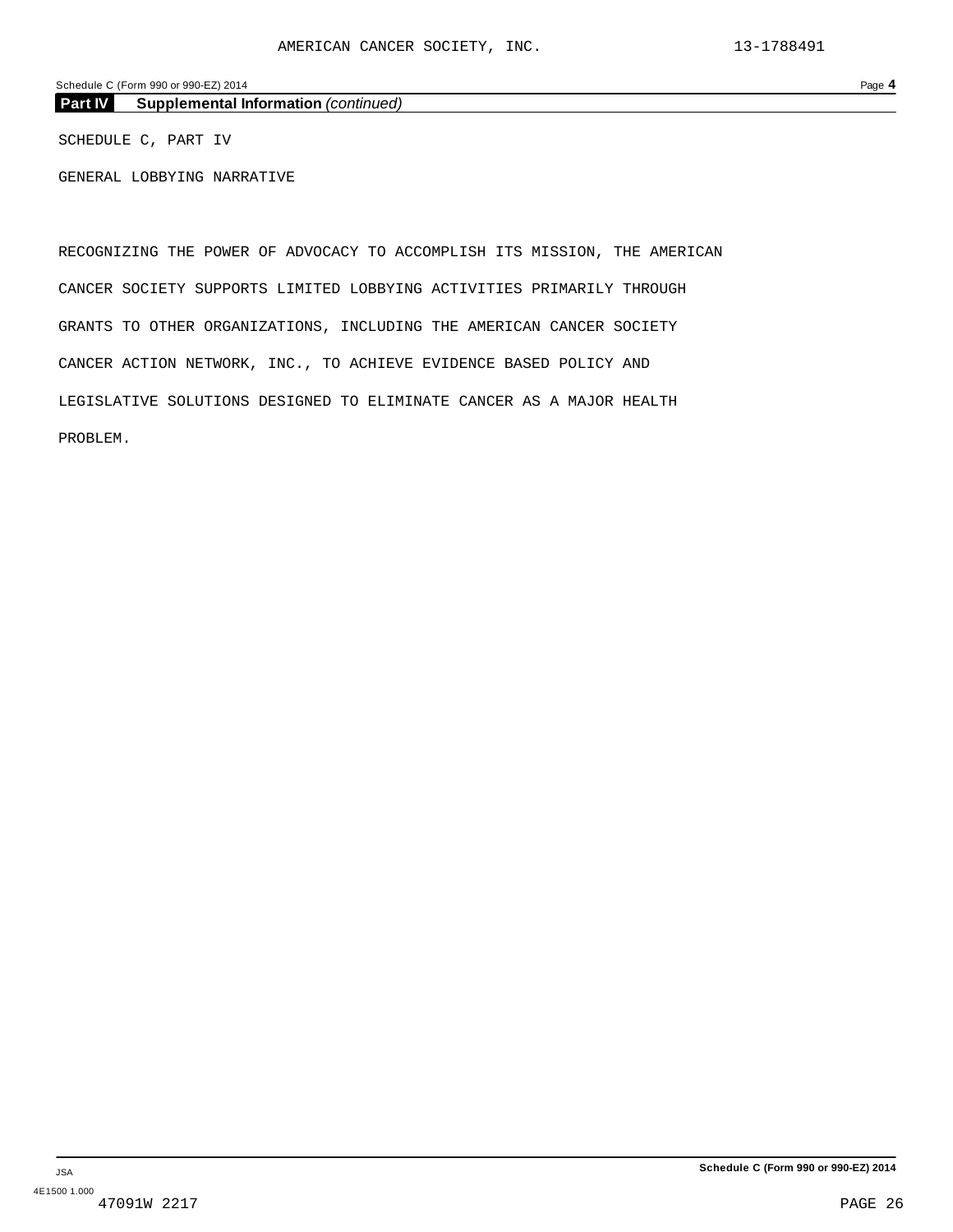**Part IV Supplemental Information** *(continued)*

SCHEDULE C, PART IV

GENERAL LOBBYING NARRATIVE

RECOGNIZING THE POWER OF ADVOCACY TO ACCOMPLISH ITS MISSION, THE AMERICAN CANCER SOCIETY SUPPORTS LIMITED LOBBYING ACTIVITIES PRIMARILY THROUGH GRANTS TO OTHER ORGANIZATIONS, INCLUDING THE AMERICAN CANCER SOCIETY CANCER ACTION NETWORK, INC., TO ACHIEVE EVIDENCE BASED POLICY AND LEGISLATIVE SOLUTIONS DESIGNED TO ELIMINATE CANCER AS A MAJOR HEALTH PROBLEM.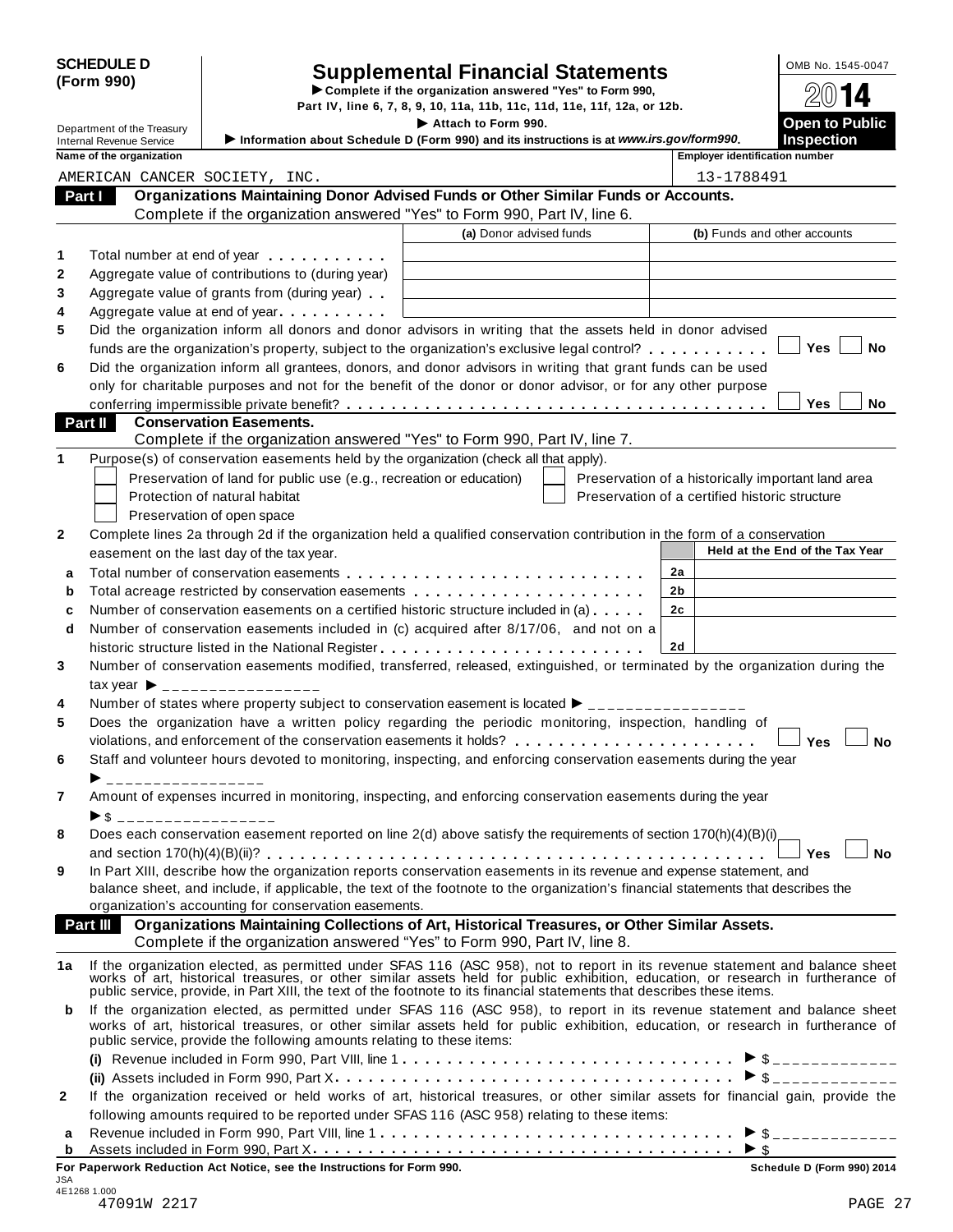**SCHEDULE D (Form 990)**

Department of the Treasury
Internal Revenue Service

# Supplemental Financial Statements

► Complete if the organization answered "Yes" to Form 990, Part IV, line 6, 7, 8, 9, 10, 11a, 11b, 11c, 11d, 11e, 11f, 12a, or 12b.
► Attach to Form 990.
► Information about Schedule D (Form 990) and its instructions is at *www.irs.gov/form990*.

OMB No. 1545-0047
2014
**Open to Public Inspection**

**Name of the organization:** AMERICAN CANCER SOCIETY, INC.
**Employer identification number:** 13-1788491

## Part I Organizations Maintaining Donor Advised Funds or Other Similar Funds or Accounts.
Complete if the organization answered "Yes" to Form 990, Part IV, line 6.

| | | (a) Donor advised funds | (b) Funds and other accounts |
|---|---|---|---|
| 1 | Total number at end of year | | |
| 2 | Aggregate value of contributions to (during year) | | |
| 3 | Aggregate value of grants from (during year) | | |
| 4 | Aggregate value at end of year | | |

5 Did the organization inform all donors and donor advisors in writing that the assets held in donor advised funds are the organization's property, subject to the organization's exclusive legal control? ☐ Yes ☐ No

6 Did the organization inform all grantees, donors, and donor advisors in writing that grant funds can be used only for charitable purposes and not for the benefit of the donor or donor advisor, or for any other purpose conferring impermissible private benefit? ☐ Yes ☐ No

## Part II Conservation Easements.
Complete if the organization answered "Yes" to Form 990, Part IV, line 7.

1 Purpose(s) of conservation easements held by the organization (check all that apply).

- ☐ Preservation of land for public use (e.g., recreation or education)
- ☐ Protection of natural habitat
- ☐ Preservation of open space
- ☐ Preservation of a historically important land area
- ☐ Preservation of a certified historic structure

2 Complete lines 2a through 2d if the organization held a qualified conservation contribution in the form of a conservation easement on the last day of the tax year.

| | | | Held at the End of the Tax Year |
|---|---|---|---|
| a | Total number of conservation easements | 2a | |
| b | Total acreage restricted by conservation easements | 2b | |
| c | Number of conservation easements on a certified historic structure included in (a) | 2c | |
| d | Number of conservation easements included in (c) acquired after 8/17/06, and not on a historic structure listed in the National Register | 2d | |

3 Number of conservation easements modified, transferred, released, extinguished, or terminated by the organization during the tax year ► ________________

4 Number of states where property subject to conservation easement is located ► ________________

5 Does the organization have a written policy regarding the periodic monitoring, inspection, handling of violations, and enforcement of the conservation easements it holds? ☐ Yes ☐ No

6 Staff and volunteer hours devoted to monitoring, inspecting, and enforcing conservation easements during the year ► ________________

7 Amount of expenses incurred in monitoring, inspecting, and enforcing conservation easements during the year ► $ ________________

8 Does each conservation easement reported on line 2(d) above satisfy the requirements of section 170(h)(4)(B)(i) and section 170(h)(4)(B)(ii)? ☐ Yes ☐ No

9 In Part XIII, describe how the organization reports conservation easements in its revenue and expense statement, and balance sheet, and include, if applicable, the text of the footnote to the organization's financial statements that describes the organization's accounting for conservation easements.

## Part III Organizations Maintaining Collections of Art, Historical Treasures, or Other Similar Assets.
Complete if the organization answered "Yes" to Form 990, Part IV, line 8.

1a If the organization elected, as permitted under SFAS 116 (ASC 958), not to report in its revenue statement and balance sheet works of art, historical treasures, or other similar assets held for public exhibition, education, or research in furtherance of public service, provide, in Part XIII, the text of the footnote to its financial statements that describes these items.

b If the organization elected, as permitted under SFAS 116 (ASC 958), to report in its revenue statement and balance sheet works of art, historical treasures, or other similar assets held for public exhibition, education, or research in furtherance of public service, provide the following amounts relating to these items:

(i) Revenue included in Form 990, Part VIII, line 1 ► $ ____________

(ii) Assets included in Form 990, Part X ► $ ____________

2 If the organization received or held works of art, historical treasures, or other similar assets for financial gain, provide the following amounts required to be reported under SFAS 116 (ASC 958) relating to these items:

a Revenue included in Form 990, Part VIII, line 1 ► $ ____________

b Assets included in Form 990, Part X ► $

**For Paperwork Reduction Act Notice, see the Instructions for Form 990.** **Schedule D (Form 990) 2014**

JSA
4E1268 1.000
47091W 2217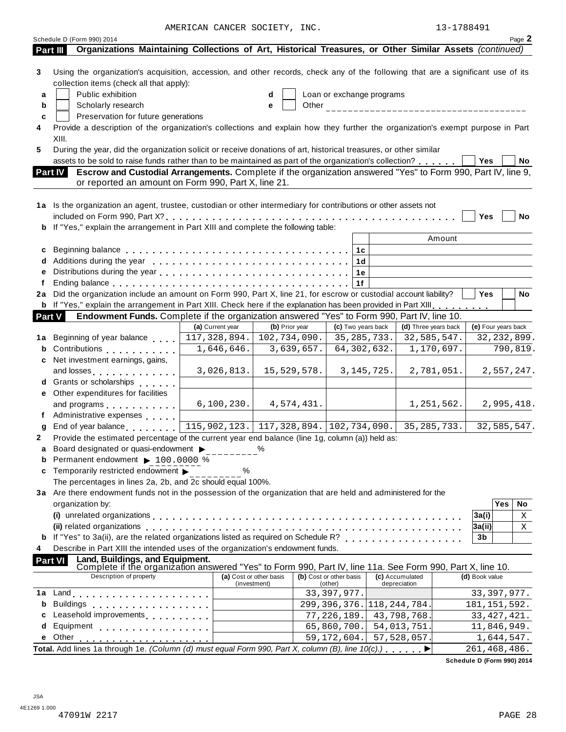AMERICAN CANCER SOCIETY, INC. 13-1788491

Schedule D (Form 990) 2014 Page 2

**Part III** **Organizations Maintaining Collections of Art, Historical Treasures, or Other Similar Assets** *(continued)*

**3** Using the organization's acquisition, accession, and other records, check any of the following that are a significant use of its collection items (check all that apply):

- **a** ☐ Public exhibition
- **b** ☐ Scholarly research
- **c** ☐ Preservation for future generations
- **d** ☐ Loan or exchange programs
- **e** ☐ Other ______________________________

**4** Provide a description of the organization's collections and explain how they further the organization's exempt purpose in Part XIII.

**5** During the year, did the organization solicit or receive donations of art, historical treasures, or other similar assets to be sold to raise funds rather than to be maintained as part of the organization's collection? ☐ Yes ☐ No

**Part IV** **Escrow and Custodial Arrangements.** Complete if the organization answered "Yes" to Form 990, Part IV, line 9, or reported an amount on Form 990, Part X, line 21.

**1a** Is the organization an agent, trustee, custodian or other intermediary for contributions or other assets not included on Form 990, Part X? ☐ Yes ☐ No

**b** If "Yes," explain the arrangement in Part XIII and complete the following table:

| | | Amount |
|---|---|---|
| **c** Beginning balance | 1c | |
| **d** Additions during the year | 1d | |
| **e** Distributions during the year | 1e | |
| **f** Ending balance | 1f | |

**2a** Did the organization include an amount on Form 990, Part X, line 21, for escrow or custodial account liability? ☐ Yes ☐ No

**b** If "Yes," explain the arrangement in Part XIII. Check here if the explanation has been provided in Part XIII ☐

**Part V** **Endowment Funds.** Complete if the organization answered "Yes" to Form 990, Part IV, line 10.

| | (a) Current year | (b) Prior year | (c) Two years back | (d) Three years back | (e) Four years back |
|---|---|---|---|---|---|
| **1a** Beginning of year balance | 117,328,894. | 102,734,090. | 35,285,733. | 32,585,547. | 32,232,899. |
| **b** Contributions | 1,646,646. | 3,639,657. | 64,302,632. | 1,170,697. | 790,819. |
| **c** Net investment earnings, gains, and losses | 3,026,813. | 15,529,578. | 3,145,725. | 2,781,051. | 2,557,247. |
| **d** Grants or scholarships | | | | | |
| **e** Other expenditures for facilities and programs | 6,100,230. | 4,574,431. | | 1,251,562. | 2,995,418. |
| **f** Administrative expenses | | | | | |
| **g** End of year balance | 115,902,123. | 117,328,894. | 102,734,090. | 35,285,733. | 32,585,547. |

**2** Provide the estimated percentage of the current year end balance (line 1g, column (a)) held as:

- **a** Board designated or quasi-endowment ▶ ________ %
- **b** Permanent endowment ▶ 100.0000 %
- **c** Temporarily restricted endowment ▶ ________ %

The percentages in lines 2a, 2b, and 2c should equal 100%.

**3a** Are there endowment funds not in the possession of the organization that are held and administered for the organization by:

| | | Yes | No |
|---|---|---|---|
| **(i)** unrelated organizations | 3a(i) | | X |
| **(ii)** related organizations | 3a(ii) | | X |
| **b** If "Yes" to 3a(ii), are the related organizations listed as required on Schedule R? | 3b | | |

**4** Describe in Part XIII the intended uses of the organization's endowment funds.

**Part VI** **Land, Buildings, and Equipment.**
Complete if the organization answered "Yes" to Form 990, Part IV, line 11a. See Form 990, Part X, line 10.

| Description of property | (a) Cost or other basis (investment) | (b) Cost or other basis (other) | (c) Accumulated depreciation | (d) Book value |
|---|---|---|---|---|
| **1a** Land | | 33,397,977. | | 33,397,977. |
| **b** Buildings | | 299,396,376. | 118,244,784. | 181,151,592. |
| **c** Leasehold improvements | | 77,226,189. | 43,798,768. | 33,427,421. |
| **d** Equipment | | 65,860,700. | 54,013,751. | 11,846,949. |
| **e** Other | | 59,172,604. | 57,528,057. | 1,644,547. |
| **Total.** Add lines 1a through 1e. *(Column (d) must equal Form 990, Part X, column (B), line 10(c).)* ▶ | | | | 261,468,486. |

**Schedule D (Form 990) 2014**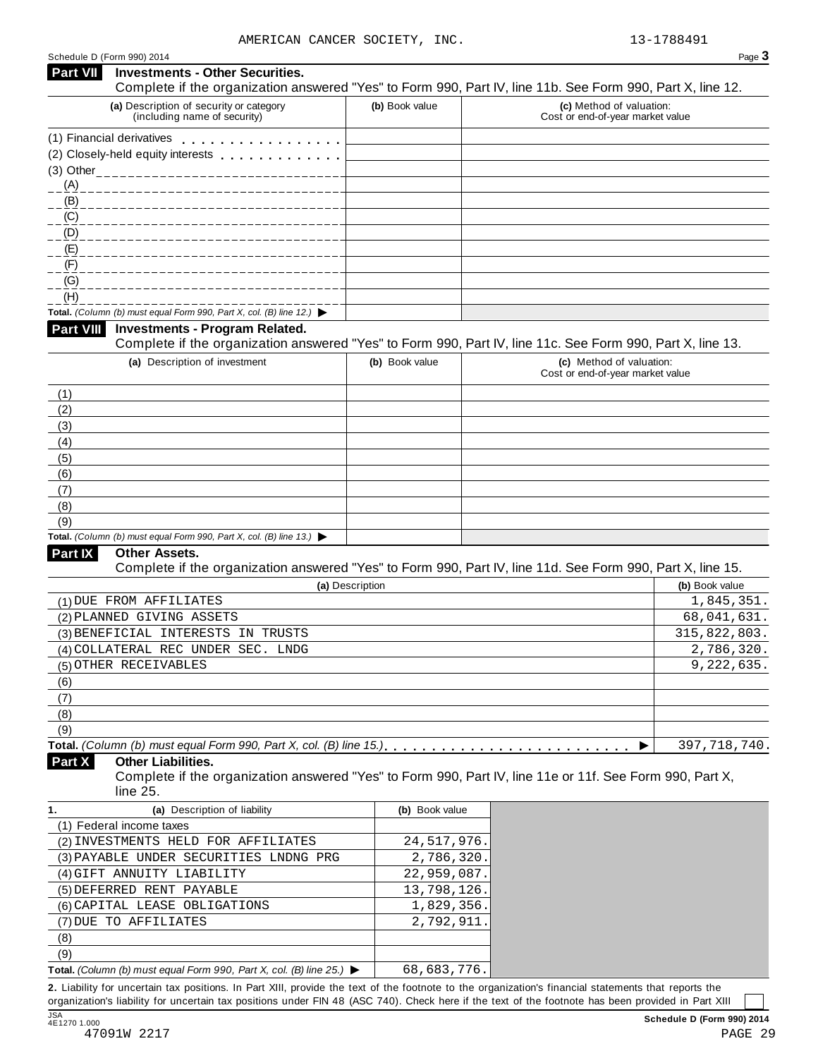AMERICAN CANCER SOCIETY, INC. 13-1788491

Schedule D (Form 990) 2014

## Part VII Investments - Other Securities.

Complete if the organization answered "Yes" to Form 990, Part IV, line 11b. See Form 990, Part X, line 12.

| (a) Description of security or category (including name of security) | (b) Book value | (c) Method of valuation: Cost or end-of-year market value |
|---|---|---|
| (1) Financial derivatives | | |
| (2) Closely-held equity interests | | |
| (3) Other | | |
| (A) | | |
| (B) | | |
| (C) | | |
| (D) | | |
| (E) | | |
| (F) | | |
| (G) | | |
| (H) | | |
| **Total.** *(Column (b) must equal Form 990, Part X, col. (B) line 12.)* ▶ | | |

## Part VIII Investments - Program Related.

Complete if the organization answered "Yes" to Form 990, Part IV, line 11c. See Form 990, Part X, line 13.

| (a) Description of investment | (b) Book value | (c) Method of valuation: Cost or end-of-year market value |
|---|---|---|
| (1) | | |
| (2) | | |
| (3) | | |
| (4) | | |
| (5) | | |
| (6) | | |
| (7) | | |
| (8) | | |
| (9) | | |
| **Total.** *(Column (b) must equal Form 990, Part X, col. (B) line 13.)* ▶ | | |

## Part IX Other Assets.

Complete if the organization answered "Yes" to Form 990, Part IV, line 11d. See Form 990, Part X, line 15.

| (a) Description | (b) Book value |
|---|---|
| (1) DUE FROM AFFILIATES | 1,845,351. |
| (2) PLANNED GIVING ASSETS | 68,041,631. |
| (3) BENEFICIAL INTERESTS IN TRUSTS | 315,822,803. |
| (4) COLLATERAL REC UNDER SEC. LNDG | 2,786,320. |
| (5) OTHER RECEIVABLES | 9,222,635. |
| (6) | |
| (7) | |
| (8) | |
| (9) | |
| **Total.** *(Column (b) must equal Form 990, Part X, col. (B) line 15.)* ▶ | 397,718,740. |

## Part X Other Liabilities.

Complete if the organization answered "Yes" to Form 990, Part IV, line 11e or 11f. See Form 990, Part X, line 25.

| 1. (a) Description of liability | (b) Book value |
|---|---|
| (1) Federal income taxes | |
| (2) INVESTMENTS HELD FOR AFFILIATES | 24,517,976. |
| (3) PAYABLE UNDER SECURITIES LNDNG PRG | 2,786,320. |
| (4) GIFT ANNUITY LIABILITY | 22,959,087. |
| (5) DEFERRED RENT PAYABLE | 13,798,126. |
| (6) CAPITAL LEASE OBLIGATIONS | 1,829,356. |
| (7) DUE TO AFFILIATES | 2,792,911. |
| (8) | |
| (9) | |
| **Total.** *(Column (b) must equal Form 990, Part X, col. (B) line 25.)* ▶ | 68,683,776. |

**2.** Liability for uncertain tax positions. In Part XIII, provide the text of the footnote to the organization's financial statements that reports the organization's liability for uncertain tax positions under FIN 48 (ASC 740). Check here if the text of the footnote has been provided in Part XIII ☐

JSA 4E1270 1.000

47091W 2217

Schedule D (Form 990) 2014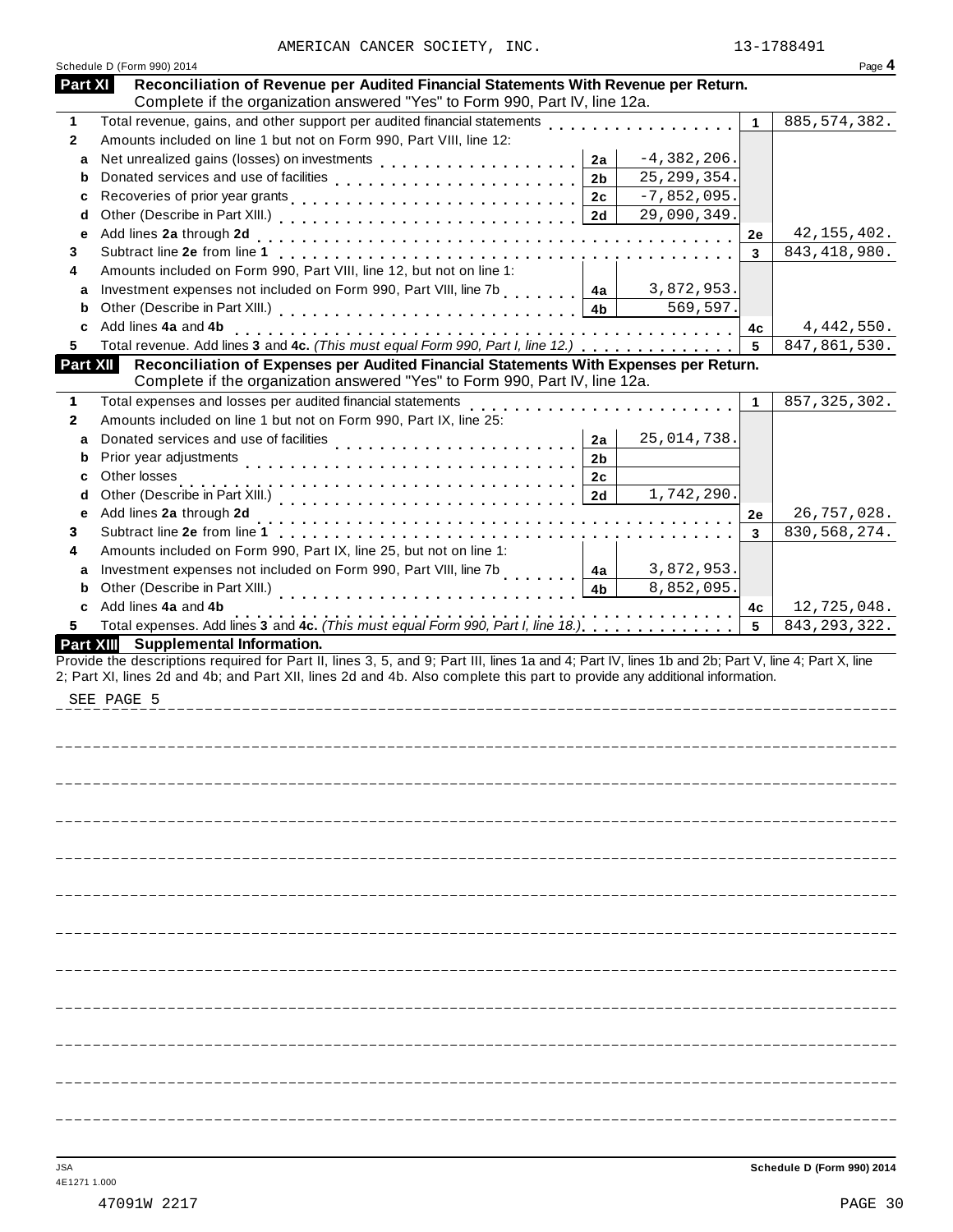AMERICAN CANCER SOCIETY, INC. 13-1788491

Schedule D (Form 990) 2014

## Part XI Reconciliation of Revenue per Audited Financial Statements With Revenue per Return.

Complete if the organization answered "Yes" to Form 990, Part IV, line 12a.

| | | | | | |
|---|---|---|---|---|---|
| 1 | Total revenue, gains, and other support per audited financial statements | | | 1 | 885,574,382. |
| 2 | Amounts included on line 1 but not on Form 990, Part VIII, line 12: | | | | |
| a | Net unrealized gains (losses) on investments | 2a | -4,382,206. | | |
| b | Donated services and use of facilities | 2b | 25,299,354. | | |
| c | Recoveries of prior year grants | 2c | -7,852,095. | | |
| d | Other (Describe in Part XIII.) | 2d | 29,090,349. | | |
| e | Add lines **2a** through **2d** | | | 2e | 42,155,402. |
| 3 | Subtract line **2e** from line **1** | | | 3 | 843,418,980. |
| 4 | Amounts included on Form 990, Part VIII, line 12, but not on line 1: | | | | |
| a | Investment expenses not included on Form 990, Part VIII, line 7b | 4a | 3,872,953. | | |
| b | Other (Describe in Part XIII.) | 4b | 569,597. | | |
| c | Add lines **4a** and **4b** | | | 4c | 4,442,550. |
| 5 | Total revenue. Add lines **3** and **4c.** *(This must equal Form 990, Part I, line 12.)* | | | 5 | 847,861,530. |

## Part XII Reconciliation of Expenses per Audited Financial Statements With Expenses per Return.

Complete if the organization answered "Yes" to Form 990, Part IV, line 12a.

| | | | | | |
|---|---|---|---|---|---|
| 1 | Total expenses and losses per audited financial statements | | | 1 | 857,325,302. |
| 2 | Amounts included on line 1 but not on Form 990, Part IX, line 25: | | | | |
| a | Donated services and use of facilities | 2a | 25,014,738. | | |
| b | Prior year adjustments | 2b | | | |
| c | Other losses | 2c | | | |
| d | Other (Describe in Part XIII.) | 2d | 1,742,290. | | |
| e | Add lines **2a** through **2d** | | | 2e | 26,757,028. |
| 3 | Subtract line **2e** from line **1** | | | 3 | 830,568,274. |
| 4 | Amounts included on Form 990, Part IX, line 25, but not on line 1: | | | | |
| a | Investment expenses not included on Form 990, Part VIII, line 7b | 4a | 3,872,953. | | |
| b | Other (Describe in Part XIII.) | 4b | 8,852,095. | | |
| c | Add lines **4a** and **4b** | | | 4c | 12,725,048. |
| 5 | Total expenses. Add lines **3** and **4c.** *(This must equal Form 990, Part I, line 18.)* | | | 5 | 843,293,322. |

## Part XIII Supplemental Information.

Provide the descriptions required for Part II, lines 3, 5, and 9; Part III, lines 1a and 4; Part IV, lines 1b and 2b; Part V, line 4; Part X, line 2; Part XI, lines 2d and 4b; and Part XII, lines 2d and 4b. Also complete this part to provide any additional information.

SEE PAGE 5

JSA 4E1271 1.000

Schedule D (Form 990) 2014

47091W 2217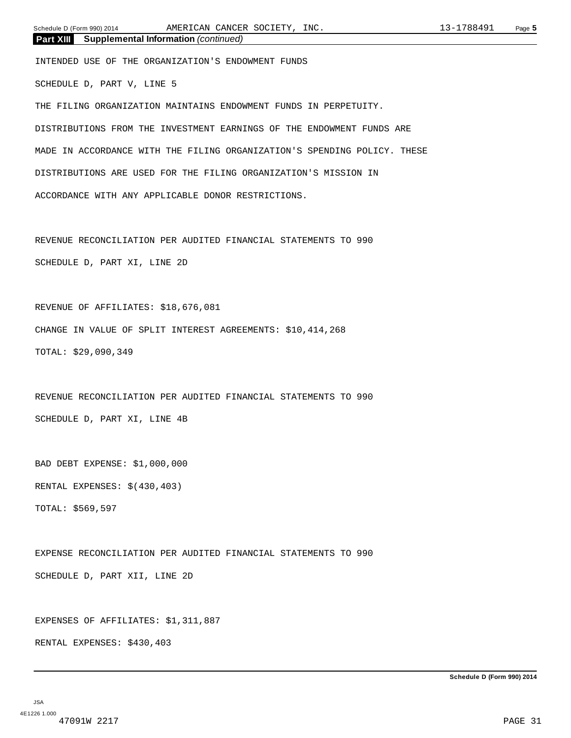**Part XIII Supplemental Information** *(continued)*

INTENDED USE OF THE ORGANIZATION'S ENDOWMENT FUNDS

SCHEDULE D, PART V, LINE 5

THE FILING ORGANIZATION MAINTAINS ENDOWMENT FUNDS IN PERPETUITY.

DISTRIBUTIONS FROM THE INVESTMENT EARNINGS OF THE ENDOWMENT FUNDS ARE

MADE IN ACCORDANCE WITH THE FILING ORGANIZATION'S SPENDING POLICY. THESE

DISTRIBUTIONS ARE USED FOR THE FILING ORGANIZATION'S MISSION IN

ACCORDANCE WITH ANY APPLICABLE DONOR RESTRICTIONS.

REVENUE RECONCILIATION PER AUDITED FINANCIAL STATEMENTS TO 990

SCHEDULE D, PART XI, LINE 2D

REVENUE OF AFFILIATES: $18,676,081

CHANGE IN VALUE OF SPLIT INTEREST AGREEMENTS: $10,414,268

TOTAL: $29,090,349

REVENUE RECONCILIATION PER AUDITED FINANCIAL STATEMENTS TO 990

SCHEDULE D, PART XI, LINE 4B

BAD DEBT EXPENSE: $1,000,000

RENTAL EXPENSES: $(430,403)

TOTAL: $569,597

EXPENSE RECONCILIATION PER AUDITED FINANCIAL STATEMENTS TO 990

SCHEDULE D, PART XII, LINE 2D

EXPENSES OF AFFILIATES: $1,311,887

RENTAL EXPENSES: $430,403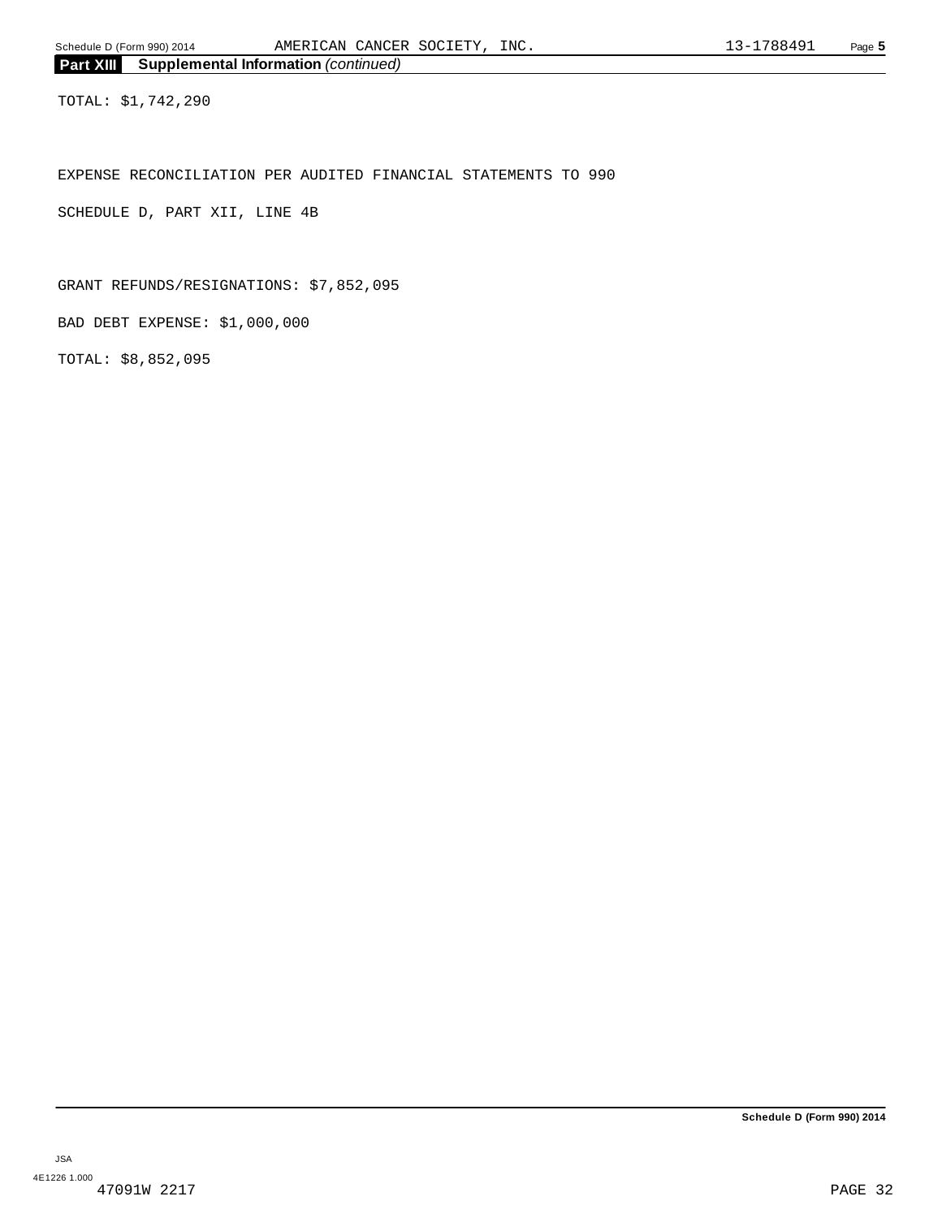## Part XIII Supplemental Information *(continued)*

TOTAL: $1,742,290

EXPENSE RECONCILIATION PER AUDITED FINANCIAL STATEMENTS TO 990

SCHEDULE D, PART XII, LINE 4B

GRANT REFUNDS/RESIGNATIONS: $7,852,095

BAD DEBT EXPENSE: $1,000,000

TOTAL: $8,852,095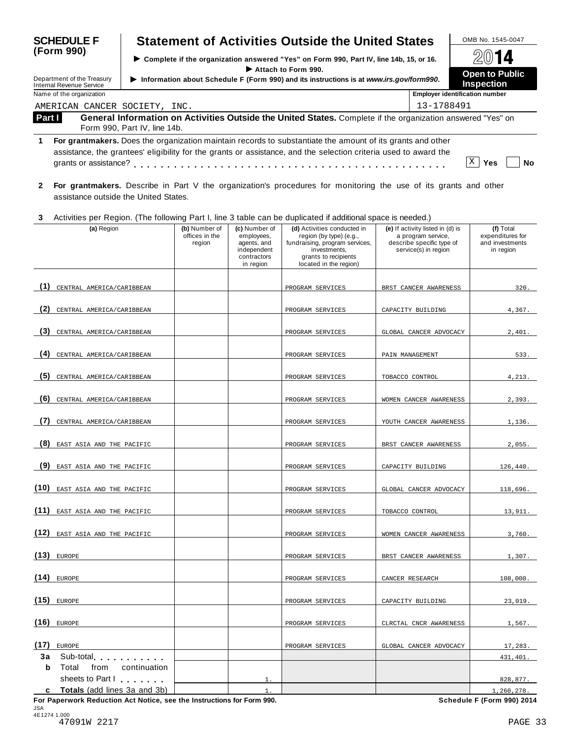**SCHEDULE F (Form 990)**

Department of the Treasury
Internal Revenue Service

# Statement of Activities Outside the United States

► Complete if the organization answered "Yes" on Form 990, Part IV, line 14b, 15, or 16.
► Attach to Form 990.
► Information about Schedule F (Form 990) and its instructions is at *www.irs.gov/form990*.

OMB No. 1545-0047
**2014**
**Open to Public Inspection**

Name of the organization: AMERICAN CANCER SOCIETY, INC.
Employer identification number: 13-1788491

**Part I** **General Information on Activities Outside the United States.** Complete if the organization answered "Yes" on Form 990, Part IV, line 14b.

**1** **For grantmakers.** Does the organization maintain records to substantiate the amount of its grants and other assistance, the grantees' eligibility for the grants or assistance, and the selection criteria used to award the grants or assistance? [X] **Yes** [ ] **No**

**2** **For grantmakers.** Describe in Part V the organization's procedures for monitoring the use of its grants and other assistance outside the United States.

**3** Activities per Region. (The following Part I, line 3 table can be duplicated if additional space is needed.)

| | (a) Region | (b) Number of offices in the region | (c) Number of employees, agents, and independent contractors in region | (d) Activities conducted in region (by type) (e.g., fundraising, program services, investments, grants to recipients located in the region) | (e) If activity listed in (d) is a program service, describe specific type of service(s) in region | (f) Total expenditures for and investments in region |
|---|---|---|---|---|---|---|
| (1) | CENTRAL AMERICA/CARIBBEAN | | | PROGRAM SERVICES | BRST CANCER AWARENESS | 320. |
| (2) | CENTRAL AMERICA/CARIBBEAN | | | PROGRAM SERVICES | CAPACITY BUILDING | 4,367. |
| (3) | CENTRAL AMERICA/CARIBBEAN | | | PROGRAM SERVICES | GLOBAL CANCER ADVOCACY | 2,401. |
| (4) | CENTRAL AMERICA/CARIBBEAN | | | PROGRAM SERVICES | PAIN MANAGEMENT | 533. |
| (5) | CENTRAL AMERICA/CARIBBEAN | | | PROGRAM SERVICES | TOBACCO CONTROL | 4,213. |
| (6) | CENTRAL AMERICA/CARIBBEAN | | | PROGRAM SERVICES | WOMEN CANCER AWARENESS | 2,393. |
| (7) | CENTRAL AMERICA/CARIBBEAN | | | PROGRAM SERVICES | YOUTH CANCER AWARENESS | 1,136. |
| (8) | EAST ASIA AND THE PACIFIC | | | PROGRAM SERVICES | BRST CANCER AWARENESS | 2,055. |
| (9) | EAST ASIA AND THE PACIFIC | | | PROGRAM SERVICES | CAPACITY BUILDING | 126,440. |
| (10) | EAST ASIA AND THE PACIFIC | | | PROGRAM SERVICES | GLOBAL CANCER ADVOCACY | 118,696. |
| (11) | EAST ASIA AND THE PACIFIC | | | PROGRAM SERVICES | TOBACCO CONTROL | 13,911. |
| (12) | EAST ASIA AND THE PACIFIC | | | PROGRAM SERVICES | WOMEN CANCER AWARENESS | 3,760. |
| (13) | EUROPE | | | PROGRAM SERVICES | BRST CANCER AWARENESS | 1,307. |
| (14) | EUROPE | | | PROGRAM SERVICES | CANCER RESEARCH | 108,000. |
| (15) | EUROPE | | | PROGRAM SERVICES | CAPACITY BUILDING | 23,019. |
| (16) | EUROPE | | | PROGRAM SERVICES | CLRCTAL CNCR AWARENESS | 1,567. |
| (17) | EUROPE | | | PROGRAM SERVICES | GLOBAL CANCER ADVOCACY | 17,283. |
| 3a | Sub-total | | | | | 431,401. |
| b | Total from continuation sheets to Part I | | 1. | | | 828,877. |
| c | **Totals** (add lines 3a and 3b) | | 1. | | | 1,260,278. |

**For Paperwork Reduction Act Notice, see the Instructions for Form 990.** **Schedule F (Form 990) 2014**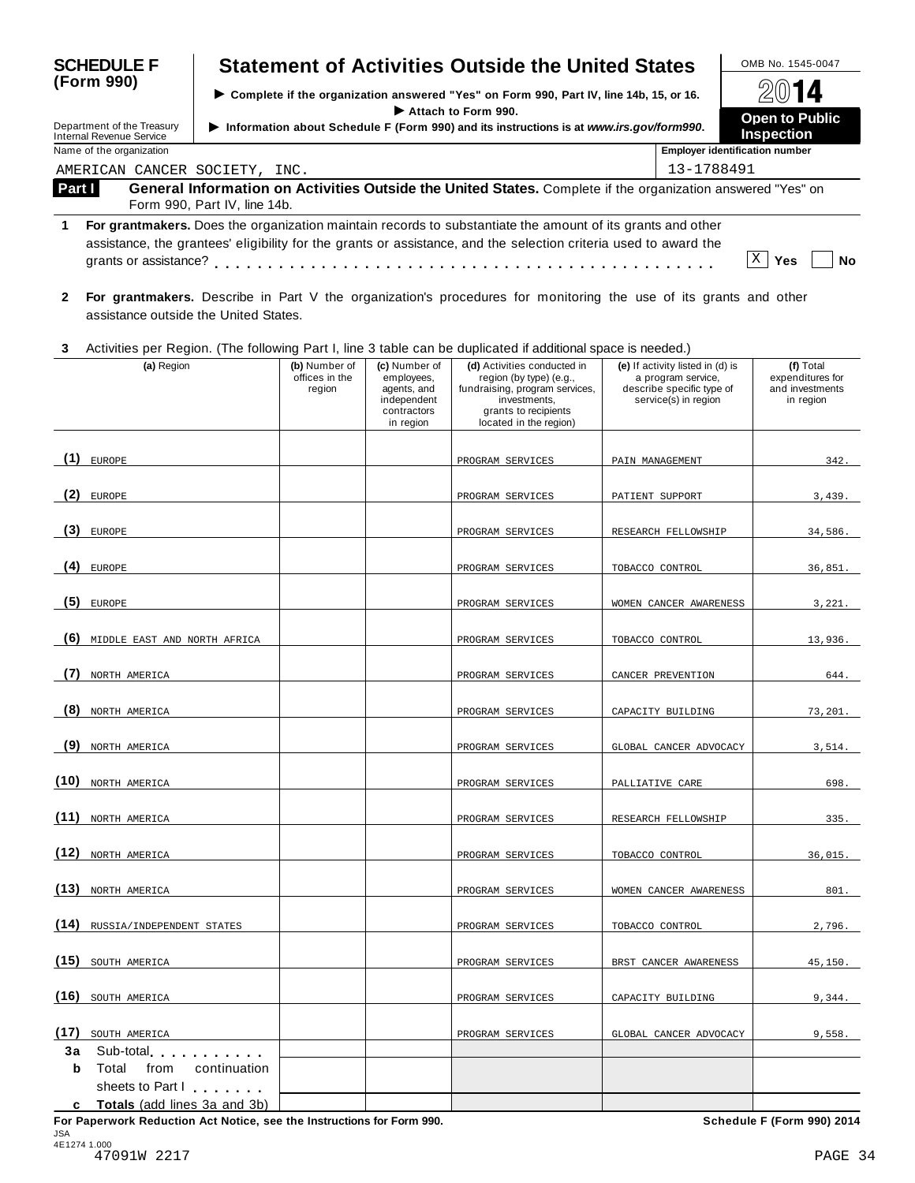**SCHEDULE F (Form 990)**

# Statement of Activities Outside the United States

▶ Complete if the organization answered "Yes" on Form 990, Part IV, line 14b, 15, or 16.

▶ Attach to Form 990.

▶ Information about Schedule F (Form 990) and its instructions is at *www.irs.gov/form990*.

Department of the Treasury Internal Revenue Service

OMB No. 1545-0047

**2014**

**Open to Public Inspection**

Name of the organization: AMERICAN CANCER SOCIETY, INC.

Employer identification number: 13-1788491

**Part I** **General Information on Activities Outside the United States.** Complete if the organization answered "Yes" on Form 990, Part IV, line 14b.

**1** **For grantmakers.** Does the organization maintain records to substantiate the amount of its grants and other assistance, the grantees' eligibility for the grants or assistance, and the selection criteria used to award the grants or assistance? . . . . . . . . . . [X] **Yes** [ ] **No**

**2** **For grantmakers.** Describe in Part V the organization's procedures for monitoring the use of its grants and other assistance outside the United States.

**3** Activities per Region. (The following Part I, line 3 table can be duplicated if additional space is needed.)

| | (a) Region | (b) Number of offices in the region | (c) Number of employees, agents, and independent contractors in region | (d) Activities conducted in region (by type) (e.g., fundraising, program services, investments, grants to recipients located in the region) | (e) If activity listed in (d) is a program service, describe specific type of service(s) in region | (f) Total expenditures for and investments in region |
|---|---|---|---|---|---|---|
| (1) | EUROPE | | | PROGRAM SERVICES | PAIN MANAGEMENT | 342. |
| (2) | EUROPE | | | PROGRAM SERVICES | PATIENT SUPPORT | 3,439. |
| (3) | EUROPE | | | PROGRAM SERVICES | RESEARCH FELLOWSHIP | 34,586. |
| (4) | EUROPE | | | PROGRAM SERVICES | TOBACCO CONTROL | 36,851. |
| (5) | EUROPE | | | PROGRAM SERVICES | WOMEN CANCER AWARENESS | 3,221. |
| (6) | MIDDLE EAST AND NORTH AFRICA | | | PROGRAM SERVICES | TOBACCO CONTROL | 13,936. |
| (7) | NORTH AMERICA | | | PROGRAM SERVICES | CANCER PREVENTION | 644. |
| (8) | NORTH AMERICA | | | PROGRAM SERVICES | CAPACITY BUILDING | 73,201. |
| (9) | NORTH AMERICA | | | PROGRAM SERVICES | GLOBAL CANCER ADVOCACY | 3,514. |
| (10) | NORTH AMERICA | | | PROGRAM SERVICES | PALLIATIVE CARE | 698. |
| (11) | NORTH AMERICA | | | PROGRAM SERVICES | RESEARCH FELLOWSHIP | 335. |
| (12) | NORTH AMERICA | | | PROGRAM SERVICES | TOBACCO CONTROL | 36,015. |
| (13) | NORTH AMERICA | | | PROGRAM SERVICES | WOMEN CANCER AWARENESS | 801. |
| (14) | RUSSIA/INDEPENDENT STATES | | | PROGRAM SERVICES | TOBACCO CONTROL | 2,796. |
| (15) | SOUTH AMERICA | | | PROGRAM SERVICES | BRST CANCER AWARENESS | 45,150. |
| (16) | SOUTH AMERICA | | | PROGRAM SERVICES | CAPACITY BUILDING | 9,344. |
| (17) | SOUTH AMERICA | | | PROGRAM SERVICES | GLOBAL CANCER ADVOCACY | 9,558. |
| 3a | Sub-total . . . . . . . . . . | | | | | |
| b | Total from continuation sheets to Part I . . . . . . . | | | | | |
| c | **Totals** (add lines 3a and 3b) | | | | | |

**For Paperwork Reduction Act Notice, see the Instructions for Form 990.** **Schedule F (Form 990) 2014**

JSA 4E1274 1.000

47091W 2217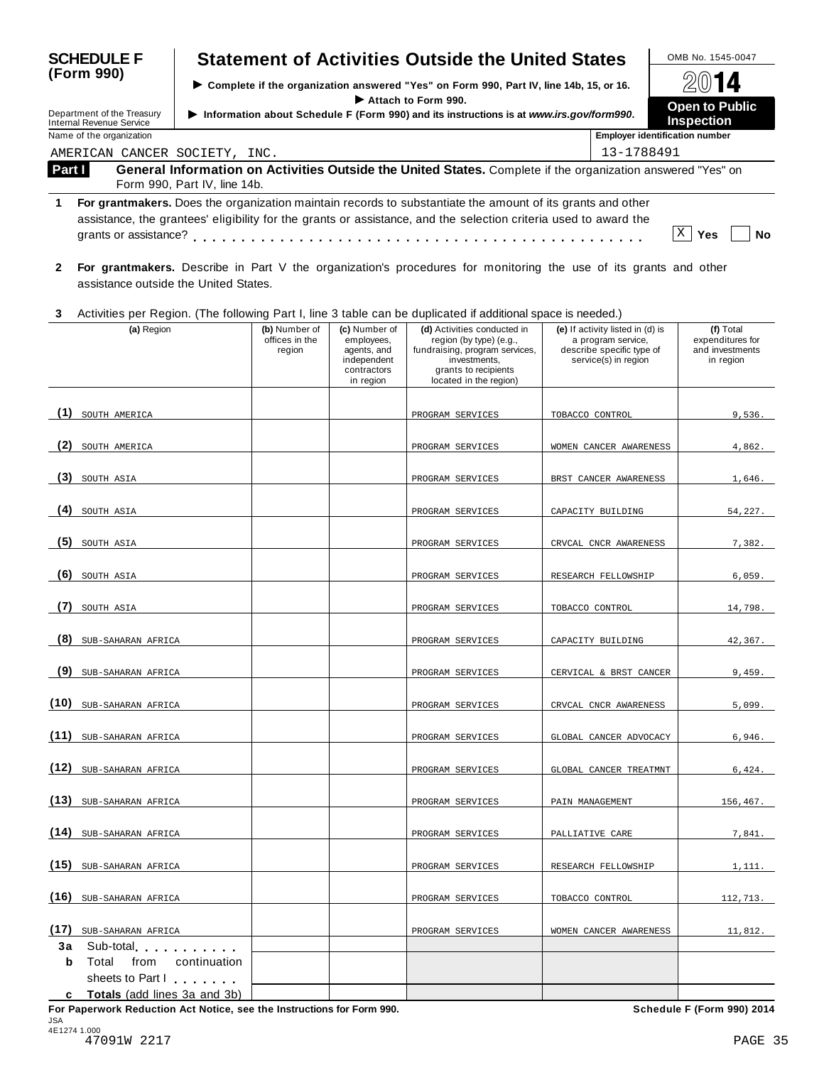# SCHEDULE F (Form 990)

## Statement of Activities Outside the United States

▶ Complete if the organization answered "Yes" on Form 990, Part IV, line 14b, 15, or 16.
▶ Attach to Form 990.
▶ Information about Schedule F (Form 990) and its instructions is at *www.irs.gov/form990*.

OMB No. 1545-0047

2014

**Open to Public Inspection**

Department of the Treasury
Internal Revenue Service

Name of the organization: AMERICAN CANCER SOCIETY, INC.

Employer identification number: 13-1788491

**Part I** **General Information on Activities Outside the United States.** Complete if the organization answered "Yes" on Form 990, Part IV, line 14b.

**1** **For grantmakers.** Does the organization maintain records to substantiate the amount of its grants and other assistance, the grantees' eligibility for the grants or assistance, and the selection criteria used to award the grants or assistance? . . . . . . . . . . . . . . . . . . . . . . . . . . . . . . . . . . . [X] **Yes** [ ] **No**

**2** **For grantmakers.** Describe in Part V the organization's procedures for monitoring the use of its grants and other assistance outside the United States.

**3** Activities per Region. (The following Part I, line 3 table can be duplicated if additional space is needed.)

| | (a) Region | (b) Number of offices in the region | (c) Number of employees, agents, and independent contractors in region | (d) Activities conducted in region (by type) (e.g., fundraising, program services, investments, grants to recipients located in the region) | (e) If activity listed in (d) is a program service, describe specific type of service(s) in region | (f) Total expenditures for and investments in region |
|---|---|---|---|---|---|---|
| (1) | SOUTH AMERICA | | | PROGRAM SERVICES | TOBACCO CONTROL | 9,536. |
| (2) | SOUTH AMERICA | | | PROGRAM SERVICES | WOMEN CANCER AWARENESS | 4,862. |
| (3) | SOUTH ASIA | | | PROGRAM SERVICES | BRST CANCER AWARENESS | 1,646. |
| (4) | SOUTH ASIA | | | PROGRAM SERVICES | CAPACITY BUILDING | 54,227. |
| (5) | SOUTH ASIA | | | PROGRAM SERVICES | CRVCAL CNCR AWARENESS | 7,382. |
| (6) | SOUTH ASIA | | | PROGRAM SERVICES | RESEARCH FELLOWSHIP | 6,059. |
| (7) | SOUTH ASIA | | | PROGRAM SERVICES | TOBACCO CONTROL | 14,798. |
| (8) | SUB-SAHARAN AFRICA | | | PROGRAM SERVICES | CAPACITY BUILDING | 42,367. |
| (9) | SUB-SAHARAN AFRICA | | | PROGRAM SERVICES | CERVICAL & BRST CANCER | 9,459. |
| (10) | SUB-SAHARAN AFRICA | | | PROGRAM SERVICES | CRVCAL CNCR AWARENESS | 5,099. |
| (11) | SUB-SAHARAN AFRICA | | | PROGRAM SERVICES | GLOBAL CANCER ADVOCACY | 6,946. |
| (12) | SUB-SAHARAN AFRICA | | | PROGRAM SERVICES | GLOBAL CANCER TREATMNT | 6,424. |
| (13) | SUB-SAHARAN AFRICA | | | PROGRAM SERVICES | PAIN MANAGEMENT | 156,467. |
| (14) | SUB-SAHARAN AFRICA | | | PROGRAM SERVICES | PALLIATIVE CARE | 7,841. |
| (15) | SUB-SAHARAN AFRICA | | | PROGRAM SERVICES | RESEARCH FELLOWSHIP | 1,111. |
| (16) | SUB-SAHARAN AFRICA | | | PROGRAM SERVICES | TOBACCO CONTROL | 112,713. |
| (17) | SUB-SAHARAN AFRICA | | | PROGRAM SERVICES | WOMEN CANCER AWARENESS | 11,812. |
| 3a | Sub-total . . . . . . . . . . | | | | | |
| b | Total from continuation sheets to Part I . . . . . . . | | | | | |
| c | **Totals** (add lines 3a and 3b) | | | | | |

**For Paperwork Reduction Act Notice, see the Instructions for Form 990.** **Schedule F (Form 990) 2014**

JSA
4E1274 1.000
47091W 2217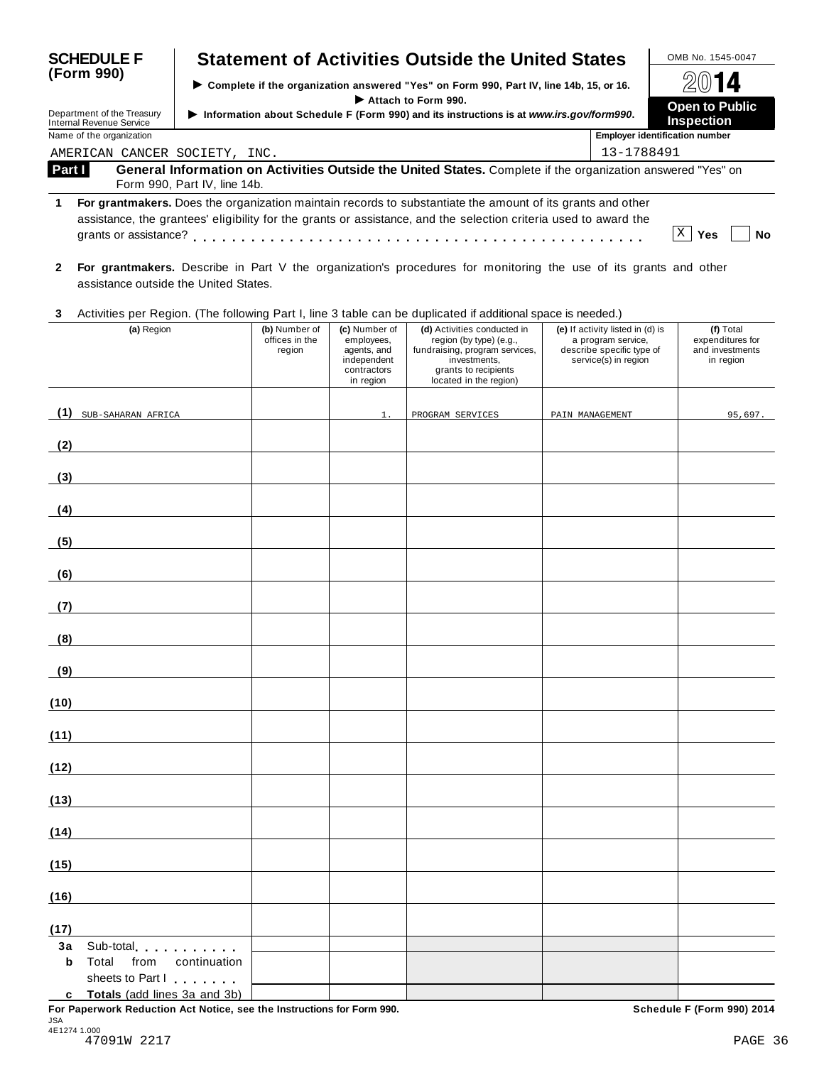**SCHEDULE F (Form 990)**

Department of the Treasury
Internal Revenue Service

# Statement of Activities Outside the United States

▶ Complete if the organization answered "Yes" on Form 990, Part IV, line 14b, 15, or 16.
▶ Attach to Form 990.
▶ Information about Schedule F (Form 990) and its instructions is at *www.irs.gov/form990*.

OMB No. 1545-0047

**2014**

**Open to Public Inspection**

Name of the organization: AMERICAN CANCER SOCIETY, INC.

Employer identification number: 13-1788491

## Part I General Information on Activities Outside the United States.

Complete if the organization answered "Yes" on Form 990, Part IV, line 14b.

**1** **For grantmakers.** Does the organization maintain records to substantiate the amount of its grants and other assistance, the grantees' eligibility for the grants or assistance, and the selection criteria used to award the grants or assistance? . . . . . . . . . . . . . . . . . . . . . . . . . . . . . . . . . [X] **Yes** [ ] **No**

**2** **For grantmakers.** Describe in Part V the organization's procedures for monitoring the use of its grants and other assistance outside the United States.

**3** Activities per Region. (The following Part I, line 3 table can be duplicated if additional space is needed.)

| | (a) Region | (b) Number of offices in the region | (c) Number of employees, agents, and independent contractors in region | (d) Activities conducted in region (by type) (e.g., fundraising, program services, investments, grants to recipients located in the region) | (e) If activity listed in (d) is a program service, describe specific type of service(s) in region | (f) Total expenditures for and investments in region |
|---|---|---|---|---|---|---|
| (1) | SUB-SAHARAN AFRICA | | 1. | PROGRAM SERVICES | PAIN MANAGEMENT | 95,697. |
| (2) | | | | | | |
| (3) | | | | | | |
| (4) | | | | | | |
| (5) | | | | | | |
| (6) | | | | | | |
| (7) | | | | | | |
| (8) | | | | | | |
| (9) | | | | | | |
| (10) | | | | | | |
| (11) | | | | | | |
| (12) | | | | | | |
| (13) | | | | | | |
| (14) | | | | | | |
| (15) | | | | | | |
| (16) | | | | | | |
| (17) | | | | | | |
| 3a | Sub-total . . . . . . . . . . | | | | | |
| b | Total from continuation sheets to Part I . . . . . . . | | | | | |
| c | **Totals** (add lines 3a and 3b) | | | | | |

**For Paperwork Reduction Act Notice, see the Instructions for Form 990.** **Schedule F (Form 990) 2014**

JSA
4E1274 1.000
47091W 2217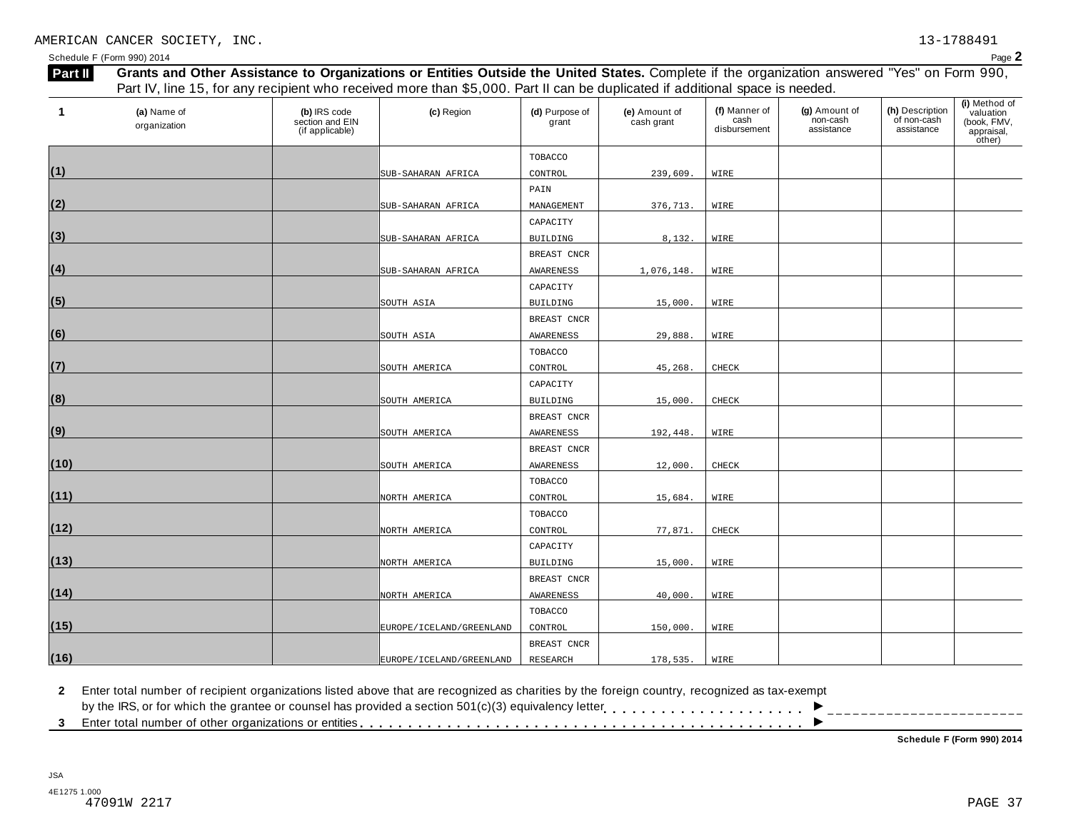AMERICAN CANCER SOCIETY, INC. 13-1788491

Schedule F (Form 990) 2014

## Part II Grants and Other Assistance to Organizations or Entities Outside the United States.

Complete if the organization answered "Yes" on Form 990, Part IV, line 15, for any recipient who received more than $5,000. Part II can be duplicated if additional space is needed.

| 1 | (a) Name of organization | (b) IRS code section and EIN (if applicable) | (c) Region | (d) Purpose of grant | (e) Amount of cash grant | (f) Manner of cash disbursement | (g) Amount of non-cash assistance | (h) Description of non-cash assistance | (i) Method of valuation (book, FMV, appraisal, other) |
|---|---|---|---|---|---|---|---|---|---|
| (1) | | | SUB-SAHARAN AFRICA | TOBACCO CONTROL | 239,609. | WIRE | | | |
| (2) | | | SUB-SAHARAN AFRICA | PAIN MANAGEMENT | 376,713. | WIRE | | | |
| (3) | | | SUB-SAHARAN AFRICA | CAPACITY BUILDING | 8,132. | WIRE | | | |
| (4) | | | SUB-SAHARAN AFRICA | BREAST CNCR AWARENESS | 1,076,148. | WIRE | | | |
| (5) | | | SOUTH ASIA | CAPACITY BUILDING | 15,000. | WIRE | | | |
| (6) | | | SOUTH ASIA | BREAST CNCR AWARENESS | 29,888. | WIRE | | | |
| (7) | | | SOUTH AMERICA | TOBACCO CONTROL | 45,268. | CHECK | | | |
| (8) | | | SOUTH AMERICA | CAPACITY BUILDING | 15,000. | CHECK | | | |
| (9) | | | SOUTH AMERICA | BREAST CNCR AWARENESS | 192,448. | WIRE | | | |
| (10) | | | SOUTH AMERICA | BREAST CNCR AWARENESS | 12,000. | CHECK | | | |
| (11) | | | NORTH AMERICA | TOBACCO CONTROL | 15,684. | WIRE | | | |
| (12) | | | NORTH AMERICA | TOBACCO CONTROL | 77,871. | CHECK | | | |
| (13) | | | NORTH AMERICA | CAPACITY BUILDING | 15,000. | WIRE | | | |
| (14) | | | NORTH AMERICA | BREAST CNCR AWARENESS | 40,000. | WIRE | | | |
| (15) | | | EUROPE/ICELAND/GREENLAND | TOBACCO CONTROL | 150,000. | WIRE | | | |
| (16) | | | EUROPE/ICELAND/GREENLAND | BREAST CNCR RESEARCH | 178,535. | WIRE | | | |

**2** Enter total number of recipient organizations listed above that are recognized as charities by the foreign country, recognized as tax-exempt by the IRS, or for which the grantee or counsel has provided a section 501(c)(3) equivalency letter . . . . . . . . . . . . . . . . . . . . . ►

**3** Enter total number of other organizations or entities . . . . . . . . . . . . . . . . . . . . . . . . . . . . . . . . . . . . . . . . . . ►

**Schedule F (Form 990) 2014**

JSA
4E1275 1.000
47091W 2217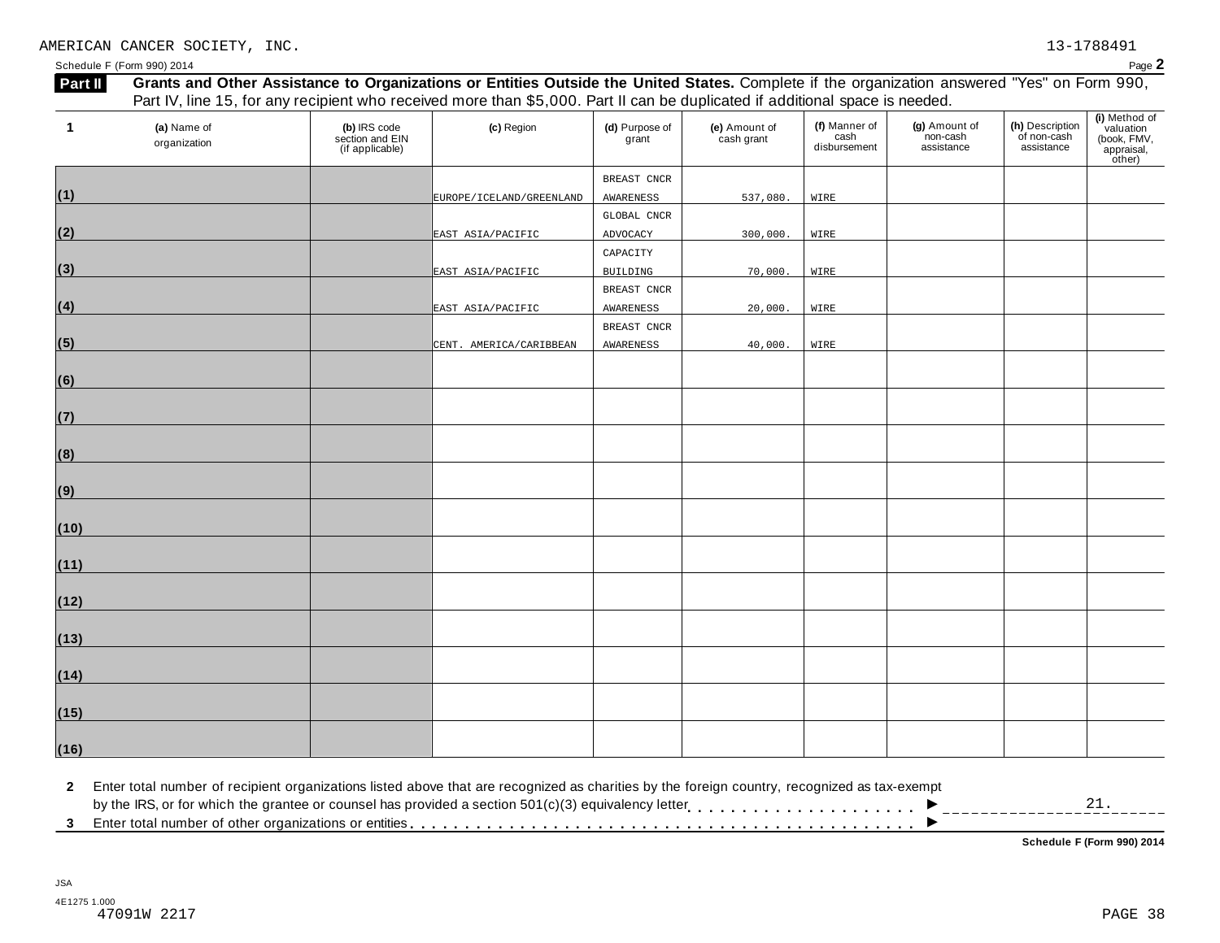AMERICAN CANCER SOCIETY, INC. 13-1788491

Schedule F (Form 990) 2014 Page **2**

**Part II** **Grants and Other Assistance to Organizations or Entities Outside the United States.** Complete if the organization answered "Yes" on Form 990, Part IV, line 15, for any recipient who received more than $5,000. Part II can be duplicated if additional space is needed.

| 1 | (a) Name of organization | (b) IRS code section and EIN (if applicable) | (c) Region | (d) Purpose of grant | (e) Amount of cash grant | (f) Manner of cash disbursement | (g) Amount of non-cash assistance | (h) Description of non-cash assistance | (i) Method of valuation (book, FMV, appraisal, other) |
|---|---|---|---|---|---|---|---|---|---|
| (1) | | | EUROPE/ICELAND/GREENLAND | BREAST CNCR AWARENESS | 537,080. | WIRE | | | |
| (2) | | | EAST ASIA/PACIFIC | GLOBAL CNCR ADVOCACY | 300,000. | WIRE | | | |
| (3) | | | EAST ASIA/PACIFIC | CAPACITY BUILDING | 70,000. | WIRE | | | |
| (4) | | | EAST ASIA/PACIFIC | BREAST CNCR AWARENESS | 20,000. | WIRE | | | |
| (5) | | | CENT. AMERICA/CARIBBEAN | BREAST CNCR AWARENESS | 40,000. | WIRE | | | |
| (6) | | | | | | | | | |
| (7) | | | | | | | | | |
| (8) | | | | | | | | | |
| (9) | | | | | | | | | |
| (10) | | | | | | | | | |
| (11) | | | | | | | | | |
| (12) | | | | | | | | | |
| (13) | | | | | | | | | |
| (14) | | | | | | | | | |
| (15) | | | | | | | | | |
| (16) | | | | | | | | | |

**2** Enter total number of recipient organizations listed above that are recognized as charities by the foreign country, recognized as tax-exempt by the IRS, or for which the grantee or counsel has provided a section 501(c)(3) equivalency letter . . . . . . . . . . . . . . . . . . . . ► 21.

**3** Enter total number of other organizations or entities . . . . . . . . . . . . . . . . . . . . . . . . . . . . . . . . . . . . . . . . . . . . ►

**Schedule F (Form 990) 2014**

JSA
4E1275 1.000
47091W 2217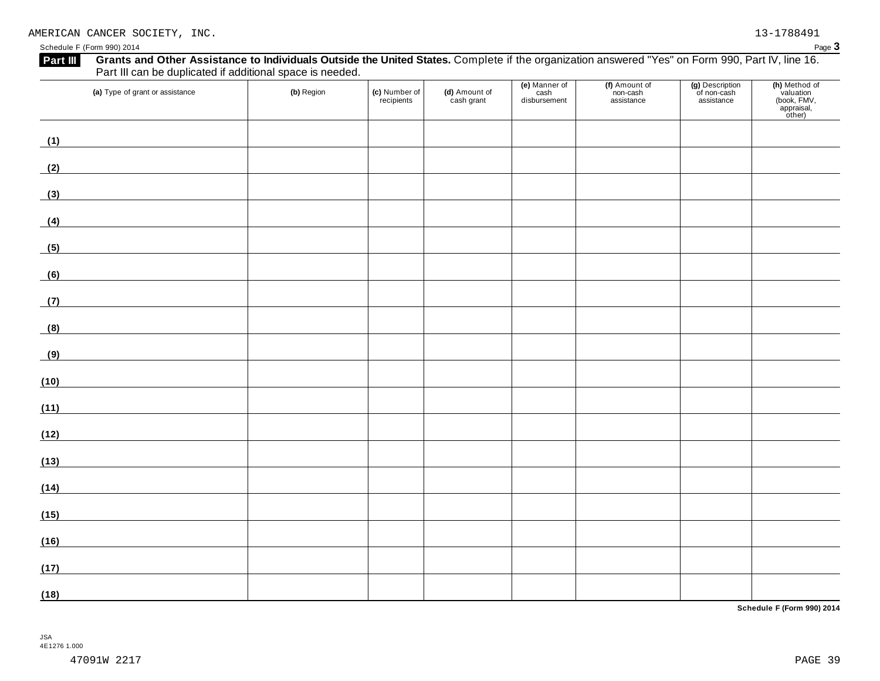AMERICAN CANCER SOCIETY, INC. 13-1788491

Schedule F (Form 990) 2014 Page **3**

## Part III Grants and Other Assistance to Individuals Outside the United States.

Complete if the organization answered "Yes" on Form 990, Part IV, line 16. Part III can be duplicated if additional space is needed.

| (a) Type of grant or assistance | (b) Region | (c) Number of recipients | (d) Amount of cash grant | (e) Manner of cash disbursement | (f) Amount of non-cash assistance | (g) Description of non-cash assistance | (h) Method of valuation (book, FMV, appraisal, other) |
|---|---|---|---|---|---|---|---|
| (1) | | | | | | | |
| (2) | | | | | | | |
| (3) | | | | | | | |
| (4) | | | | | | | |
| (5) | | | | | | | |
| (6) | | | | | | | |
| (7) | | | | | | | |
| (8) | | | | | | | |
| (9) | | | | | | | |
| (10) | | | | | | | |
| (11) | | | | | | | |
| (12) | | | | | | | |
| (13) | | | | | | | |
| (14) | | | | | | | |
| (15) | | | | | | | |
| (16) | | | | | | | |
| (17) | | | | | | | |
| (18) | | | | | | | |

**Schedule F (Form 990) 2014**

JSA
4E1276 1.000

47091W 2217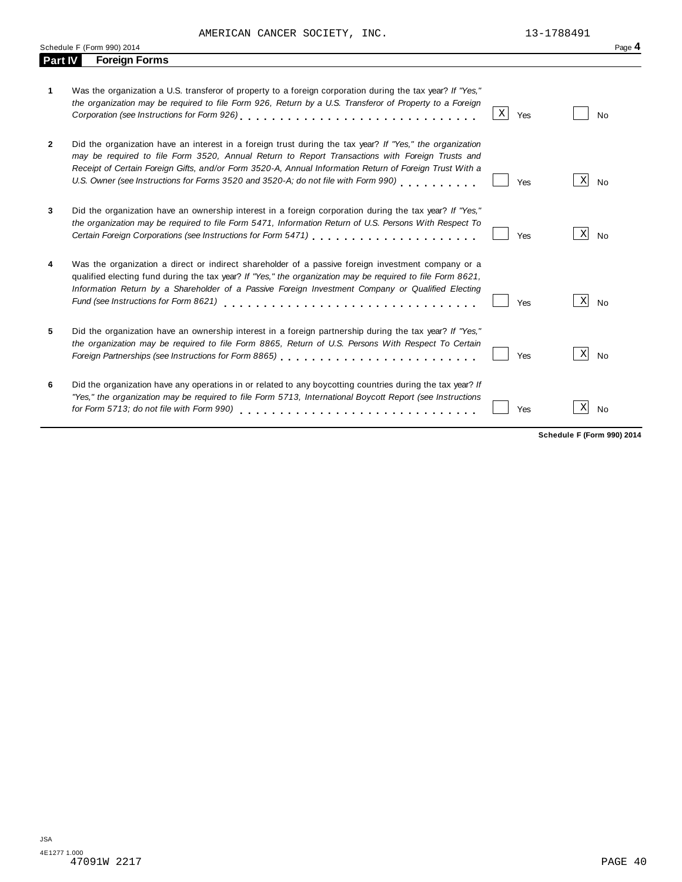AMERICAN CANCER SOCIETY, INC. 13-1788491

Schedule F (Form 990) 2014

## Part IV Foreign Forms

| | | | |
|---|---|---|---|
| **1** | Was the organization a U.S. transferor of property to a foreign corporation during the tax year? *If "Yes," the organization may be required to file Form 926, Return by a U.S. Transferor of Property to a Foreign Corporation (see Instructions for Form 926)* | [X] Yes | [ ] No |
| **2** | Did the organization have an interest in a foreign trust during the tax year? *If "Yes," the organization may be required to file Form 3520, Annual Return to Report Transactions with Foreign Trusts and Receipt of Certain Foreign Gifts, and/or Form 3520-A, Annual Information Return of Foreign Trust With a U.S. Owner (see Instructions for Forms 3520 and 3520-A; do not file with Form 990)* | [ ] Yes | [X] No |
| **3** | Did the organization have an ownership interest in a foreign corporation during the tax year? *If "Yes," the organization may be required to file Form 5471, Information Return of U.S. Persons With Respect To Certain Foreign Corporations (see Instructions for Form 5471)* | [ ] Yes | [X] No |
| **4** | Was the organization a direct or indirect shareholder of a passive foreign investment company or a qualified electing fund during the tax year? *If "Yes," the organization may be required to file Form 8621, Information Return by a Shareholder of a Passive Foreign Investment Company or Qualified Electing Fund (see Instructions for Form 8621)* | [ ] Yes | [X] No |
| **5** | Did the organization have an ownership interest in a foreign partnership during the tax year? *If "Yes," the organization may be required to file Form 8865, Return of U.S. Persons With Respect To Certain Foreign Partnerships (see Instructions for Form 8865)* | [ ] Yes | [X] No |
| **6** | Did the organization have any operations in or related to any boycotting countries during the tax year? *If "Yes," the organization may be required to file Form 5713, International Boycott Report (see Instructions for Form 5713; do not file with Form 990)* | [ ] Yes | [X] No |

**Schedule F (Form 990) 2014**

JSA
4E1277 1.000
47091W 2217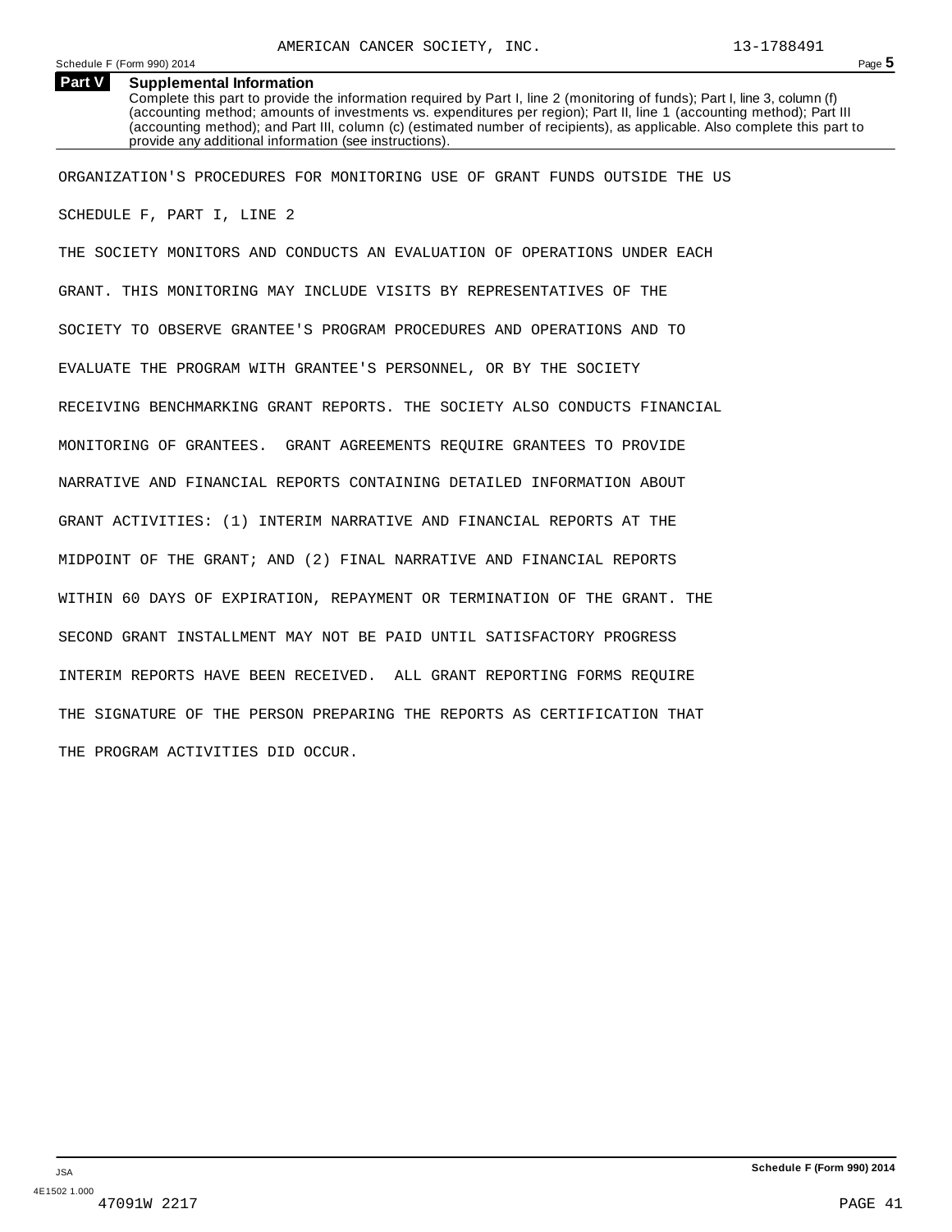AMERICAN CANCER SOCIETY, INC. 13-1788491

Schedule F (Form 990) 2014

## Part V Supplemental Information

Complete this part to provide the information required by Part I, line 2 (monitoring of funds); Part I, line 3, column (f) (accounting method; amounts of investments vs. expenditures per region); Part II, line 1 (accounting method); Part III (accounting method); and Part III, column (c) (estimated number of recipients), as applicable. Also complete this part to provide any additional information (see instructions).

ORGANIZATION'S PROCEDURES FOR MONITORING USE OF GRANT FUNDS OUTSIDE THE US

SCHEDULE F, PART I, LINE 2

THE SOCIETY MONITORS AND CONDUCTS AN EVALUATION OF OPERATIONS UNDER EACH GRANT. THIS MONITORING MAY INCLUDE VISITS BY REPRESENTATIVES OF THE SOCIETY TO OBSERVE GRANTEE'S PROGRAM PROCEDURES AND OPERATIONS AND TO EVALUATE THE PROGRAM WITH GRANTEE'S PERSONNEL, OR BY THE SOCIETY RECEIVING BENCHMARKING GRANT REPORTS. THE SOCIETY ALSO CONDUCTS FINANCIAL MONITORING OF GRANTEES. GRANT AGREEMENTS REQUIRE GRANTEES TO PROVIDE NARRATIVE AND FINANCIAL REPORTS CONTAINING DETAILED INFORMATION ABOUT GRANT ACTIVITIES: (1) INTERIM NARRATIVE AND FINANCIAL REPORTS AT THE MIDPOINT OF THE GRANT; AND (2) FINAL NARRATIVE AND FINANCIAL REPORTS WITHIN 60 DAYS OF EXPIRATION, REPAYMENT OR TERMINATION OF THE GRANT. THE SECOND GRANT INSTALLMENT MAY NOT BE PAID UNTIL SATISFACTORY PROGRESS INTERIM REPORTS HAVE BEEN RECEIVED. ALL GRANT REPORTING FORMS REQUIRE THE SIGNATURE OF THE PERSON PREPARING THE REPORTS AS CERTIFICATION THAT THE PROGRAM ACTIVITIES DID OCCUR.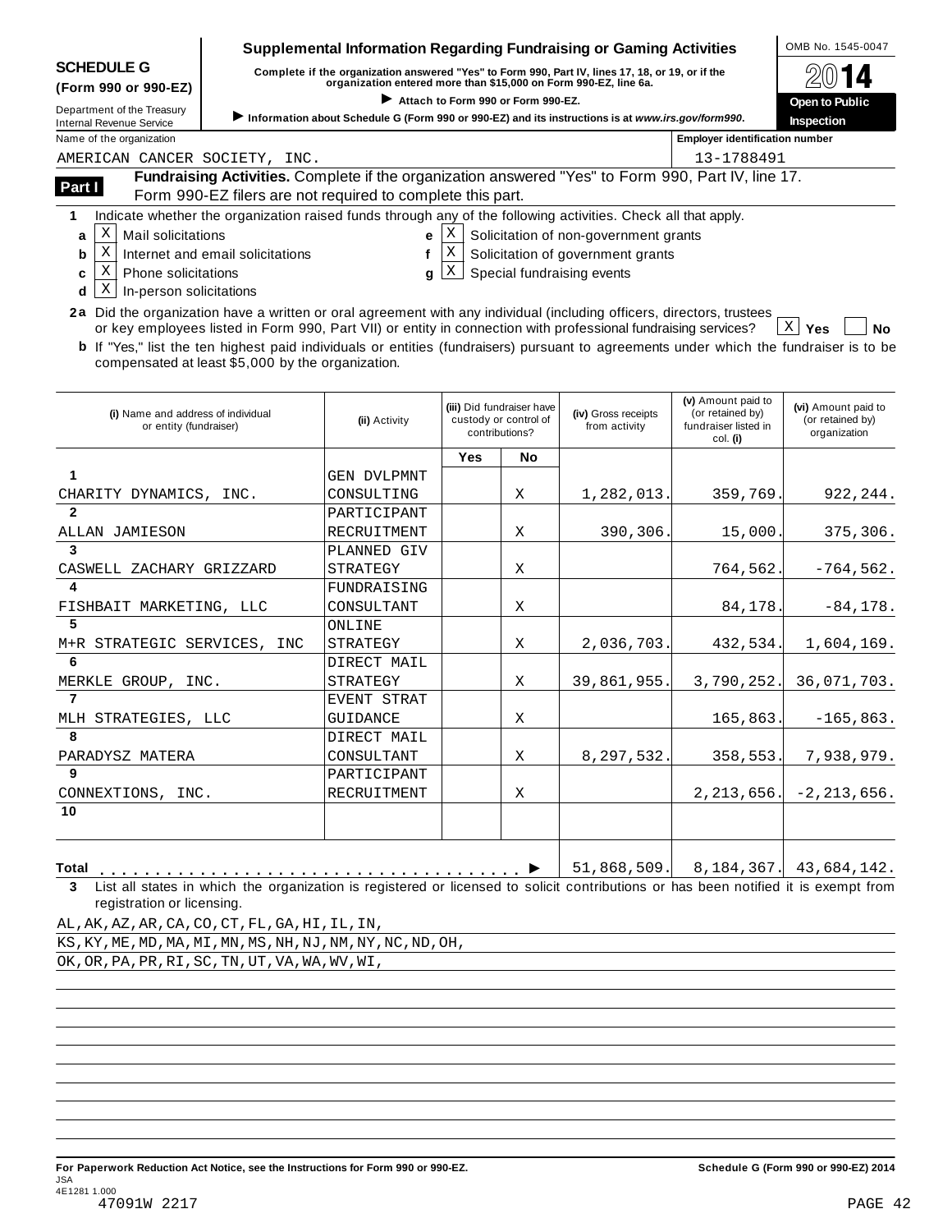**SCHEDULE G (Form 990 or 990-EZ)**

Department of the Treasury
Internal Revenue Service

# Supplemental Information Regarding Fundraising or Gaming Activities

**Complete if the organization answered "Yes" to Form 990, Part IV, lines 17, 18, or 19, or if the organization entered more than $15,000 on Form 990-EZ, line 6a.**

▶ Attach to Form 990 or Form 990-EZ.

▶ Information about Schedule G (Form 990 or 990-EZ) and its instructions is at www.irs.gov/form990.

OMB No. 1545-0047

**2014**

**Open to Public Inspection**

Name of the organization: AMERICAN CANCER SOCIETY, INC.

Employer identification number: 13-1788491

## Part I Fundraising Activities. Complete if the organization answered "Yes" to Form 990, Part IV, line 17. Form 990-EZ filers are not required to complete this part.

1 Indicate whether the organization raised funds through any of the following activities. Check all that apply.

- a [X] Mail solicitations
- b [X] Internet and email solicitations
- c [X] Phone solicitations
- d [X] In-person solicitations
- e [X] Solicitation of non-government grants
- f [X] Solicitation of government grants
- g [X] Special fundraising events

2a Did the organization have a written or oral agreement with any individual (including officers, directors, trustees or key employees listed in Form 990, Part VII) or entity in connection with professional fundraising services? [X] Yes [ ] No

b If "Yes," list the ten highest paid individuals or entities (fundraisers) pursuant to agreements under which the fundraiser is to be compensated at least $5,000 by the organization.

| (i) Name and address of individual or entity (fundraiser) | (ii) Activity | (iii) Did fundraiser have custody or control of contributions? Yes | No | (iv) Gross receipts from activity | (v) Amount paid to (or retained by) fundraiser listed in col. (i) | (vi) Amount paid to (or retained by) organization |
|---|---|---|---|---|---|---|
| 1 CHARITY DYNAMICS, INC. | GEN DVLPMNT CONSULTING | | X | 1,282,013. | 359,769. | 922,244. |
| 2 ALLAN JAMIESON | PARTICIPANT RECRUITMENT | | X | 390,306. | 15,000. | 375,306. |
| 3 CASWELL ZACHARY GRIZZARD | PLANNED GIV STRATEGY | | X | | 764,562. | -764,562. |
| 4 FISHBAIT MARKETING, LLC | FUNDRAISING CONSULTANT | | X | | 84,178. | -84,178. |
| 5 M+R STRATEGIC SERVICES, INC | ONLINE STRATEGY | | X | 2,036,703. | 432,534. | 1,604,169. |
| 6 MERKLE GROUP, INC. | DIRECT MAIL STRATEGY | | X | 39,861,955. | 3,790,252. | 36,071,703. |
| 7 MLH STRATEGIES, LLC | EVENT STRAT GUIDANCE | | X | | 165,863. | -165,863. |
| 8 PARADYSZ MATERA | DIRECT MAIL CONSULTANT | | X | 8,297,532. | 358,553. | 7,938,979. |
| 9 CONNEXTIONS, INC. | PARTICIPANT RECRUITMENT | | X | | 2,213,656. | -2,213,656. |
| 10 | | | | | | |
| Total ▶ | | | | 51,868,509. | 8,184,367. | 43,684,142. |

3 List all states in which the organization is registered or licensed to solicit contributions or has been notified it is exempt from registration or licensing.

AL,AK,AZ,AR,CA,CO,CT,FL,GA,HI,IL,IN,
KS,KY,ME,MD,MA,MI,MN,MS,NH,NJ,NM,NY,NC,ND,OH,
OK,OR,PA,PR,RI,SC,TN,UT,VA,WA,WV,WI,

**For Paperwork Reduction Act Notice, see the Instructions for Form 990 or 990-EZ.** **Schedule G (Form 990 or 990-EZ) 2014**

JSA
4E1281 1.000
47091W 2217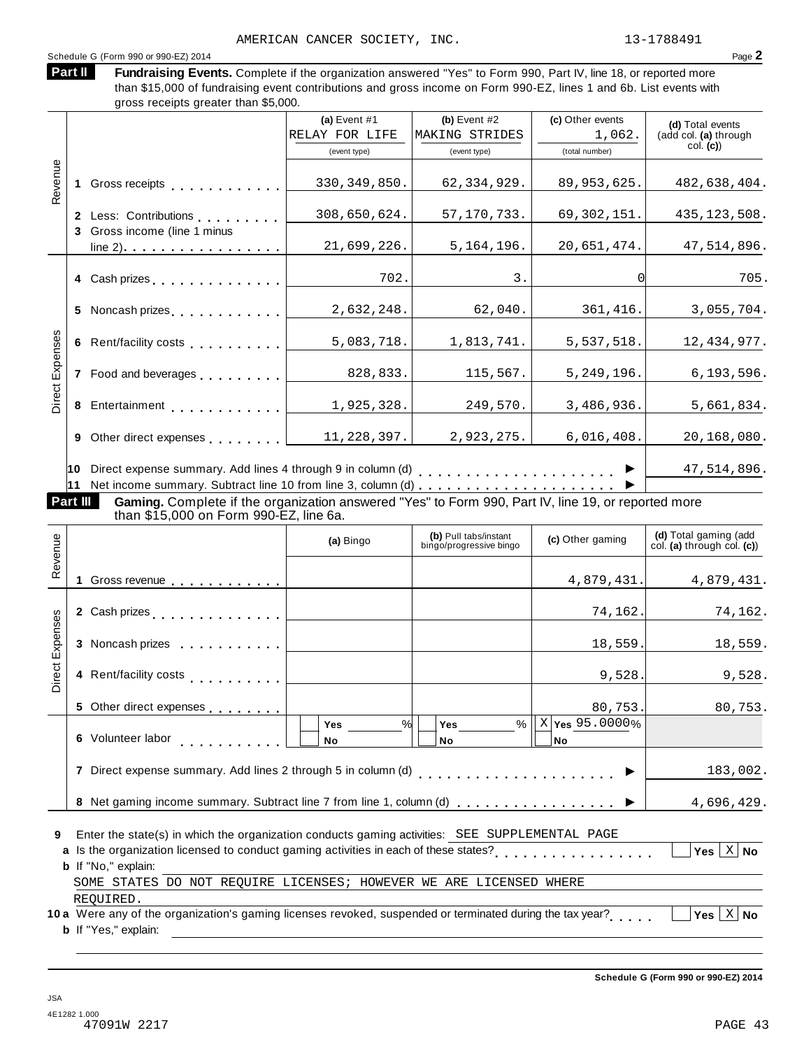AMERICAN CANCER SOCIETY, INC. 13-1788491

Schedule G (Form 990 or 990-EZ) 2014

## Part II Fundraising Events.

Complete if the organization answered "Yes" to Form 990, Part IV, line 18, or reported more than $15,000 of fundraising event contributions and gross income on Form 990-EZ, lines 1 and 6b. List events with gross receipts greater than $5,000.

| | | (a) Event #1 RELAY FOR LIFE (event type) | (b) Event #2 MAKING STRIDES (event type) | (c) Other events 1,062. (total number) | (d) Total events (add col. (a) through col. (c)) |
|---|---|---|---|---|---|
| Revenue | 1 Gross receipts | 330,349,850. | 62,334,929. | 89,953,625. | 482,638,404. |
| | 2 Less: Contributions | 308,650,624. | 57,170,733. | 69,302,151. | 435,123,508. |
| | 3 Gross income (line 1 minus line 2) | 21,699,226. | 5,164,196. | 20,651,474. | 47,514,896. |
| Direct Expenses | 4 Cash prizes | 702. | 3. | 0 | 705. |
| | 5 Noncash prizes | 2,632,248. | 62,040. | 361,416. | 3,055,704. |
| | 6 Rent/facility costs | 5,083,718. | 1,813,741. | 5,537,518. | 12,434,977. |
| | 7 Food and beverages | 828,833. | 115,567. | 5,249,196. | 6,193,596. |
| | 8 Entertainment | 1,925,328. | 249,570. | 3,486,936. | 5,661,834. |
| | 9 Other direct expenses | 11,228,397. | 2,923,275. | 6,016,408. | 20,168,080. |

10 Direct expense summary. Add lines 4 through 9 in column (d) ▶ 47,514,896.

11 Net income summary. Subtract line 10 from line 3, column (d) ▶

## Part III Gaming.

Complete if the organization answered "Yes" to Form 990, Part IV, line 19, or reported more than $15,000 on Form 990-EZ, line 6a.

| | | (a) Bingo | (b) Pull tabs/instant bingo/progressive bingo | (c) Other gaming | (d) Total gaming (add col. (a) through col. (c)) |
|---|---|---|---|---|---|
| Revenue | 1 Gross revenue | | | 4,879,431. | 4,879,431. |
| Direct Expenses | 2 Cash prizes | | | 74,162. | 74,162. |
| | 3 Noncash prizes | | | 18,559. | 18,559. |
| | 4 Rent/facility costs | | | 9,528. | 9,528. |
| | 5 Other direct expenses | | | 80,753. | 80,753. |
| | 6 Volunteer labor | ☐ Yes ___% ☐ No | ☐ Yes ___% ☐ No | ☒ Yes 95.0000% ☐ No | |

7 Direct expense summary. Add lines 2 through 5 in column (d) ▶ 183,002.

8 Net gaming income summary. Subtract line 7 from line 1, column (d) ▶ 4,696,429.

9 Enter the state(s) in which the organization conducts gaming activities: SEE SUPPLEMENTAL PAGE

a Is the organization licensed to conduct gaming activities in each of these states? ☐ Yes ☒ No

b If "No," explain:

SOME STATES DO NOT REQUIRE LICENSES; HOWEVER WE ARE LICENSED WHERE REQUIRED.

10a Were any of the organization's gaming licenses revoked, suspended or terminated during the tax year? ☐ Yes ☒ No

b If "Yes," explain:

Schedule G (Form 990 or 990-EZ) 2014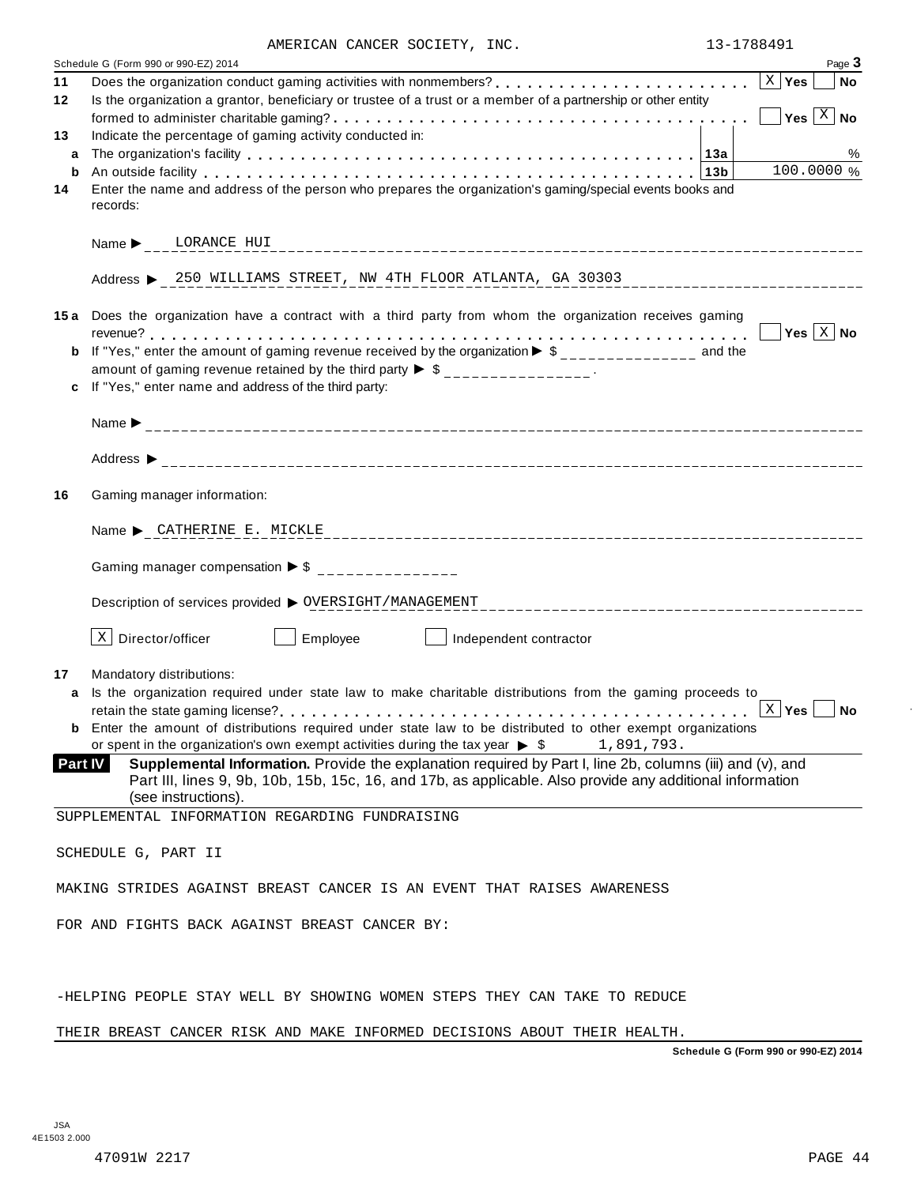AMERICAN CANCER SOCIETY, INC. 13-1788491

Schedule G (Form 990 or 990-EZ) 2014 Page **3**

**11** Does the organization conduct gaming activities with nonmembers? . . . . . . . . . . . . . . . . . . . . . . . . [X] **Yes** [ ] **No**

**12** Is the organization a grantor, beneficiary or trustee of a trust or a member of a partnership or other entity formed to administer charitable gaming? . . . . . . . . . . . . . . . . . . . . . . . . . . . . . . . . . . . . . [ ] **Yes** [X] **No**

**13** Indicate the percentage of gaming activity conducted in:

**a** The organization's facility . . . . . . . . . . . . . . . . . . . . . . . . . . . . . . . . . . . . . . . . **13a** %

**b** An outside facility . . . . . . . . . . . . . . . . . . . . . . . . . . . . . . . . . . . . . . . . . . . . . **13b** 100.0000 %

**14** Enter the name and address of the person who prepares the organization's gaming/special events books and records:

Name ▶ LORANCE HUI

Address ▶ 250 WILLIAMS STREET, NW 4TH FLOOR ATLANTA, GA 30303

**15a** Does the organization have a contract with a third party from whom the organization receives gaming revenue? . . . . . . . . . . . . . . . . . . . . . . . . . . . . . . . . . . . . . . . . . . . . . . . . . . . . [ ] **Yes** [X] **No**

**b** If "Yes," enter the amount of gaming revenue received by the organization ▶ $ _______________ and the amount of gaming revenue retained by the third party ▶ $ _______________ .

**c** If "Yes," enter name and address of the third party:

Name ▶

Address ▶

**16** Gaming manager information:

Name ▶ CATHERINE E. MICKLE

Gaming manager compensation ▶ $ _______________

Description of services provided ▶ OVERSIGHT/MANAGEMENT

[X] Director/officer [ ] Employee [ ] Independent contractor

**17** Mandatory distributions:

**a** Is the organization required under state law to make charitable distributions from the gaming proceeds to retain the state gaming license? . . . . . . . . . . . . . . . . . . . . . . . . . . . . . . . . . . . . . . . . . . [X] **Yes** [ ] **No**

**b** Enter the amount of distributions required under state law to be distributed to other exempt organizations or spent in the organization's own exempt activities during the tax year ▶ $ 1,891,793.

**Part IV** **Supplemental Information.** Provide the explanation required by Part I, line 2b, columns (iii) and (v), and Part III, lines 9, 9b, 10b, 15b, 15c, 16, and 17b, as applicable. Also provide any additional information (see instructions).

SUPPLEMENTAL INFORMATION REGARDING FUNDRAISING

SCHEDULE G, PART II

MAKING STRIDES AGAINST BREAST CANCER IS AN EVENT THAT RAISES AWARENESS

FOR AND FIGHTS BACK AGAINST BREAST CANCER BY:

-HELPING PEOPLE STAY WELL BY SHOWING WOMEN STEPS THEY CAN TAKE TO REDUCE

THEIR BREAST CANCER RISK AND MAKE INFORMED DECISIONS ABOUT THEIR HEALTH.

**Schedule G (Form 990 or 990-EZ) 2014**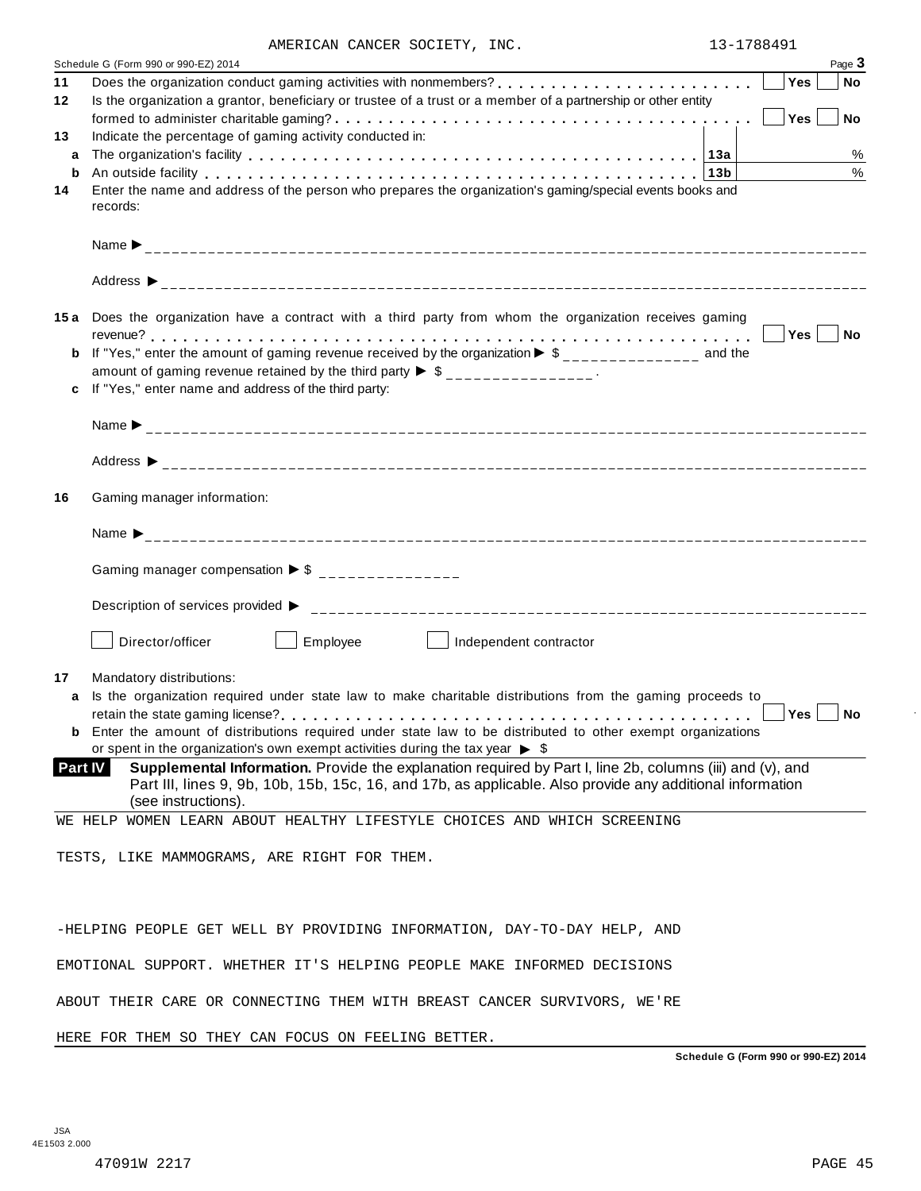AMERICAN CANCER SOCIETY, INC. 13-1788491

Schedule G (Form 990 or 990-EZ) 2014 Page **3**

**11** Does the organization conduct gaming activities with nonmembers? . . . . . . . . . . . . . . . . . . . . . . . . Yes No

**12** Is the organization a grantor, beneficiary or trustee of a trust or a member of a partnership or other entity formed to administer charitable gaming? . . . . . . . . . . . . . . . . . . . . . . . . . . . . . . . . . . . . . . . Yes No

**13** Indicate the percentage of gaming activity conducted in:

**a** The organization's facility . . . . . . . . . . . . . . . . . . . . . . . . . . . . . . . . . . . . . . . . . . . **13a** %

**b** An outside facility . . . . . . . . . . . . . . . . . . . . . . . . . . . . . . . . . . . . . . . . . . . . . . . **13b** %

**14** Enter the name and address of the person who prepares the organization's gaming/special events books and records:

Name ▶

Address ▶

**15a** Does the organization have a contract with a third party from whom the organization receives gaming revenue? . . . . . . . . . . . . . . . . . . . . . . . . . . . . . . . . . . . . . . . . . . . . . . . . . . . . . . . . . Yes No

**b** If "Yes," enter the amount of gaming revenue received by the organization ▶ $ _______________ and the amount of gaming revenue retained by the third party ▶ $ _______________ .

**c** If "Yes," enter name and address of the third party:

Name ▶

Address ▶

**16** Gaming manager information:

Name ▶

Gaming manager compensation ▶ $ _______________

Description of services provided ▶

☐ Director/officer ☐ Employee ☐ Independent contractor

**17** Mandatory distributions:

**a** Is the organization required under state law to make charitable distributions from the gaming proceeds to retain the state gaming license? . . . . . . . . . . . . . . . . . . . . . . . . . . . . . . . . . . . . . . . . . . . Yes No

**b** Enter the amount of distributions required under state law to be distributed to other exempt organizations or spent in the organization's own exempt activities during the tax year ▶ $

**Part IV Supplemental Information.** Provide the explanation required by Part I, line 2b, columns (iii) and (v), and Part III, lines 9, 9b, 10b, 15b, 15c, 16, and 17b, as applicable. Also provide any additional information (see instructions).

WE HELP WOMEN LEARN ABOUT HEALTHY LIFESTYLE CHOICES AND WHICH SCREENING TESTS, LIKE MAMMOGRAMS, ARE RIGHT FOR THEM.

-HELPING PEOPLE GET WELL BY PROVIDING INFORMATION, DAY-TO-DAY HELP, AND EMOTIONAL SUPPORT. WHETHER IT'S HELPING PEOPLE MAKE INFORMED DECISIONS ABOUT THEIR CARE OR CONNECTING THEM WITH BREAST CANCER SURVIVORS, WE'RE HERE FOR THEM SO THEY CAN FOCUS ON FEELING BETTER.

**Schedule G (Form 990 or 990-EZ) 2014**

JSA 4E1503 2.000

47091W 2217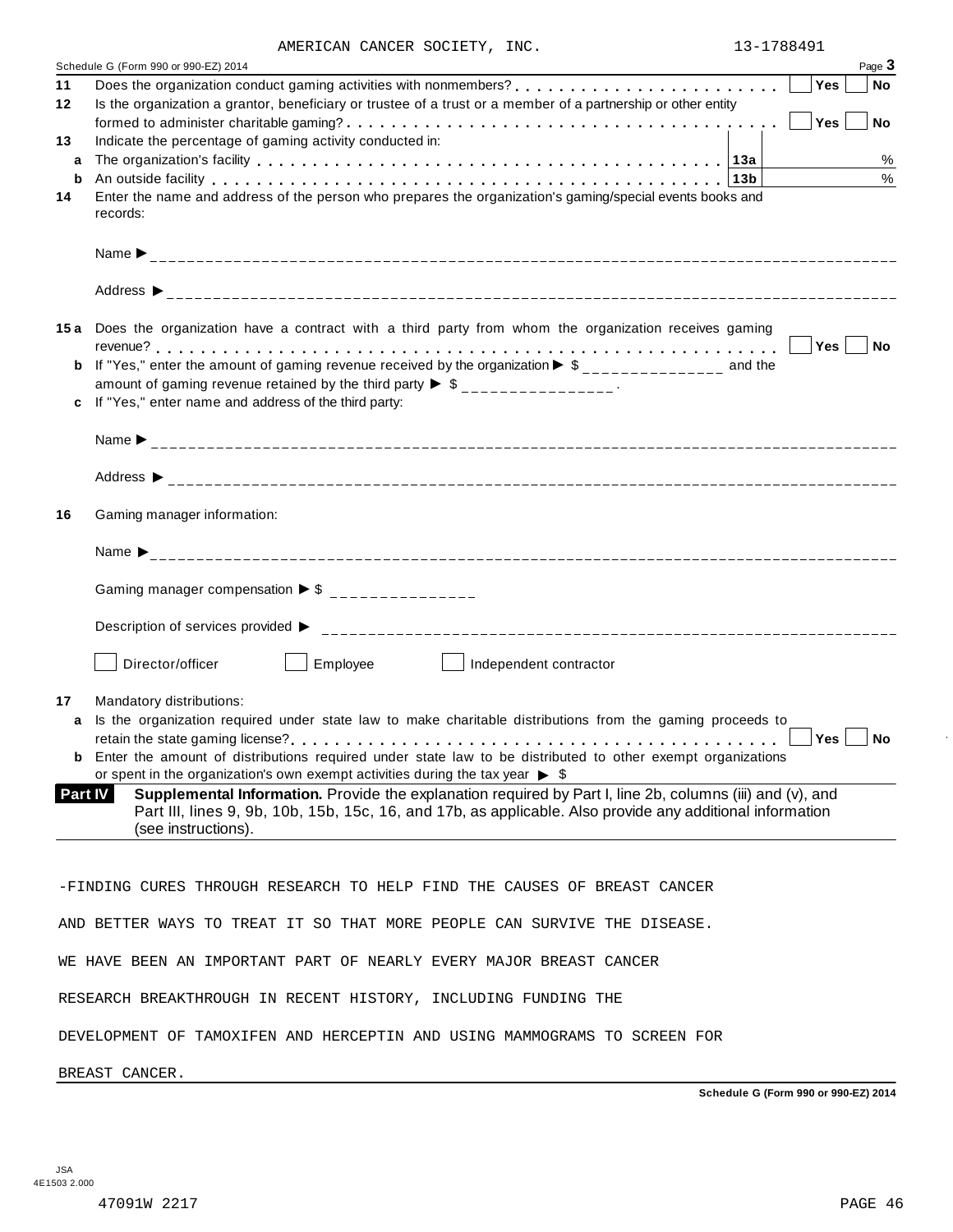AMERICAN CANCER SOCIETY, INC. 13-1788491

Schedule G (Form 990 or 990-EZ) 2014 Page **3**

**11** Does the organization conduct gaming activities with nonmembers? . . . . . . . . . . . . . . . . . . . . . . . . Yes No

**12** Is the organization a grantor, beneficiary or trustee of a trust or a member of a partnership or other entity formed to administer charitable gaming? . . . . . . . . . . . . . . . . . . . . . . . . . . . . . . . . . . . Yes No

**13** Indicate the percentage of gaming activity conducted in:

**a** The organization's facility . . . . . . . . . . . . . . . . . . . . . . . . . . . . . . . . . . . . . . . . . . . **13a** %

**b** An outside facility . . . . . . . . . . . . . . . . . . . . . . . . . . . . . . . . . . . . . . . . . . . . . . . **13b** %

**14** Enter the name and address of the person who prepares the organization's gaming/special events books and records:

Name ▶ ______________________________

Address ▶ ______________________________

**15a** Does the organization have a contract with a third party from whom the organization receives gaming revenue? . . . . . . . . . . . . . . . . . . . . . . . . . . . . . . . . . . . . . . . . . . . . . . . . . . . . . Yes No

**b** If "Yes," enter the amount of gaming revenue received by the organization ▶ $ _______________ and the amount of gaming revenue retained by the third party ▶ $ _______________ .

**c** If "Yes," enter name and address of the third party:

Name ▶ ______________________________

Address ▶ ______________________________

**16** Gaming manager information:

Name ▶ ______________________________

Gaming manager compensation ▶ $ _______________

Description of services provided ▶ ______________________________

☐ Director/officer ☐ Employee ☐ Independent contractor

**17** Mandatory distributions:

**a** Is the organization required under state law to make charitable distributions from the gaming proceeds to retain the state gaming license? . . . . . . . . . . . . . . . . . . . . . . . . . . . . . . . . . . . . . . . . . . . . . Yes No

**b** Enter the amount of distributions required under state law to be distributed to other exempt organizations or spent in the organization's own exempt activities during the tax year ▶ $

**Part IV** **Supplemental Information.** Provide the explanation required by Part I, line 2b, columns (iii) and (v), and Part III, lines 9, 9b, 10b, 15b, 15c, 16, and 17b, as applicable. Also provide any additional information (see instructions).

-FINDING CURES THROUGH RESEARCH TO HELP FIND THE CAUSES OF BREAST CANCER AND BETTER WAYS TO TREAT IT SO THAT MORE PEOPLE CAN SURVIVE THE DISEASE. WE HAVE BEEN AN IMPORTANT PART OF NEARLY EVERY MAJOR BREAST CANCER RESEARCH BREAKTHROUGH IN RECENT HISTORY, INCLUDING FUNDING THE DEVELOPMENT OF TAMOXIFEN AND HERCEPTIN AND USING MAMMOGRAMS TO SCREEN FOR BREAST CANCER.

**Schedule G (Form 990 or 990-EZ) 2014**

JSA 4E1503 2.000

47091W 2217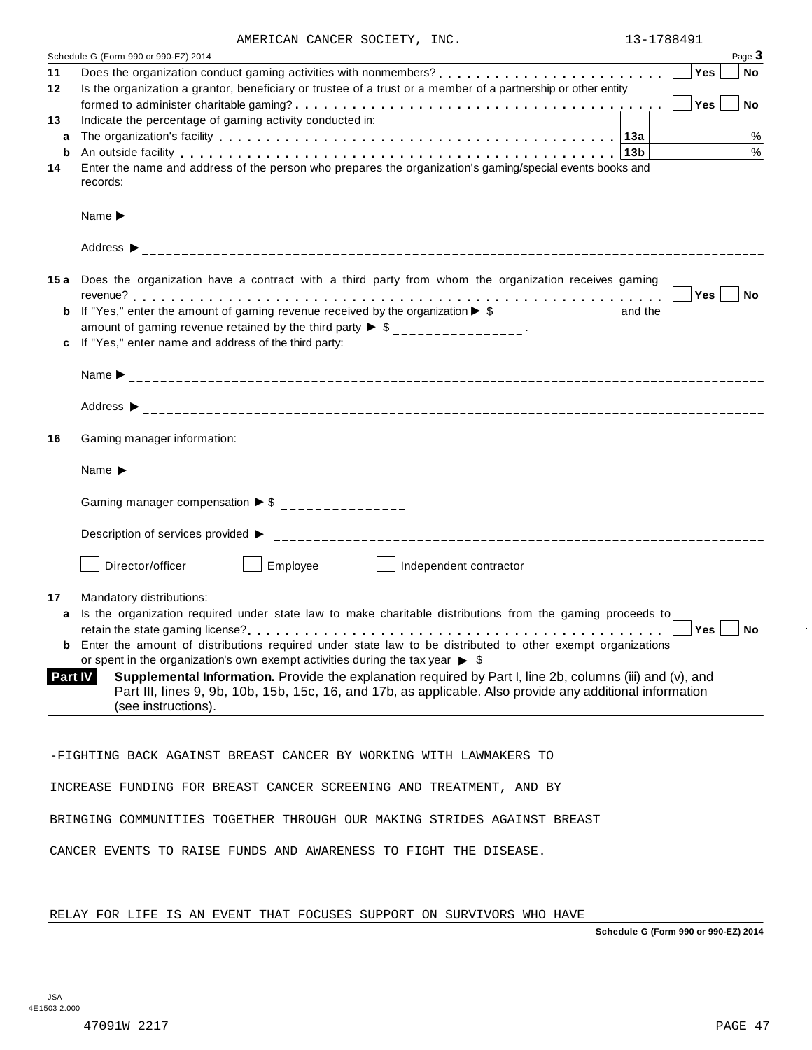AMERICAN CANCER SOCIETY, INC. 13-1788491

Schedule G (Form 990 or 990-EZ) 2014 Page **3**

**11** Does the organization conduct gaming activities with nonmembers? . . . . . . . . . . . . . . . . . . . . . . . . Yes No

**12** Is the organization a grantor, beneficiary or trustee of a trust or a member of a partnership or other entity formed to administer charitable gaming? . . . . . . . . . . . . . . . . . . . . . . . . . . . . . . . . . . . . . Yes No

**13** Indicate the percentage of gaming activity conducted in:

**a** The organization's facility . . . . . . . . . . . . . . . . . . . . . . . . . . . . . . . . . . . . . . . . **13a** %

**b** An outside facility . . . . . . . . . . . . . . . . . . . . . . . . . . . . . . . . . . . . . . . . . . . . **13b** %

**14** Enter the name and address of the person who prepares the organization's gaming/special events books and records:

Name ▶

Address ▶

**15a** Does the organization have a contract with a third party from whom the organization receives gaming revenue? . . . . . . . . . . . . . . . . . . . . . . . . . . . . . . . . . . . . . . . . . . . . . . . . . . . . . . . Yes No

**b** If "Yes," enter the amount of gaming revenue received by the organization ▶ $ ______________ and the amount of gaming revenue retained by the third party ▶ $ ______________ .

**c** If "Yes," enter name and address of the third party:

Name ▶

Address ▶

**16** Gaming manager information:

Name ▶

Gaming manager compensation ▶ $

Description of services provided ▶

☐ Director/officer ☐ Employee ☐ Independent contractor

**17** Mandatory distributions:

**a** Is the organization required under state law to make charitable distributions from the gaming proceeds to retain the state gaming license? . . . . . . . . . . . . . . . . . . . . . . . . . . . . . . . . . . . . . . . . . . Yes No

**b** Enter the amount of distributions required under state law to be distributed to other exempt organizations or spent in the organization's own exempt activities during the tax year ▶ $

**Part IV** **Supplemental Information.** Provide the explanation required by Part I, line 2b, columns (iii) and (v), and Part III, lines 9, 9b, 10b, 15b, 15c, 16, and 17b, as applicable. Also provide any additional information (see instructions).

-FIGHTING BACK AGAINST BREAST CANCER BY WORKING WITH LAWMAKERS TO INCREASE FUNDING FOR BREAST CANCER SCREENING AND TREATMENT, AND BY BRINGING COMMUNITIES TOGETHER THROUGH OUR MAKING STRIDES AGAINST BREAST CANCER EVENTS TO RAISE FUNDS AND AWARENESS TO FIGHT THE DISEASE.

RELAY FOR LIFE IS AN EVENT THAT FOCUSES SUPPORT ON SURVIVORS WHO HAVE

**Schedule G (Form 990 or 990-EZ) 2014**

JSA
4E1503 2.000

47091W 2217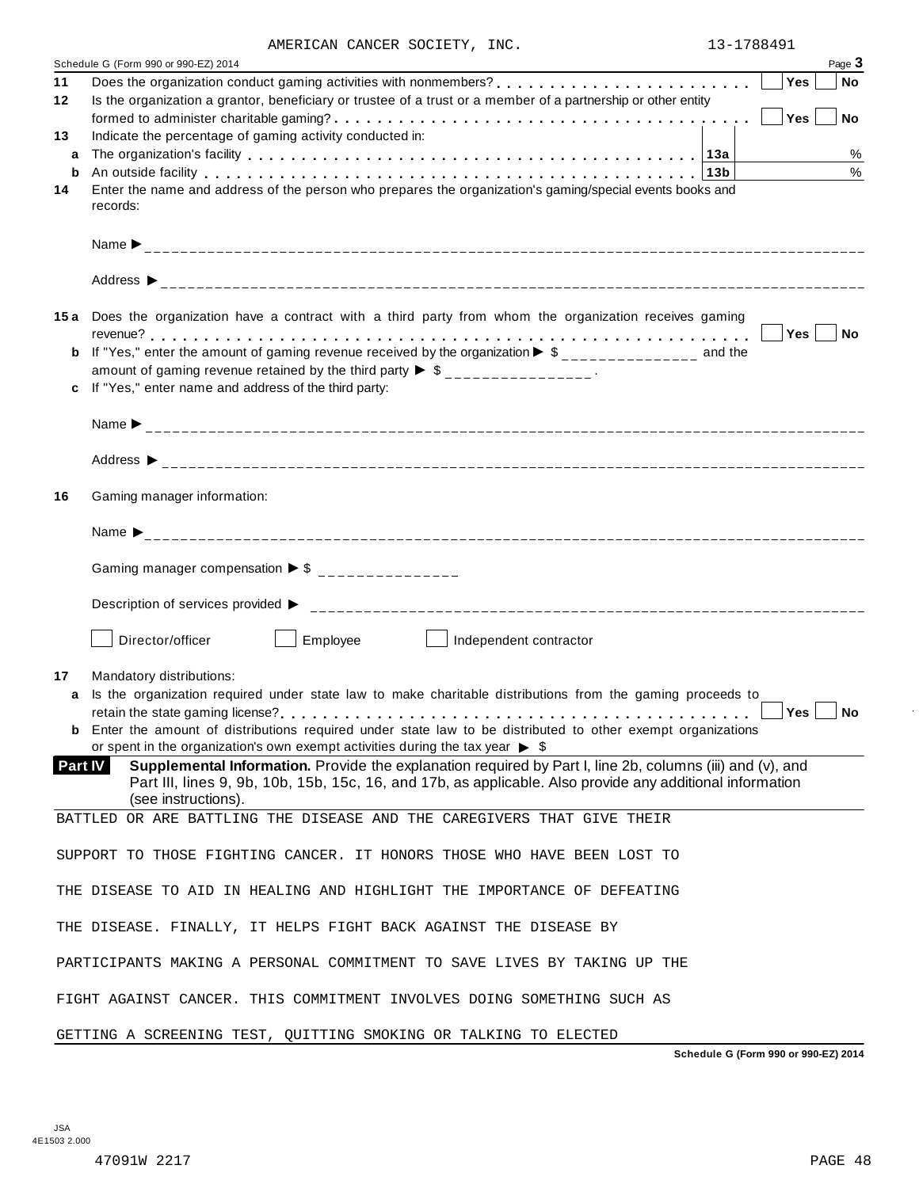AMERICAN CANCER SOCIETY, INC. 13-1788491

Schedule G (Form 990 or 990-EZ) 2014 Page **3**

**11** Does the organization conduct gaming activities with nonmembers? . . . . . . . . . . . . . . . . . . . . . . . . Yes No

**12** Is the organization a grantor, beneficiary or trustee of a trust or a member of a partnership or other entity formed to administer charitable gaming? . . . . . . . . . . . . . . . . . . . . . . . . . . . . . . . . . . . . . Yes No

**13** Indicate the percentage of gaming activity conducted in:

**a** The organization's facility . . . . . . . . . . . . . . . . . . . . . . . . . . . . . . . . . . . . . . . **13a** %

**b** An outside facility . . . . . . . . . . . . . . . . . . . . . . . . . . . . . . . . . . . . . . . . . . . . . **13b** %

**14** Enter the name and address of the person who prepares the organization's gaming/special events books and records:

Name ▶

Address ▶

**15 a** Does the organization have a contract with a third party from whom the organization receives gaming revenue? . . . . . . . . . . . . . . . . . . . . . . . . . . . . . . . . . . . . . . . . . . . . . . . . . . . . . . . . . Yes No

**b** If "Yes," enter the amount of gaming revenue received by the organization ▶ $ ______________ and the amount of gaming revenue retained by the third party ▶ $ ______________ .

**c** If "Yes," enter name and address of the third party:

Name ▶

Address ▶

**16** Gaming manager information:

Name ▶

Gaming manager compensation ▶ $ ______________

Description of services provided ▶

☐ Director/officer ☐ Employee ☐ Independent contractor

**17** Mandatory distributions:

**a** Is the organization required under state law to make charitable distributions from the gaming proceeds to retain the state gaming license? . . . . . . . . . . . . . . . . . . . . . . . . . . . . . . . . . . . . . . . . . . . . Yes No

**b** Enter the amount of distributions required under state law to be distributed to other exempt organizations or spent in the organization's own exempt activities during the tax year ▶ $

**Part IV** **Supplemental Information.** Provide the explanation required by Part I, line 2b, columns (iii) and (v), and Part III, lines 9, 9b, 10b, 15b, 15c, 16, and 17b, as applicable. Also provide any additional information (see instructions).

BATTLED OR ARE BATTLING THE DISEASE AND THE CAREGIVERS THAT GIVE THEIR SUPPORT TO THOSE FIGHTING CANCER. IT HONORS THOSE WHO HAVE BEEN LOST TO THE DISEASE TO AID IN HEALING AND HIGHLIGHT THE IMPORTANCE OF DEFEATING THE DISEASE. FINALLY, IT HELPS FIGHT BACK AGAINST THE DISEASE BY PARTICIPANTS MAKING A PERSONAL COMMITMENT TO SAVE LIVES BY TAKING UP THE FIGHT AGAINST CANCER. THIS COMMITMENT INVOLVES DOING SOMETHING SUCH AS GETTING A SCREENING TEST, QUITTING SMOKING OR TALKING TO ELECTED

**Schedule G (Form 990 or 990-EZ) 2014**

JSA 4E1503 2.000

47091W 2217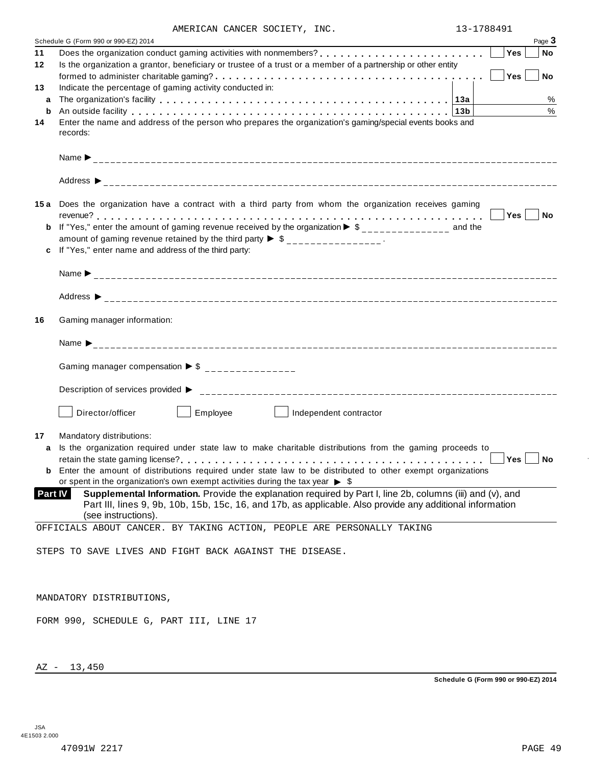AMERICAN CANCER SOCIETY, INC. 13-1788491

Schedule G (Form 990 or 990-EZ) 2014 Page **3**

**11** Does the organization conduct gaming activities with nonmembers? . . . . . . . . . . . . . . . . . . . . . . . . Yes No

**12** Is the organization a grantor, beneficiary or trustee of a trust or a member of a partnership or other entity formed to administer charitable gaming? . . . . . . . . . . . . . . . . . . . . . . . . . . . . . . . . . . . . . Yes No

**13** Indicate the percentage of gaming activity conducted in:

**a** The organization's facility . . . . . . . . . . . . . . . . . . . . . . . . . . . . . . . . . . . . **13a** %

**b** An outside facility . . . . . . . . . . . . . . . . . . . . . . . . . . . . . . . . . . . . . . . . **13b** %

**14** Enter the name and address of the person who prepares the organization's gaming/special events books and records:

Name ▶

Address ▶

**15a** Does the organization have a contract with a third party from whom the organization receives gaming revenue? . . . . . . . . . . . . . . . . . . . . . . . . . . . . . . . . . . . . . . . . . . . . . . . . . . . . . . . . . . . Yes No

**b** If "Yes," enter the amount of gaming revenue received by the organization ▶ $ ______________ and the amount of gaming revenue retained by the third party ▶ $ ______________ .

**c** If "Yes," enter name and address of the third party:

Name ▶

Address ▶

**16** Gaming manager information:

Name ▶

Gaming manager compensation ▶ $

Description of services provided ▶

☐ Director/officer ☐ Employee ☐ Independent contractor

**17** Mandatory distributions:

**a** Is the organization required under state law to make charitable distributions from the gaming proceeds to retain the state gaming license? . . . . . . . . . . . . . . . . . . . . . . . . . . . . . . . . . . . . . . . . . . . Yes No

**b** Enter the amount of distributions required under state law to be distributed to other exempt organizations or spent in the organization's own exempt activities during the tax year ▶ $

**Part IV** **Supplemental Information.** Provide the explanation required by Part I, line 2b, columns (iii) and (v), and Part III, lines 9, 9b, 10b, 15b, 15c, 16, and 17b, as applicable. Also provide any additional information (see instructions).

OFFICIALS ABOUT CANCER. BY TAKING ACTION, PEOPLE ARE PERSONALLY TAKING

STEPS TO SAVE LIVES AND FIGHT BACK AGAINST THE DISEASE.

MANDATORY DISTRIBUTIONS,

FORM 990, SCHEDULE G, PART III, LINE 17

AZ - 13,450

**Schedule G (Form 990 or 990-EZ) 2014**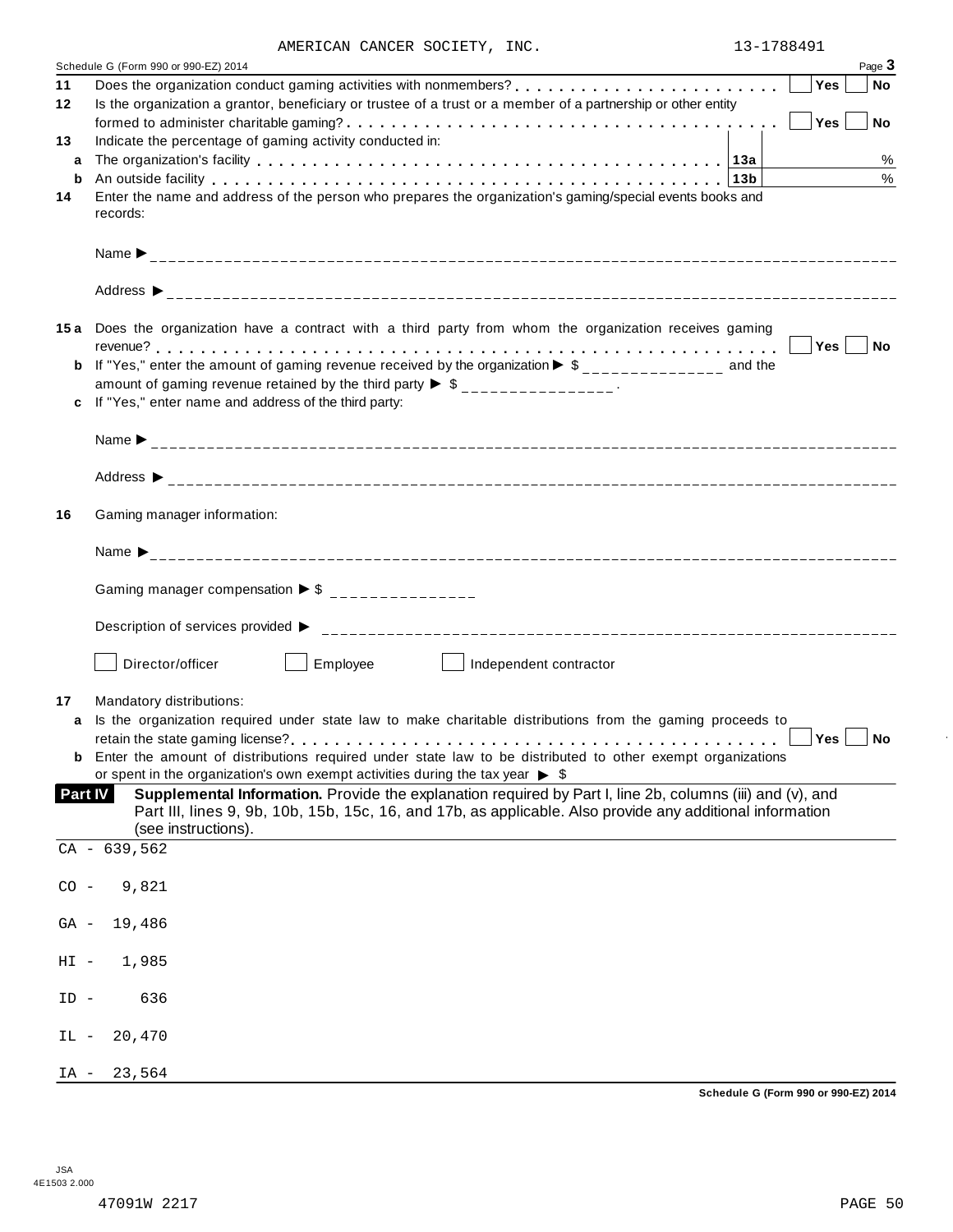AMERICAN CANCER SOCIETY, INC. 13-1788491

Schedule G (Form 990 or 990-EZ) 2014 Page **3**

**11** Does the organization conduct gaming activities with nonmembers? . . . . . . . . . . . . . . . . . . . . . . . . Yes No

**12** Is the organization a grantor, beneficiary or trustee of a trust or a member of a partnership or other entity formed to administer charitable gaming? . . . . . . . . . . . . . . . . . . . . . . . . . . . . . . . . . . . . . . Yes No

**13** Indicate the percentage of gaming activity conducted in:

**a** The organization's facility . . . . . . . . . . . . . . . . . . . . . . . . . . . . . . . . . . . . . **13a** %

**b** An outside facility . . . . . . . . . . . . . . . . . . . . . . . . . . . . . . . . . . . . . . . . . . **13b** %

**14** Enter the name and address of the person who prepares the organization's gaming/special events books and records:

Name ▶ ______________________________

Address ▶ ______________________________

**15a** Does the organization have a contract with a third party from whom the organization receives gaming revenue? . . . . . . . . . . . . . . . . . . . . . . . . . . . . . . . . . . . . . . . . . . . . . . . . . . . . . . . . . . . . Yes No

**b** If "Yes," enter the amount of gaming revenue received by the organization ▶ $ _______________ and the amount of gaming revenue retained by the third party ▶ $ _______________ .

**c** If "Yes," enter name and address of the third party:

Name ▶ ______________________________

Address ▶ ______________________________

**16** Gaming manager information:

Name ▶ ______________________________

Gaming manager compensation ▶ $ _______________

Description of services provided ▶ ______________________________

☐ Director/officer ☐ Employee ☐ Independent contractor

**17** Mandatory distributions:

**a** Is the organization required under state law to make charitable distributions from the gaming proceeds to retain the state gaming license? . . . . . . . . . . . . . . . . . . . . . . . . . . . . . . . . . . . . . . . . . . . . . Yes No

**b** Enter the amount of distributions required under state law to be distributed to other exempt organizations or spent in the organization's own exempt activities during the tax year ▶ $

**Part IV** **Supplemental Information.** Provide the explanation required by Part I, line 2b, columns (iii) and (v), and Part III, lines 9, 9b, 10b, 15b, 15c, 16, and 17b, as applicable. Also provide any additional information (see instructions).

CA - 639,562

CO - 9,821

GA - 19,486

HI - 1,985

ID - 636

IL - 20,470

IA - 23,564

Schedule G (Form 990 or 990-EZ) 2014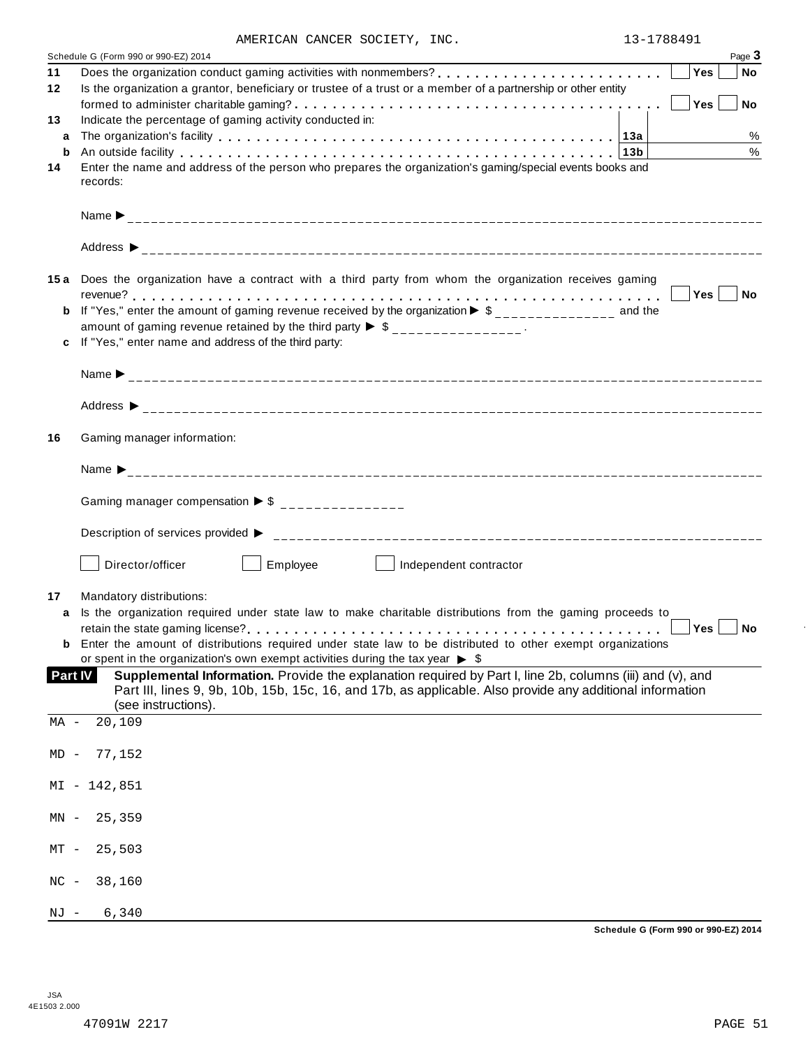AMERICAN CANCER SOCIETY, INC. 13-1788491

Schedule G (Form 990 or 990-EZ) 2014 Page **3**

**11** Does the organization conduct gaming activities with nonmembers? . . . . . . . . . . . . . . . . . . . . . . . Yes No

**12** Is the organization a grantor, beneficiary or trustee of a trust or a member of a partnership or other entity formed to administer charitable gaming? . . . . . . . . . . . . . . . . . . . . . . . . . . . . . . . . . . . . . Yes No

**13** Indicate the percentage of gaming activity conducted in:

**a** The organization's facility . . . . . . . . . . . . . . . . . . . . . . . . . . . . . . . . . . . . . . . . . . . **13a** %

**b** An outside facility . . . . . . . . . . . . . . . . . . . . . . . . . . . . . . . . . . . . . . . . . . . . . . . **13b** %

**14** Enter the name and address of the person who prepares the organization's gaming/special events books and records:

Name ▶ ______________________________

Address ▶ ______________________________

**15a** Does the organization have a contract with a third party from whom the organization receives gaming revenue? . . . . . . . . . . . . . . . . . . . . . . . . . . . . . . . . . . . . . . . . . . . . . . . . . . . . . . . Yes No

**b** If "Yes," enter the amount of gaming revenue received by the organization ▶ $ ______________ and the amount of gaming revenue retained by the third party ▶ $ ______________ .

**c** If "Yes," enter name and address of the third party:

Name ▶ ______________________________

Address ▶ ______________________________

**16** Gaming manager information:

Name ▶ ______________________________

Gaming manager compensation ▶ $ ______________

Description of services provided ▶ ______________________________

☐ Director/officer ☐ Employee ☐ Independent contractor

**17** Mandatory distributions:

**a** Is the organization required under state law to make charitable distributions from the gaming proceeds to retain the state gaming license? . . . . . . . . . . . . . . . . . . . . . . . . . . . . . . . . . . . . . . . . . Yes No

**b** Enter the amount of distributions required under state law to be distributed to other exempt organizations or spent in the organization's own exempt activities during the tax year ▶ $

**Part IV** **Supplemental Information.** Provide the explanation required by Part I, line 2b, columns (iii) and (v), and Part III, lines 9, 9b, 10b, 15b, 15c, 16, and 17b, as applicable. Also provide any additional information (see instructions).

MA - 20,109

MD - 77,152

MI - 142,851

MN - 25,359

MT - 25,503

NC - 38,160

NJ - 6,340

Schedule G (Form 990 or 990-EZ) 2014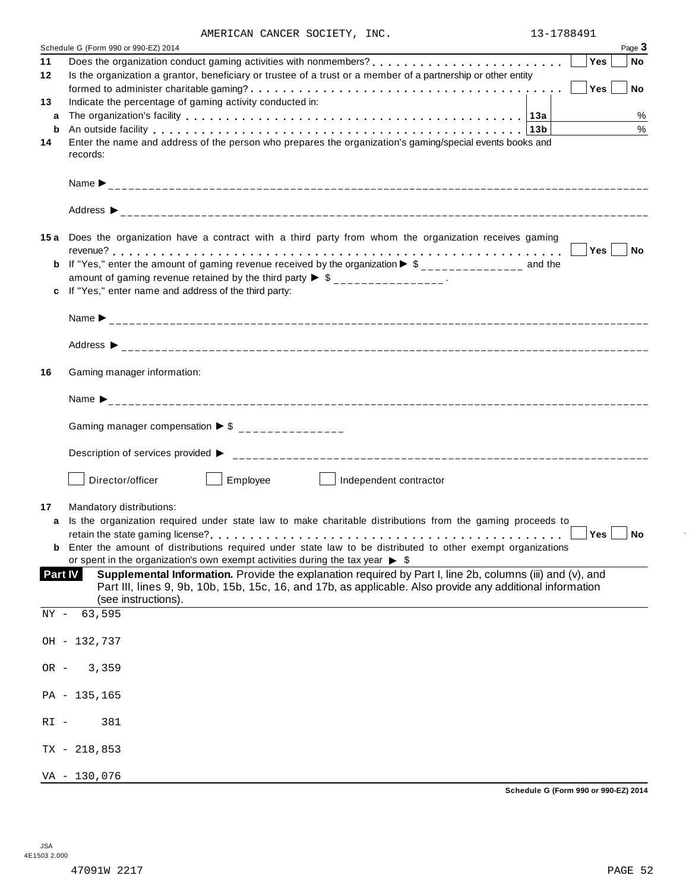AMERICAN CANCER SOCIETY, INC. 13-1788491

Schedule G (Form 990 or 990-EZ) 2014 Page **3**

**11** Does the organization conduct gaming activities with nonmembers? . . . . . . . . . . . . . . . . . . . . . . . . ☐ **Yes** ☐ **No**

**12** Is the organization a grantor, beneficiary or trustee of a trust or a member of a partnership or other entity formed to administer charitable gaming? . . . . . . . . . . . . . . . . . . . . . . . . . . . . . . . . . . . . . . . . ☐ **Yes** ☐ **No**

**13** Indicate the percentage of gaming activity conducted in:

**a** The organization's facility . . . . . . . . . . . . . . . . . . . . . . . . . . . . . . . . . . . . . . . . . . . . . **13a** %

**b** An outside facility . . . . . . . . . . . . . . . . . . . . . . . . . . . . . . . . . . . . . . . . . . . . . . . . . . . . **13b** %

**14** Enter the name and address of the person who prepares the organization's gaming/special events books and records:

Name ▶ ______

Address ▶ ______

**15 a** Does the organization have a contract with a third party from whom the organization receives gaming revenue? . . . . . . . . . . . . . . . . . . . . . . . . . . . . . . . . . . . . . . . . . . . . . . . . . . . . . . . . . . . . . ☐ **Yes** ☐ **No**

**b** If "Yes," enter the amount of gaming revenue received by the organization ▶ $ ______ and the amount of gaming revenue retained by the third party ▶ $ ______.

**c** If "Yes," enter name and address of the third party:

Name ▶ ______

Address ▶ ______

**16** Gaming manager information:

Name ▶ ______

Gaming manager compensation ▶ $ ______

Description of services provided ▶ ______

☐ Director/officer ☐ Employee ☐ Independent contractor

**17** Mandatory distributions:

**a** Is the organization required under state law to make charitable distributions from the gaming proceeds to retain the state gaming license? . . . . . . . . . . . . . . . . . . . . . . . . . . . . . . . . . . . . . . . . . . . . . ☐ **Yes** ☐ **No**

**b** Enter the amount of distributions required under state law to be distributed to other exempt organizations or spent in the organization's own exempt activities during the tax year ▶ $

**Part IV** **Supplemental Information.** Provide the explanation required by Part I, line 2b, columns (iii) and (v), and Part III, lines 9, 9b, 10b, 15b, 15c, 16, and 17b, as applicable. Also provide any additional information (see instructions).

NY - 63,595

OH - 132,737

OR - 3,359

PA - 135,165

RI - 381

TX - 218,853

VA - 130,076

**Schedule G (Form 990 or 990-EZ) 2014**

JSA 4E1503 2.000

47091W 2217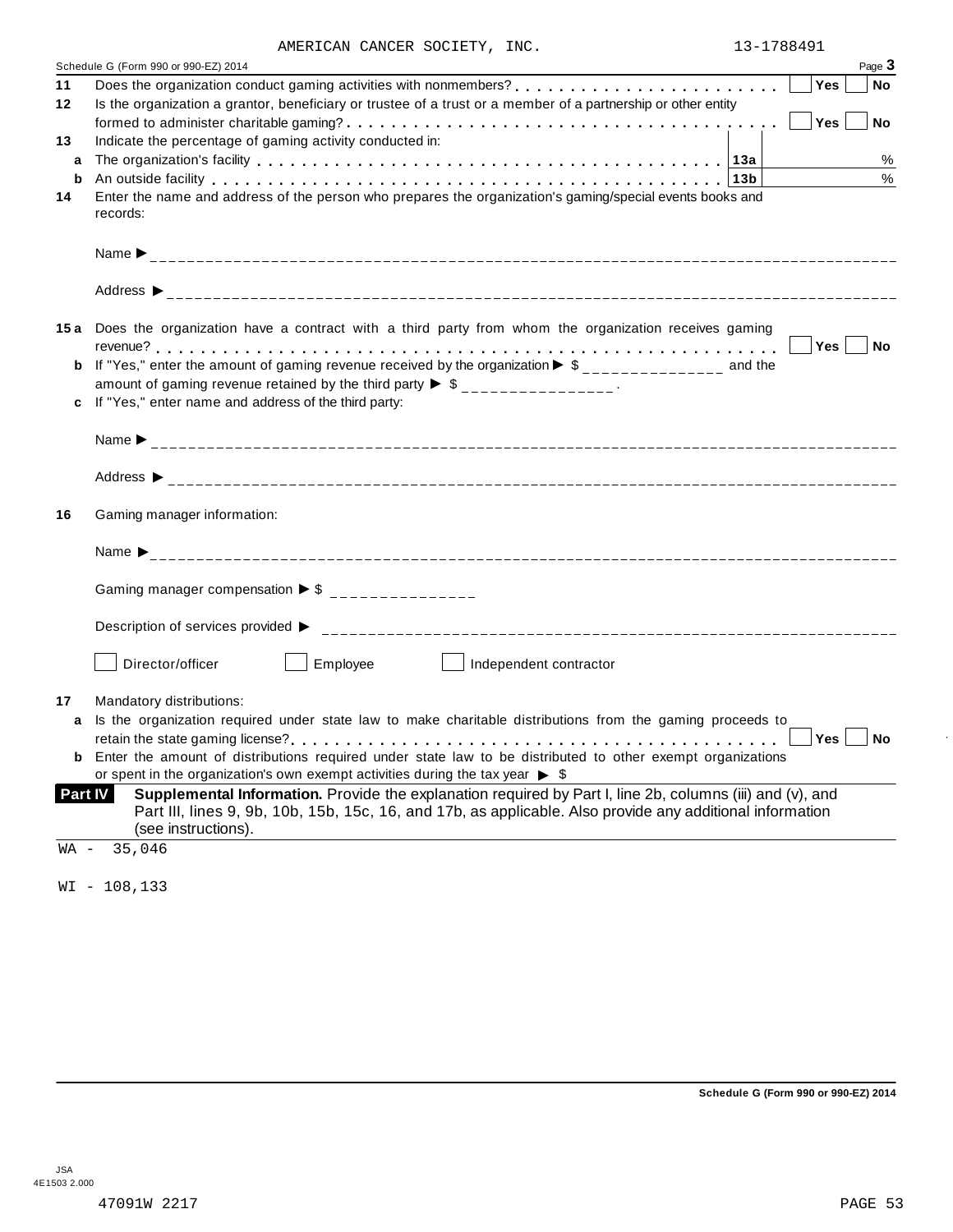AMERICAN CANCER SOCIETY, INC. 13-1788491

Schedule G (Form 990 or 990-EZ) 2014 Page **3**

**11** Does the organization conduct gaming activities with nonmembers? . . . . . . . . . . . . . . . . . . . . . . . . . ☐ **Yes** ☐ **No**

**12** Is the organization a grantor, beneficiary or trustee of a trust or a member of a partnership or other entity formed to administer charitable gaming? . . . . . . . . . . . . . . . . . . . . . . . . . . . . . . . . . . . . ☐ **Yes** ☐ **No**

**13** Indicate the percentage of gaming activity conducted in:

**a** The organization's facility . . . . . . . . . . . . . . . . . . . . . . . . . . . . . . . . . . . . . . . . . . . . **13a** %

**b** An outside facility . . . . . . . . . . . . . . . . . . . . . . . . . . . . . . . . . . . . . . . . . . . . . . . . . **13b** %

**14** Enter the name and address of the person who prepares the organization's gaming/special events books and records:

Name ▶ ______________________________

Address ▶ ______________________________

**15a** Does the organization have a contract with a third party from whom the organization receives gaming revenue? . . . . . . . . . . . . . . . . . . . . . . . . . . . . . . . . . . . . . . . . . . . . . . . . . . . . . . . ☐ **Yes** ☐ **No**

**b** If "Yes," enter the amount of gaming revenue received by the organization ▶ $ ______________ and the amount of gaming revenue retained by the third party ▶ $ ______________ .

**c** If "Yes," enter name and address of the third party:

Name ▶ ______________________________

Address ▶ ______________________________

**16** Gaming manager information:

Name ▶ ______________________________

Gaming manager compensation ▶ $ ______________

Description of services provided ▶ ______________________________

☐ Director/officer ☐ Employee ☐ Independent contractor

**17** Mandatory distributions:

**a** Is the organization required under state law to make charitable distributions from the gaming proceeds to retain the state gaming license? . . . . . . . . . . . . . . . . . . . . . . . . . . . . . . . . . . . . . . . . ☐ **Yes** ☐ **No**

**b** Enter the amount of distributions required under state law to be distributed to other exempt organizations or spent in the organization's own exempt activities during the tax year ▶ $

**Part IV** **Supplemental Information.** Provide the explanation required by Part I, line 2b, columns (iii) and (v), and Part III, lines 9, 9b, 10b, 15b, 15c, 16, and 17b, as applicable. Also provide any additional information (see instructions).

WA - 35,046

WI - 108,133

**Schedule G (Form 990 or 990-EZ) 2014**

JSA
4E1503 2.000

47091W 2217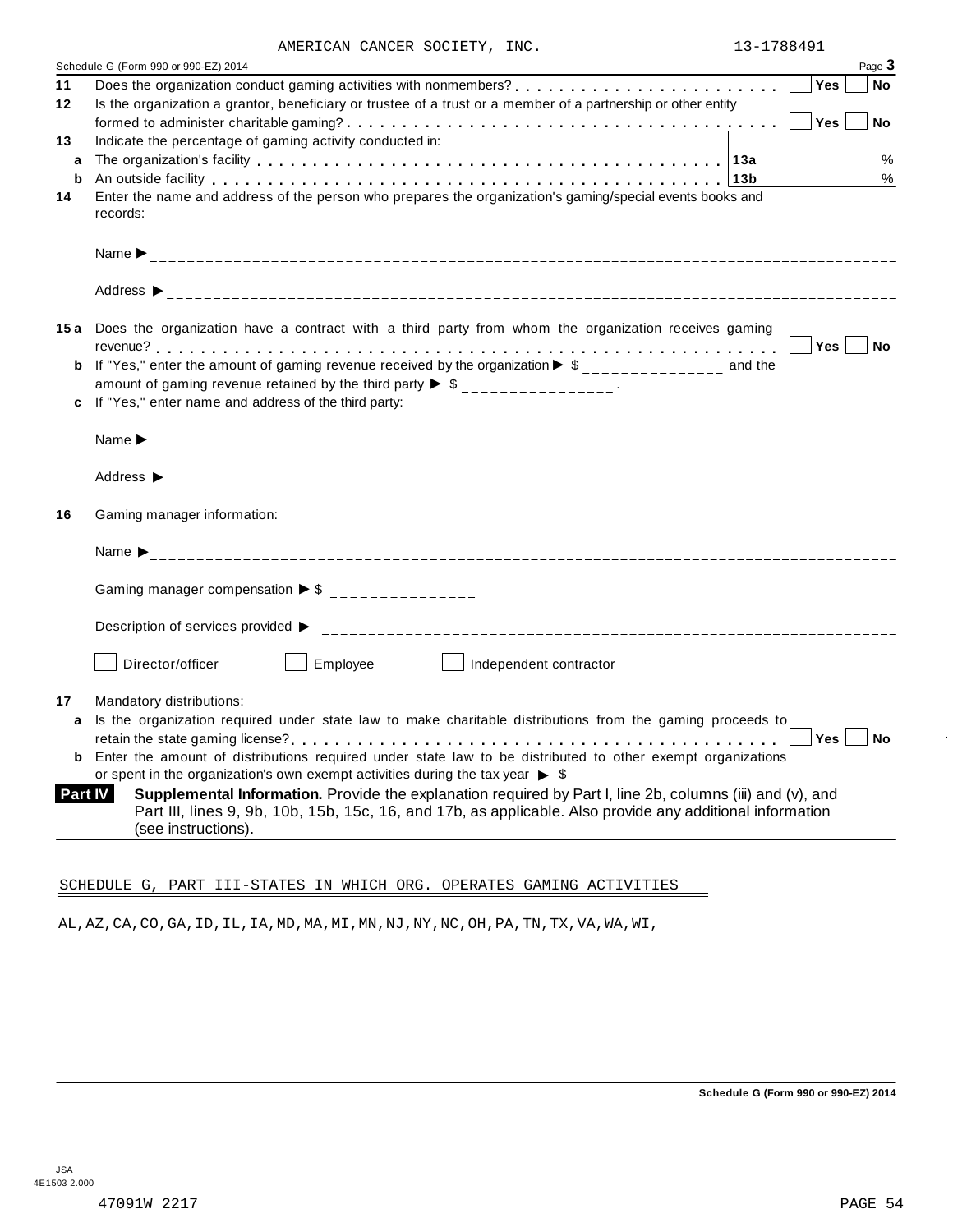AMERICAN CANCER SOCIETY, INC. 13-1788491

Schedule G (Form 990 or 990-EZ) 2014 Page **3**

**11** Does the organization conduct gaming activities with nonmembers? . . . . . . . . . . . . . . . . . . . . . . . . Yes No

**12** Is the organization a grantor, beneficiary or trustee of a trust or a member of a partnership or other entity formed to administer charitable gaming? . . . . . . . . . . . . . . . . . . . . . . . . . . . . . . . . . . . . . Yes No

**13** Indicate the percentage of gaming activity conducted in:

**a** The organization's facility . . . . . . . . . . . . . . . . . . . . . . . . . . . . . . . . . . . . . . . . **13a** %

**b** An outside facility . . . . . . . . . . . . . . . . . . . . . . . . . . . . . . . . . . . . . . . . . . . . . **13b** %

**14** Enter the name and address of the person who prepares the organization's gaming/special events books and records:

Name ►

Address ►

**15a** Does the organization have a contract with a third party from whom the organization receives gaming revenue? . . . . . . . . . . . . . . . . . . . . . . . . . . . . . . . . . . . . . . . . . . . . . . . . . . . . . . . . . . Yes No

**b** If "Yes," enter the amount of gaming revenue received by the organization ► $ _______________ and the amount of gaming revenue retained by the third party ► $ _______________ .

**c** If "Yes," enter name and address of the third party:

Name ►

Address ►

**16** Gaming manager information:

Name ►

Gaming manager compensation ► $ _______________

Description of services provided ►

☐ Director/officer ☐ Employee ☐ Independent contractor

**17** Mandatory distributions:

**a** Is the organization required under state law to make charitable distributions from the gaming proceeds to retain the state gaming license? . . . . . . . . . . . . . . . . . . . . . . . . . . . . . . . . . . . . . . . . . . Yes No

**b** Enter the amount of distributions required under state law to be distributed to other exempt organizations or spent in the organization's own exempt activities during the tax year ► $

**Part IV** **Supplemental Information.** Provide the explanation required by Part I, line 2b, columns (iii) and (v), and Part III, lines 9, 9b, 10b, 15b, 15c, 16, and 17b, as applicable. Also provide any additional information (see instructions).

SCHEDULE G, PART III-STATES IN WHICH ORG. OPERATES GAMING ACTIVITIES

AL,AZ,CA,CO,GA,ID,IL,IA,MD,MA,MI,MN,NJ,NY,NC,OH,PA,TN,TX,VA,WA,WI,

**Schedule G (Form 990 or 990-EZ) 2014**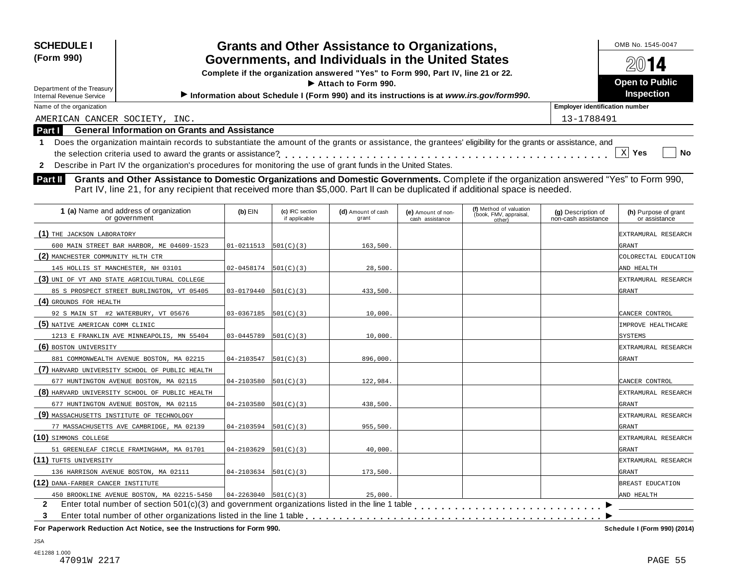**SCHEDULE I (Form 990)**

Department of the Treasury
Internal Revenue Service

# Grants and Other Assistance to Organizations, Governments, and Individuals in the United States

**Complete if the organization answered "Yes" to Form 990, Part IV, line 21 or 22.**

**▶ Attach to Form 990.**

**▶ Information about Schedule I (Form 990) and its instructions is at *www.irs.gov/form990*.**

OMB No. 1545-0047

**2014**

**Open to Public Inspection**

Name of the organization: AMERICAN CANCER SOCIETY, INC.

Employer identification number: 13-1788491

## Part I General Information on Grants and Assistance

**1** Does the organization maintain records to substantiate the amount of the grants or assistance, the grantees' eligibility for the grants or assistance, and the selection criteria used to award the grants or assistance? . . . . . [X] Yes [ ] No

**2** Describe in Part IV the organization's procedures for monitoring the use of grant funds in the United States.

## Part II Grants and Other Assistance to Domestic Organizations and Domestic Governments.

Complete if the organization answered "Yes" to Form 990, Part IV, line 21, for any recipient that received more than $5,000. Part II can be duplicated if additional space is needed.

| **1 (a)** Name and address of organization or government | **(b)** EIN | **(c)** IRC section if applicable | **(d)** Amount of cash grant | **(e)** Amount of non-cash assistance | **(f)** Method of valuation (book, FMV, appraisal, other) | **(g)** Description of non-cash assistance | **(h)** Purpose of grant or assistance |
|---|---|---|---|---|---|---|---|
| (1) THE JACKSON LABORATORY 600 MAIN STREET BAR HARBOR, ME 04609-1523 | 01-0211513 | 501(C)(3) | 163,500. | | | | EXTRAMURAL RESEARCH GRANT |
| (2) MANCHESTER COMMUNITY HLTH CTR 145 HOLLIS ST MANCHESTER, NH 03101 | 02-0458174 | 501(C)(3) | 28,500. | | | | COLORECTAL EDUCATION AND HEALTH |
| (3) UNI OF VT AND STATE AGRICULTURAL COLLEGE 85 S PROSPECT STREET BURLINGTON, VT 05405 | 03-0179440 | 501(C)(3) | 433,500. | | | | EXTRAMURAL RESEARCH GRANT |
| (4) GROUNDS FOR HEALTH 92 S MAIN ST #2 WATERBURY, VT 05676 | 03-0367185 | 501(C)(3) | 10,000. | | | | CANCER CONTROL |
| (5) NATIVE AMERICAN COMM CLINIC 1213 E FRANKLIN AVE MINNEAPOLIS, MN 55404 | 03-0445789 | 501(C)(3) | 10,000. | | | | IMPROVE HEALTHCARE SYSTEMS |
| (6) BOSTON UNIVERSITY 881 COMMONWEALTH AVENUE BOSTON, MA 02215 | 04-2103547 | 501(C)(3) | 896,000. | | | | EXTRAMURAL RESEARCH GRANT |
| (7) HARVARD UNIVERSITY SCHOOL OF PUBLIC HEALTH 677 HUNTINGTON AVENUE BOSTON, MA 02115 | 04-2103580 | 501(C)(3) | 122,984. | | | | CANCER CONTROL |
| (8) HARVARD UNIVERSITY SCHOOL OF PUBLIC HEALTH 677 HUNTINGTON AVENUE BOSTON, MA 02115 | 04-2103580 | 501(C)(3) | 438,500. | | | | EXTRAMURAL RESEARCH GRANT |
| (9) MASSACHUSETTS INSTITUTE OF TECHNOLOGY 77 MASSACHUSETTS AVE CAMBRIDGE, MA 02139 | 04-2103594 | 501(C)(3) | 955,500. | | | | EXTRAMURAL RESEARCH GRANT |
| (10) SIMMONS COLLEGE 51 GREENLEAF CIRCLE FRAMINGHAM, MA 01701 | 04-2103629 | 501(C)(3) | 40,000. | | | | EXTRAMURAL RESEARCH GRANT |
| (11) TUFTS UNIVERSITY 136 HARRISON AVENUE BOSTON, MA 02111 | 04-2103634 | 501(C)(3) | 173,500. | | | | EXTRAMURAL RESEARCH GRANT |
| (12) DANA-FARBER CANCER INSTITUTE 450 BROOKLINE AVENUE BOSTON, MA 02215-5450 | 04-2263040 | 501(C)(3) | 25,000. | | | | BREAST EDUCATION AND HEALTH |

**2** Enter total number of section 501(c)(3) and government organizations listed in the line 1 table . . . . . ▶

**3** Enter total number of other organizations listed in the line 1 table . . . . . ▶

**For Paperwork Reduction Act Notice, see the Instructions for Form 990.** **Schedule I (Form 990) (2014)**

JSA
4E1288 1.000
47091W 2217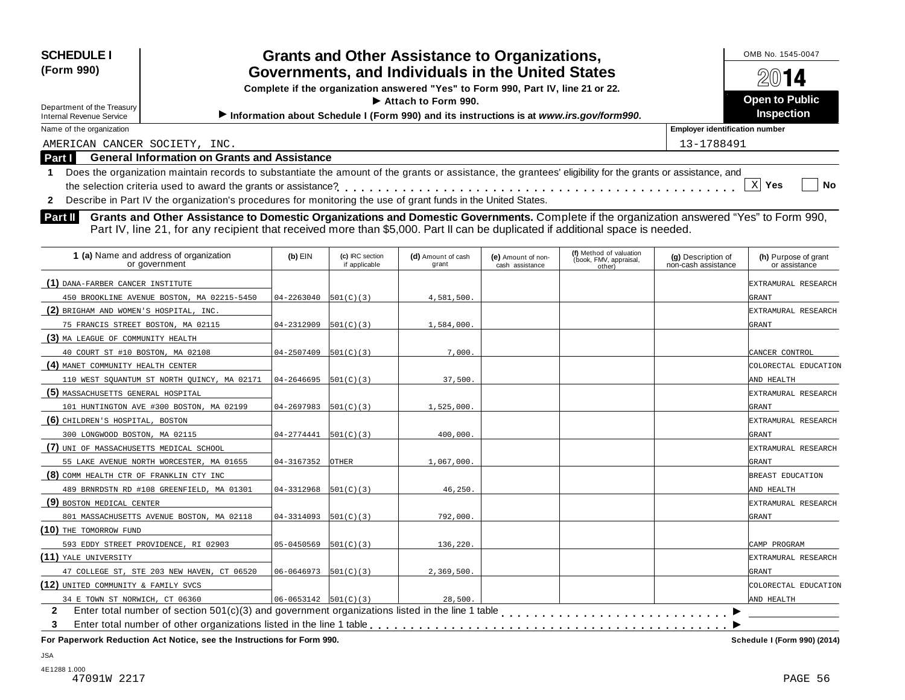**SCHEDULE I (Form 990)**

Department of the Treasury
Internal Revenue Service

# Grants and Other Assistance to Organizations, Governments, and Individuals in the United States

**Complete if the organization answered "Yes" to Form 990, Part IV, line 21 or 22.**
**▶ Attach to Form 990.**
**▶ Information about Schedule I (Form 990) and its instructions is at *www.irs.gov/form990*.**

OMB No. 1545-0047

**2014**

**Open to Public Inspection**

Name of the organization: AMERICAN CANCER SOCIETY, INC.

Employer identification number: 13-1788491

## Part I General Information on Grants and Assistance

1 Does the organization maintain records to substantiate the amount of the grants or assistance, the grantees' eligibility for the grants or assistance, and the selection criteria used to award the grants or assistance? . . . . . . . . . . . . . . . . . . . . . . . . . . . . . . . . . . [X] Yes [ ] No

2 Describe in Part IV the organization's procedures for monitoring the use of grant funds in the United States.

## Part II Grants and Other Assistance to Domestic Organizations and Domestic Governments.

Complete if the organization answered "Yes" to Form 990, Part IV, line 21, for any recipient that received more than $5,000. Part II can be duplicated if additional space is needed.

| 1 (a) Name and address of organization or government | (b) EIN | (c) IRC section if applicable | (d) Amount of cash grant | (e) Amount of non-cash assistance | (f) Method of valuation (book, FMV, appraisal, other) | (g) Description of non-cash assistance | (h) Purpose of grant or assistance |
|---|---|---|---|---|---|---|---|
| (1) DANA-FARBER CANCER INSTITUTE 450 BROOKLINE AVENUE BOSTON, MA 02215-5450 | 04-2263040 | 501(C)(3) | 4,581,500. | | | | EXTRAMURAL RESEARCH GRANT |
| (2) BRIGHAM AND WOMEN'S HOSPITAL, INC. 75 FRANCIS STREET BOSTON, MA 02115 | 04-2312909 | 501(C)(3) | 1,584,000. | | | | EXTRAMURAL RESEARCH GRANT |
| (3) MA LEAGUE OF COMMUNITY HEALTH 40 COURT ST #10 BOSTON, MA 02108 | 04-2507409 | 501(C)(3) | 7,000. | | | | CANCER CONTROL |
| (4) MANET COMMUNITY HEALTH CENTER 110 WEST SQUANTUM ST NORTH QUINCY, MA 02171 | 04-2646695 | 501(C)(3) | 37,500. | | | | COLORECTAL EDUCATION AND HEALTH |
| (5) MASSACHUSETTS GENERAL HOSPITAL 101 HUNTINGTON AVE #300 BOSTON, MA 02199 | 04-2697983 | 501(C)(3) | 1,525,000. | | | | EXTRAMURAL RESEARCH GRANT |
| (6) CHILDREN'S HOSPITAL, BOSTON 300 LONGWOOD BOSTON, MA 02115 | 04-2774441 | 501(C)(3) | 400,000. | | | | EXTRAMURAL RESEARCH GRANT |
| (7) UNI OF MASSACHUSETTS MEDICAL SCHOOL 55 LAKE AVENUE NORTH WORCESTER, MA 01655 | 04-3167352 | OTHER | 1,067,000. | | | | EXTRAMURAL RESEARCH GRANT |
| (8) COMM HEALTH CTR OF FRANKLIN CTY INC 489 BRNRDSTN RD #108 GREENFIELD, MA 01301 | 04-3312968 | 501(C)(3) | 46,250. | | | | BREAST EDUCATION AND HEALTH |
| (9) BOSTON MEDICAL CENTER 801 MASSACHUSETTS AVENUE BOSTON, MA 02118 | 04-3314093 | 501(C)(3) | 792,000. | | | | EXTRAMURAL RESEARCH GRANT |
| (10) THE TOMORROW FUND 593 EDDY STREET PROVIDENCE, RI 02903 | 05-0450569 | 501(C)(3) | 136,220. | | | | CAMP PROGRAM |
| (11) YALE UNIVERSITY 47 COLLEGE ST, STE 203 NEW HAVEN, CT 06520 | 06-0646973 | 501(C)(3) | 2,369,500. | | | | EXTRAMURAL RESEARCH GRANT |
| (12) UNITED COMMUNITY & FAMILY SVCS 34 E TOWN ST NORWICH, CT 06360 | 06-0653142 | 501(C)(3) | 28,500. | | | | COLORECTAL EDUCATION AND HEALTH |

2 Enter total number of section 501(c)(3) and government organizations listed in the line 1 table . . . . . . . . . . . . . . . . . . . . . . . . . . . . ▶

3 Enter total number of other organizations listed in the line 1 table . . . . . . . . . . . . . . . . . . . . . . . . . . . . . . . . . . . . . . . . . ▶

**For Paperwork Reduction Act Notice, see the Instructions for Form 990.** **Schedule I (Form 990) (2014)**

JSA
4E1288 1.000
47091W 2217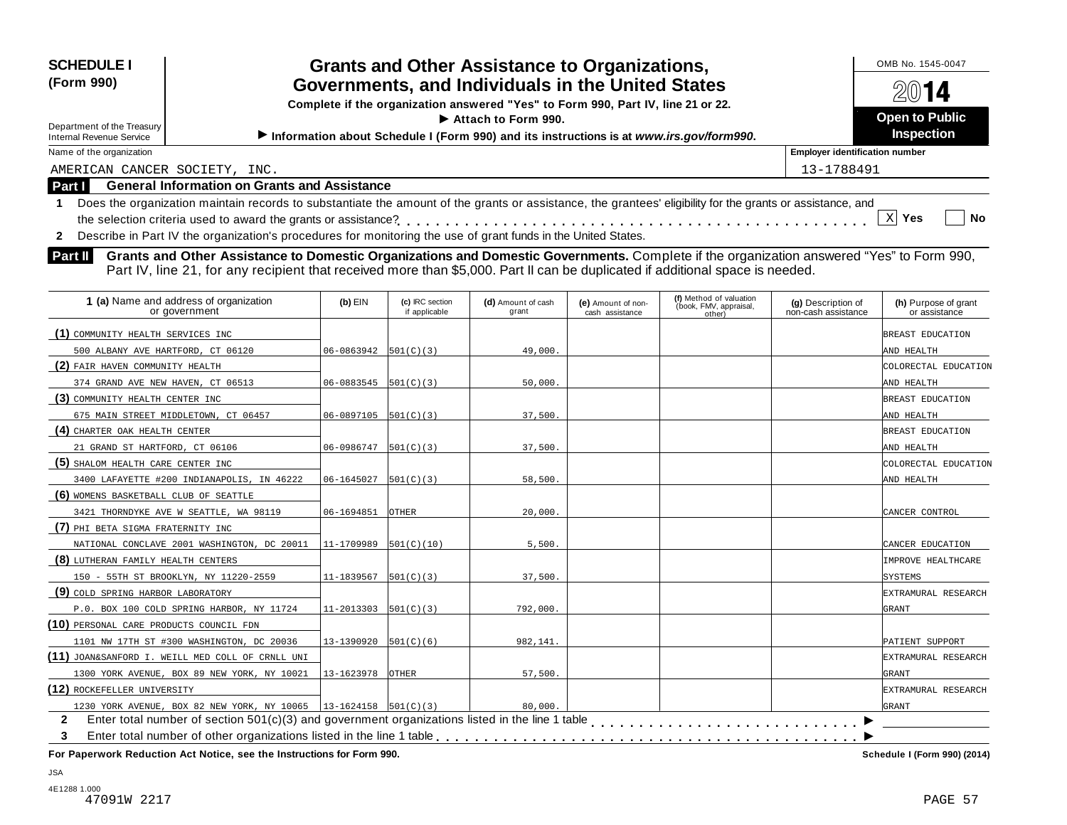**SCHEDULE I (Form 990)**

Department of the Treasury
Internal Revenue Service

# Grants and Other Assistance to Organizations, Governments, and Individuals in the United States

**Complete if the organization answered "Yes" to Form 990, Part IV, line 21 or 22.**
**▶ Attach to Form 990.**
**▶ Information about Schedule I (Form 990) and its instructions is at *www.irs.gov/form990*.**

OMB No. 1545-0047

**2014**

**Open to Public Inspection**

Name of the organization: AMERICAN CANCER SOCIETY, INC.

**Employer identification number:** 13-1788491

## Part I General Information on Grants and Assistance

1 Does the organization maintain records to substantiate the amount of the grants or assistance, the grantees' eligibility for the grants or assistance, and the selection criteria used to award the grants or assistance? . . . . . . [X] **Yes** [ ] **No**

2 Describe in Part IV the organization's procedures for monitoring the use of grant funds in the United States.

## Part II Grants and Other Assistance to Domestic Organizations and Domestic Governments.

Complete if the organization answered "Yes" to Form 990, Part IV, line 21, for any recipient that received more than $5,000. Part II can be duplicated if additional space is needed.

| 1 (a) Name and address of organization or government | (b) EIN | (c) IRC section if applicable | (d) Amount of cash grant | (e) Amount of non-cash assistance | (f) Method of valuation (book, FMV, appraisal, other) | (g) Description of non-cash assistance | (h) Purpose of grant or assistance |
|---|---|---|---|---|---|---|---|
| (1) COMMUNITY HEALTH SERVICES INC 500 ALBANY AVE HARTFORD, CT 06120 | 06-0863942 | 501(C)(3) | 49,000. | | | | BREAST EDUCATION AND HEALTH |
| (2) FAIR HAVEN COMMUNITY HEALTH 374 GRAND AVE NEW HAVEN, CT 06513 | 06-0883545 | 501(C)(3) | 50,000. | | | | COLORECTAL EDUCATION AND HEALTH |
| (3) COMMUNITY HEALTH CENTER INC 675 MAIN STREET MIDDLETOWN, CT 06457 | 06-0897105 | 501(C)(3) | 37,500. | | | | BREAST EDUCATION AND HEALTH |
| (4) CHARTER OAK HEALTH CENTER 21 GRAND ST HARTFORD, CT 06106 | 06-0986747 | 501(C)(3) | 37,500. | | | | BREAST EDUCATION AND HEALTH |
| (5) SHALOM HEALTH CARE CENTER INC 3400 LAFAYETTE #200 INDIANAPOLIS, IN 46222 | 06-1645027 | 501(C)(3) | 58,500. | | | | COLORECTAL EDUCATION AND HEALTH |
| (6) WOMENS BASKETBALL CLUB OF SEATTLE 3421 THORNDYKE AVE W SEATTLE, WA 98119 | 06-1694851 | OTHER | 20,000. | | | | CANCER CONTROL |
| (7) PHI BETA SIGMA FRATERNITY INC NATIONAL CONCLAVE 2001 WASHINGTON, DC 20011 | 11-1709989 | 501(C)(10) | 5,500. | | | | CANCER EDUCATION |
| (8) LUTHERAN FAMILY HEALTH CENTERS 150 - 55TH ST BROOKLYN, NY 11220-2559 | 11-1839567 | 501(C)(3) | 37,500. | | | | IMPROVE HEALTHCARE SYSTEMS |
| (9) COLD SPRING HARBOR LABORATORY P.O. BOX 100 COLD SPRING HARBOR, NY 11724 | 11-2013303 | 501(C)(3) | 792,000. | | | | EXTRAMURAL RESEARCH GRANT |
| (10) PERSONAL CARE PRODUCTS COUNCIL FDN 1101 NW 17TH ST #300 WASHINGTON, DC 20036 | 13-1390920 | 501(C)(6) | 982,141. | | | | PATIENT SUPPORT |
| (11) JOAN&SANFORD I. WEILL MED COLL OF CRNLL UNI 1300 YORK AVENUE, BOX 89 NEW YORK, NY 10021 | 13-1623978 | OTHER | 57,500. | | | | EXTRAMURAL RESEARCH GRANT |
| (12) ROCKEFELLER UNIVERSITY 1230 YORK AVENUE, BOX 82 NEW YORK, NY 10065 | 13-1624158 | 501(C)(3) | 80,000. | | | | EXTRAMURAL RESEARCH GRANT |

2 Enter total number of section 501(c)(3) and government organizations listed in the line 1 table . . . . . . ▶

3 Enter total number of other organizations listed in the line 1 table . . . . . . ▶

**For Paperwork Reduction Act Notice, see the Instructions for Form 990.** **Schedule I (Form 990) (2014)**

JSA
4E1288 1.000
47091W 2217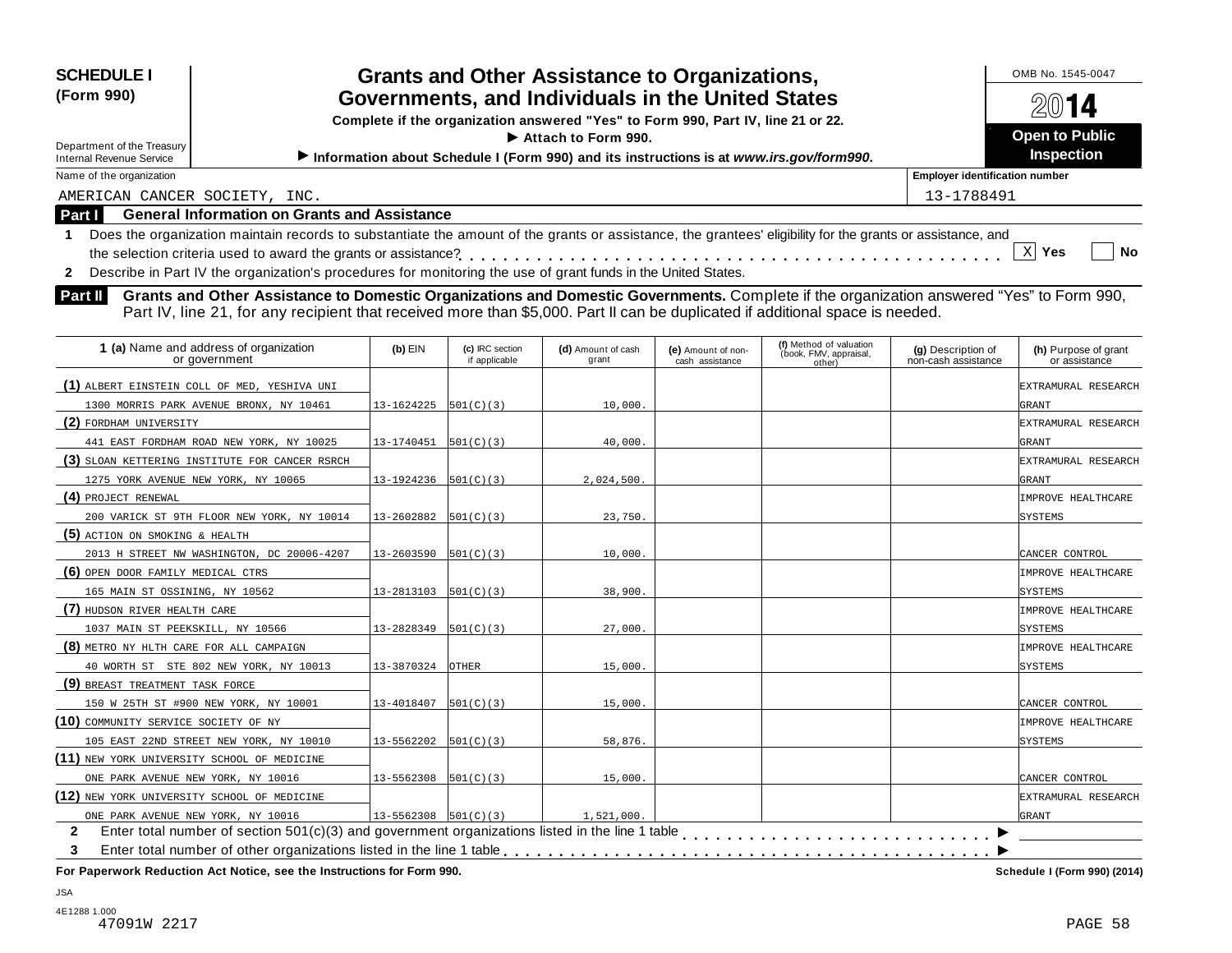**SCHEDULE I (Form 990)**

Department of the Treasury
Internal Revenue Service

# Grants and Other Assistance to Organizations, Governments, and Individuals in the United States

**Complete if the organization answered "Yes" to Form 990, Part IV, line 21 or 22.**
**► Attach to Form 990.**
**► Information about Schedule I (Form 990) and its instructions is at *www.irs.gov/form990*.**

OMB No. 1545-0047
**2014**
**Open to Public Inspection**

Name of the organization: AMERICAN CANCER SOCIETY, INC.
Employer identification number: 13-1788491

## Part I General Information on Grants and Assistance

1 Does the organization maintain records to substantiate the amount of the grants or assistance, the grantees' eligibility for the grants or assistance, and the selection criteria used to award the grants or assistance? . . . . . . [X] Yes [ ] No

2 Describe in Part IV the organization's procedures for monitoring the use of grant funds in the United States.

## Part II Grants and Other Assistance to Domestic Organizations and Domestic Governments.

Complete if the organization answered "Yes" to Form 990, Part IV, line 21, for any recipient that received more than $5,000. Part II can be duplicated if additional space is needed.

| 1 (a) Name and address of organization or government | (b) EIN | (c) IRC section if applicable | (d) Amount of cash grant | (e) Amount of non-cash assistance | (f) Method of valuation (book, FMV, appraisal, other) | (g) Description of non-cash assistance | (h) Purpose of grant or assistance |
|---|---|---|---|---|---|---|---|
| (1) ALBERT EINSTEIN COLL OF MED, YESHIVA UNI 1300 MORRIS PARK AVENUE BRONX, NY 10461 | 13-1624225 | 501(C)(3) | 10,000. | | | | EXTRAMURAL RESEARCH GRANT |
| (2) FORDHAM UNIVERSITY 441 EAST FORDHAM ROAD NEW YORK, NY 10025 | 13-1740451 | 501(C)(3) | 40,000. | | | | EXTRAMURAL RESEARCH GRANT |
| (3) SLOAN KETTERING INSTITUTE FOR CANCER RSRCH 1275 YORK AVENUE NEW YORK, NY 10065 | 13-1924236 | 501(C)(3) | 2,024,500. | | | | EXTRAMURAL RESEARCH GRANT |
| (4) PROJECT RENEWAL 200 VARICK ST 9TH FLOOR NEW YORK, NY 10014 | 13-2602882 | 501(C)(3) | 23,750. | | | | IMPROVE HEALTHCARE SYSTEMS |
| (5) ACTION ON SMOKING & HEALTH 2013 H STREET NW WASHINGTON, DC 20006-4207 | 13-2603590 | 501(C)(3) | 10,000. | | | | CANCER CONTROL |
| (6) OPEN DOOR FAMILY MEDICAL CTRS 165 MAIN ST OSSINING, NY 10562 | 13-2813103 | 501(C)(3) | 38,900. | | | | IMPROVE HEALTHCARE SYSTEMS |
| (7) HUDSON RIVER HEALTH CARE 1037 MAIN ST PEEKSKILL, NY 10566 | 13-2828349 | 501(C)(3) | 27,000. | | | | IMPROVE HEALTHCARE SYSTEMS |
| (8) METRO NY HLTH CARE FOR ALL CAMPAIGN 40 WORTH ST STE 802 NEW YORK, NY 10013 | 13-3870324 | OTHER | 15,000. | | | | IMPROVE HEALTHCARE SYSTEMS |
| (9) BREAST TREATMENT TASK FORCE 150 W 25TH ST #900 NEW YORK, NY 10001 | 13-4018407 | 501(C)(3) | 15,000. | | | | CANCER CONTROL |
| (10) COMMUNITY SERVICE SOCIETY OF NY 105 EAST 22ND STREET NEW YORK, NY 10010 | 13-5562202 | 501(C)(3) | 58,876. | | | | IMPROVE HEALTHCARE SYSTEMS |
| (11) NEW YORK UNIVERSITY SCHOOL OF MEDICINE ONE PARK AVENUE NEW YORK, NY 10016 | 13-5562308 | 501(C)(3) | 15,000. | | | | CANCER CONTROL |
| (12) NEW YORK UNIVERSITY SCHOOL OF MEDICINE ONE PARK AVENUE NEW YORK, NY 10016 | 13-5562308 | 501(C)(3) | 1,521,000. | | | | EXTRAMURAL RESEARCH GRANT |

2 Enter total number of section 501(c)(3) and government organizations listed in the line 1 table . . . . . ►

3 Enter total number of other organizations listed in the line 1 table . . . . . ►

**For Paperwork Reduction Act Notice, see the Instructions for Form 990.** **Schedule I (Form 990) (2014)**

JSA
4E1288 1.000
47091W 2217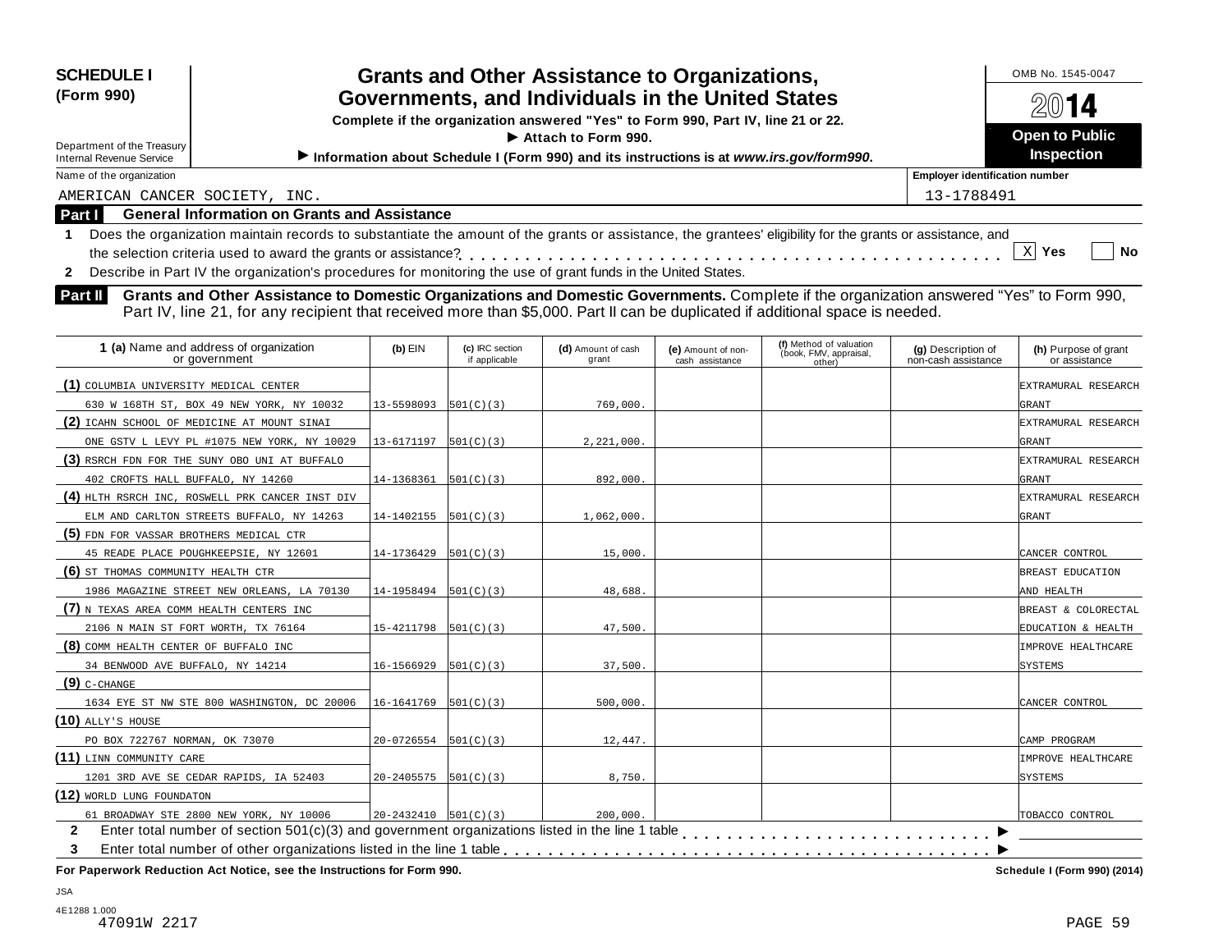**SCHEDULE I**
**(Form 990)**

Department of the Treasury
Internal Revenue Service

# Grants and Other Assistance to Organizations, Governments, and Individuals in the United States

**Complete if the organization answered "Yes" to Form 990, Part IV, line 21 or 22.**
**▶ Attach to Form 990.**
**▶ Information about Schedule I (Form 990) and its instructions is at *www.irs.gov/form990*.**

OMB No. 1545-0047
**2014**
**Open to Public Inspection**

Name of the organization: AMERICAN CANCER SOCIETY, INC.
Employer identification number: 13-1788491

## Part I General Information on Grants and Assistance

1 Does the organization maintain records to substantiate the amount of the grants or assistance, the grantees' eligibility for the grants or assistance, and the selection criteria used to award the grants or assistance? . . . . . . [X] Yes [ ] No

2 Describe in Part IV the organization's procedures for monitoring the use of grant funds in the United States.

## Part II Grants and Other Assistance to Domestic Organizations and Domestic Governments.

Complete if the organization answered "Yes" to Form 990, Part IV, line 21, for any recipient that received more than $5,000. Part II can be duplicated if additional space is needed.

| 1 (a) Name and address of organization or government | (b) EIN | (c) IRC section if applicable | (d) Amount of cash grant | (e) Amount of non-cash assistance | (f) Method of valuation (book, FMV, appraisal, other) | (g) Description of non-cash assistance | (h) Purpose of grant or assistance |
|---|---|---|---|---|---|---|---|
| (1) COLUMBIA UNIVERSITY MEDICAL CENTER 630 W 168TH ST, BOX 49 NEW YORK, NY 10032 | 13-5598093 | 501(C)(3) | 769,000. | | | | EXTRAMURAL RESEARCH GRANT |
| (2) ICAHN SCHOOL OF MEDICINE AT MOUNT SINAI ONE GSTV L LEVY PL #1075 NEW YORK, NY 10029 | 13-6171197 | 501(C)(3) | 2,221,000. | | | | EXTRAMURAL RESEARCH GRANT |
| (3) RSRCH FDN FOR THE SUNY OBO UNI AT BUFFALO 402 CROFTS HALL BUFFALO, NY 14260 | 14-1368361 | 501(C)(3) | 892,000. | | | | EXTRAMURAL RESEARCH GRANT |
| (4) HLTH RSRCH INC, ROSWELL PRK CANCER INST DIV ELM AND CARLTON STREETS BUFFALO, NY 14263 | 14-1402155 | 501(C)(3) | 1,062,000. | | | | EXTRAMURAL RESEARCH GRANT |
| (5) FDN FOR VASSAR BROTHERS MEDICAL CTR 45 READE PLACE POUGHKEEPSIE, NY 12601 | 14-1736429 | 501(C)(3) | 15,000. | | | | CANCER CONTROL |
| (6) ST THOMAS COMMUNITY HEALTH CTR 1986 MAGAZINE STREET NEW ORLEANS, LA 70130 | 14-1958494 | 501(C)(3) | 48,688. | | | | BREAST EDUCATION AND HEALTH |
| (7) N TEXAS AREA COMM HEALTH CENTERS INC 2106 N MAIN ST FORT WORTH, TX 76164 | 15-4211798 | 501(C)(3) | 47,500. | | | | BREAST & COLORECTAL EDUCATION & HEALTH |
| (8) COMM HEALTH CENTER OF BUFFALO INC 34 BENWOOD AVE BUFFALO, NY 14214 | 16-1566929 | 501(C)(3) | 37,500. | | | | IMPROVE HEALTHCARE SYSTEMS |
| (9) C-CHANGE 1634 EYE ST NW STE 800 WASHINGTON, DC 20006 | 16-1641769 | 501(C)(3) | 500,000. | | | | CANCER CONTROL |
| (10) ALLY'S HOUSE PO BOX 722767 NORMAN, OK 73070 | 20-0726554 | 501(C)(3) | 12,447. | | | | CAMP PROGRAM |
| (11) LINN COMMUNITY CARE 1201 3RD AVE SE CEDAR RAPIDS, IA 52403 | 20-2405575 | 501(C)(3) | 8,750. | | | | IMPROVE HEALTHCARE SYSTEMS |
| (12) WORLD LUNG FOUNDATON 61 BROADWAY STE 2800 NEW YORK, NY 10006 | 20-2432410 | 501(C)(3) | 200,000. | | | | TOBACCO CONTROL |

2 Enter total number of section 501(c)(3) and government organizations listed in the line 1 table . . . . . . ▶

3 Enter total number of other organizations listed in the line 1 table . . . . . . ▶

**For Paperwork Reduction Act Notice, see the Instructions for Form 990.** **Schedule I (Form 990) (2014)**

JSA
4E1288 1.000
47091W 2217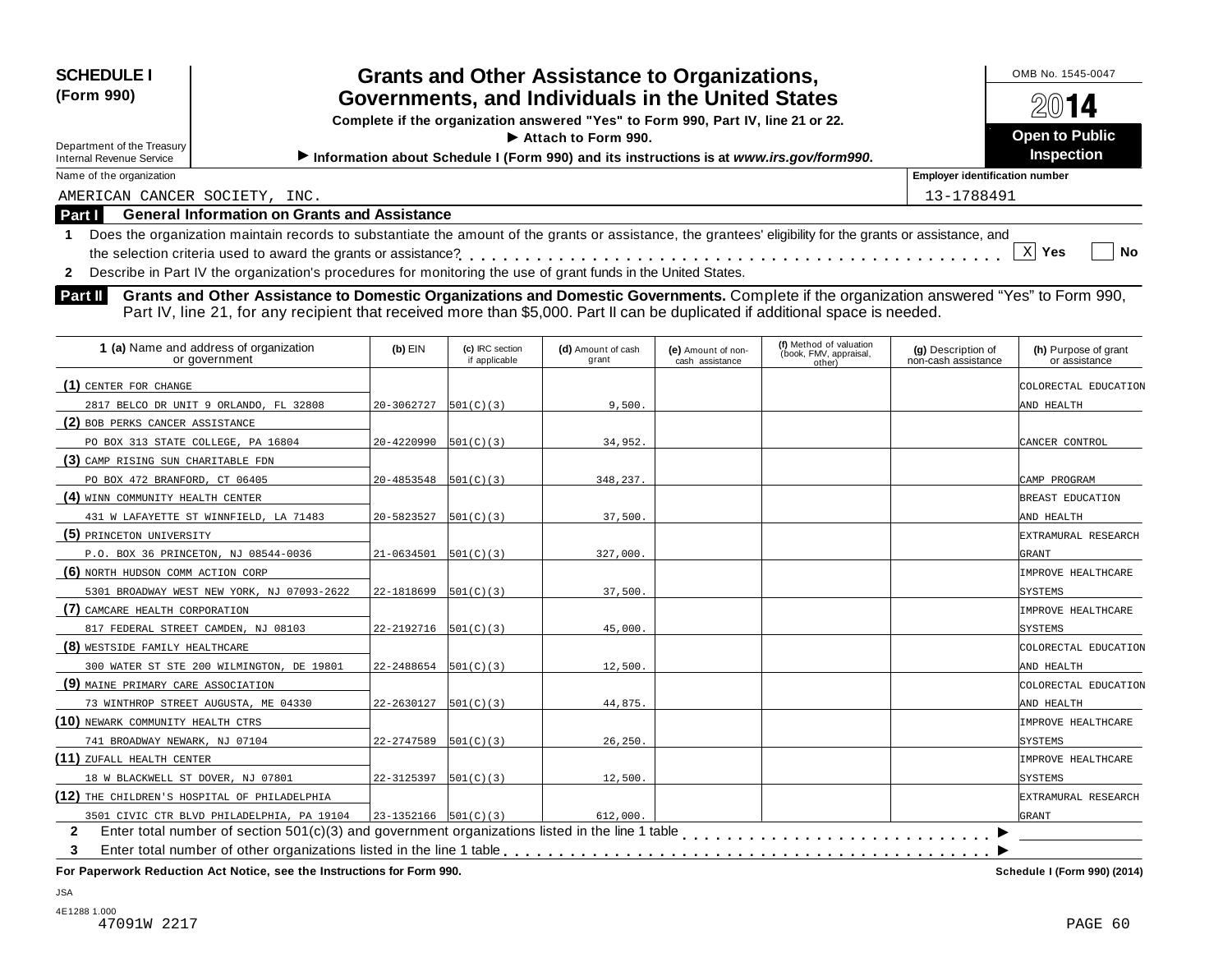**SCHEDULE I (Form 990)**

Department of the Treasury
Internal Revenue Service

# Grants and Other Assistance to Organizations, Governments, and Individuals in the United States

**Complete if the organization answered "Yes" to Form 990, Part IV, line 21 or 22.**

**▶ Attach to Form 990.**

**▶ Information about Schedule I (Form 990) and its instructions is at *www.irs.gov/form990*.**

OMB No. 1545-0047

**2014**

**Open to Public Inspection**

Name of the organization: AMERICAN CANCER SOCIETY, INC.

Employer identification number: 13-1788491

## Part I General Information on Grants and Assistance

**1** Does the organization maintain records to substantiate the amount of the grants or assistance, the grantees' eligibility for the grants or assistance, and the selection criteria used to award the grants or assistance? . . . . . . . . . . X Yes  No

**2** Describe in Part IV the organization's procedures for monitoring the use of grant funds in the United States.

## Part II Grants and Other Assistance to Domestic Organizations and Domestic Governments.

Complete if the organization answered "Yes" to Form 990, Part IV, line 21, for any recipient that received more than $5,000. Part II can be duplicated if additional space is needed.

| 1 (a) Name and address of organization or government | (b) EIN | (c) IRC section if applicable | (d) Amount of cash grant | (e) Amount of non-cash assistance | (f) Method of valuation (book, FMV, appraisal, other) | (g) Description of non-cash assistance | (h) Purpose of grant or assistance |
|---|---|---|---|---|---|---|---|
| (1) CENTER FOR CHANGE<br>2817 BELCO DR UNIT 9 ORLANDO, FL 32808 | 20-3062727 | 501(C)(3) | 9,500. | | | | COLORECTAL EDUCATION AND HEALTH |
| (2) BOB PERKS CANCER ASSISTANCE<br>PO BOX 313 STATE COLLEGE, PA 16804 | 20-4220990 | 501(C)(3) | 34,952. | | | | CANCER CONTROL |
| (3) CAMP RISING SUN CHARITABLE FDN<br>PO BOX 472 BRANFORD, CT 06405 | 20-4853548 | 501(C)(3) | 348,237. | | | | CAMP PROGRAM |
| (4) WINN COMMUNITY HEALTH CENTER<br>431 W LAFAYETTE ST WINNFIELD, LA 71483 | 20-5823527 | 501(C)(3) | 37,500. | | | | BREAST EDUCATION AND HEALTH |
| (5) PRINCETON UNIVERSITY<br>P.O. BOX 36 PRINCETON, NJ 08544-0036 | 21-0634501 | 501(C)(3) | 327,000. | | | | EXTRAMURAL RESEARCH GRANT |
| (6) NORTH HUDSON COMM ACTION CORP<br>5301 BROADWAY WEST NEW YORK, NJ 07093-2622 | 22-1818699 | 501(C)(3) | 37,500. | | | | IMPROVE HEALTHCARE SYSTEMS |
| (7) CAMCARE HEALTH CORPORATION<br>817 FEDERAL STREET CAMDEN, NJ 08103 | 22-2192716 | 501(C)(3) | 45,000. | | | | IMPROVE HEALTHCARE SYSTEMS |
| (8) WESTSIDE FAMILY HEALTHCARE<br>300 WATER ST STE 200 WILMINGTON, DE 19801 | 22-2488654 | 501(C)(3) | 12,500. | | | | COLORECTAL EDUCATION AND HEALTH |
| (9) MAINE PRIMARY CARE ASSOCIATION<br>73 WINTHROP STREET AUGUSTA, ME 04330 | 22-2630127 | 501(C)(3) | 44,875. | | | | COLORECTAL EDUCATION AND HEALTH |
| (10) NEWARK COMMUNITY HEALTH CTRS<br>741 BROADWAY NEWARK, NJ 07104 | 22-2747589 | 501(C)(3) | 26,250. | | | | IMPROVE HEALTHCARE SYSTEMS |
| (11) ZUFALL HEALTH CENTER<br>18 W BLACKWELL ST DOVER, NJ 07801 | 22-3125397 | 501(C)(3) | 12,500. | | | | IMPROVE HEALTHCARE SYSTEMS |
| (12) THE CHILDREN'S HOSPITAL OF PHILADELPHIA<br>3501 CIVIC CTR BLVD PHILADELPHIA, PA 19104 | 23-1352166 | 501(C)(3) | 612,000. | | | | EXTRAMURAL RESEARCH GRANT |

**2** Enter total number of section 501(c)(3) and government organizations listed in the line 1 table . . . . . . . . . . ▶

**3** Enter total number of other organizations listed in the line 1 table . . . . . . . . . . ▶

**For Paperwork Reduction Act Notice, see the Instructions for Form 990.** **Schedule I (Form 990) (2014)**

JSA
4E1288 1.000
47091W 2217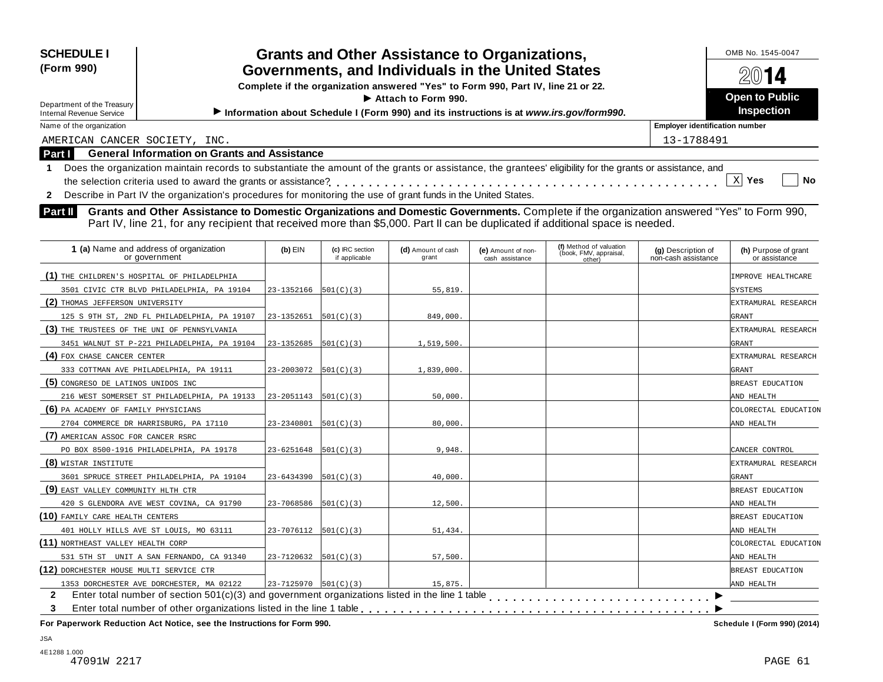**SCHEDULE I (Form 990)**

Department of the Treasury
Internal Revenue Service

# Grants and Other Assistance to Organizations, Governments, and Individuals in the United States

**Complete if the organization answered "Yes" to Form 990, Part IV, line 21 or 22.**
**▶ Attach to Form 990.**
**▶ Information about Schedule I (Form 990) and its instructions is at *www.irs.gov/form990*.**

OMB No. 1545-0047
**2014**
**Open to Public Inspection**

Name of the organization: AMERICAN CANCER SOCIETY, INC.
Employer identification number: 13-1788491

## Part I General Information on Grants and Assistance

**1** Does the organization maintain records to substantiate the amount of the grants or assistance, the grantees' eligibility for the grants or assistance, and the selection criteria used to award the grants or assistance? . . . . . . [X] Yes [ ] No

**2** Describe in Part IV the organization's procedures for monitoring the use of grant funds in the United States.

## Part II Grants and Other Assistance to Domestic Organizations and Domestic Governments.

Complete if the organization answered "Yes" to Form 990, Part IV, line 21, for any recipient that received more than $5,000. Part II can be duplicated if additional space is needed.

| 1 (a) Name and address of organization or government | (b) EIN | (c) IRC section if applicable | (d) Amount of cash grant | (e) Amount of non-cash assistance | (f) Method of valuation (book, FMV, appraisal, other) | (g) Description of non-cash assistance | (h) Purpose of grant or assistance |
|---|---|---|---|---|---|---|---|
| (1) THE CHILDREN'S HOSPITAL OF PHILADELPHIA 3501 CIVIC CTR BLVD PHILADELPHIA, PA 19104 | 23-1352166 | 501(C)(3) | 55,819. | | | | IMPROVE HEALTHCARE SYSTEMS |
| (2) THOMAS JEFFERSON UNIVERSITY 125 S 9TH ST, 2ND FL PHILADELPHIA, PA 19107 | 23-1352651 | 501(C)(3) | 849,000. | | | | EXTRAMURAL RESEARCH GRANT |
| (3) THE TRUSTEES OF THE UNI OF PENNSYLVANIA 3451 WALNUT ST P-221 PHILADELPHIA, PA 19104 | 23-1352685 | 501(C)(3) | 1,519,500. | | | | EXTRAMURAL RESEARCH GRANT |
| (4) FOX CHASE CANCER CENTER 333 COTTMAN AVE PHILADELPHIA, PA 19111 | 23-2003072 | 501(C)(3) | 1,839,000. | | | | EXTRAMURAL RESEARCH GRANT |
| (5) CONGRESO DE LATINOS UNIDOS INC 216 WEST SOMERSET ST PHILADELPHIA, PA 19133 | 23-2051143 | 501(C)(3) | 50,000. | | | | BREAST EDUCATION AND HEALTH |
| (6) PA ACADEMY OF FAMILY PHYSICIANS 2704 COMMERCE DR HARRISBURG, PA 17110 | 23-2340801 | 501(C)(3) | 80,000. | | | | COLORECTAL EDUCATION AND HEALTH |
| (7) AMERICAN ASSOC FOR CANCER RSRC PO BOX 8500-1916 PHILADELPHIA, PA 19178 | 23-6251648 | 501(C)(3) | 9,948. | | | | CANCER CONTROL |
| (8) WISTAR INSTITUTE 3601 SPRUCE STREET PHILADELPHIA, PA 19104 | 23-6434390 | 501(C)(3) | 40,000. | | | | EXTRAMURAL RESEARCH GRANT |
| (9) EAST VALLEY COMMUNITY HLTH CTR 420 S GLENDORA AVE WEST COVINA, CA 91790 | 23-7068586 | 501(C)(3) | 12,500. | | | | BREAST EDUCATION AND HEALTH |
| (10) FAMILY CARE HEALTH CENTERS 401 HOLLY HILLS AVE ST LOUIS, MO 63111 | 23-7076112 | 501(C)(3) | 51,434. | | | | BREAST EDUCATION AND HEALTH |
| (11) NORTHEAST VALLEY HEALTH CORP 531 5TH ST UNIT A SAN FERNANDO, CA 91340 | 23-7120632 | 501(C)(3) | 57,500. | | | | COLORECTAL EDUCATION AND HEALTH |
| (12) DORCHESTER HOUSE MULTI SERVICE CTR 1353 DORCHESTER AVE DORCHESTER, MA 02122 | 23-7125970 | 501(C)(3) | 15,875. | | | | BREAST EDUCATION AND HEALTH |

**2** Enter total number of section 501(c)(3) and government organizations listed in the line 1 table . . . . . ▶

**3** Enter total number of other organizations listed in the line 1 table . . . . . ▶

**For Paperwork Reduction Act Notice, see the Instructions for Form 990.** Schedule I (Form 990) (2014)

JSA
4E1288 1.000
47091W 2217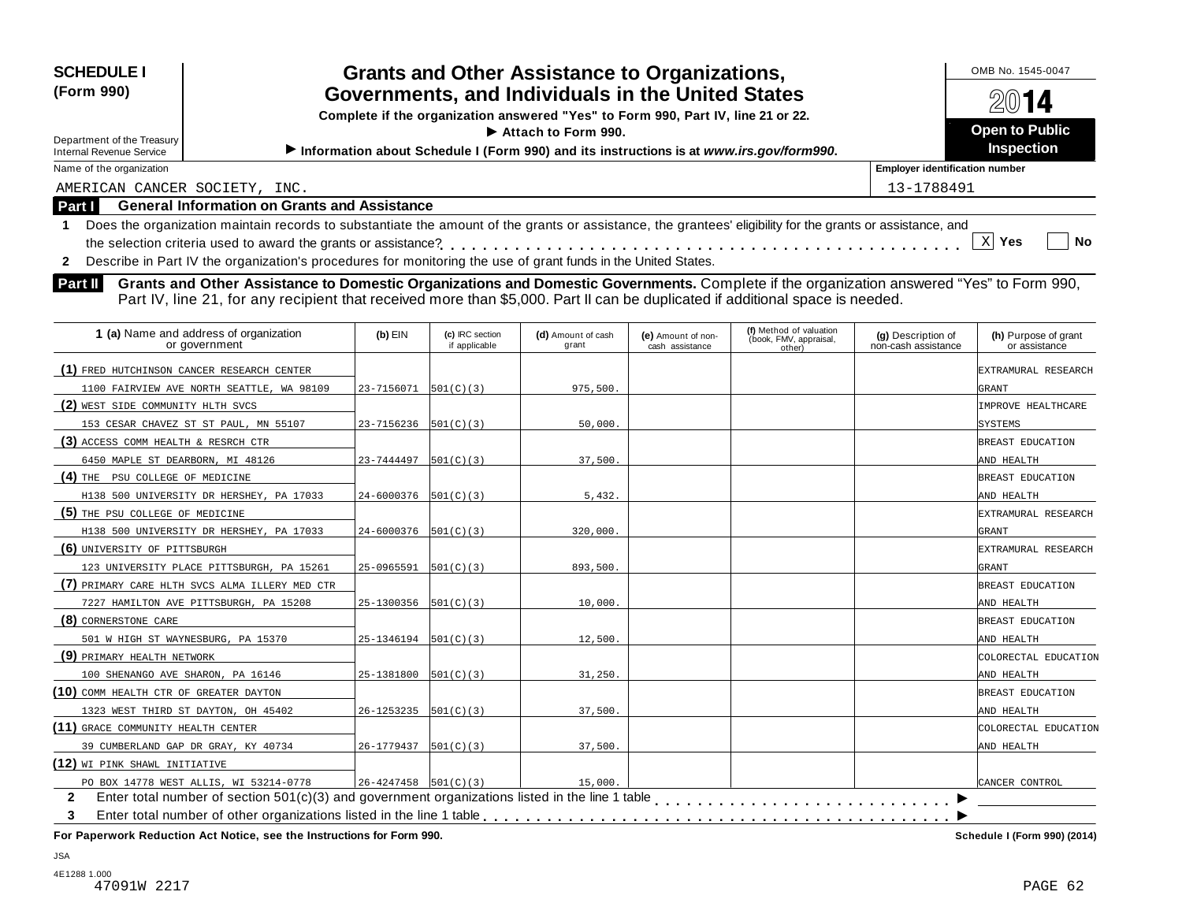**SCHEDULE I (Form 990)**

Department of the Treasury
Internal Revenue Service

# Grants and Other Assistance to Organizations, Governments, and Individuals in the United States

**Complete if the organization answered "Yes" to Form 990, Part IV, line 21 or 22.**

**▶ Attach to Form 990.**

**▶ Information about Schedule I (Form 990) and its instructions is at *www.irs.gov/form990*.**

OMB No. 1545-0047

**2014**

**Open to Public Inspection**

Name of the organization: AMERICAN CANCER SOCIETY, INC.

Employer identification number: 13-1788491

## Part I General Information on Grants and Assistance

**1** Does the organization maintain records to substantiate the amount of the grants or assistance, the grantees' eligibility for the grants or assistance, and the selection criteria used to award the grants or assistance? . . . . . . . . . . [X] Yes [ ] No

**2** Describe in Part IV the organization's procedures for monitoring the use of grant funds in the United States.

## Part II Grants and Other Assistance to Domestic Organizations and Domestic Governments.

Complete if the organization answered "Yes" to Form 990, Part IV, line 21, for any recipient that received more than $5,000. Part II can be duplicated if additional space is needed.

| 1 (a) Name and address of organization or government | (b) EIN | (c) IRC section if applicable | (d) Amount of cash grant | (e) Amount of non-cash assistance | (f) Method of valuation (book, FMV, appraisal, other) | (g) Description of non-cash assistance | (h) Purpose of grant or assistance |
|---|---|---|---|---|---|---|---|
| (1) FRED HUTCHINSON CANCER RESEARCH CENTER 1100 FAIRVIEW AVE NORTH SEATTLE, WA 98109 | 23-7156071 | 501(C)(3) | 975,500. | | | | EXTRAMURAL RESEARCH GRANT |
| (2) WEST SIDE COMMUNITY HLTH SVCS 153 CESAR CHAVEZ ST ST PAUL, MN 55107 | 23-7156236 | 501(C)(3) | 50,000. | | | | IMPROVE HEALTHCARE SYSTEMS |
| (3) ACCESS COMM HEALTH & RESRCH CTR 6450 MAPLE ST DEARBORN, MI 48126 | 23-7444497 | 501(C)(3) | 37,500. | | | | BREAST EDUCATION AND HEALTH |
| (4) THE PSU COLLEGE OF MEDICINE H138 500 UNIVERSITY DR HERSHEY, PA 17033 | 24-6000376 | 501(C)(3) | 5,432. | | | | BREAST EDUCATION AND HEALTH |
| (5) THE PSU COLLEGE OF MEDICINE H138 500 UNIVERSITY DR HERSHEY, PA 17033 | 24-6000376 | 501(C)(3) | 320,000. | | | | EXTRAMURAL RESEARCH GRANT |
| (6) UNIVERSITY OF PITTSBURGH 123 UNIVERSITY PLACE PITTSBURGH, PA 15261 | 25-0965591 | 501(C)(3) | 893,500. | | | | EXTRAMURAL RESEARCH GRANT |
| (7) PRIMARY CARE HLTH SVCS ALMA ILLERY MED CTR 7227 HAMILTON AVE PITTSBURGH, PA 15208 | 25-1300356 | 501(C)(3) | 10,000. | | | | BREAST EDUCATION AND HEALTH |
| (8) CORNERSTONE CARE 501 W HIGH ST WAYNESBURG, PA 15370 | 25-1346194 | 501(C)(3) | 12,500. | | | | BREAST EDUCATION AND HEALTH |
| (9) PRIMARY HEALTH NETWORK 100 SHENANGO AVE SHARON, PA 16146 | 25-1381800 | 501(C)(3) | 31,250. | | | | COLORECTAL EDUCATION AND HEALTH |
| (10) COMM HEALTH CTR OF GREATER DAYTON 1323 WEST THIRD ST DAYTON, OH 45402 | 26-1253235 | 501(C)(3) | 37,500. | | | | BREAST EDUCATION AND HEALTH |
| (11) GRACE COMMUNITY HEALTH CENTER 39 CUMBERLAND GAP DR GRAY, KY 40734 | 26-1779437 | 501(C)(3) | 37,500. | | | | COLORECTAL EDUCATION AND HEALTH |
| (12) WI PINK SHAWL INITIATIVE PO BOX 14778 WEST ALLIS, WI 53214-0778 | 26-4247458 | 501(C)(3) | 15,000. | | | | CANCER CONTROL |

**2** Enter total number of section 501(c)(3) and government organizations listed in the line 1 table . . . . . . . . . . ▶

**3** Enter total number of other organizations listed in the line 1 table . . . . . . . . . . ▶

**For Paperwork Reduction Act Notice, see the Instructions for Form 990.** **Schedule I (Form 990) (2014)**

JSA
4E1288 1.000
47091W 2217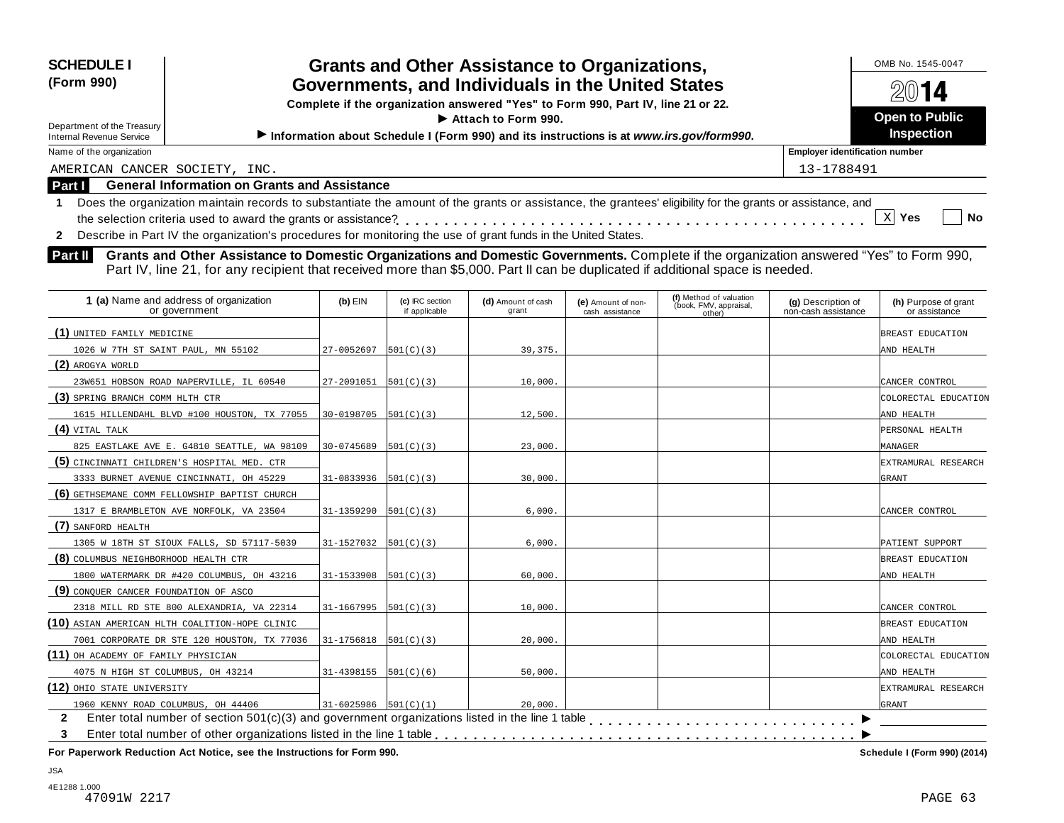**SCHEDULE I (Form 990)**

Department of the Treasury
Internal Revenue Service

# Grants and Other Assistance to Organizations, Governments, and Individuals in the United States

**Complete if the organization answered "Yes" to Form 990, Part IV, line 21 or 22.**

**▶ Attach to Form 990.**

**▶ Information about Schedule I (Form 990) and its instructions is at *www.irs.gov/form990*.**

OMB No. 1545-0047

**2014**

**Open to Public Inspection**

Name of the organization: AMERICAN CANCER SOCIETY, INC.

Employer identification number: 13-1788491

## Part I General Information on Grants and Assistance

1 Does the organization maintain records to substantiate the amount of the grants or assistance, the grantees' eligibility for the grants or assistance, and the selection criteria used to award the grants or assistance? . . . . . [X] Yes [ ] No

2 Describe in Part IV the organization's procedures for monitoring the use of grant funds in the United States.

## Part II Grants and Other Assistance to Domestic Organizations and Domestic Governments.

Complete if the organization answered "Yes" to Form 990, Part IV, line 21, for any recipient that received more than $5,000. Part II can be duplicated if additional space is needed.

| 1 (a) Name and address of organization or government | (b) EIN | (c) IRC section if applicable | (d) Amount of cash grant | (e) Amount of non-cash assistance | (f) Method of valuation (book, FMV, appraisal, other) | (g) Description of non-cash assistance | (h) Purpose of grant or assistance |
|---|---|---|---|---|---|---|---|
| (1) UNITED FAMILY MEDICINE 1026 W 7TH ST SAINT PAUL, MN 55102 | 27-0052697 | 501(C)(3) | 39,375. | | | | BREAST EDUCATION AND HEALTH |
| (2) AROGYA WORLD 23W651 HOBSON ROAD NAPERVILLE, IL 60540 | 27-2091051 | 501(C)(3) | 10,000. | | | | CANCER CONTROL |
| (3) SPRING BRANCH COMM HLTH CTR 1615 HILLENDAHL BLVD #100 HOUSTON, TX 77055 | 30-0198705 | 501(C)(3) | 12,500. | | | | COLORECTAL EDUCATION AND HEALTH |
| (4) VITAL TALK 825 EASTLAKE AVE E. G4810 SEATTLE, WA 98109 | 30-0745689 | 501(C)(3) | 23,000. | | | | PERSONAL HEALTH MANAGER |
| (5) CINCINNATI CHILDREN'S HOSPITAL MED. CTR 3333 BURNET AVENUE CINCINNATI, OH 45229 | 31-0833936 | 501(C)(3) | 30,000. | | | | EXTRAMURAL RESEARCH GRANT |
| (6) GETHSEMANE COMM FELLOWSHIP BAPTIST CHURCH 1317 E BRAMBLETON AVE NORFOLK, VA 23504 | 31-1359290 | 501(C)(3) | 6,000. | | | | CANCER CONTROL |
| (7) SANFORD HEALTH 1305 W 18TH ST SIOUX FALLS, SD 57117-5039 | 31-1527032 | 501(C)(3) | 6,000. | | | | PATIENT SUPPORT |
| (8) COLUMBUS NEIGHBORHOOD HEALTH CTR 1800 WATERMARK DR #420 COLUMBUS, OH 43216 | 31-1533908 | 501(C)(3) | 60,000. | | | | BREAST EDUCATION AND HEALTH |
| (9) CONQUER CANCER FOUNDATION OF ASCO 2318 MILL RD STE 800 ALEXANDRIA, VA 22314 | 31-1667995 | 501(C)(3) | 10,000. | | | | CANCER CONTROL |
| (10) ASIAN AMERICAN HLTH COALITION-HOPE CLINIC 7001 CORPORATE DR STE 120 HOUSTON, TX 77036 | 31-1756818 | 501(C)(3) | 20,000. | | | | BREAST EDUCATION AND HEALTH |
| (11) OH ACADEMY OF FAMILY PHYSICIAN 4075 N HIGH ST COLUMBUS, OH 43214 | 31-4398155 | 501(C)(6) | 50,000. | | | | COLORECTAL EDUCATION AND HEALTH |
| (12) OHIO STATE UNIVERSITY 1960 KENNY ROAD COLUMBUS, OH 44406 | 31-6025986 | 501(C)(1) | 20,000. | | | | EXTRAMURAL RESEARCH GRANT |

2 Enter total number of section 501(c)(3) and government organizations listed in the line 1 table . . . . . ▶

3 Enter total number of other organizations listed in the line 1 table . . . . . ▶

**For Paperwork Reduction Act Notice, see the Instructions for Form 990.** **Schedule I (Form 990) (2014)**

JSA
4E1288 1.000
47091W 2217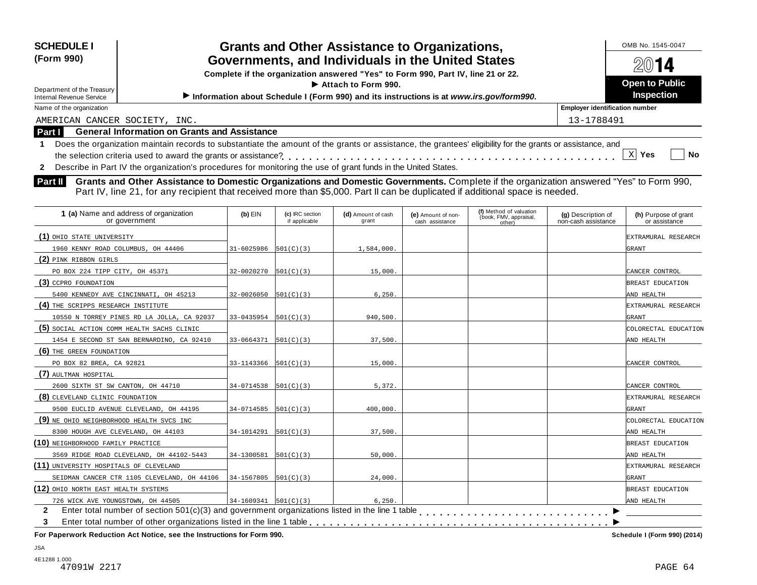**SCHEDULE I (Form 990)**

Department of the Treasury
Internal Revenue Service

# Grants and Other Assistance to Organizations, Governments, and Individuals in the United States

**Complete if the organization answered "Yes" to Form 990, Part IV, line 21 or 22.**

**▶ Attach to Form 990.**

**▶ Information about Schedule I (Form 990) and its instructions is at *www.irs.gov/form990*.**

OMB No. 1545-0047

**2014**

**Open to Public Inspection**

Name of the organization: AMERICAN CANCER SOCIETY, INC.

Employer identification number: 13-1788491

## Part I General Information on Grants and Assistance

**1** Does the organization maintain records to substantiate the amount of the grants or assistance, the grantees' eligibility for the grants or assistance, and the selection criteria used to award the grants or assistance? . . . . . . [X] Yes [ ] No

**2** Describe in Part IV the organization's procedures for monitoring the use of grant funds in the United States.

## Part II Grants and Other Assistance to Domestic Organizations and Domestic Governments.

Complete if the organization answered "Yes" to Form 990, Part IV, line 21, for any recipient that received more than $5,000. Part II can be duplicated if additional space is needed.

| 1 (a) Name and address of organization or government | (b) EIN | (c) IRC section if applicable | (d) Amount of cash grant | (e) Amount of non-cash assistance | (f) Method of valuation (book, FMV, appraisal, other) | (g) Description of non-cash assistance | (h) Purpose of grant or assistance |
|---|---|---|---|---|---|---|---|
| (1) OHIO STATE UNIVERSITY 1960 KENNY ROAD COLUMBUS, OH 44406 | 31-6025986 | 501(C)(3) | 1,584,000. | | | | EXTRAMURAL RESEARCH GRANT |
| (2) PINK RIBBON GIRLS PO BOX 224 TIPP CITY, OH 45371 | 32-0020270 | 501(C)(3) | 15,000. | | | | CANCER CONTROL |
| (3) CCPRO FOUNDATION 5400 KENNEDY AVE CINCINNATI, OH 45213 | 32-0026050 | 501(C)(3) | 6,250. | | | | BREAST EDUCATION AND HEALTH |
| (4) THE SCRIPPS RESEARCH INSTITUTE 10550 N TORREY PINES RD LA JOLLA, CA 92037 | 33-0435954 | 501(C)(3) | 940,500. | | | | EXTRAMURAL RESEARCH GRANT |
| (5) SOCIAL ACTION COMM HEALTH SACHS CLINIC 1454 E SECOND ST SAN BERNARDINO, CA 92410 | 33-0664371 | 501(C)(3) | 37,500. | | | | COLORECTAL EDUCATION AND HEALTH |
| (6) THE GREEN FOUNDATION PO BOX 82 BREA, CA 92821 | 33-1143366 | 501(C)(3) | 15,000. | | | | CANCER CONTROL |
| (7) AULTMAN HOSPITAL 2600 SIXTH ST SW CANTON, OH 44710 | 34-0714538 | 501(C)(3) | 5,372. | | | | CANCER CONTROL |
| (8) CLEVELAND CLINIC FOUNDATION 9500 EUCLID AVENUE CLEVELAND, OH 44195 | 34-0714585 | 501(C)(3) | 400,000. | | | | EXTRAMURAL RESEARCH GRANT |
| (9) NE OHIO NEIGHBORHOOD HEALTH SVCS INC 8300 HOUGH AVE CLEVELAND, OH 44103 | 34-1014291 | 501(C)(3) | 37,500. | | | | COLORECTAL EDUCATION AND HEALTH |
| (10) NEIGHBORHOOD FAMILY PRACTICE 3569 RIDGE ROAD CLEVELAND, OH 44102-5443 | 34-1300581 | 501(C)(3) | 50,000. | | | | BREAST EDUCATION AND HEALTH |
| (11) UNIVERSITY HOSPITALS OF CLEVELAND SEIDMAN CANCER CTR 1105 CLEVELAND, OH 44106 | 34-1567805 | 501(C)(3) | 24,000. | | | | EXTRAMURAL RESEARCH GRANT |
| (12) OHIO NORTH EAST HEALTH SYSTEMS 726 WICK AVE YOUNGSTOWN, OH 44505 | 34-1609341 | 501(C)(3) | 6,250. | | | | BREAST EDUCATION AND HEALTH |

**2** Enter total number of section 501(c)(3) and government organizations listed in the line 1 table . . . . . . ▶

**3** Enter total number of other organizations listed in the line 1 table . . . . . . ▶

**For Paperwork Reduction Act Notice, see the Instructions for Form 990.** **Schedule I (Form 990) (2014)**

JSA
4E1288 1.000
47091W 2217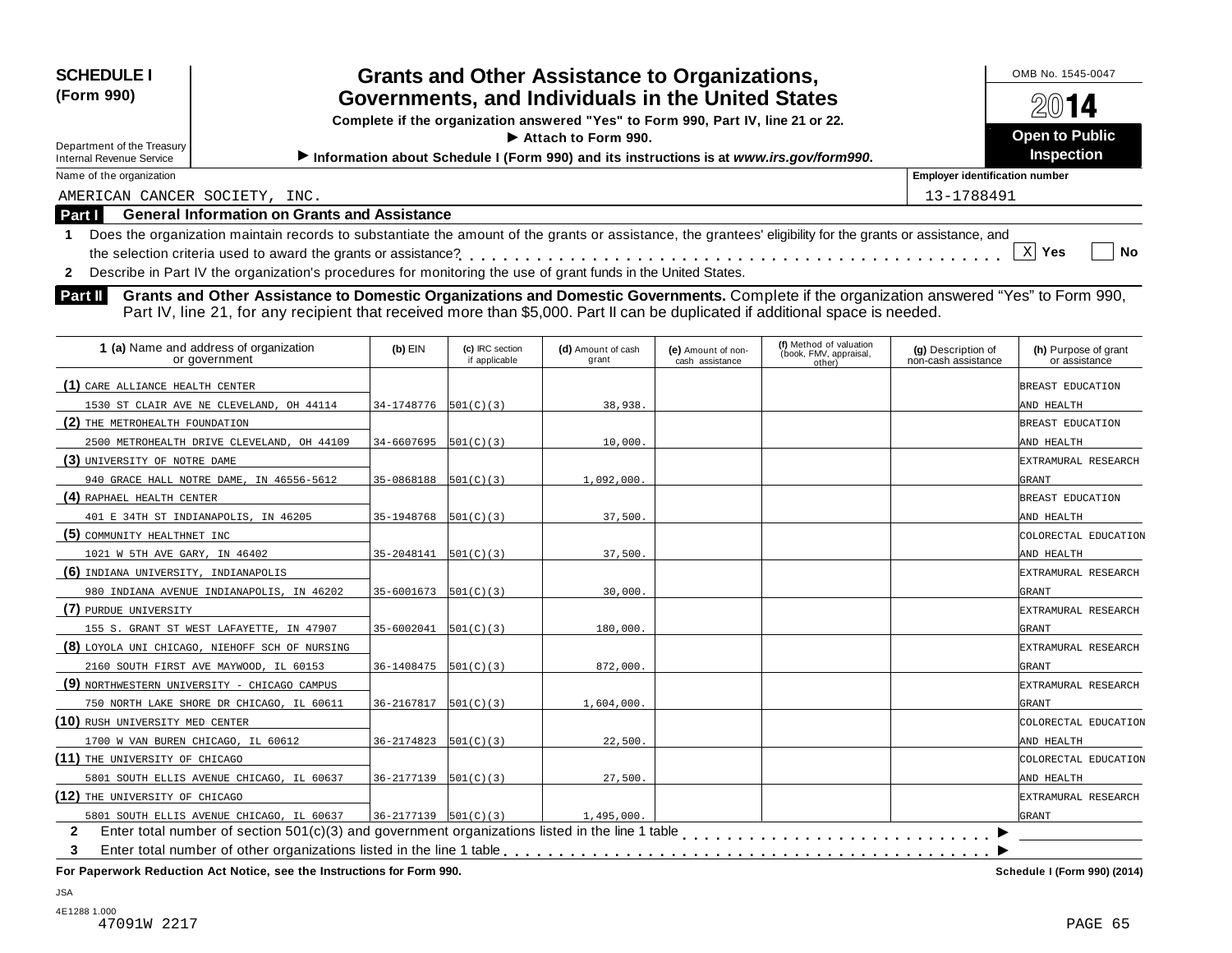**SCHEDULE I**
**(Form 990)**

Department of the Treasury
Internal Revenue Service

# Grants and Other Assistance to Organizations, Governments, and Individuals in the United States

**Complete if the organization answered "Yes" to Form 990, Part IV, line 21 or 22.**
**▶ Attach to Form 990.**
**▶ Information about Schedule I (Form 990) and its instructions is at *www.irs.gov/form990*.**

OMB No. 1545-0047
**2014**
**Open to Public Inspection**

Name of the organization: AMERICAN CANCER SOCIETY, INC.
Employer identification number: 13-1788491

## Part I General Information on Grants and Assistance

1 Does the organization maintain records to substantiate the amount of the grants or assistance, the grantees' eligibility for the grants or assistance, and the selection criteria used to award the grants or assistance? . . . . . . . . . . [X] Yes [ ] No

2 Describe in Part IV the organization's procedures for monitoring the use of grant funds in the United States.

## Part II Grants and Other Assistance to Domestic Organizations and Domestic Governments.

Complete if the organization answered "Yes" to Form 990, Part IV, line 21, for any recipient that received more than $5,000. Part II can be duplicated if additional space is needed.

| 1 (a) Name and address of organization or government | (b) EIN | (c) IRC section if applicable | (d) Amount of cash grant | (e) Amount of non-cash assistance | (f) Method of valuation (book, FMV, appraisal, other) | (g) Description of non-cash assistance | (h) Purpose of grant or assistance |
|---|---|---|---|---|---|---|---|
| (1) CARE ALLIANCE HEALTH CENTER<br>1530 ST CLAIR AVE NE CLEVELAND, OH 44114 | 34-1748776 | 501(C)(3) | 38,938. | | | | BREAST EDUCATION AND HEALTH |
| (2) THE METROHEALTH FOUNDATION<br>2500 METROHEALTH DRIVE CLEVELAND, OH 44109 | 34-6607695 | 501(C)(3) | 10,000. | | | | BREAST EDUCATION AND HEALTH |
| (3) UNIVERSITY OF NOTRE DAME<br>940 GRACE HALL NOTRE DAME, IN 46556-5612 | 35-0868188 | 501(C)(3) | 1,092,000. | | | | EXTRAMURAL RESEARCH GRANT |
| (4) RAPHAEL HEALTH CENTER<br>401 E 34TH ST INDIANAPOLIS, IN 46205 | 35-1948768 | 501(C)(3) | 37,500. | | | | BREAST EDUCATION AND HEALTH |
| (5) COMMUNITY HEALTHNET INC<br>1021 W 5TH AVE GARY, IN 46402 | 35-2048141 | 501(C)(3) | 37,500. | | | | COLORECTAL EDUCATION AND HEALTH |
| (6) INDIANA UNIVERSITY, INDIANAPOLIS<br>980 INDIANA AVENUE INDIANAPOLIS, IN 46202 | 35-6001673 | 501(C)(3) | 30,000. | | | | EXTRAMURAL RESEARCH GRANT |
| (7) PURDUE UNIVERSITY<br>155 S. GRANT ST WEST LAFAYETTE, IN 47907 | 35-6002041 | 501(C)(3) | 180,000. | | | | EXTRAMURAL RESEARCH GRANT |
| (8) LOYOLA UNI CHICAGO, NIEHOFF SCH OF NURSING<br>2160 SOUTH FIRST AVE MAYWOOD, IL 60153 | 36-1408475 | 501(C)(3) | 872,000. | | | | EXTRAMURAL RESEARCH GRANT |
| (9) NORTHWESTERN UNIVERSITY - CHICAGO CAMPUS<br>750 NORTH LAKE SHORE DR CHICAGO, IL 60611 | 36-2167817 | 501(C)(3) | 1,604,000. | | | | EXTRAMURAL RESEARCH GRANT |
| (10) RUSH UNIVERSITY MED CENTER<br>1700 W VAN BUREN CHICAGO, IL 60612 | 36-2174823 | 501(C)(3) | 22,500. | | | | COLORECTAL EDUCATION AND HEALTH |
| (11) THE UNIVERSITY OF CHICAGO<br>5801 SOUTH ELLIS AVENUE CHICAGO, IL 60637 | 36-2177139 | 501(C)(3) | 27,500. | | | | COLORECTAL EDUCATION AND HEALTH |
| (12) THE UNIVERSITY OF CHICAGO<br>5801 SOUTH ELLIS AVENUE CHICAGO, IL 60637 | 36-2177139 | 501(C)(3) | 1,495,000. | | | | EXTRAMURAL RESEARCH GRANT |

2 Enter total number of section 501(c)(3) and government organizations listed in the line 1 table . . . . . . . . . . ▶

3 Enter total number of other organizations listed in the line 1 table . . . . . . . . . . ▶

**For Paperwork Reduction Act Notice, see the Instructions for Form 990.** **Schedule I (Form 990) (2014)**

JSA
4E1288 1.000
47091W 2217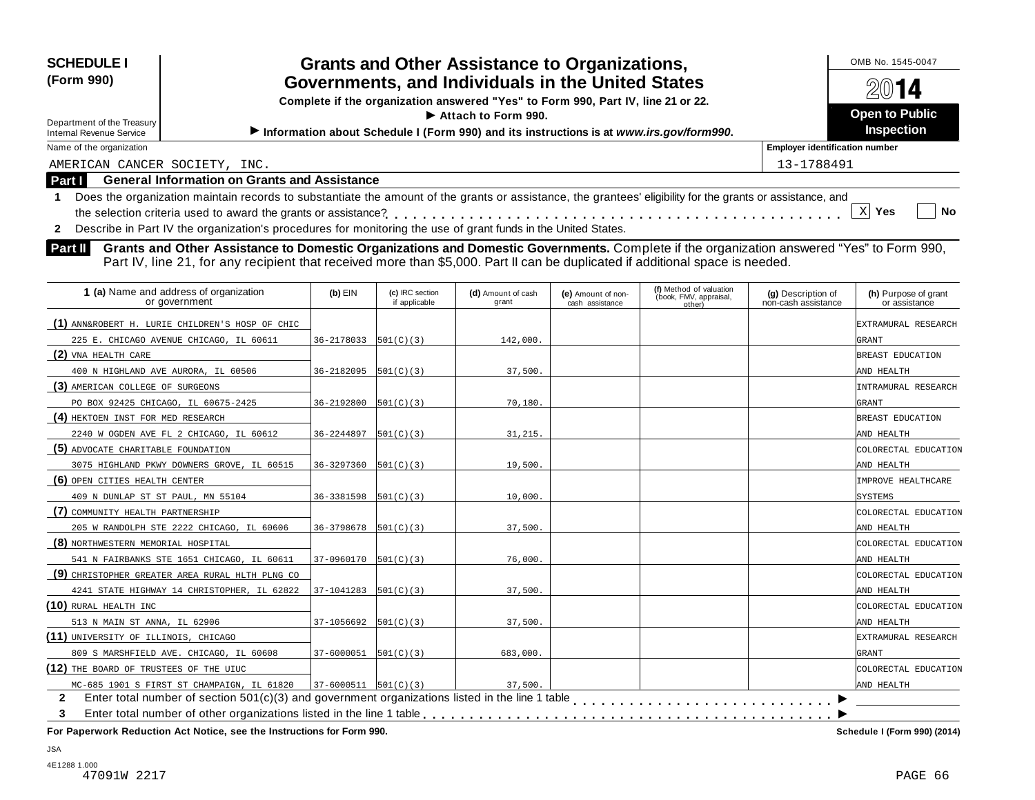**SCHEDULE I**
**(Form 990)**

Department of the Treasury
Internal Revenue Service

# Grants and Other Assistance to Organizations, Governments, and Individuals in the United States

**Complete if the organization answered "Yes" to Form 990, Part IV, line 21 or 22.**
**▶ Attach to Form 990.**
**▶ Information about Schedule I (Form 990) and its instructions is at *www.irs.gov/form990*.**

OMB No. 1545-0047
**2014**
**Open to Public Inspection**

Name of the organization: AMERICAN CANCER SOCIETY, INC.
Employer identification number: 13-1788491

## Part I General Information on Grants and Assistance

**1** Does the organization maintain records to substantiate the amount of the grants or assistance, the grantees' eligibility for the grants or assistance, and the selection criteria used to award the grants or assistance? . . . . . [X] **Yes** [ ] **No**

**2** Describe in Part IV the organization's procedures for monitoring the use of grant funds in the United States.

## Part II Grants and Other Assistance to Domestic Organizations and Domestic Governments.

Complete if the organization answered "Yes" to Form 990, Part IV, line 21, for any recipient that received more than $5,000. Part II can be duplicated if additional space is needed.

| 1 (a) Name and address of organization or government | (b) EIN | (c) IRC section if applicable | (d) Amount of cash grant | (e) Amount of non-cash assistance | (f) Method of valuation (book, FMV, appraisal, other) | (g) Description of non-cash assistance | (h) Purpose of grant or assistance |
|---|---|---|---|---|---|---|---|
| (1) ANN&ROBERT H. LURIE CHILDREN'S HOSP OF CHIC 225 E. CHICAGO AVENUE CHICAGO, IL 60611 | 36-2178033 | 501(C)(3) | 142,000. | | | | EXTRAMURAL RESEARCH GRANT |
| (2) VNA HEALTH CARE 400 N HIGHLAND AVE AURORA, IL 60506 | 36-2182095 | 501(C)(3) | 37,500. | | | | BREAST EDUCATION AND HEALTH |
| (3) AMERICAN COLLEGE OF SURGEONS PO BOX 92425 CHICAGO, IL 60675-2425 | 36-2192800 | 501(C)(3) | 70,180. | | | | INTRAMURAL RESEARCH GRANT |
| (4) HEKTOEN INST FOR MED RESEARCH 2240 W OGDEN AVE FL 2 CHICAGO, IL 60612 | 36-2244897 | 501(C)(3) | 31,215. | | | | BREAST EDUCATION AND HEALTH |
| (5) ADVOCATE CHARITABLE FOUNDATION 3075 HIGHLAND PKWY DOWNERS GROVE, IL 60515 | 36-3297360 | 501(C)(3) | 19,500. | | | | COLORECTAL EDUCATION AND HEALTH |
| (6) OPEN CITIES HEALTH CENTER 409 N DUNLAP ST ST PAUL, MN 55104 | 36-3381598 | 501(C)(3) | 10,000. | | | | IMPROVE HEALTHCARE SYSTEMS |
| (7) COMMUNITY HEALTH PARTNERSHIP 205 W RANDOLPH STE 2222 CHICAGO, IL 60606 | 36-3798678 | 501(C)(3) | 37,500. | | | | COLORECTAL EDUCATION AND HEALTH |
| (8) NORTHWESTERN MEMORIAL HOSPITAL 541 N FAIRBANKS STE 1651 CHICAGO, IL 60611 | 37-0960170 | 501(C)(3) | 76,000. | | | | COLORECTAL EDUCATION AND HEALTH |
| (9) CHRISTOPHER GREATER AREA RURAL HLTH PLNG CO 4241 STATE HIGHWAY 14 CHRISTOPHER, IL 62822 | 37-1041283 | 501(C)(3) | 37,500. | | | | COLORECTAL EDUCATION AND HEALTH |
| (10) RURAL HEALTH INC 513 N MAIN ST ANNA, IL 62906 | 37-1056692 | 501(C)(3) | 37,500. | | | | COLORECTAL EDUCATION AND HEALTH |
| (11) UNIVERSITY OF ILLINOIS, CHICAGO 809 S MARSHFIELD AVE. CHICAGO, IL 60608 | 37-6000051 | 501(C)(3) | 683,000. | | | | EXTRAMURAL RESEARCH GRANT |
| (12) THE BOARD OF TRUSTEES OF THE UIUC MC-685 1901 S FIRST ST CHAMPAIGN, IL 61820 | 37-6000511 | 501(C)(3) | 37,500. | | | | COLORECTAL EDUCATION AND HEALTH |

**2** Enter total number of section 501(c)(3) and government organizations listed in the line 1 table . . . . . ▶

**3** Enter total number of other organizations listed in the line 1 table . . . . . ▶

**For Paperwork Reduction Act Notice, see the Instructions for Form 990.** **Schedule I (Form 990) (2014)**

JSA
4E1288 1.000
47091W 2217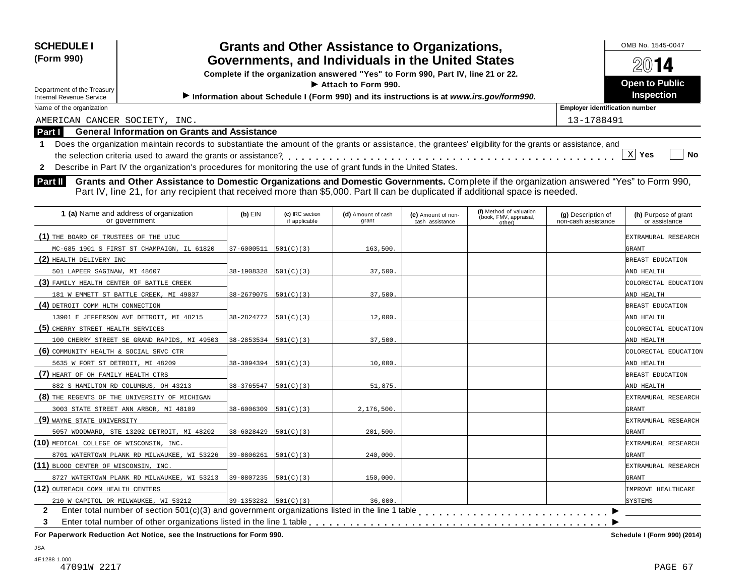**SCHEDULE I (Form 990)**

Department of the Treasury
Internal Revenue Service

# Grants and Other Assistance to Organizations, Governments, and Individuals in the United States

**Complete if the organization answered "Yes" to Form 990, Part IV, line 21 or 22.**
**▶ Attach to Form 990.**
**▶ Information about Schedule I (Form 990) and its instructions is at *www.irs.gov/form990*.**

OMB No. 1545-0047
**2014**
**Open to Public Inspection**

Name of the organization: AMERICAN CANCER SOCIETY, INC.
Employer identification number: 13-1788491

## Part I General Information on Grants and Assistance

**1** Does the organization maintain records to substantiate the amount of the grants or assistance, the grantees' eligibility for the grants or assistance, and the selection criteria used to award the grants or assistance? . . . . . [X] Yes [ ] No

**2** Describe in Part IV the organization's procedures for monitoring the use of grant funds in the United States.

## Part II Grants and Other Assistance to Domestic Organizations and Domestic Governments.

Complete if the organization answered "Yes" to Form 990, Part IV, line 21, for any recipient that received more than $5,000. Part II can be duplicated if additional space is needed.

| 1 (a) Name and address of organization or government | (b) EIN | (c) IRC section if applicable | (d) Amount of cash grant | (e) Amount of non-cash assistance | (f) Method of valuation (book, FMV, appraisal, other) | (g) Description of non-cash assistance | (h) Purpose of grant or assistance |
|---|---|---|---|---|---|---|---|
| (1) THE BOARD OF TRUSTEES OF THE UIUC MC-685 1901 S FIRST ST CHAMPAIGN, IL 61820 | 37-6000511 | 501(C)(3) | 163,500. | | | | EXTRAMURAL RESEARCH GRANT |
| (2) HEALTH DELIVERY INC 501 LAPEER SAGINAW, MI 48607 | 38-1908328 | 501(C)(3) | 37,500. | | | | BREAST EDUCATION AND HEALTH |
| (3) FAMILY HEALTH CENTER OF BATTLE CREEK 181 W EMMETT ST BATTLE CREEK, MI 49037 | 38-2679075 | 501(C)(3) | 37,500. | | | | COLORECTAL EDUCATION AND HEALTH |
| (4) DETROIT COMM HLTH CONNECTION 13901 E JEFFERSON AVE DETROIT, MI 48215 | 38-2824772 | 501(C)(3) | 12,000. | | | | BREAST EDUCATION AND HEALTH |
| (5) CHERRY STREET HEALTH SERVICES 100 CHERRY STREET SE GRAND RAPIDS, MI 49503 | 38-2853534 | 501(C)(3) | 37,500. | | | | COLORECTAL EDUCATION AND HEALTH |
| (6) COMMUNITY HEALTH & SOCIAL SRVC CTR 5635 W FORT ST DETROIT, MI 48209 | 38-3094394 | 501(C)(3) | 10,000. | | | | COLORECTAL EDUCATION AND HEALTH |
| (7) HEART OF OH FAMILY HEALTH CTRS 882 S HAMILTON RD COLUMBUS, OH 43213 | 38-3765547 | 501(C)(3) | 51,875. | | | | BREAST EDUCATION AND HEALTH |
| (8) THE REGENTS OF THE UNIVERSITY OF MICHIGAN 3003 STATE STREET ANN ARBOR, MI 48109 | 38-6006309 | 501(C)(3) | 2,176,500. | | | | EXTRAMURAL RESEARCH GRANT |
| (9) WAYNE STATE UNIVERSITY 5057 WOODWARD, STE 13202 DETROIT, MI 48202 | 38-6028429 | 501(C)(3) | 201,500. | | | | EXTRAMURAL RESEARCH GRANT |
| (10) MEDICAL COLLEGE OF WISCONSIN, INC. 8701 WATERTOWN PLANK RD MILWAUKEE, WI 53226 | 39-0806261 | 501(C)(3) | 240,000. | | | | EXTRAMURAL RESEARCH GRANT |
| (11) BLOOD CENTER OF WISCONSIN, INC. 8727 WATERTOWN PLANK RD MILWAUKEE, WI 53213 | 39-0807235 | 501(C)(3) | 150,000. | | | | EXTRAMURAL RESEARCH GRANT |
| (12) OUTREACH COMM HEALTH CENTERS 210 W CAPITOL DR MILWAUKEE, WI 53212 | 39-1353282 | 501(C)(3) | 36,000. | | | | IMPROVE HEALTHCARE SYSTEMS |

**2** Enter total number of section 501(c)(3) and government organizations listed in the line 1 table . . . . . ▶

**3** Enter total number of other organizations listed in the line 1 table . . . . . ▶

**For Paperwork Reduction Act Notice, see the Instructions for Form 990.** Schedule I (Form 990) (2014)

JSA
4E1288 1.000
47091W 2217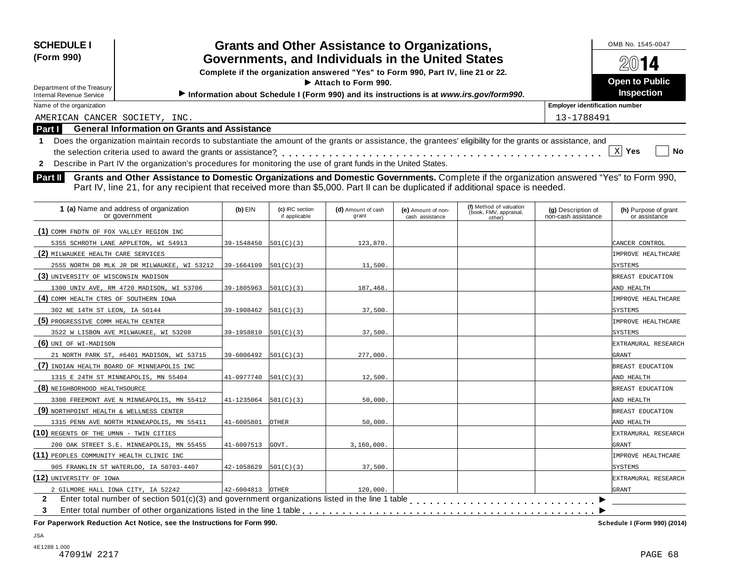**SCHEDULE I**
**(Form 990)**

Department of the Treasury
Internal Revenue Service

# Grants and Other Assistance to Organizations, Governments, and Individuals in the United States

**Complete if the organization answered "Yes" to Form 990, Part IV, line 21 or 22.**
**▶ Attach to Form 990.**
**▶ Information about Schedule I (Form 990) and its instructions is at *www.irs.gov/form990*.**

OMB No. 1545-0047
**2014**
**Open to Public Inspection**

Name of the organization: AMERICAN CANCER SOCIETY, INC.
Employer identification number: 13-1788491

## Part I General Information on Grants and Assistance

**1** Does the organization maintain records to substantiate the amount of the grants or assistance, the grantees' eligibility for the grants or assistance, and the selection criteria used to award the grants or assistance? . . . . . . . . [X] Yes [ ] No

**2** Describe in Part IV the organization's procedures for monitoring the use of grant funds in the United States.

## Part II Grants and Other Assistance to Domestic Organizations and Domestic Governments.

Complete if the organization answered "Yes" to Form 990, Part IV, line 21, for any recipient that received more than $5,000. Part II can be duplicated if additional space is needed.

| 1 (a) Name and address of organization or government | (b) EIN | (c) IRC section if applicable | (d) Amount of cash grant | (e) Amount of non-cash assistance | (f) Method of valuation (book, FMV, appraisal, other) | (g) Description of non-cash assistance | (h) Purpose of grant or assistance |
|---|---|---|---|---|---|---|---|
| (1) COMM FNDTN OF FOX VALLEY REGION INC<br>5355 SCHROTH LANE APPLETON, WI 54913 | 39-1548450 | 501(C)(3) | 123,870. | | | | CANCER CONTROL |
| (2) MILWAUKEE HEALTH CARE SERVICES<br>2555 NORTH DR MLK JR DR MILWAUKEE, WI 53212 | 39-1664109 | 501(C)(3) | 11,500. | | | | IMPROVE HEALTHCARE SYSTEMS |
| (3) UNIVERSITY OF WISCONSIN MADISON<br>1300 UNIV AVE, RM 4720 MADISON, WI 53706 | 39-1805963 | 501(C)(3) | 187,468. | | | | BREAST EDUCATION AND HEALTH |
| (4) COMM HEALTH CTRS OF SOUTHERN IOWA<br>302 NE 14TH ST LEON, IA 50144 | 39-1908462 | 501(C)(3) | 37,500. | | | | IMPROVE HEALTHCARE SYSTEMS |
| (5) PROGRESSIVE COMM HEALTH CENTER<br>3522 W LISBON AVE MILWAUKEE, WI 53208 | 39-1958810 | 501(C)(3) | 37,500. | | | | IMPROVE HEALTHCARE SYSTEMS |
| (6) UNI OF WI-MADISON<br>21 NORTH PARK ST, #6401 MADISON, WI 53715 | 39-6006492 | 501(C)(3) | 277,000. | | | | EXTRAMURAL RESEARCH GRANT |
| (7) INDIAN HEALTH BOARD OF MINNEAPOLIS INC<br>1315 E 24TH ST MINNEAPOLIS, MN 55404 | 41-0977740 | 501(C)(3) | 12,500. | | | | BREAST EDUCATION AND HEALTH |
| (8) NEIGHBORHOOD HEALTHSOURCE<br>3300 FREEMONT AVE N MINNEAPOLIS, MN 55412 | 41-1235064 | 501(C)(3) | 50,000. | | | | BREAST EDUCATION AND HEALTH |
| (9) NORTHPOINT HEALTH & WELLNESS CENTER<br>1315 PENN AVE NORTH MINNEAPOLIS, MN 55411 | 41-6005801 | OTHER | 50,000. | | | | BREAST EDUCATION AND HEALTH |
| (10) REGENTS OF THE UMNN - TWIN CITIES<br>200 OAK STREET S.E. MINNEAPOLIS, MN 55455 | 41-6007513 | GOVT. | 3,160,000. | | | | EXTRAMURAL RESEARCH GRANT |
| (11) PEOPLES COMMUNITY HEALTH CLINIC INC<br>905 FRANKLIN ST WATERLOO, IA 50703-4407 | 42-1058629 | 501(C)(3) | 37,500. | | | | IMPROVE HEALTHCARE SYSTEMS |
| (12) UNIVERSITY OF IOWA<br>2 GILMORE HALL IOWA CITY, IA 52242 | 42-6004813 | OTHER | 120,000. | | | | EXTRAMURAL RESEARCH GRANT |

**2** Enter total number of section 501(c)(3) and government organizations listed in the line 1 table . . . . . . . . ▶

**3** Enter total number of other organizations listed in the line 1 table . . . . . . . . ▶

**For Paperwork Reduction Act Notice, see the Instructions for Form 990.** Schedule I (Form 990) (2014)

JSA
4E1288 1.000
47091W 2217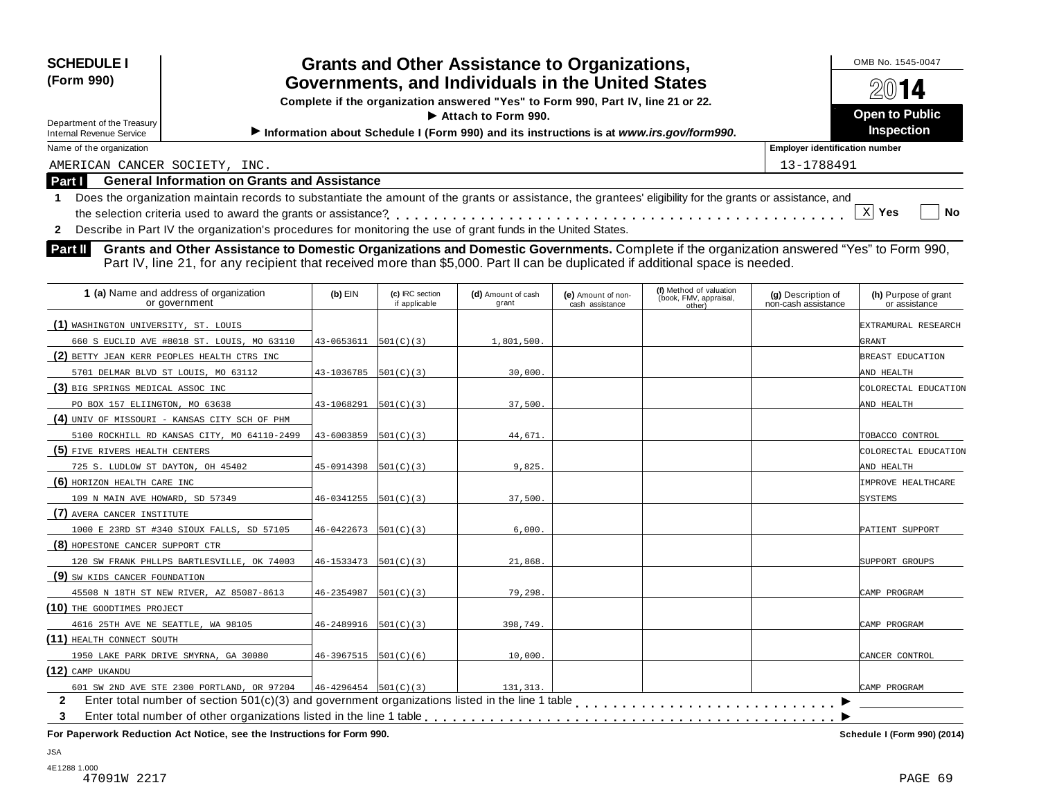**SCHEDULE I**
**(Form 990)**

Department of the Treasury
Internal Revenue Service

# Grants and Other Assistance to Organizations, Governments, and Individuals in the United States

**Complete if the organization answered "Yes" to Form 990, Part IV, line 21 or 22.**
**▶ Attach to Form 990.**
**▶ Information about Schedule I (Form 990) and its instructions is at *www.irs.gov/form990*.**

OMB No. 1545-0047
**2014**
**Open to Public Inspection**

Name of the organization: AMERICAN CANCER SOCIETY, INC.
Employer identification number: 13-1788491

## Part I General Information on Grants and Assistance

**1** Does the organization maintain records to substantiate the amount of the grants or assistance, the grantees' eligibility for the grants or assistance, and the selection criteria used to award the grants or assistance? . . . . . . . . . . . . [X] **Yes** [ ] **No**

**2** Describe in Part IV the organization's procedures for monitoring the use of grant funds in the United States.

## Part II Grants and Other Assistance to Domestic Organizations and Domestic Governments.

Complete if the organization answered "Yes" to Form 990, Part IV, line 21, for any recipient that received more than $5,000. Part II can be duplicated if additional space is needed.

| 1 (a) Name and address of organization or government | (b) EIN | (c) IRC section if applicable | (d) Amount of cash grant | (e) Amount of non-cash assistance | (f) Method of valuation (book, FMV, appraisal, other) | (g) Description of non-cash assistance | (h) Purpose of grant or assistance |
|---|---|---|---|---|---|---|---|
| (1) WASHINGTON UNIVERSITY, ST. LOUIS 660 S EUCLID AVE #8018 ST. LOUIS, MO 63110 | 43-0653611 | 501(C)(3) | 1,801,500. | | | | EXTRAMURAL RESEARCH GRANT |
| (2) BETTY JEAN KERR PEOPLES HEALTH CTRS INC 5701 DELMAR BLVD ST LOUIS, MO 63112 | 43-1036785 | 501(C)(3) | 30,000. | | | | BREAST EDUCATION AND HEALTH |
| (3) BIG SPRINGS MEDICAL ASSOC INC PO BOX 157 ELIINGTON, MO 63638 | 43-1068291 | 501(C)(3) | 37,500. | | | | COLORECTAL EDUCATION AND HEALTH |
| (4) UNIV OF MISSOURI - KANSAS CITY SCH OF PHM 5100 ROCKHILL RD KANSAS CITY, MO 64110-2499 | 43-6003859 | 501(C)(3) | 44,671. | | | | TOBACCO CONTROL |
| (5) FIVE RIVERS HEALTH CENTERS 725 S. LUDLOW ST DAYTON, OH 45402 | 45-0914398 | 501(C)(3) | 9,825. | | | | COLORECTAL EDUCATION AND HEALTH |
| (6) HORIZON HEALTH CARE INC 109 N MAIN AVE HOWARD, SD 57349 | 46-0341255 | 501(C)(3) | 37,500. | | | | IMPROVE HEALTHCARE SYSTEMS |
| (7) AVERA CANCER INSTITUTE 1000 E 23RD ST #340 SIOUX FALLS, SD 57105 | 46-0422673 | 501(C)(3) | 6,000. | | | | PATIENT SUPPORT |
| (8) HOPESTONE CANCER SUPPORT CTR 120 SW FRANK PHLLPS BARTLESVILLE, OK 74003 | 46-1533473 | 501(C)(3) | 21,868. | | | | SUPPORT GROUPS |
| (9) SW KIDS CANCER FOUNDATION 45508 N 18TH ST NEW RIVER, AZ 85087-8613 | 46-2354987 | 501(C)(3) | 79,298. | | | | CAMP PROGRAM |
| (10) THE GOODTIMES PROJECT 4616 25TH AVE NE SEATTLE, WA 98105 | 46-2489916 | 501(C)(3) | 398,749. | | | | CAMP PROGRAM |
| (11) HEALTH CONNECT SOUTH 1950 LAKE PARK DRIVE SMYRNA, GA 30080 | 46-3967515 | 501(C)(6) | 10,000. | | | | CANCER CONTROL |
| (12) CAMP UKANDU 601 SW 2ND AVE STE 2300 PORTLAND, OR 97204 | 46-4296454 | 501(C)(3) | 131,313. | | | | CAMP PROGRAM |

**2** Enter total number of section 501(c)(3) and government organizations listed in the line 1 table . . . . . . . . ▶

**3** Enter total number of other organizations listed in the line 1 table . . . . . . . . ▶

**For Paperwork Reduction Act Notice, see the Instructions for Form 990.**
Schedule I (Form 990) (2014)

JSA
4E1288 1.000
47091W 2217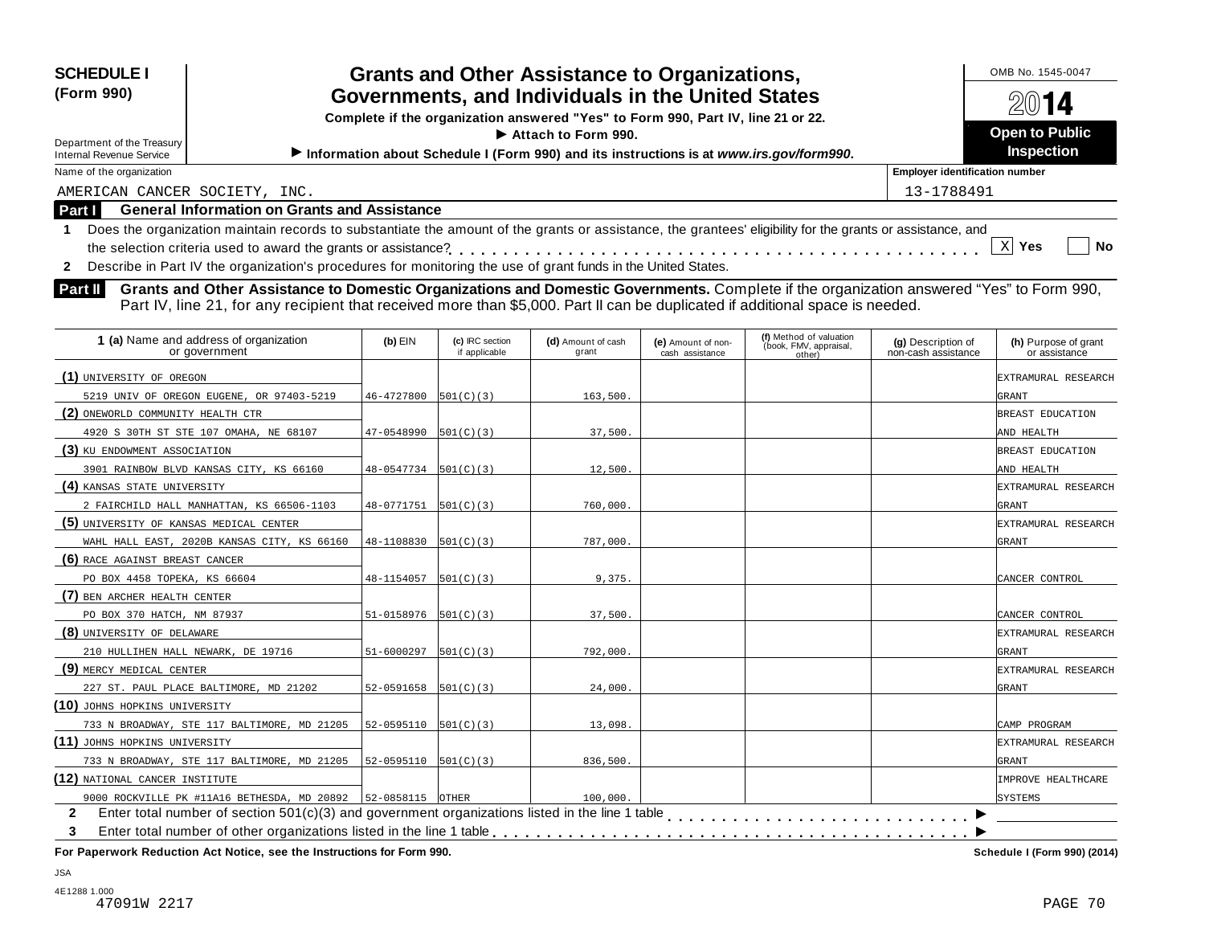**SCHEDULE I**
**(Form 990)**

Department of the Treasury
Internal Revenue Service

# Grants and Other Assistance to Organizations, Governments, and Individuals in the United States

**Complete if the organization answered "Yes" to Form 990, Part IV, line 21 or 22.**
**▶ Attach to Form 990.**
**▶ Information about Schedule I (Form 990) and its instructions is at *www.irs.gov/form990*.**

OMB No. 1545-0047
**2014**
**Open to Public Inspection**

Name of the organization: AMERICAN CANCER SOCIETY, INC.
Employer identification number: 13-1788491

## Part I General Information on Grants and Assistance

**1** Does the organization maintain records to substantiate the amount of the grants or assistance, the grantees' eligibility for the grants or assistance, and the selection criteria used to award the grants or assistance? . . . . . . . . . . . . . . . . . . . . . [X] Yes [ ] No

**2** Describe in Part IV the organization's procedures for monitoring the use of grant funds in the United States.

## Part II Grants and Other Assistance to Domestic Organizations and Domestic Governments.

Complete if the organization answered "Yes" to Form 990, Part IV, line 21, for any recipient that received more than $5,000. Part II can be duplicated if additional space is needed.

| 1 (a) Name and address of organization or government | (b) EIN | (c) IRC section if applicable | (d) Amount of cash grant | (e) Amount of non-cash assistance | (f) Method of valuation (book, FMV, appraisal, other) | (g) Description of non-cash assistance | (h) Purpose of grant or assistance |
|---|---|---|---|---|---|---|---|
| (1) UNIVERSITY OF OREGON<br>5219 UNIV OF OREGON EUGENE, OR 97403-5219 | 46-4727800 | 501(C)(3) | 163,500. | | | | EXTRAMURAL RESEARCH GRANT |
| (2) ONEWORLD COMMUNITY HEALTH CTR<br>4920 S 30TH ST STE 107 OMAHA, NE 68107 | 47-0548990 | 501(C)(3) | 37,500. | | | | BREAST EDUCATION AND HEALTH |
| (3) KU ENDOWMENT ASSOCIATION<br>3901 RAINBOW BLVD KANSAS CITY, KS 66160 | 48-0547734 | 501(C)(3) | 12,500. | | | | BREAST EDUCATION AND HEALTH |
| (4) KANSAS STATE UNIVERSITY<br>2 FAIRCHILD HALL MANHATTAN, KS 66506-1103 | 48-0771751 | 501(C)(3) | 760,000. | | | | EXTRAMURAL RESEARCH GRANT |
| (5) UNIVERSITY OF KANSAS MEDICAL CENTER<br>WAHL HALL EAST, 2020B KANSAS CITY, KS 66160 | 48-1108830 | 501(C)(3) | 787,000. | | | | EXTRAMURAL RESEARCH GRANT |
| (6) RACE AGAINST BREAST CANCER<br>PO BOX 4458 TOPEKA, KS 66604 | 48-1154057 | 501(C)(3) | 9,375. | | | | CANCER CONTROL |
| (7) BEN ARCHER HEALTH CENTER<br>PO BOX 370 HATCH, NM 87937 | 51-0158976 | 501(C)(3) | 37,500. | | | | CANCER CONTROL |
| (8) UNIVERSITY OF DELAWARE<br>210 HULLIHEN HALL NEWARK, DE 19716 | 51-6000297 | 501(C)(3) | 792,000. | | | | EXTRAMURAL RESEARCH GRANT |
| (9) MERCY MEDICAL CENTER<br>227 ST. PAUL PLACE BALTIMORE, MD 21202 | 52-0591658 | 501(C)(3) | 24,000. | | | | EXTRAMURAL RESEARCH GRANT |
| (10) JOHNS HOPKINS UNIVERSITY<br>733 N BROADWAY, STE 117 BALTIMORE, MD 21205 | 52-0595110 | 501(C)(3) | 13,098. | | | | CAMP PROGRAM |
| (11) JOHNS HOPKINS UNIVERSITY<br>733 N BROADWAY, STE 117 BALTIMORE, MD 21205 | 52-0595110 | 501(C)(3) | 836,500. | | | | EXTRAMURAL RESEARCH GRANT |
| (12) NATIONAL CANCER INSTITUTE<br>9000 ROCKVILLE PK #11A16 BETHESDA, MD 20892 | 52-0858115 | OTHER | 100,000. | | | | IMPROVE HEALTHCARE SYSTEMS |

**2** Enter total number of section 501(c)(3) and government organizations listed in the line 1 table . . . . . . . . . . ▶

**3** Enter total number of other organizations listed in the line 1 table . . . . . . . . . . ▶

**For Paperwork Reduction Act Notice, see the Instructions for Form 990.** Schedule I (Form 990) (2014)

JSA
4E1288 1.000
47091W 2217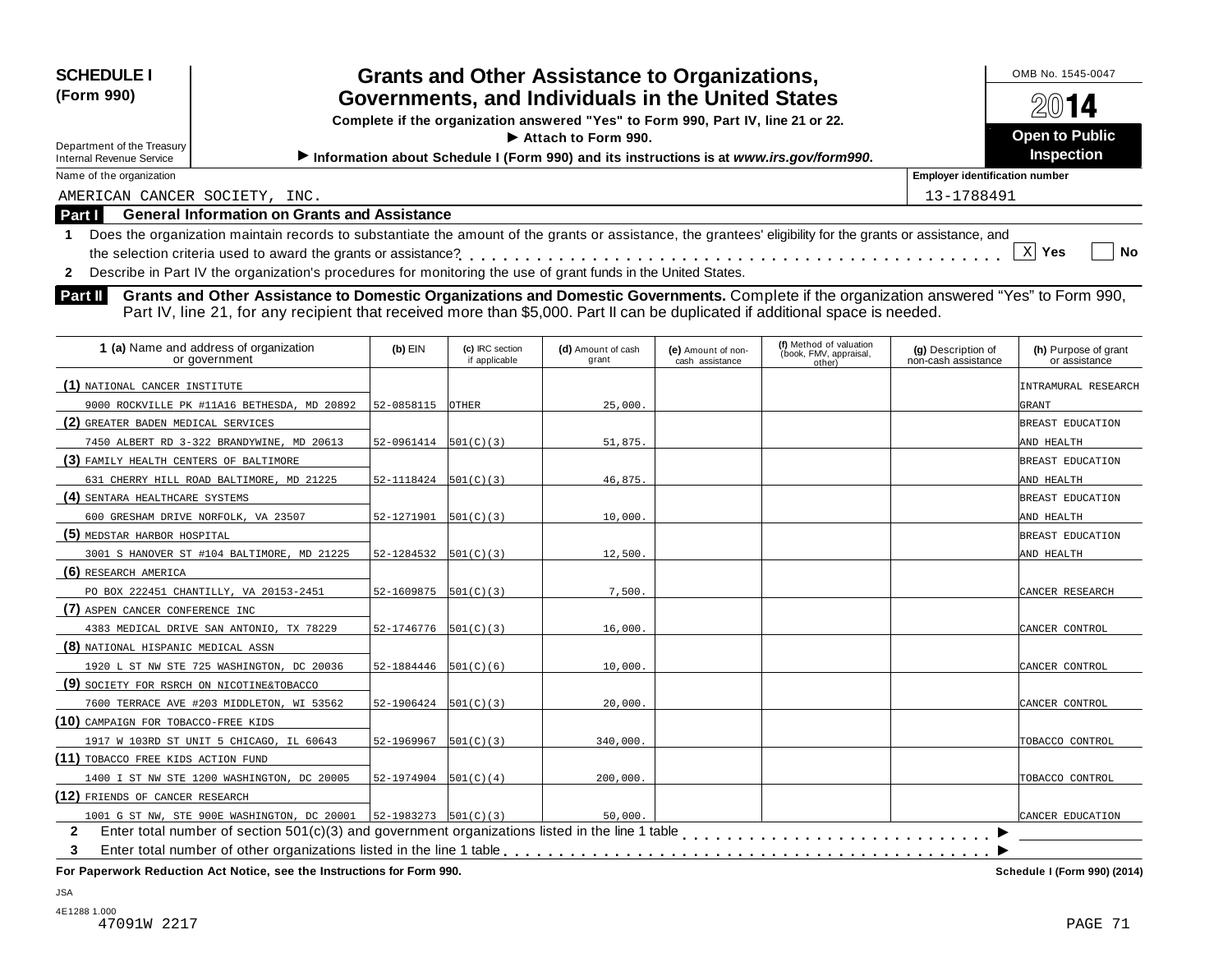**SCHEDULE I (Form 990)**

Department of the Treasury
Internal Revenue Service

# Grants and Other Assistance to Organizations, Governments, and Individuals in the United States

**Complete if the organization answered "Yes" to Form 990, Part IV, line 21 or 22.**
**▶ Attach to Form 990.**
**▶ Information about Schedule I (Form 990) and its instructions is at *www.irs.gov/form990*.**

OMB No. 1545-0047

**2014**

**Open to Public Inspection**

Name of the organization: AMERICAN CANCER SOCIETY, INC.

Employer identification number: 13-1788491

## Part I General Information on Grants and Assistance

**1** Does the organization maintain records to substantiate the amount of the grants or assistance, the grantees' eligibility for the grants or assistance, and the selection criteria used to award the grants or assistance? [X] Yes [ ] No

**2** Describe in Part IV the organization's procedures for monitoring the use of grant funds in the United States.

## Part II Grants and Other Assistance to Domestic Organizations and Domestic Governments.

Complete if the organization answered "Yes" to Form 990, Part IV, line 21, for any recipient that received more than $5,000. Part II can be duplicated if additional space is needed.

| 1 (a) Name and address of organization or government | (b) EIN | (c) IRC section if applicable | (d) Amount of cash grant | (e) Amount of non-cash assistance | (f) Method of valuation (book, FMV, appraisal, other) | (g) Description of non-cash assistance | (h) Purpose of grant or assistance |
|---|---|---|---|---|---|---|---|
| (1) NATIONAL CANCER INSTITUTE 9000 ROCKVILLE PK #11A16 BETHESDA, MD 20892 | 52-0858115 | OTHER | 25,000. | | | | INTRAMURAL RESEARCH GRANT |
| (2) GREATER BADEN MEDICAL SERVICES 7450 ALBERT RD 3-322 BRANDYWINE, MD 20613 | 52-0961414 | 501(C)(3) | 51,875. | | | | BREAST EDUCATION AND HEALTH |
| (3) FAMILY HEALTH CENTERS OF BALTIMORE 631 CHERRY HILL ROAD BALTIMORE, MD 21225 | 52-1118424 | 501(C)(3) | 46,875. | | | | BREAST EDUCATION AND HEALTH |
| (4) SENTARA HEALTHCARE SYSTEMS 600 GRESHAM DRIVE NORFOLK, VA 23507 | 52-1271901 | 501(C)(3) | 10,000. | | | | BREAST EDUCATION AND HEALTH |
| (5) MEDSTAR HARBOR HOSPITAL 3001 S HANOVER ST #104 BALTIMORE, MD 21225 | 52-1284532 | 501(C)(3) | 12,500. | | | | BREAST EDUCATION AND HEALTH |
| (6) RESEARCH AMERICA PO BOX 222451 CHANTILLY, VA 20153-2451 | 52-1609875 | 501(C)(3) | 7,500. | | | | CANCER RESEARCH |
| (7) ASPEN CANCER CONFERENCE INC 4383 MEDICAL DRIVE SAN ANTONIO, TX 78229 | 52-1746776 | 501(C)(3) | 16,000. | | | | CANCER CONTROL |
| (8) NATIONAL HISPANIC MEDICAL ASSN 1920 L ST NW STE 725 WASHINGTON, DC 20036 | 52-1884446 | 501(C)(6) | 10,000. | | | | CANCER CONTROL |
| (9) SOCIETY FOR RSRCH ON NICOTINE&TOBACCO 7600 TERRACE AVE #203 MIDDLETON, WI 53562 | 52-1906424 | 501(C)(3) | 20,000. | | | | CANCER CONTROL |
| (10) CAMPAIGN FOR TOBACCO-FREE KIDS 1917 W 103RD ST UNIT 5 CHICAGO, IL 60643 | 52-1969967 | 501(C)(3) | 340,000. | | | | TOBACCO CONTROL |
| (11) TOBACCO FREE KIDS ACTION FUND 1400 I ST NW STE 1200 WASHINGTON, DC 20005 | 52-1974904 | 501(C)(4) | 200,000. | | | | TOBACCO CONTROL |
| (12) FRIENDS OF CANCER RESEARCH 1001 G ST NW, STE 900E WASHINGTON, DC 20001 | 52-1983273 | 501(C)(3) | 50,000. | | | | CANCER EDUCATION |

**2** Enter total number of section 501(c)(3) and government organizations listed in the line 1 table ▶

**3** Enter total number of other organizations listed in the line 1 table ▶

**For Paperwork Reduction Act Notice, see the Instructions for Form 990.** **Schedule I (Form 990) (2014)**

JSA
4E1288 1.000
47091W 2217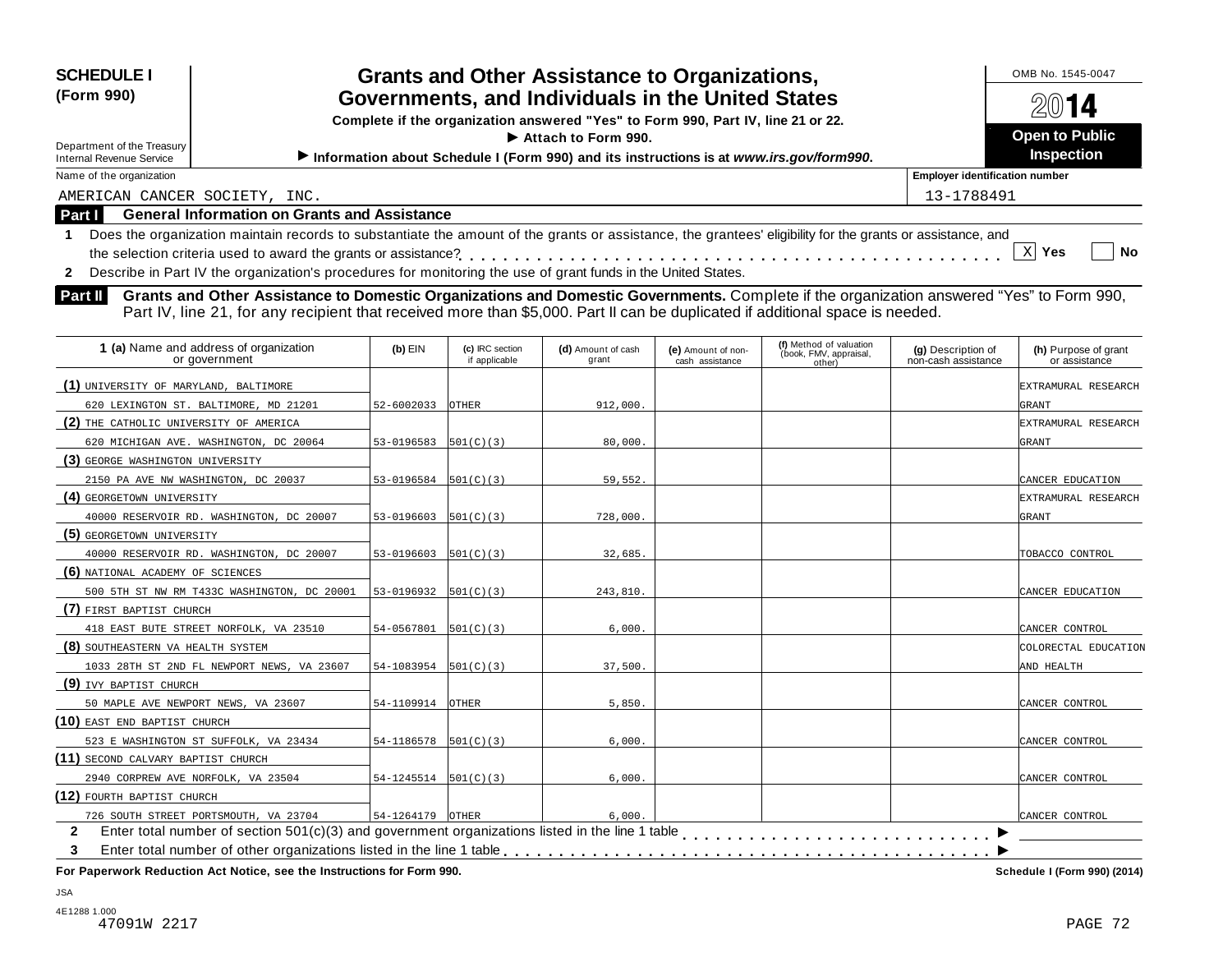**SCHEDULE I (Form 990)**

Department of the Treasury
Internal Revenue Service

# Grants and Other Assistance to Organizations, Governments, and Individuals in the United States

**Complete if the organization answered "Yes" to Form 990, Part IV, line 21 or 22.**

▶ **Attach to Form 990.**

▶ **Information about Schedule I (Form 990) and its instructions is at *www.irs.gov/form990*.**

OMB No. 1545-0047

**2014**

**Open to Public Inspection**

Name of the organization: AMERICAN CANCER SOCIETY, INC.

Employer identification number: 13-1788491

## Part I General Information on Grants and Assistance

**1** Does the organization maintain records to substantiate the amount of the grants or assistance, the grantees' eligibility for the grants or assistance, and the selection criteria used to award the grants or assistance? . . . . . [X] Yes [ ] No

**2** Describe in Part IV the organization's procedures for monitoring the use of grant funds in the United States.

## Part II Grants and Other Assistance to Domestic Organizations and Domestic Governments.

Complete if the organization answered "Yes" to Form 990, Part IV, line 21, for any recipient that received more than $5,000. Part II can be duplicated if additional space is needed.

| 1 (a) Name and address of organization or government | (b) EIN | (c) IRC section if applicable | (d) Amount of cash grant | (e) Amount of non-cash assistance | (f) Method of valuation (book, FMV, appraisal, other) | (g) Description of non-cash assistance | (h) Purpose of grant or assistance |
|---|---|---|---|---|---|---|---|
| (1) UNIVERSITY OF MARYLAND, BALTIMORE 620 LEXINGTON ST. BALTIMORE, MD 21201 | 52-6002033 | OTHER | 912,000. | | | | EXTRAMURAL RESEARCH GRANT |
| (2) THE CATHOLIC UNIVERSITY OF AMERICA 620 MICHIGAN AVE. WASHINGTON, DC 20064 | 53-0196583 | 501(C)(3) | 80,000. | | | | EXTRAMURAL RESEARCH GRANT |
| (3) GEORGE WASHINGTON UNIVERSITY 2150 PA AVE NW WASHINGTON, DC 20037 | 53-0196584 | 501(C)(3) | 59,552. | | | | CANCER EDUCATION |
| (4) GEORGETOWN UNIVERSITY 40000 RESERVOIR RD. WASHINGTON, DC 20007 | 53-0196603 | 501(C)(3) | 728,000. | | | | EXTRAMURAL RESEARCH GRANT |
| (5) GEORGETOWN UNIVERSITY 40000 RESERVOIR RD. WASHINGTON, DC 20007 | 53-0196603 | 501(C)(3) | 32,685. | | | | TOBACCO CONTROL |
| (6) NATIONAL ACADEMY OF SCIENCES 500 5TH ST NW RM T433C WASHINGTON, DC 20001 | 53-0196932 | 501(C)(3) | 243,810. | | | | CANCER EDUCATION |
| (7) FIRST BAPTIST CHURCH 418 EAST BUTE STREET NORFOLK, VA 23510 | 54-0567801 | 501(C)(3) | 6,000. | | | | CANCER CONTROL |
| (8) SOUTHEASTERN VA HEALTH SYSTEM 1033 28TH ST 2ND FL NEWPORT NEWS, VA 23607 | 54-1083954 | 501(C)(3) | 37,500. | | | | COLORECTAL EDUCATION AND HEALTH |
| (9) IVY BAPTIST CHURCH 50 MAPLE AVE NEWPORT NEWS, VA 23607 | 54-1109914 | OTHER | 5,850. | | | | CANCER CONTROL |
| (10) EAST END BAPTIST CHURCH 523 E WASHINGTON ST SUFFOLK, VA 23434 | 54-1186578 | 501(C)(3) | 6,000. | | | | CANCER CONTROL |
| (11) SECOND CALVARY BAPTIST CHURCH 2940 CORPREW AVE NORFOLK, VA 23504 | 54-1245514 | 501(C)(3) | 6,000. | | | | CANCER CONTROL |
| (12) FOURTH BAPTIST CHURCH 726 SOUTH STREET PORTSMOUTH, VA 23704 | 54-1264179 | OTHER | 6,000. | | | | CANCER CONTROL |

**2** Enter total number of section 501(c)(3) and government organizations listed in the line 1 table . . . . . ▶

**3** Enter total number of other organizations listed in the line 1 table . . . . . ▶

**For Paperwork Reduction Act Notice, see the Instructions for Form 990.**

Schedule I (Form 990) (2014)

JSA
4E1288 1.000
47091W 2217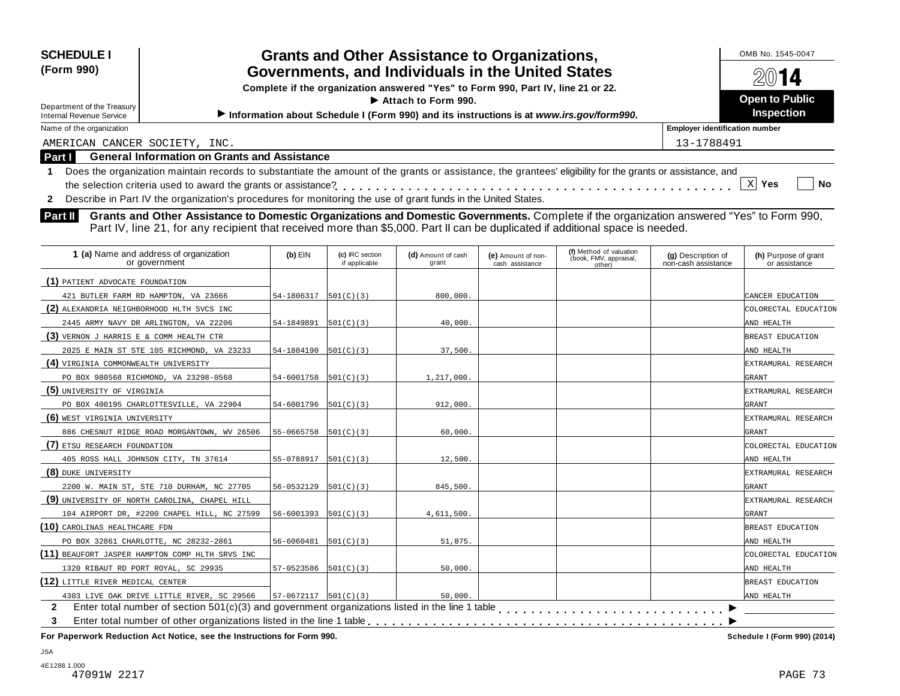**SCHEDULE I (Form 990)**

Department of the Treasury
Internal Revenue Service

# Grants and Other Assistance to Organizations, Governments, and Individuals in the United States

**Complete if the organization answered "Yes" to Form 990, Part IV, line 21 or 22.**

**▶ Attach to Form 990.**

**▶ Information about Schedule I (Form 990) and its instructions is at *www.irs.gov/form990*.**

OMB No. 1545-0047

**2014**

**Open to Public Inspection**

Name of the organization: AMERICAN CANCER SOCIETY, INC.

Employer identification number: 13-1788491

## Part I General Information on Grants and Assistance

**1** Does the organization maintain records to substantiate the amount of the grants or assistance, the grantees' eligibility for the grants or assistance, and the selection criteria used to award the grants or assistance? . . . . . [X] Yes [ ] No

**2** Describe in Part IV the organization's procedures for monitoring the use of grant funds in the United States.

## Part II Grants and Other Assistance to Domestic Organizations and Domestic Governments.

Complete if the organization answered "Yes" to Form 990, Part IV, line 21, for any recipient that received more than $5,000. Part II can be duplicated if additional space is needed.

| **1 (a)** Name and address of organization or government | **(b)** EIN | **(c)** IRC section if applicable | **(d)** Amount of cash grant | **(e)** Amount of non-cash assistance | **(f)** Method of valuation (book, FMV, appraisal, other) | **(g)** Description of non-cash assistance | **(h)** Purpose of grant or assistance |
|---|---|---|---|---|---|---|---|
| **(1)** PATIENT ADVOCATE FOUNDATION<br>421 BUTLER FARM RD HAMPTON, VA 23666 | 54-1806317 | 501(C)(3) | 800,000. | | | | CANCER EDUCATION |
| **(2)** ALEXANDRIA NEIGHBORHOOD HLTH SVCS INC<br>2445 ARMY NAVY DR ARLINGTON, VA 22206 | 54-1849891 | 501(C)(3) | 40,000. | | | | COLORECTAL EDUCATION AND HEALTH |
| **(3)** VERNON J HARRIS E & COMM HEALTH CTR<br>2025 E MAIN ST STE 105 RICHMOND, VA 23233 | 54-1884190 | 501(C)(3) | 37,500. | | | | BREAST EDUCATION AND HEALTH |
| **(4)** VIRGINIA COMMONWEALTH UNIVERSITY<br>PO BOX 980568 RICHMOND, VA 23298-0568 | 54-6001758 | 501(C)(3) | 1,217,000. | | | | EXTRAMURAL RESEARCH GRANT |
| **(5)** UNIVERSITY OF VIRGINIA<br>PO BOX 400195 CHARLOTTESVILLE, VA 22904 | 54-6001796 | 501(C)(3) | 912,000. | | | | EXTRAMURAL RESEARCH GRANT |
| **(6)** WEST VIRGINIA UNIVERSITY<br>886 CHESNUT RIDGE ROAD MORGANTOWN, WV 26506 | 55-0665758 | 501(C)(3) | 60,000. | | | | EXTRAMURAL RESEARCH GRANT |
| **(7)** ETSU RESEARCH FOUNDATION<br>405 ROSS HALL JOHNSON CITY, TN 37614 | 55-0788917 | 501(C)(3) | 12,500. | | | | COLORECTAL EDUCATION AND HEALTH |
| **(8)** DUKE UNIVERSITY<br>2200 W. MAIN ST, STE 710 DURHAM, NC 27705 | 56-0532129 | 501(C)(3) | 845,500. | | | | EXTRAMURAL RESEARCH GRANT |
| **(9)** UNIVERSITY OF NORTH CAROLINA, CHAPEL HILL<br>104 AIRPORT DR, #2200 CHAPEL HILL, NC 27599 | 56-6001393 | 501(C)(3) | 4,611,500. | | | | EXTRAMURAL RESEARCH GRANT |
| **(10)** CAROLINAS HEALTHCARE FDN<br>PO BOX 32861 CHARLOTTE, NC 28232-2861 | 56-6060481 | 501(C)(3) | 51,875. | | | | BREAST EDUCATION AND HEALTH |
| **(11)** BEAUFORT JASPER HAMPTON COMP HLTH SRVS INC<br>1320 RIBAUT RD PORT ROYAL, SC 29935 | 57-0523586 | 501(C)(3) | 50,000. | | | | COLORECTAL EDUCATION AND HEALTH |
| **(12)** LITTLE RIVER MEDICAL CENTER<br>4303 LIVE OAK DRIVE LITTLE RIVER, SC 29566 | 57-0672117 | 501(C)(3) | 50,000. | | | | BREAST EDUCATION AND HEALTH |

**2** Enter total number of section 501(c)(3) and government organizations listed in the line 1 table . . . . . ▶

**3** Enter total number of other organizations listed in the line 1 table . . . . . ▶

**For Paperwork Reduction Act Notice, see the Instructions for Form 990.**

**Schedule I (Form 990) (2014)**

JSA
4E1288 1.000
47091W 2217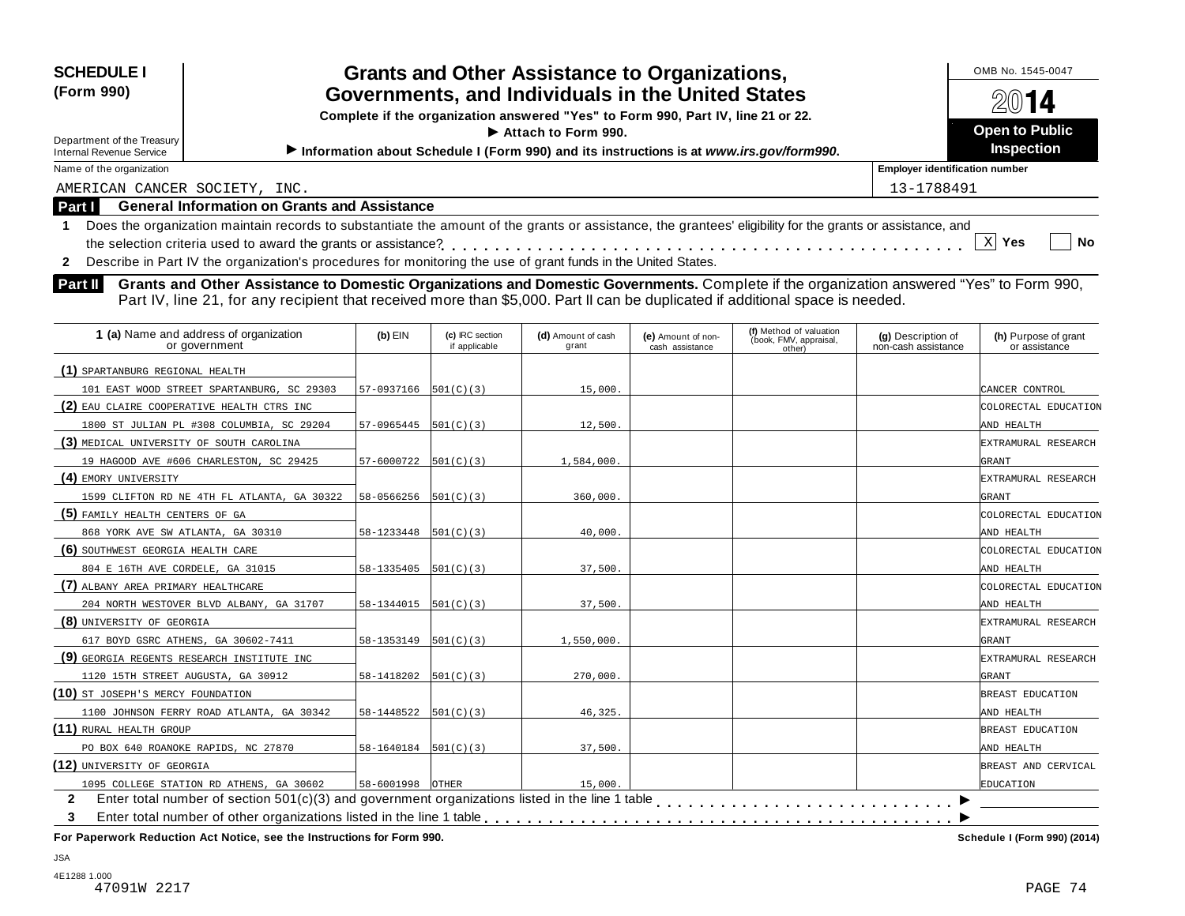**SCHEDULE I (Form 990)**

Department of the Treasury
Internal Revenue Service

# Grants and Other Assistance to Organizations, Governments, and Individuals in the United States

**Complete if the organization answered "Yes" to Form 990, Part IV, line 21 or 22.**

**▶ Attach to Form 990.**

**▶ Information about Schedule I (Form 990) and its instructions is at *www.irs.gov/form990*.**

OMB No. 1545-0047

**2014**

**Open to Public Inspection**

Name of the organization: AMERICAN CANCER SOCIETY, INC.

Employer identification number: 13-1788491

## Part I General Information on Grants and Assistance

**1** Does the organization maintain records to substantiate the amount of the grants or assistance, the grantees' eligibility for the grants or assistance, and the selection criteria used to award the grants or assistance? . . . . . [X] Yes [ ] No

**2** Describe in Part IV the organization's procedures for monitoring the use of grant funds in the United States.

## Part II Grants and Other Assistance to Domestic Organizations and Domestic Governments.

Complete if the organization answered "Yes" to Form 990, Part IV, line 21, for any recipient that received more than $5,000. Part II can be duplicated if additional space is needed.

| 1 (a) Name and address of organization or government | (b) EIN | (c) IRC section if applicable | (d) Amount of cash grant | (e) Amount of non-cash assistance | (f) Method of valuation (book, FMV, appraisal, other) | (g) Description of non-cash assistance | (h) Purpose of grant or assistance |
|---|---|---|---|---|---|---|---|
| (1) SPARTANBURG REGIONAL HEALTH 101 EAST WOOD STREET SPARTANBURG, SC 29303 | 57-0937166 | 501(C)(3) | 15,000. | | | | CANCER CONTROL |
| (2) EAU CLAIRE COOPERATIVE HEALTH CTRS INC 1800 ST JULIAN PL #308 COLUMBIA, SC 29204 | 57-0965445 | 501(C)(3) | 12,500. | | | | COLORECTAL EDUCATION AND HEALTH |
| (3) MEDICAL UNIVERSITY OF SOUTH CAROLINA 19 HAGOOD AVE #606 CHARLESTON, SC 29425 | 57-6000722 | 501(C)(3) | 1,584,000. | | | | EXTRAMURAL RESEARCH GRANT |
| (4) EMORY UNIVERSITY 1599 CLIFTON RD NE 4TH FL ATLANTA, GA 30322 | 58-0566256 | 501(C)(3) | 360,000. | | | | EXTRAMURAL RESEARCH GRANT |
| (5) FAMILY HEALTH CENTERS OF GA 868 YORK AVE SW ATLANTA, GA 30310 | 58-1233448 | 501(C)(3) | 40,000. | | | | COLORECTAL EDUCATION AND HEALTH |
| (6) SOUTHWEST GEORGIA HEALTH CARE 804 E 16TH AVE CORDELE, GA 31015 | 58-1335405 | 501(C)(3) | 37,500. | | | | COLORECTAL EDUCATION AND HEALTH |
| (7) ALBANY AREA PRIMARY HEALTHCARE 204 NORTH WESTOVER BLVD ALBANY, GA 31707 | 58-1344015 | 501(C)(3) | 37,500. | | | | COLORECTAL EDUCATION AND HEALTH |
| (8) UNIVERSITY OF GEORGIA 617 BOYD GSRC ATHENS, GA 30602-7411 | 58-1353149 | 501(C)(3) | 1,550,000. | | | | EXTRAMURAL RESEARCH GRANT |
| (9) GEORGIA REGENTS RESEARCH INSTITUTE INC 1120 15TH STREET AUGUSTA, GA 30912 | 58-1418202 | 501(C)(3) | 270,000. | | | | EXTRAMURAL RESEARCH GRANT |
| (10) ST JOSEPH'S MERCY FOUNDATION 1100 JOHNSON FERRY ROAD ATLANTA, GA 30342 | 58-1448522 | 501(C)(3) | 46,325. | | | | BREAST EDUCATION AND HEALTH |
| (11) RURAL HEALTH GROUP PO BOX 640 ROANOKE RAPIDS, NC 27870 | 58-1640184 | 501(C)(3) | 37,500. | | | | BREAST EDUCATION AND HEALTH |
| (12) UNIVERSITY OF GEORGIA 1095 COLLEGE STATION RD ATHENS, GA 30602 | 58-6001998 | OTHER | 15,000. | | | | BREAST AND CERVICAL EDUCATION |

**2** Enter total number of section 501(c)(3) and government organizations listed in the line 1 table . . . . . ▶

**3** Enter total number of other organizations listed in the line 1 table . . . . . ▶

**For Paperwork Reduction Act Notice, see the Instructions for Form 990.** **Schedule I (Form 990) (2014)**

JSA
4E1288 1.000
47091W 2217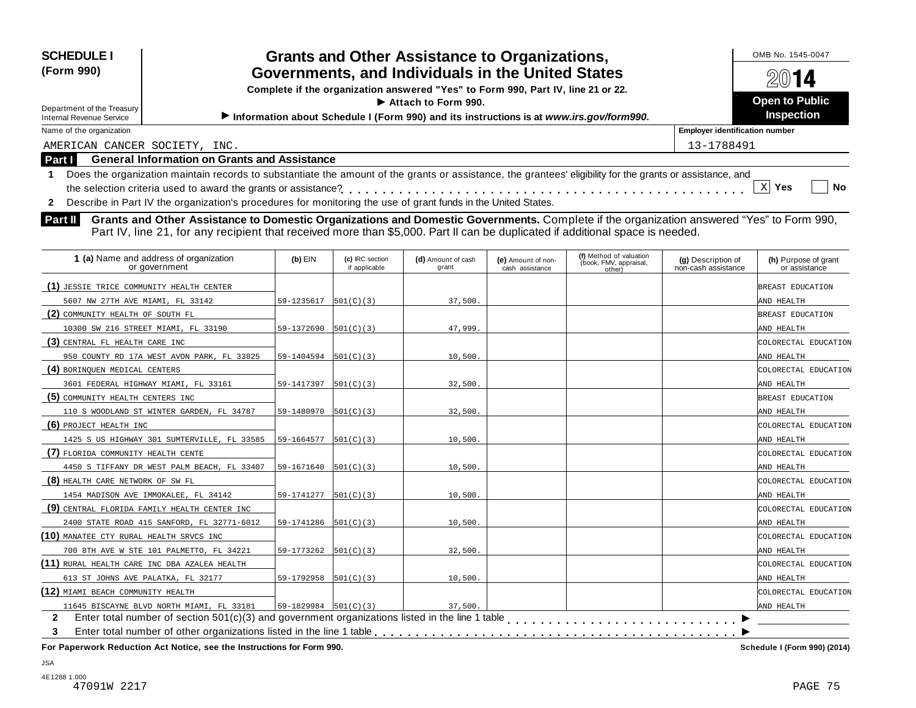**SCHEDULE I (Form 990)**

Department of the Treasury
Internal Revenue Service

# Grants and Other Assistance to Organizations, Governments, and Individuals in the United States

**Complete if the organization answered "Yes" to Form 990, Part IV, line 21 or 22.**

▶ **Attach to Form 990.**

▶ **Information about Schedule I (Form 990) and its instructions is at *www.irs.gov/form990*.**

OMB No. 1545-0047

**2014**

**Open to Public Inspection**

Name of the organization: AMERICAN CANCER SOCIETY, INC.

Employer identification number: 13-1788491

## Part I General Information on Grants and Assistance

**1** Does the organization maintain records to substantiate the amount of the grants or assistance, the grantees' eligibility for the grants or assistance, and the selection criteria used to award the grants or assistance? . . . . . . . . . . . . . . . . [X] **Yes** [ ] **No**

**2** Describe in Part IV the organization's procedures for monitoring the use of grant funds in the United States.

## Part II Grants and Other Assistance to Domestic Organizations and Domestic Governments.

Complete if the organization answered "Yes" to Form 990, Part IV, line 21, for any recipient that received more than $5,000. Part II can be duplicated if additional space is needed.

| 1 (a) Name and address of organization or government | (b) EIN | (c) IRC section if applicable | (d) Amount of cash grant | (e) Amount of non-cash assistance | (f) Method of valuation (book, FMV, appraisal, other) | (g) Description of non-cash assistance | (h) Purpose of grant or assistance |
|---|---|---|---|---|---|---|---|
| (1) JESSIE TRICE COMMUNITY HEALTH CENTER 5607 NW 27TH AVE MIAMI, FL 33142 | 59-1235617 | 501(C)(3) | 37,500. | | | | BREAST EDUCATION AND HEALTH |
| (2) COMMUNITY HEALTH OF SOUTH FL 10300 SW 216 STREET MIAMI, FL 33190 | 59-1372690 | 501(C)(3) | 47,999. | | | | BREAST EDUCATION AND HEALTH |
| (3) CENTRAL FL HEALTH CARE INC 950 COUNTY RD 17A WEST AVON PARK, FL 33825 | 59-1404594 | 501(C)(3) | 10,500. | | | | COLORECTAL EDUCATION AND HEALTH |
| (4) BORINQUEN MEDICAL CENTERS 3601 FEDERAL HIGHWAY MIAMI, FL 33161 | 59-1417397 | 501(C)(3) | 32,500. | | | | COLORECTAL EDUCATION AND HEALTH |
| (5) COMMUNITY HEALTH CENTERS INC 110 S WOODLAND ST WINTER GARDEN, FL 34787 | 59-1480970 | 501(C)(3) | 32,500. | | | | BREAST EDUCATION AND HEALTH |
| (6) PROJECT HEALTH INC 1425 S US HIGHWAY 301 SUMTERVILLE, FL 33585 | 59-1664577 | 501(C)(3) | 10,500. | | | | COLORECTAL EDUCATION AND HEALTH |
| (7) FLORIDA COMMUNITY HEALTH CENTE 4450 S TIFFANY DR WEST PALM BEACH, FL 33407 | 59-1671640 | 501(C)(3) | 10,500. | | | | COLORECTAL EDUCATION AND HEALTH |
| (8) HEALTH CARE NETWORK OF SW FL 1454 MADISON AVE IMMOKALEE, FL 34142 | 59-1741277 | 501(C)(3) | 10,500. | | | | COLORECTAL EDUCATION AND HEALTH |
| (9) CENTRAL FLORIDA FAMILY HEALTH CENTER INC 2400 STATE ROAD 415 SANFORD, FL 32771-6012 | 59-1741286 | 501(C)(3) | 10,500. | | | | COLORECTAL EDUCATION AND HEALTH |
| (10) MANATEE CTY RURAL HEALTH SRVCS INC 700 8TH AVE W STE 101 PALMETTO, FL 34221 | 59-1773262 | 501(C)(3) | 32,500. | | | | COLORECTAL EDUCATION AND HEALTH |
| (11) RURAL HEALTH CARE INC DBA AZALEA HEALTH 613 ST JOHNS AVE PALATKA, FL 32177 | 59-1792958 | 501(C)(3) | 10,500. | | | | COLORECTAL EDUCATION AND HEALTH |
| (12) MIAMI BEACH COMMUNITY HEALTH 11645 BISCAYNE BLVD NORTH MIAMI, FL 33181 | 59-1829984 | 501(C)(3) | 37,500. | | | | COLORECTAL EDUCATION AND HEALTH |

**2** Enter total number of section 501(c)(3) and government organizations listed in the line 1 table . . . . . . . . ▶

**3** Enter total number of other organizations listed in the line 1 table . . . . . . . . ▶

**For Paperwork Reduction Act Notice, see the Instructions for Form 990.** **Schedule I (Form 990) (2014)**

JSA
4E1288 1.000
47091W 2217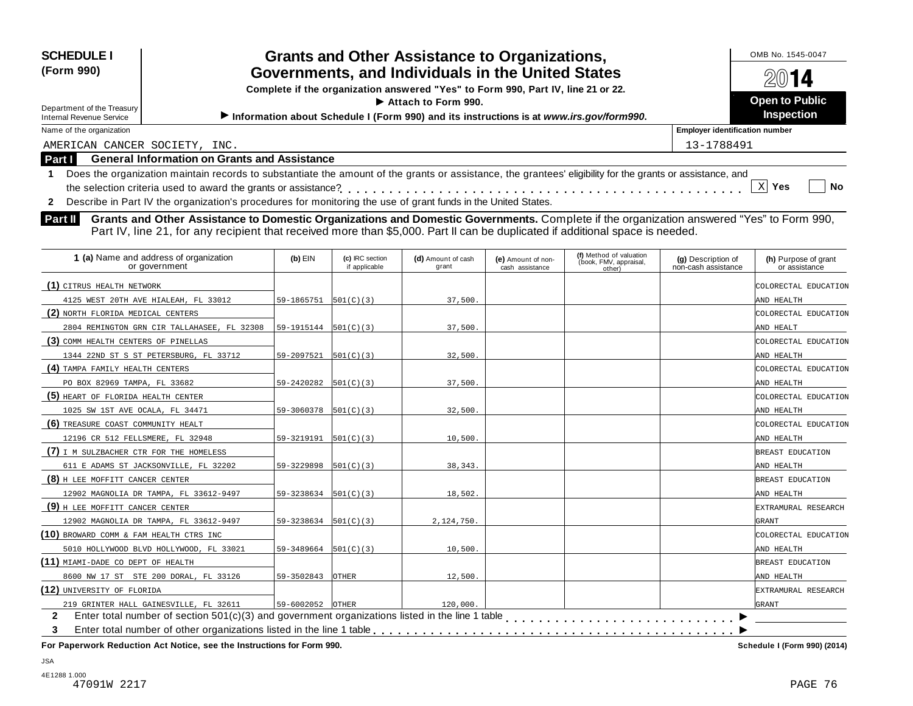**SCHEDULE I (Form 990)**

Department of the Treasury
Internal Revenue Service

# Grants and Other Assistance to Organizations, Governments, and Individuals in the United States

**Complete if the organization answered "Yes" to Form 990, Part IV, line 21 or 22.**

**▶ Attach to Form 990.**

**▶ Information about Schedule I (Form 990) and its instructions is at *www.irs.gov/form990*.**

OMB No. 1545-0047

**2014**

**Open to Public Inspection**

Name of the organization: AMERICAN CANCER SOCIETY, INC.

Employer identification number: 13-1788491

## Part I General Information on Grants and Assistance

**1** Does the organization maintain records to substantiate the amount of the grants or assistance, the grantees' eligibility for the grants or assistance, and the selection criteria used to award the grants or assistance? [X] Yes [ ] No

**2** Describe in Part IV the organization's procedures for monitoring the use of grant funds in the United States.

## Part II Grants and Other Assistance to Domestic Organizations and Domestic Governments.

Complete if the organization answered "Yes" to Form 990, Part IV, line 21, for any recipient that received more than $5,000. Part II can be duplicated if additional space is needed.

| 1 (a) Name and address of organization or government | (b) EIN | (c) IRC section if applicable | (d) Amount of cash grant | (e) Amount of non-cash assistance | (f) Method of valuation (book, FMV, appraisal, other) | (g) Description of non-cash assistance | (h) Purpose of grant or assistance |
|---|---|---|---|---|---|---|---|
| (1) CITRUS HEALTH NETWORK 4125 WEST 20TH AVE HIALEAH, FL 33012 | 59-1865751 | 501(C)(3) | 37,500. | | | | COLORECTAL EDUCATION AND HEALTH |
| (2) NORTH FLORIDA MEDICAL CENTERS 2804 REMINGTON GRN CIR TALLAHASEE, FL 32308 | 59-1915144 | 501(C)(3) | 37,500. | | | | COLORECTAL EDUCATION AND HEALT |
| (3) COMM HEALTH CENTERS OF PINELLAS 1344 22ND ST S ST PETERSBURG, FL 33712 | 59-2097521 | 501(C)(3) | 32,500. | | | | COLORECTAL EDUCATION AND HEALTH |
| (4) TAMPA FAMILY HEALTH CENTERS PO BOX 82969 TAMPA, FL 33682 | 59-2420282 | 501(C)(3) | 37,500. | | | | COLORECTAL EDUCATION AND HEALTH |
| (5) HEART OF FLORIDA HEALTH CENTER 1025 SW 1ST AVE OCALA, FL 34471 | 59-3060378 | 501(C)(3) | 32,500. | | | | COLORECTAL EDUCATION AND HEALTH |
| (6) TREASURE COAST COMMUNITY HEALT 12196 CR 512 FELLSMERE, FL 32948 | 59-3219191 | 501(C)(3) | 10,500. | | | | COLORECTAL EDUCATION AND HEALTH |
| (7) I M SULZBACHER CTR FOR THE HOMELESS 611 E ADAMS ST JACKSONVILLE, FL 32202 | 59-3229898 | 501(C)(3) | 38,343. | | | | BREAST EDUCATION AND HEALTH |
| (8) H LEE MOFFITT CANCER CENTER 12902 MAGNOLIA DR TAMPA, FL 33612-9497 | 59-3238634 | 501(C)(3) | 18,502. | | | | BREAST EDUCATION AND HEALTH |
| (9) H LEE MOFFITT CANCER CENTER 12902 MAGNOLIA DR TAMPA, FL 33612-9497 | 59-3238634 | 501(C)(3) | 2,124,750. | | | | EXTRAMURAL RESEARCH GRANT |
| (10) BROWARD COMM & FAM HEALTH CTRS INC 5010 HOLLYWOOD BLVD HOLLYWOOD, FL 33021 | 59-3489664 | 501(C)(3) | 10,500. | | | | COLORECTAL EDUCATION AND HEALTH |
| (11) MIAMI-DADE CO DEPT OF HEALTH 8600 NW 17 ST STE 200 DORAL, FL 33126 | 59-3502843 | OTHER | 12,500. | | | | BREAST EDUCATION AND HEALTH |
| (12) UNIVERSITY OF FLORIDA 219 GRINTER HALL GAINESVILLE, FL 32611 | 59-6002052 | OTHER | 120,000. | | | | EXTRAMURAL RESEARCH GRANT |

**2** Enter total number of section 501(c)(3) and government organizations listed in the line 1 table ▶

**3** Enter total number of other organizations listed in the line 1 table ▶

**For Paperwork Reduction Act Notice, see the Instructions for Form 990.** Schedule I (Form 990) (2014)

JSA
4E1288 1.000
47091W 2217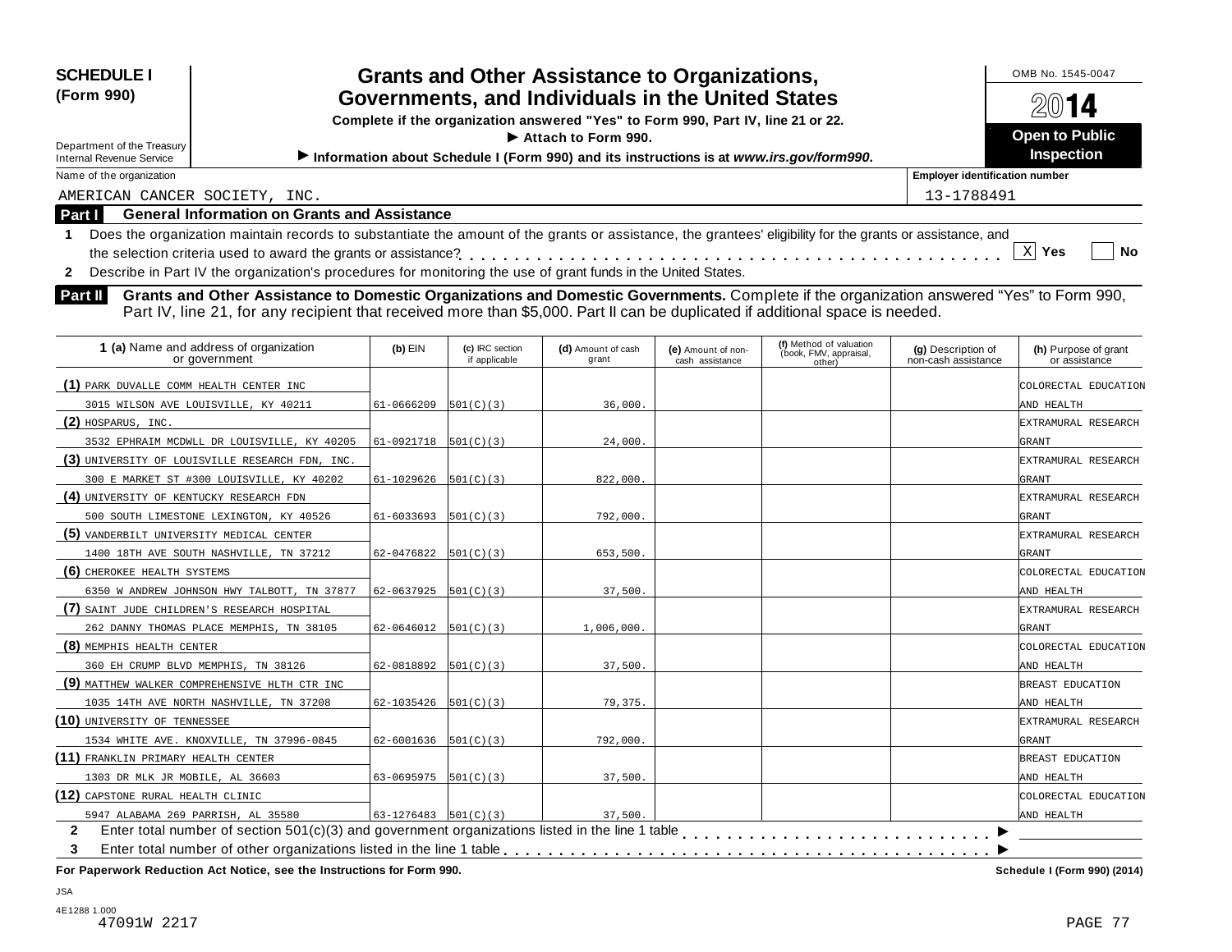**SCHEDULE I**
**(Form 990)**

Department of the Treasury
Internal Revenue Service

# Grants and Other Assistance to Organizations, Governments, and Individuals in the United States

**Complete if the organization answered "Yes" to Form 990, Part IV, line 21 or 22.**
**▶ Attach to Form 990.**
**▶ Information about Schedule I (Form 990) and its instructions is at *www.irs.gov/form990*.**

OMB No. 1545-0047
**2014**
**Open to Public Inspection**

Name of the organization: AMERICAN CANCER SOCIETY, INC.
Employer identification number: 13-1788491

## Part I General Information on Grants and Assistance

1 Does the organization maintain records to substantiate the amount of the grants or assistance, the grantees' eligibility for the grants or assistance, and the selection criteria used to award the grants or assistance? . . . . . [X] Yes [ ] No

2 Describe in Part IV the organization's procedures for monitoring the use of grant funds in the United States.

## Part II Grants and Other Assistance to Domestic Organizations and Domestic Governments.

Complete if the organization answered "Yes" to Form 990, Part IV, line 21, for any recipient that received more than $5,000. Part II can be duplicated if additional space is needed.

| 1 (a) Name and address of organization or government | (b) EIN | (c) IRC section if applicable | (d) Amount of cash grant | (e) Amount of non-cash assistance | (f) Method of valuation (book, FMV, appraisal, other) | (g) Description of non-cash assistance | (h) Purpose of grant or assistance |
|---|---|---|---|---|---|---|---|
| (1) PARK DUVALLE COMM HEALTH CENTER INC 3015 WILSON AVE LOUISVILLE, KY 40211 | 61-0666209 | 501(C)(3) | 36,000. | | | | COLORECTAL EDUCATION AND HEALTH |
| (2) HOSPARUS, INC. 3532 EPHRAIM MCDWLL DR LOUISVILLE, KY 40205 | 61-0921718 | 501(C)(3) | 24,000. | | | | EXTRAMURAL RESEARCH GRANT |
| (3) UNIVERSITY OF LOUISVILLE RESEARCH FDN, INC. 300 E MARKET ST #300 LOUISVILLE, KY 40202 | 61-1029626 | 501(C)(3) | 822,000. | | | | EXTRAMURAL RESEARCH GRANT |
| (4) UNIVERSITY OF KENTUCKY RESEARCH FDN 500 SOUTH LIMESTONE LEXINGTON, KY 40526 | 61-6033693 | 501(C)(3) | 792,000. | | | | EXTRAMURAL RESEARCH GRANT |
| (5) VANDERBILT UNIVERSITY MEDICAL CENTER 1400 18TH AVE SOUTH NASHVILLE, TN 37212 | 62-0476822 | 501(C)(3) | 653,500. | | | | EXTRAMURAL RESEARCH GRANT |
| (6) CHEROKEE HEALTH SYSTEMS 6350 W ANDREW JOHNSON HWY TALBOTT, TN 37877 | 62-0637925 | 501(C)(3) | 37,500. | | | | COLORECTAL EDUCATION AND HEALTH |
| (7) SAINT JUDE CHILDREN'S RESEARCH HOSPITAL 262 DANNY THOMAS PLACE MEMPHIS, TN 38105 | 62-0646012 | 501(C)(3) | 1,006,000. | | | | EXTRAMURAL RESEARCH GRANT |
| (8) MEMPHIS HEALTH CENTER 360 EH CRUMP BLVD MEMPHIS, TN 38126 | 62-0818892 | 501(C)(3) | 37,500. | | | | COLORECTAL EDUCATION AND HEALTH |
| (9) MATTHEW WALKER COMPREHENSIVE HLTH CTR INC 1035 14TH AVE NORTH NASHVILLE, TN 37208 | 62-1035426 | 501(C)(3) | 79,375. | | | | BREAST EDUCATION AND HEALTH |
| (10) UNIVERSITY OF TENNESSEE 1534 WHITE AVE. KNOXVILLE, TN 37996-0845 | 62-6001636 | 501(C)(3) | 792,000. | | | | EXTRAMURAL RESEARCH GRANT |
| (11) FRANKLIN PRIMARY HEALTH CENTER 1303 DR MLK JR MOBILE, AL 36603 | 63-0695975 | 501(C)(3) | 37,500. | | | | BREAST EDUCATION AND HEALTH |
| (12) CAPSTONE RURAL HEALTH CLINIC 5947 ALABAMA 269 PARRISH, AL 35580 | 63-1276483 | 501(C)(3) | 37,500. | | | | COLORECTAL EDUCATION AND HEALTH |

2 Enter total number of section 501(c)(3) and government organizations listed in the line 1 table . . . . . ▶

3 Enter total number of other organizations listed in the line 1 table . . . . . ▶

**For Paperwork Reduction Act Notice, see the Instructions for Form 990.** **Schedule I (Form 990) (2014)**

JSA
4E1288 1.000
47091W 2217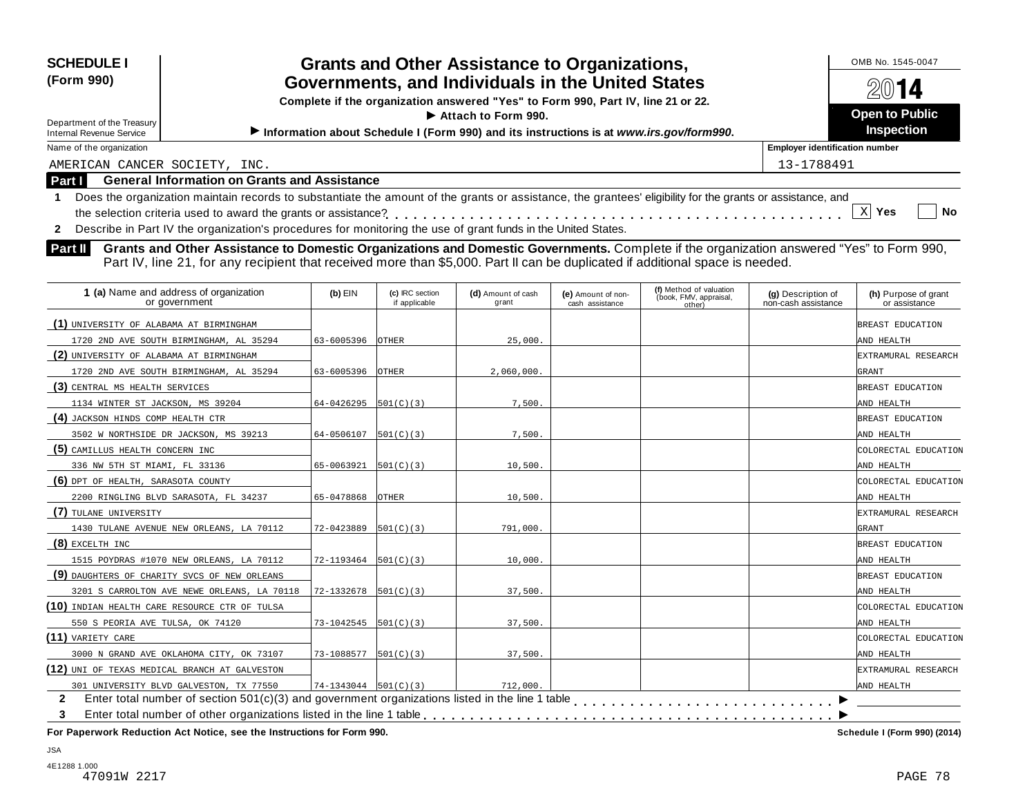**SCHEDULE I (Form 990)**

Department of the Treasury
Internal Revenue Service

# Grants and Other Assistance to Organizations, Governments, and Individuals in the United States

**Complete if the organization answered "Yes" to Form 990, Part IV, line 21 or 22.**

**▶ Attach to Form 990.**

**▶ Information about Schedule I (Form 990) and its instructions is at www.irs.gov/form990.**

OMB No. 1545-0047

**2014**

**Open to Public Inspection**

Name of the organization: AMERICAN CANCER SOCIETY, INC.

Employer identification number: 13-1788491

## Part I General Information on Grants and Assistance

**1** Does the organization maintain records to substantiate the amount of the grants or assistance, the grantees' eligibility for the grants or assistance, and the selection criteria used to award the grants or assistance? . . . . . . [X] Yes [ ] No

**2** Describe in Part IV the organization's procedures for monitoring the use of grant funds in the United States.

## Part II Grants and Other Assistance to Domestic Organizations and Domestic Governments.

Complete if the organization answered "Yes" to Form 990, Part IV, line 21, for any recipient that received more than $5,000. Part II can be duplicated if additional space is needed.

| 1 (a) Name and address of organization or government | (b) EIN | (c) IRC section if applicable | (d) Amount of cash grant | (e) Amount of non-cash assistance | (f) Method of valuation (book, FMV, appraisal, other) | (g) Description of non-cash assistance | (h) Purpose of grant or assistance |
|---|---|---|---|---|---|---|---|
| (1) UNIVERSITY OF ALABAMA AT BIRMINGHAM 1720 2ND AVE SOUTH BIRMINGHAM, AL 35294 | 63-6005396 | OTHER | 25,000. | | | | BREAST EDUCATION AND HEALTH |
| (2) UNIVERSITY OF ALABAMA AT BIRMINGHAM 1720 2ND AVE SOUTH BIRMINGHAM, AL 35294 | 63-6005396 | OTHER | 2,060,000. | | | | EXTRAMURAL RESEARCH GRANT |
| (3) CENTRAL MS HEALTH SERVICES 1134 WINTER ST JACKSON, MS 39204 | 64-0426295 | 501(C)(3) | 7,500. | | | | BREAST EDUCATION AND HEALTH |
| (4) JACKSON HINDS COMP HEALTH CTR 3502 W NORTHSIDE DR JACKSON, MS 39213 | 64-0506107 | 501(C)(3) | 7,500. | | | | BREAST EDUCATION AND HEALTH |
| (5) CAMILLUS HEALTH CONCERN INC 336 NW 5TH ST MIAMI, FL 33136 | 65-0063921 | 501(C)(3) | 10,500. | | | | COLORECTAL EDUCATION AND HEALTH |
| (6) DPT OF HEALTH, SARASOTA COUNTY 2200 RINGLING BLVD SARASOTA, FL 34237 | 65-0478868 | OTHER | 10,500. | | | | COLORECTAL EDUCATION AND HEALTH |
| (7) TULANE UNIVERSITY 1430 TULANE AVENUE NEW ORLEANS, LA 70112 | 72-0423889 | 501(C)(3) | 791,000. | | | | EXTRAMURAL RESEARCH GRANT |
| (8) EXCELTH INC 1515 POYDRAS #1070 NEW ORLEANS, LA 70112 | 72-1193464 | 501(C)(3) | 10,000. | | | | BREAST EDUCATION AND HEALTH |
| (9) DAUGHTERS OF CHARITY SVCS OF NEW ORLEANS 3201 S CARROLTON AVE NEWE ORLEANS, LA 70118 | 72-1332678 | 501(C)(3) | 37,500. | | | | BREAST EDUCATION AND HEALTH |
| (10) INDIAN HEALTH CARE RESOURCE CTR OF TULSA 550 S PEORIA AVE TULSA, OK 74120 | 73-1042545 | 501(C)(3) | 37,500. | | | | COLORECTAL EDUCATION AND HEALTH |
| (11) VARIETY CARE 3000 N GRAND AVE OKLAHOMA CITY, OK 73107 | 73-1088577 | 501(C)(3) | 37,500. | | | | COLORECTAL EDUCATION AND HEALTH |
| (12) UNI OF TEXAS MEDICAL BRANCH AT GALVESTON 301 UNIVERSITY BLVD GALVESTON, TX 77550 | 74-1343044 | 501(C)(3) | 712,000. | | | | EXTRAMURAL RESEARCH AND HEALTH |

**2** Enter total number of section 501(c)(3) and government organizations listed in the line 1 table . . . . . ▶

**3** Enter total number of other organizations listed in the line 1 table . . . . . ▶

**For Paperwork Reduction Act Notice, see the Instructions for Form 990.** Schedule I (Form 990) (2014)

JSA
4E1288 1.000
47091W 2217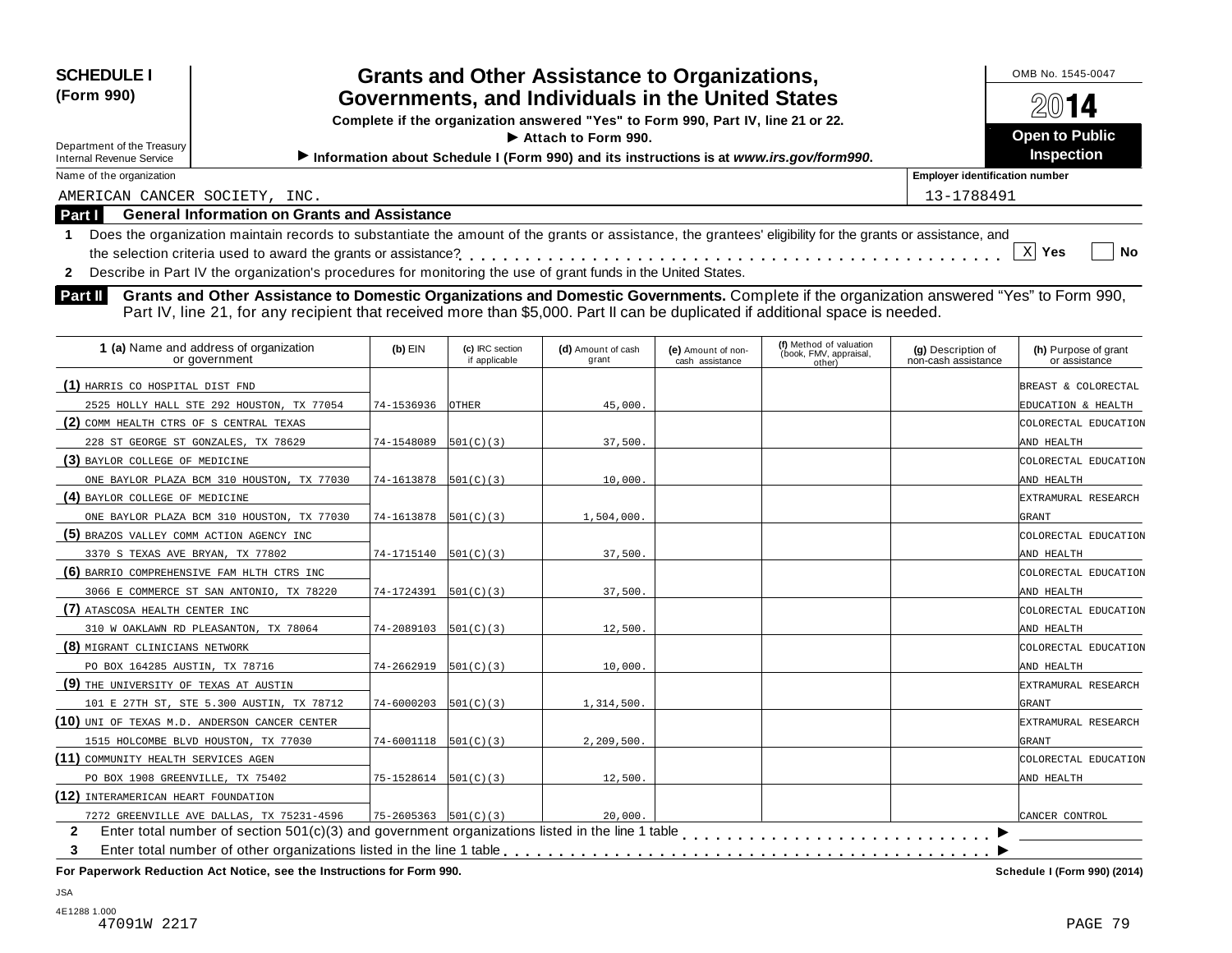**SCHEDULE I (Form 990)**

Department of the Treasury
Internal Revenue Service

# Grants and Other Assistance to Organizations, Governments, and Individuals in the United States

**Complete if the organization answered "Yes" to Form 990, Part IV, line 21 or 22.**

**▶ Attach to Form 990.**

**▶ Information about Schedule I (Form 990) and its instructions is at *www.irs.gov/form990*.**

OMB No. 1545-0047

**2014**

**Open to Public Inspection**

Name of the organization: AMERICAN CANCER SOCIETY, INC.

Employer identification number: 13-1788491

## Part I General Information on Grants and Assistance

**1** Does the organization maintain records to substantiate the amount of the grants or assistance, the grantees' eligibility for the grants or assistance, and the selection criteria used to award the grants or assistance? . . . . . . . . [X] Yes [ ] No

**2** Describe in Part IV the organization's procedures for monitoring the use of grant funds in the United States.

## Part II Grants and Other Assistance to Domestic Organizations and Domestic Governments.

Complete if the organization answered "Yes" to Form 990, Part IV, line 21, for any recipient that received more than $5,000. Part II can be duplicated if additional space is needed.

| 1 (a) Name and address of organization or government | (b) EIN | (c) IRC section if applicable | (d) Amount of cash grant | (e) Amount of non-cash assistance | (f) Method of valuation (book, FMV, appraisal, other) | (g) Description of non-cash assistance | (h) Purpose of grant or assistance |
|---|---|---|---|---|---|---|---|
| (1) HARRIS CO HOSPITAL DIST FND 2525 HOLLY HALL STE 292 HOUSTON, TX 77054 | 74-1536936 | OTHER | 45,000. | | | | BREAST & COLORECTAL EDUCATION & HEALTH |
| (2) COMM HEALTH CTRS OF S CENTRAL TEXAS 228 ST GEORGE ST GONZALES, TX 78629 | 74-1548089 | 501(C)(3) | 37,500. | | | | COLORECTAL EDUCATION AND HEALTH |
| (3) BAYLOR COLLEGE OF MEDICINE ONE BAYLOR PLAZA BCM 310 HOUSTON, TX 77030 | 74-1613878 | 501(C)(3) | 10,000. | | | | COLORECTAL EDUCATION AND HEALTH |
| (4) BAYLOR COLLEGE OF MEDICINE ONE BAYLOR PLAZA BCM 310 HOUSTON, TX 77030 | 74-1613878 | 501(C)(3) | 1,504,000. | | | | EXTRAMURAL RESEARCH GRANT |
| (5) BRAZOS VALLEY COMM ACTION AGENCY INC 3370 S TEXAS AVE BRYAN, TX 77802 | 74-1715140 | 501(C)(3) | 37,500. | | | | COLORECTAL EDUCATION AND HEALTH |
| (6) BARRIO COMPREHENSIVE FAM HLTH CTRS INC 3066 E COMMERCE ST SAN ANTONIO, TX 78220 | 74-1724391 | 501(C)(3) | 37,500. | | | | COLORECTAL EDUCATION AND HEALTH |
| (7) ATASCOSA HEALTH CENTER INC 310 W OAKLAWN RD PLEASANTON, TX 78064 | 74-2089103 | 501(C)(3) | 12,500. | | | | COLORECTAL EDUCATION AND HEALTH |
| (8) MIGRANT CLINICIANS NETWORK PO BOX 164285 AUSTIN, TX 78716 | 74-2662919 | 501(C)(3) | 10,000. | | | | COLORECTAL EDUCATION AND HEALTH |
| (9) THE UNIVERSITY OF TEXAS AT AUSTIN 101 E 27TH ST, STE 5.300 AUSTIN, TX 78712 | 74-6000203 | 501(C)(3) | 1,314,500. | | | | EXTRAMURAL RESEARCH GRANT |
| (10) UNI OF TEXAS M.D. ANDERSON CANCER CENTER 1515 HOLCOMBE BLVD HOUSTON, TX 77030 | 74-6001118 | 501(C)(3) | 2,209,500. | | | | EXTRAMURAL RESEARCH GRANT |
| (11) COMMUNITY HEALTH SERVICES AGEN PO BOX 1908 GREENVILLE, TX 75402 | 75-1528614 | 501(C)(3) | 12,500. | | | | COLORECTAL EDUCATION AND HEALTH |
| (12) INTERAMERICAN HEART FOUNDATION 7272 GREENVILLE AVE DALLAS, TX 75231-4596 | 75-2605363 | 501(C)(3) | 20,000. | | | | CANCER CONTROL |

**2** Enter total number of section 501(c)(3) and government organizations listed in the line 1 table . . . . . . . . ▶

**3** Enter total number of other organizations listed in the line 1 table . . . . . . . . ▶

**For Paperwork Reduction Act Notice, see the Instructions for Form 990.** **Schedule I (Form 990) (2014)**

JSA
4E1288 1.000
47091W 2217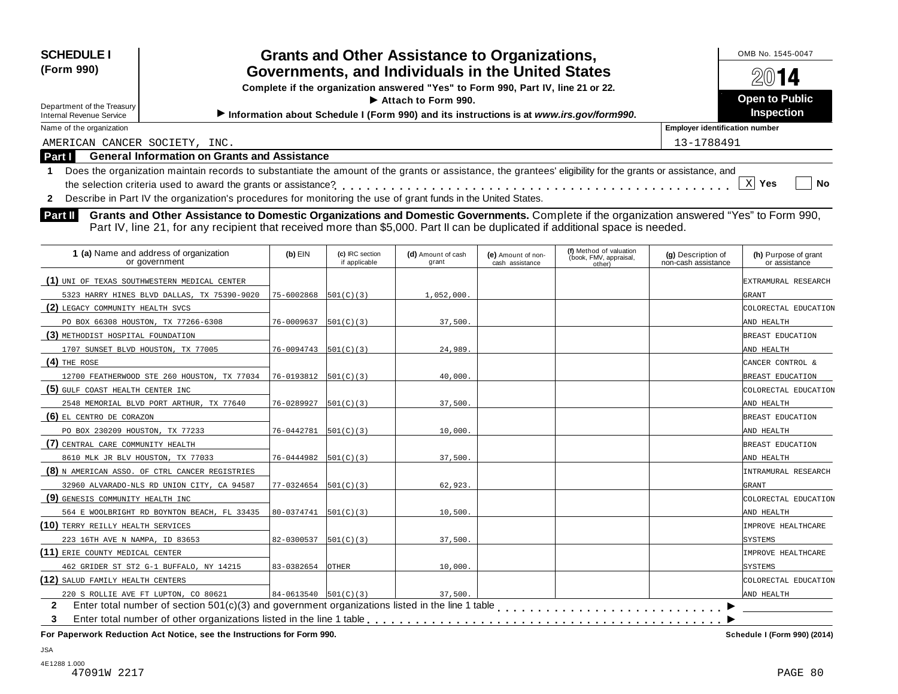**SCHEDULE I (Form 990)**

Department of the Treasury
Internal Revenue Service

# Grants and Other Assistance to Organizations, Governments, and Individuals in the United States

**Complete if the organization answered "Yes" to Form 990, Part IV, line 21 or 22.**

**▶ Attach to Form 990.**

**▶ Information about Schedule I (Form 990) and its instructions is at *www.irs.gov/form990*.**

OMB No. 1545-0047

**2014**

**Open to Public Inspection**

Name of the organization: AMERICAN CANCER SOCIETY, INC.

Employer identification number: 13-1788491

## Part I General Information on Grants and Assistance

**1** Does the organization maintain records to substantiate the amount of the grants or assistance, the grantees' eligibility for the grants or assistance, and the selection criteria used to award the grants or assistance? [X] Yes [ ] No

**2** Describe in Part IV the organization's procedures for monitoring the use of grant funds in the United States.

## Part II Grants and Other Assistance to Domestic Organizations and Domestic Governments.

Complete if the organization answered "Yes" to Form 990, Part IV, line 21, for any recipient that received more than $5,000. Part II can be duplicated if additional space is needed.

| 1 (a) Name and address of organization or government | (b) EIN | (c) IRC section if applicable | (d) Amount of cash grant | (e) Amount of non-cash assistance | (f) Method of valuation (book, FMV, appraisal, other) | (g) Description of non-cash assistance | (h) Purpose of grant or assistance |
|---|---|---|---|---|---|---|---|
| (1) UNI OF TEXAS SOUTHWESTERN MEDICAL CENTER 5323 HARRY HINES BLVD DALLAS, TX 75390-9020 | 75-6002868 | 501(C)(3) | 1,052,000. | | | | EXTRAMURAL RESEARCH GRANT |
| (2) LEGACY COMMUNITY HEALTH SVCS PO BOX 66308 HOUSTON, TX 77266-6308 | 76-0009637 | 501(C)(3) | 37,500. | | | | COLORECTAL EDUCATION AND HEALTH |
| (3) METHODIST HOSPITAL FOUNDATION 1707 SUNSET BLVD HOUSTON, TX 77005 | 76-0094743 | 501(C)(3) | 24,989. | | | | BREAST EDUCATION AND HEALTH |
| (4) THE ROSE 12700 FEATHERWOOD STE 260 HOUSTON, TX 77034 | 76-0193812 | 501(C)(3) | 40,000. | | | | CANCER CONTROL & BREAST EDUCATION |
| (5) GULF COAST HEALTH CENTER INC 2548 MEMORIAL BLVD PORT ARTHUR, TX 77640 | 76-0289927 | 501(C)(3) | 37,500. | | | | COLORECTAL EDUCATION AND HEALTH |
| (6) EL CENTRO DE CORAZON PO BOX 230209 HOUSTON, TX 77233 | 76-0442781 | 501(C)(3) | 10,000. | | | | BREAST EDUCATION AND HEALTH |
| (7) CENTRAL CARE COMMUNITY HEALTH 8610 MLK JR BLV HOUSTON, TX 77033 | 76-0444982 | 501(C)(3) | 37,500. | | | | BREAST EDUCATION AND HEALTH |
| (8) N AMERICAN ASSO. OF CTRL CANCER REGISTRIES 32960 ALVARADO-NLS RD UNION CITY, CA 94587 | 77-0324654 | 501(C)(3) | 62,923. | | | | INTRAMURAL RESEARCH GRANT |
| (9) GENESIS COMMUNITY HEALTH INC 564 E WOOLBRIGHT RD BOYNTON BEACH, FL 33435 | 80-0374741 | 501(C)(3) | 10,500. | | | | COLORECTAL EDUCATION AND HEALTH |
| (10) TERRY REILLY HEALTH SERVICES 223 16TH AVE N NAMPA, ID 83653 | 82-0300537 | 501(C)(3) | 37,500. | | | | IMPROVE HEALTHCARE SYSTEMS |
| (11) ERIE COUNTY MEDICAL CENTER 462 GRIDER ST ST2 G-1 BUFFALO, NY 14215 | 83-0382654 | OTHER | 10,000. | | | | IMPROVE HEALTHCARE SYSTEMS |
| (12) SALUD FAMILY HEALTH CENTERS 220 S ROLLIE AVE FT LUPTON, CO 80621 | 84-0613540 | 501(C)(3) | 37,500. | | | | COLORECTAL EDUCATION AND HEALTH |

**2** Enter total number of section 501(c)(3) and government organizations listed in the line 1 table ▶

**3** Enter total number of other organizations listed in the line 1 table ▶

**For Paperwork Reduction Act Notice, see the Instructions for Form 990.** Schedule I (Form 990) (2014)

JSA
4E1288 1.000
47091W 2217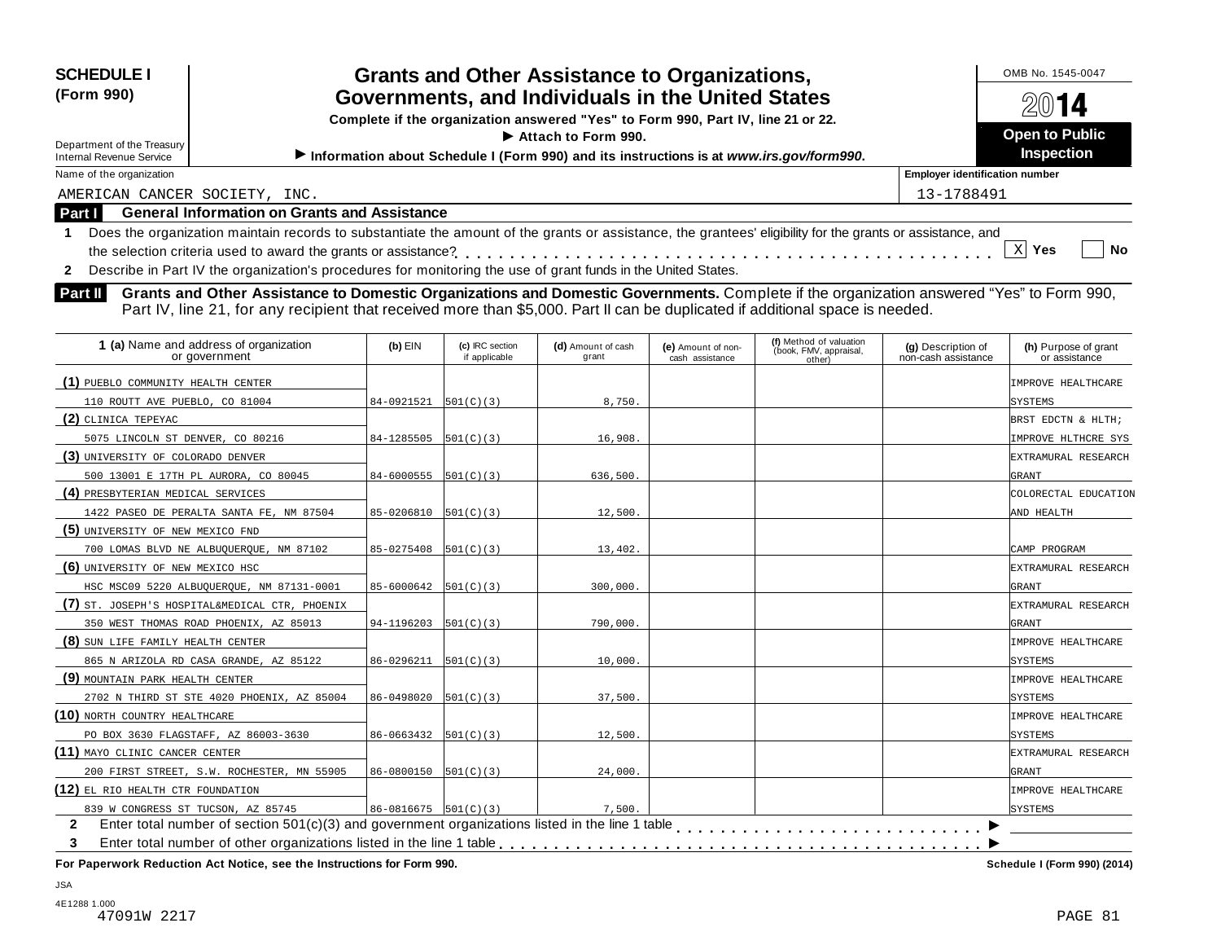**SCHEDULE I (Form 990)**

Department of the Treasury
Internal Revenue Service

# Grants and Other Assistance to Organizations, Governments, and Individuals in the United States

**Complete if the organization answered "Yes" to Form 990, Part IV, line 21 or 22.**
▶ **Attach to Form 990.**
▶ **Information about Schedule I (Form 990) and its instructions is at *www.irs.gov/form990*.**

OMB No. 1545-0047
**2014**
**Open to Public Inspection**

Name of the organization: AMERICAN CANCER SOCIETY, INC.
Employer identification number: 13-1788491

## Part I General Information on Grants and Assistance

**1** Does the organization maintain records to substantiate the amount of the grants or assistance, the grantees' eligibility for the grants or assistance, and the selection criteria used to award the grants or assistance? . . . . . . [X] Yes [ ] No

**2** Describe in Part IV the organization's procedures for monitoring the use of grant funds in the United States.

## Part II Grants and Other Assistance to Domestic Organizations and Domestic Governments.

Complete if the organization answered "Yes" to Form 990, Part IV, line 21, for any recipient that received more than $5,000. Part II can be duplicated if additional space is needed.

| 1 (a) Name and address of organization or government | (b) EIN | (c) IRC section if applicable | (d) Amount of cash grant | (e) Amount of non-cash assistance | (f) Method of valuation (book, FMV, appraisal, other) | (g) Description of non-cash assistance | (h) Purpose of grant or assistance |
|---|---|---|---|---|---|---|---|
| (1) PUEBLO COMMUNITY HEALTH CENTER 110 ROUTT AVE PUEBLO, CO 81004 | 84-0921521 | 501(C)(3) | 8,750. | | | | IMPROVE HEALTHCARE SYSTEMS |
| (2) CLINICA TEPEYAC 5075 LINCOLN ST DENVER, CO 80216 | 84-1285505 | 501(C)(3) | 16,908. | | | | BRST EDCTN & HLTH; IMPROVE HLTHCRE SYS |
| (3) UNIVERSITY OF COLORADO DENVER 500 13001 E 17TH PL AURORA, CO 80045 | 84-6000555 | 501(C)(3) | 636,500. | | | | EXTRAMURAL RESEARCH GRANT |
| (4) PRESBYTERIAN MEDICAL SERVICES 1422 PASEO DE PERALTA SANTA FE, NM 87504 | 85-0206810 | 501(C)(3) | 12,500. | | | | COLORECTAL EDUCATION AND HEALTH |
| (5) UNIVERSITY OF NEW MEXICO FND 700 LOMAS BLVD NE ALBUQUERQUE, NM 87102 | 85-0275408 | 501(C)(3) | 13,402. | | | | CAMP PROGRAM |
| (6) UNIVERSITY OF NEW MEXICO HSC HSC MSC09 5220 ALBUQUERQUE, NM 87131-0001 | 85-6000642 | 501(C)(3) | 300,000. | | | | EXTRAMURAL RESEARCH GRANT |
| (7) ST. JOSEPH'S HOSPITAL&MEDICAL CTR, PHOENIX 350 WEST THOMAS ROAD PHOENIX, AZ 85013 | 94-1196203 | 501(C)(3) | 790,000. | | | | EXTRAMURAL RESEARCH GRANT |
| (8) SUN LIFE FAMILY HEALTH CENTER 865 N ARIZOLA RD CASA GRANDE, AZ 85122 | 86-0296211 | 501(C)(3) | 10,000. | | | | IMPROVE HEALTHCARE SYSTEMS |
| (9) MOUNTAIN PARK HEALTH CENTER 2702 N THIRD ST STE 4020 PHOENIX, AZ 85004 | 86-0498020 | 501(C)(3) | 37,500. | | | | IMPROVE HEALTHCARE SYSTEMS |
| (10) NORTH COUNTRY HEALTHCARE PO BOX 3630 FLAGSTAFF, AZ 86003-3630 | 86-0663432 | 501(C)(3) | 12,500. | | | | IMPROVE HEALTHCARE SYSTEMS |
| (11) MAYO CLINIC CANCER CENTER 200 FIRST STREET, S.W. ROCHESTER, MN 55905 | 86-0800150 | 501(C)(3) | 24,000. | | | | EXTRAMURAL RESEARCH GRANT |
| (12) EL RIO HEALTH CTR FOUNDATION 839 W CONGRESS ST TUCSON, AZ 85745 | 86-0816675 | 501(C)(3) | 7,500. | | | | IMPROVE HEALTHCARE SYSTEMS |

**2** Enter total number of section 501(c)(3) and government organizations listed in the line 1 table . . . . . . ▶

**3** Enter total number of other organizations listed in the line 1 table . . . . . . ▶

**For Paperwork Reduction Act Notice, see the Instructions for Form 990.** Schedule I (Form 990) (2014)

JSA
4E1288 1.000
47091W 2217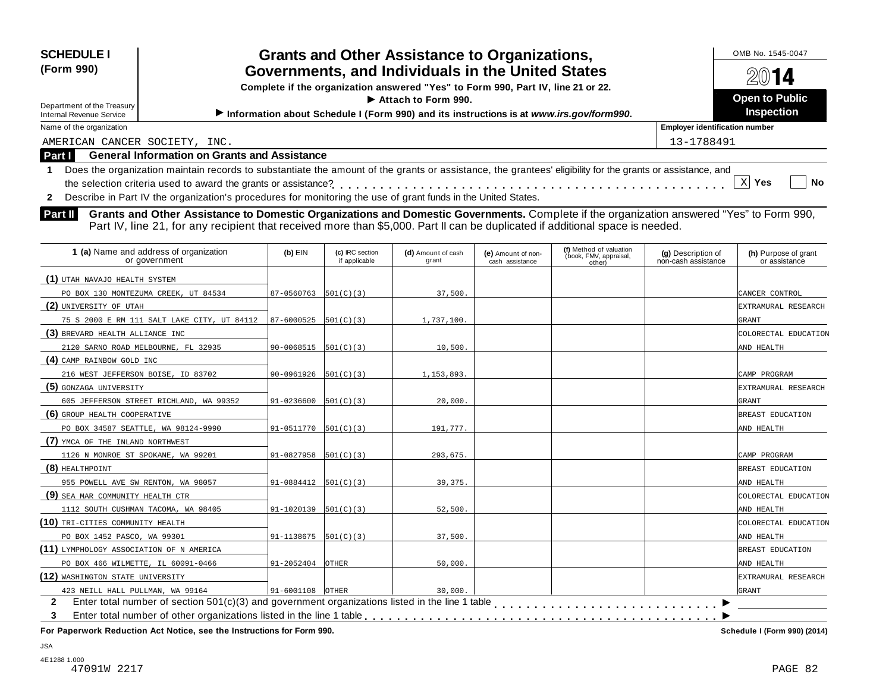**SCHEDULE I (Form 990)**

Department of the Treasury
Internal Revenue Service

# Grants and Other Assistance to Organizations, Governments, and Individuals in the United States

**Complete if the organization answered "Yes" to Form 990, Part IV, line 21 or 22.**

**▶ Attach to Form 990.**

**▶ Information about Schedule I (Form 990) and its instructions is at *www.irs.gov/form990*.**

OMB No. 1545-0047

**2014**

**Open to Public Inspection**

Name of the organization: AMERICAN CANCER SOCIETY, INC.

Employer identification number: 13-1788491

## Part I General Information on Grants and Assistance

**1** Does the organization maintain records to substantiate the amount of the grants or assistance, the grantees' eligibility for the grants or assistance, and the selection criteria used to award the grants or assistance? . . . . . . . . . . . . [X] Yes [ ] No

**2** Describe in Part IV the organization's procedures for monitoring the use of grant funds in the United States.

## Part II Grants and Other Assistance to Domestic Organizations and Domestic Governments.

Complete if the organization answered "Yes" to Form 990, Part IV, line 21, for any recipient that received more than $5,000. Part II can be duplicated if additional space is needed.

| 1 (a) Name and address of organization or government | (b) EIN | (c) IRC section if applicable | (d) Amount of cash grant | (e) Amount of non-cash assistance | (f) Method of valuation (book, FMV, appraisal, other) | (g) Description of non-cash assistance | (h) Purpose of grant or assistance |
|---|---|---|---|---|---|---|---|
| (1) UTAH NAVAJO HEALTH SYSTEM<br>PO BOX 130 MONTEZUMA CREEK, UT 84534 | 87-0560763 | 501(C)(3) | 37,500. | | | | CANCER CONTROL |
| (2) UNIVERSITY OF UTAH<br>75 S 2000 E RM 111 SALT LAKE CITY, UT 84112 | 87-6000525 | 501(C)(3) | 1,737,100. | | | | EXTRAMURAL RESEARCH GRANT |
| (3) BREVARD HEALTH ALLIANCE INC<br>2120 SARNO ROAD MELBOURNE, FL 32935 | 90-0068515 | 501(C)(3) | 10,500. | | | | COLORECTAL EDUCATION AND HEALTH |
| (4) CAMP RAINBOW GOLD INC<br>216 WEST JEFFERSON BOISE, ID 83702 | 90-0961926 | 501(C)(3) | 1,153,893. | | | | CAMP PROGRAM |
| (5) GONZAGA UNIVERSITY<br>605 JEFFERSON STREET RICHLAND, WA 99352 | 91-0236600 | 501(C)(3) | 20,000. | | | | EXTRAMURAL RESEARCH GRANT |
| (6) GROUP HEALTH COOPERATIVE<br>PO BOX 34587 SEATTLE, WA 98124-9990 | 91-0511770 | 501(C)(3) | 191,777. | | | | BREAST EDUCATION AND HEALTH |
| (7) YMCA OF THE INLAND NORTHWEST<br>1126 N MONROE ST SPOKANE, WA 99201 | 91-0827958 | 501(C)(3) | 293,675. | | | | CAMP PROGRAM |
| (8) HEALTHPOINT<br>955 POWELL AVE SW RENTON, WA 98057 | 91-0884412 | 501(C)(3) | 39,375. | | | | BREAST EDUCATION AND HEALTH |
| (9) SEA MAR COMMUNITY HEALTH CTR<br>1112 SOUTH CUSHMAN TACOMA, WA 98405 | 91-1020139 | 501(C)(3) | 52,500. | | | | COLORECTAL EDUCATION AND HEALTH |
| (10) TRI-CITIES COMMUNITY HEALTH<br>PO BOX 1452 PASCO, WA 99301 | 91-1138675 | 501(C)(3) | 37,500. | | | | COLORECTAL EDUCATION AND HEALTH |
| (11) LYMPHOLOGY ASSOCIATION OF N AMERICA<br>PO BOX 466 WILMETTE, IL 60091-0466 | 91-2052404 | OTHER | 50,000. | | | | BREAST EDUCATION AND HEALTH |
| (12) WASHINGTON STATE UNIVERSITY<br>423 NEILL HALL PULLMAN, WA 99164 | 91-6001108 | OTHER | 30,000. | | | | EXTRAMURAL RESEARCH GRANT |

**2** Enter total number of section 501(c)(3) and government organizations listed in the line 1 table . . . . . . . . ▶

**3** Enter total number of other organizations listed in the line 1 table . . . . . . . . ▶

**For Paperwork Reduction Act Notice, see the Instructions for Form 990.** Schedule I (Form 990) (2014)

JSA
4E1288 1.000
47091W 2217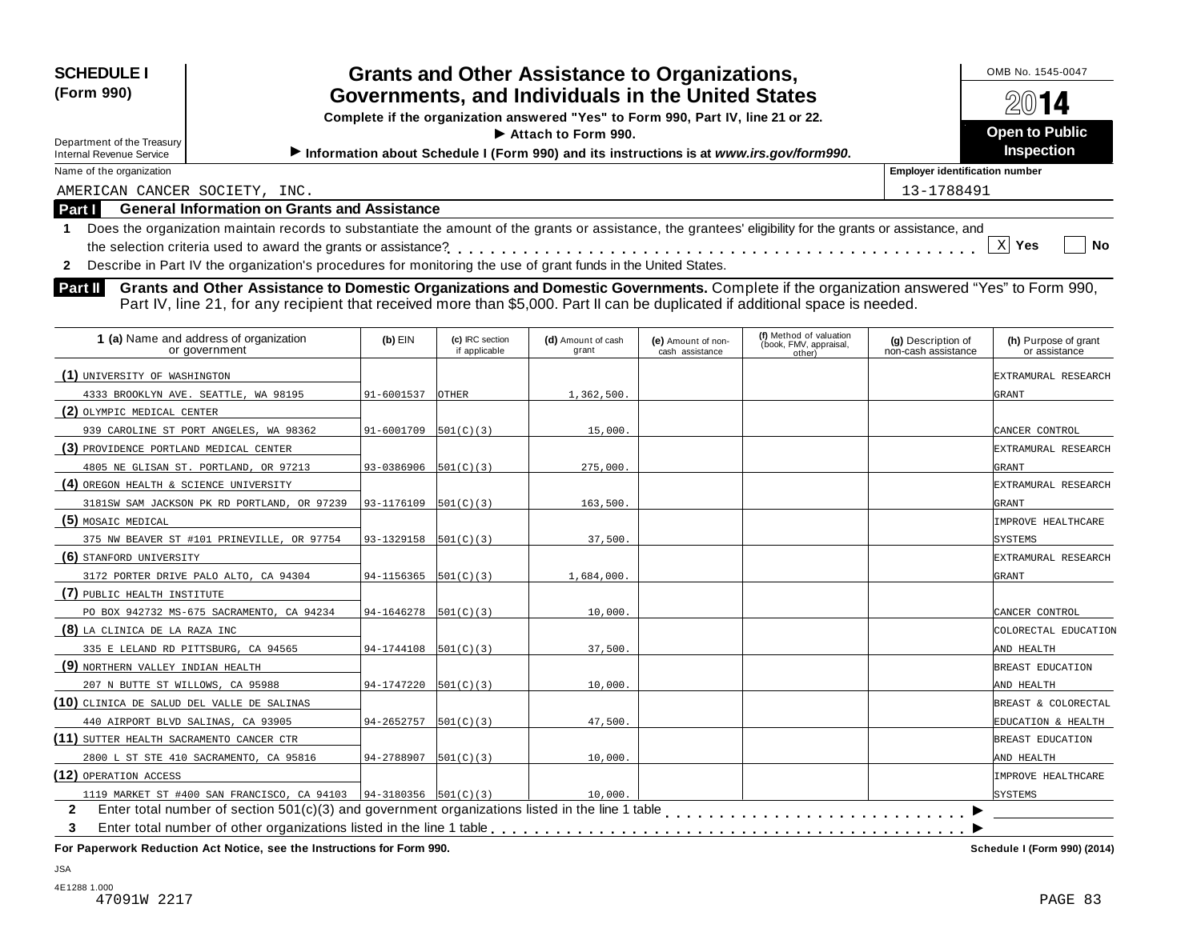**SCHEDULE I**
**(Form 990)**

Department of the Treasury
Internal Revenue Service

# Grants and Other Assistance to Organizations, Governments, and Individuals in the United States

**Complete if the organization answered "Yes" to Form 990, Part IV, line 21 or 22.**
**▶ Attach to Form 990.**
**▶ Information about Schedule I (Form 990) and its instructions is at *www.irs.gov/form990*.**

OMB No. 1545-0047
**2014**
**Open to Public Inspection**

Name of the organization: AMERICAN CANCER SOCIETY, INC.
Employer identification number: 13-1788491

## Part I General Information on Grants and Assistance

**1** Does the organization maintain records to substantiate the amount of the grants or assistance, the grantees' eligibility for the grants or assistance, and the selection criteria used to award the grants or assistance? . . . . . . [X] Yes [ ] No

**2** Describe in Part IV the organization's procedures for monitoring the use of grant funds in the United States.

## Part II Grants and Other Assistance to Domestic Organizations and Domestic Governments.

Complete if the organization answered "Yes" to Form 990, Part IV, line 21, for any recipient that received more than $5,000. Part II can be duplicated if additional space is needed.

| 1 (a) Name and address of organization or government | (b) EIN | (c) IRC section if applicable | (d) Amount of cash grant | (e) Amount of non-cash assistance | (f) Method of valuation (book, FMV, appraisal, other) | (g) Description of non-cash assistance | (h) Purpose of grant or assistance |
|---|---|---|---|---|---|---|---|
| (1) UNIVERSITY OF WASHINGTON<br>4333 BROOKLYN AVE. SEATTLE, WA 98195 | 91-6001537 | OTHER | 1,362,500. | | | | EXTRAMURAL RESEARCH GRANT |
| (2) OLYMPIC MEDICAL CENTER<br>939 CAROLINE ST PORT ANGELES, WA 98362 | 91-6001709 | 501(C)(3) | 15,000. | | | | CANCER CONTROL |
| (3) PROVIDENCE PORTLAND MEDICAL CENTER<br>4805 NE GLISAN ST. PORTLAND, OR 97213 | 93-0386906 | 501(C)(3) | 275,000. | | | | EXTRAMURAL RESEARCH GRANT |
| (4) OREGON HEALTH & SCIENCE UNIVERSITY<br>3181SW SAM JACKSON PK RD PORTLAND, OR 97239 | 93-1176109 | 501(C)(3) | 163,500. | | | | EXTRAMURAL RESEARCH GRANT |
| (5) MOSAIC MEDICAL<br>375 NW BEAVER ST #101 PRINEVILLE, OR 97754 | 93-1329158 | 501(C)(3) | 37,500. | | | | IMPROVE HEALTHCARE SYSTEMS |
| (6) STANFORD UNIVERSITY<br>3172 PORTER DRIVE PALO ALTO, CA 94304 | 94-1156365 | 501(C)(3) | 1,684,000. | | | | EXTRAMURAL RESEARCH GRANT |
| (7) PUBLIC HEALTH INSTITUTE<br>PO BOX 942732 MS-675 SACRAMENTO, CA 94234 | 94-1646278 | 501(C)(3) | 10,000. | | | | CANCER CONTROL |
| (8) LA CLINICA DE LA RAZA INC<br>335 E LELAND RD PITTSBURG, CA 94565 | 94-1744108 | 501(C)(3) | 37,500. | | | | COLORECTAL EDUCATION AND HEALTH |
| (9) NORTHERN VALLEY INDIAN HEALTH<br>207 N BUTTE ST WILLOWS, CA 95988 | 94-1747220 | 501(C)(3) | 10,000. | | | | BREAST EDUCATION AND HEALTH |
| (10) CLINICA DE SALUD DEL VALLE DE SALINAS<br>440 AIRPORT BLVD SALINAS, CA 93905 | 94-2652757 | 501(C)(3) | 47,500. | | | | BREAST & COLORECTAL EDUCATION & HEALTH |
| (11) SUTTER HEALTH SACRAMENTO CANCER CTR<br>2800 L ST STE 410 SACRAMENTO, CA 95816 | 94-2788907 | 501(C)(3) | 10,000. | | | | BREAST EDUCATION AND HEALTH |
| (12) OPERATION ACCESS<br>1119 MARKET ST #400 SAN FRANCISCO, CA 94103 | 94-3180356 | 501(C)(3) | 10,000. | | | | IMPROVE HEALTHCARE SYSTEMS |

**2** Enter total number of section 501(c)(3) and government organizations listed in the line 1 table . . . . . . ▶

**3** Enter total number of other organizations listed in the line 1 table . . . . . . ▶

**For Paperwork Reduction Act Notice, see the Instructions for Form 990.** Schedule I (Form 990) (2014)

JSA
4E1288 1.000
47091W 2217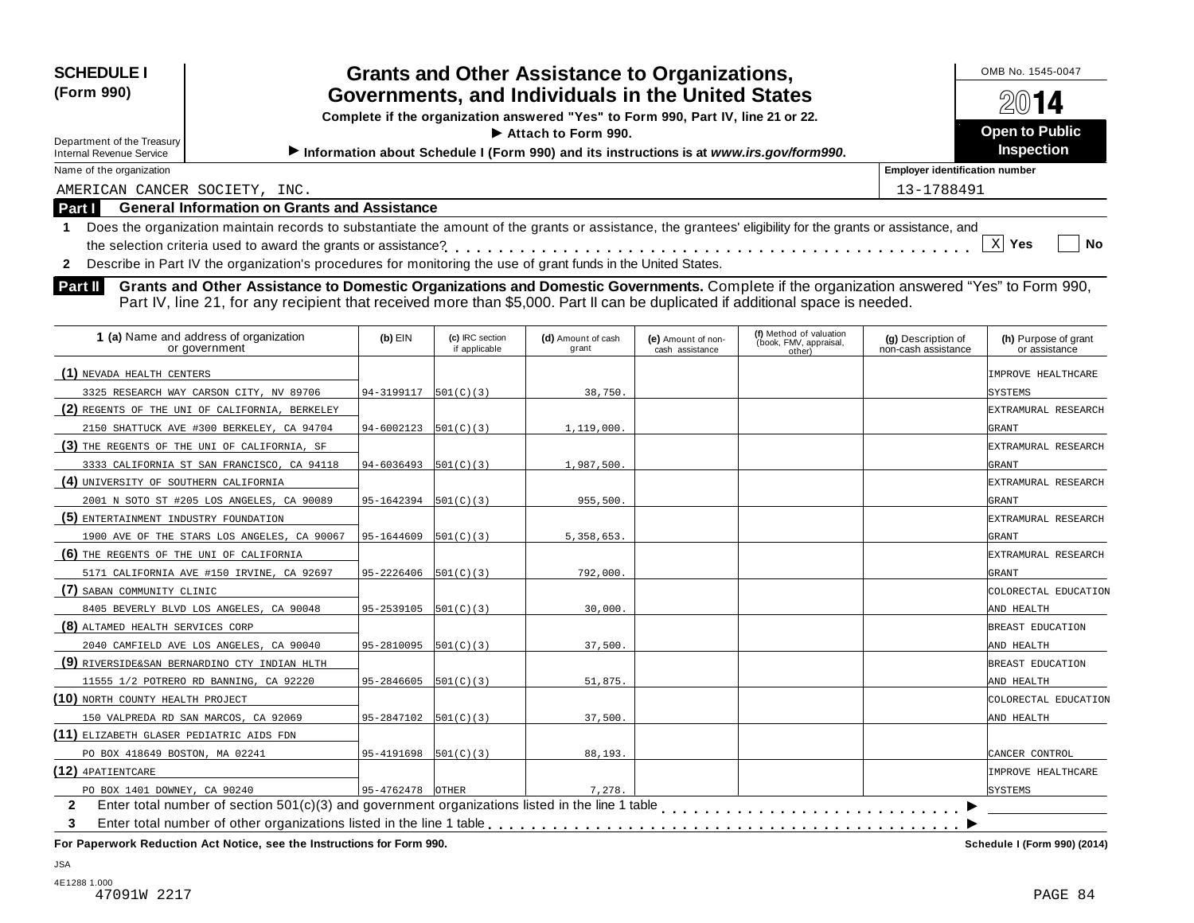**SCHEDULE I (Form 990)**

Department of the Treasury
Internal Revenue Service

# Grants and Other Assistance to Organizations, Governments, and Individuals in the United States

**Complete if the organization answered "Yes" to Form 990, Part IV, line 21 or 22.**
**▶ Attach to Form 990.**
**▶ Information about Schedule I (Form 990) and its instructions is at *www.irs.gov/form990*.**

OMB No. 1545-0047
**2014**
**Open to Public Inspection**

Name of the organization: AMERICAN CANCER SOCIETY, INC.
Employer identification number: 13-1788491

## Part I General Information on Grants and Assistance

1 Does the organization maintain records to substantiate the amount of the grants or assistance, the grantees' eligibility for the grants or assistance, and the selection criteria used to award the grants or assistance? . . . . . [X] Yes [ ] No

2 Describe in Part IV the organization's procedures for monitoring the use of grant funds in the United States.

## Part II Grants and Other Assistance to Domestic Organizations and Domestic Governments.

Complete if the organization answered "Yes" to Form 990, Part IV, line 21, for any recipient that received more than $5,000. Part II can be duplicated if additional space is needed.

| 1 (a) Name and address of organization or government | (b) EIN | (c) IRC section if applicable | (d) Amount of cash grant | (e) Amount of non-cash assistance | (f) Method of valuation (book, FMV, appraisal, other) | (g) Description of non-cash assistance | (h) Purpose of grant or assistance |
|---|---|---|---|---|---|---|---|
| (1) NEVADA HEALTH CENTERS 3325 RESEARCH WAY CARSON CITY, NV 89706 | 94-3199117 | 501(C)(3) | 38,750. | | | | IMPROVE HEALTHCARE SYSTEMS |
| (2) REGENTS OF THE UNI OF CALIFORNIA, BERKELEY 2150 SHATTUCK AVE #300 BERKELEY, CA 94704 | 94-6002123 | 501(C)(3) | 1,119,000. | | | | EXTRAMURAL RESEARCH GRANT |
| (3) THE REGENTS OF THE UNI OF CALIFORNIA, SF 3333 CALIFORNIA ST SAN FRANCISCO, CA 94118 | 94-6036493 | 501(C)(3) | 1,987,500. | | | | EXTRAMURAL RESEARCH GRANT |
| (4) UNIVERSITY OF SOUTHERN CALIFORNIA 2001 N SOTO ST #205 LOS ANGELES, CA 90089 | 95-1642394 | 501(C)(3) | 955,500. | | | | EXTRAMURAL RESEARCH GRANT |
| (5) ENTERTAINMENT INDUSTRY FOUNDATION 1900 AVE OF THE STARS LOS ANGELES, CA 90067 | 95-1644609 | 501(C)(3) | 5,358,653. | | | | EXTRAMURAL RESEARCH GRANT |
| (6) THE REGENTS OF THE UNI OF CALIFORNIA 5171 CALIFORNIA AVE #150 IRVINE, CA 92697 | 95-2226406 | 501(C)(3) | 792,000. | | | | EXTRAMURAL RESEARCH GRANT |
| (7) SABAN COMMUNITY CLINIC 8405 BEVERLY BLVD LOS ANGELES, CA 90048 | 95-2539105 | 501(C)(3) | 30,000. | | | | COLORECTAL EDUCATION AND HEALTH |
| (8) ALTAMED HEALTH SERVICES CORP 2040 CAMFIELD AVE LOS ANGELES, CA 90040 | 95-2810095 | 501(C)(3) | 37,500. | | | | BREAST EDUCATION AND HEALTH |
| (9) RIVERSIDE&SAN BERNARDINO CTY INDIAN HLTH 11555 1/2 POTRERO RD BANNING, CA 92220 | 95-2846605 | 501(C)(3) | 51,875. | | | | BREAST EDUCATION AND HEALTH |
| (10) NORTH COUNTY HEALTH PROJECT 150 VALPREDA RD SAN MARCOS, CA 92069 | 95-2847102 | 501(C)(3) | 37,500. | | | | COLORECTAL EDUCATION AND HEALTH |
| (11) ELIZABETH GLASER PEDIATRIC AIDS FDN PO BOX 418649 BOSTON, MA 02241 | 95-4191698 | 501(C)(3) | 88,193. | | | | CANCER CONTROL |
| (12) 4PATIENTCARE PO BOX 1401 DOWNEY, CA 90240 | 95-4762478 | OTHER | 7,278. | | | | IMPROVE HEALTHCARE SYSTEMS |

2 Enter total number of section 501(c)(3) and government organizations listed in the line 1 table . . . . . ▶

3 Enter total number of other organizations listed in the line 1 table . . . . . ▶

**For Paperwork Reduction Act Notice, see the Instructions for Form 990.** **Schedule I (Form 990) (2014)**

JSA
4E1288 1.000
47091W 2217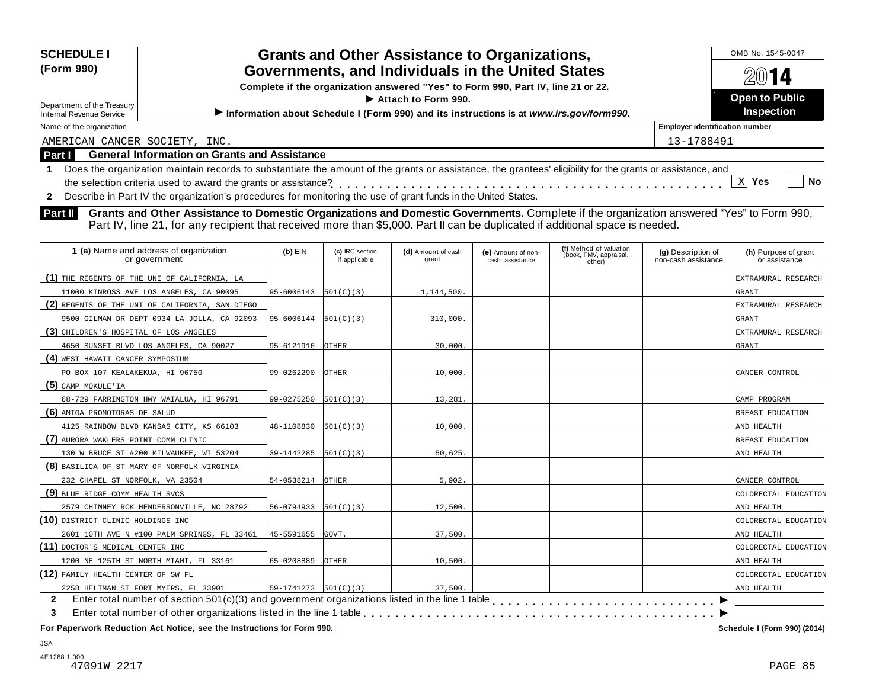**SCHEDULE I (Form 990)**

Department of the Treasury
Internal Revenue Service

# Grants and Other Assistance to Organizations, Governments, and Individuals in the United States

**Complete if the organization answered "Yes" to Form 990, Part IV, line 21 or 22.**

▶ **Attach to Form 990.**

▶ **Information about Schedule I (Form 990) and its instructions is at *www.irs.gov/form990*.**

OMB No. 1545-0047

**2014**

**Open to Public Inspection**

Name of the organization: AMERICAN CANCER SOCIETY, INC.

**Employer identification number:** 13-1788491

## Part I General Information on Grants and Assistance

**1** Does the organization maintain records to substantiate the amount of the grants or assistance, the grantees' eligibility for the grants or assistance, and the selection criteria used to award the grants or assistance? . . . . . . . . . . [X] **Yes** [ ] **No**

**2** Describe in Part IV the organization's procedures for monitoring the use of grant funds in the United States.

## Part II Grants and Other Assistance to Domestic Organizations and Domestic Governments.

Complete if the organization answered "Yes" to Form 990, Part IV, line 21, for any recipient that received more than $5,000. Part II can be duplicated if additional space is needed.

| **1 (a)** Name and address of organization or government | **(b)** EIN | **(c)** IRC section if applicable | **(d)** Amount of cash grant | **(e)** Amount of non-cash assistance | **(f)** Method of valuation (book, FMV, appraisal, other) | **(g)** Description of non-cash assistance | **(h)** Purpose of grant or assistance |
|---|---|---|---|---|---|---|---|
| **(1)** THE REGENTS OF THE UNI OF CALIFORNIA, LA 11000 KINROSS AVE LOS ANGELES, CA 90095 | 95-6006143 | 501(C)(3) | 1,144,500. | | | | EXTRAMURAL RESEARCH GRANT |
| **(2)** REGENTS OF THE UNI OF CALIFORNIA, SAN DIEGO 9500 GILMAN DR DEPT 0934 LA JOLLA, CA 92093 | 95-6006144 | 501(C)(3) | 310,000. | | | | EXTRAMURAL RESEARCH GRANT |
| **(3)** CHILDREN'S HOSPITAL OF LOS ANGELES 4650 SUNSET BLVD LOS ANGELES, CA 90027 | 95-6121916 | OTHER | 30,000. | | | | EXTRAMURAL RESEARCH GRANT |
| **(4)** WEST HAWAII CANCER SYMPOSIUM PO BOX 107 KEALAKEKUA, HI 96750 | 99-0262290 | OTHER | 10,000. | | | | CANCER CONTROL |
| **(5)** CAMP MOKULE'IA 68-729 FARRINGTON HWY WAIALUA, HI 96791 | 99-0275250 | 501(C)(3) | 13,281. | | | | CAMP PROGRAM |
| **(6)** AMIGA PROMOTORAS DE SALUD 4125 RAINBOW BLVD KANSAS CITY, KS 66103 | 48-1108830 | 501(C)(3) | 10,000. | | | | BREAST EDUCATION AND HEALTH |
| **(7)** AURORA WAKLERS POINT COMM CLINIC 130 W BRUCE ST #200 MILWAUKEE, WI 53204 | 39-1442285 | 501(C)(3) | 50,625. | | | | BREAST EDUCATION AND HEALTH |
| **(8)** BASILICA OF ST MARY OF NORFOLK VIRGINIA 232 CHAPEL ST NORFOLK, VA 23504 | 54-0538214 | OTHER | 5,902. | | | | CANCER CONTROL |
| **(9)** BLUE RIDGE COMM HEALTH SVCS 2579 CHIMNEY RCK HENDERSONVILLE, NC 28792 | 56-0794933 | 501(C)(3) | 12,500. | | | | COLORECTAL EDUCATION AND HEALTH |
| **(10)** DISTRICT CLINIC HOLDINGS INC 2601 10TH AVE N #100 PALM SPRINGS, FL 33461 | 45-5591655 | GOVT. | 37,500. | | | | COLORECTAL EDUCATION AND HEALTH |
| **(11)** DOCTOR'S MEDICAL CENTER INC 1200 NE 125TH ST NORTH MIAMI, FL 33161 | 65-0208889 | OTHER | 10,500. | | | | COLORECTAL EDUCATION AND HEALTH |
| **(12)** FAMILY HEALTH CENTER OF SW FL 2258 HELTMAN ST FORT MYERS, FL 33901 | 59-1741273 | 501(C)(3) | 37,500. | | | | COLORECTAL EDUCATION AND HEALTH |

**2** Enter total number of section 501(c)(3) and government organizations listed in the line 1 table . . . . . . . . ▶

**3** Enter total number of other organizations listed in the line 1 table . . . . . . . . ▶

**For Paperwork Reduction Act Notice, see the Instructions for Form 990.** **Schedule I (Form 990) (2014)**

JSA
4E1288 1.000
47091W 2217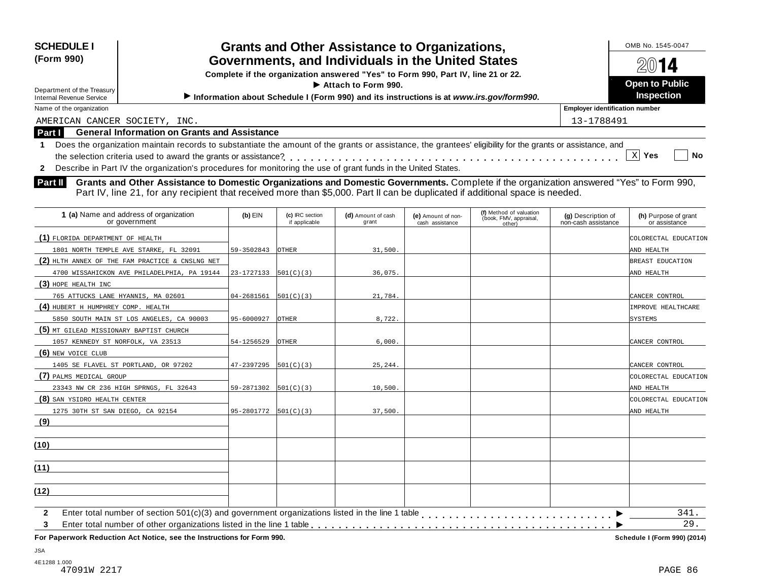**SCHEDULE I (Form 990)**

Department of the Treasury
Internal Revenue Service

# Grants and Other Assistance to Organizations, Governments, and Individuals in the United States

**Complete if the organization answered "Yes" to Form 990, Part IV, line 21 or 22.**

► **Attach to Form 990.**

► **Information about Schedule I (Form 990) and its instructions is at *www.irs.gov/form990*.**

OMB No. 1545-0047

**2014**

**Open to Public Inspection**

Name of the organization: AMERICAN CANCER SOCIETY, INC.

Employer identification number: 13-1788491

## Part I General Information on Grants and Assistance

**1** Does the organization maintain records to substantiate the amount of the grants or assistance, the grantees' eligibility for the grants or assistance, and the selection criteria used to award the grants or assistance? . . . . . [X] **Yes** [ ] **No**

**2** Describe in Part IV the organization's procedures for monitoring the use of grant funds in the United States.

## Part II Grants and Other Assistance to Domestic Organizations and Domestic Governments.

Complete if the organization answered "Yes" to Form 990, Part IV, line 21, for any recipient that received more than $5,000. Part II can be duplicated if additional space is needed.

| 1 (a) Name and address of organization or government | (b) EIN | (c) IRC section if applicable | (d) Amount of cash grant | (e) Amount of non-cash assistance | (f) Method of valuation (book, FMV, appraisal, other) | (g) Description of non-cash assistance | (h) Purpose of grant or assistance |
|---|---|---|---|---|---|---|---|
| (1) FLORIDA DEPARTMENT OF HEALTH 1801 NORTH TEMPLE AVE STARKE, FL 32091 | 59-3502843 | OTHER | 31,500. | | | | COLORECTAL EDUCATION AND HEALTH |
| (2) HLTH ANNEX OF THE FAM PRACTICE & CNSLNG NET 4700 WISSAHICKON AVE PHILADELPHIA, PA 19144 | 23-1727133 | 501(C)(3) | 36,075. | | | | BREAST EDUCATION AND HEALTH |
| (3) HOPE HEALTH INC 765 ATTUCKS LANE HYANNIS, MA 02601 | 04-2681561 | 501(C)(3) | 21,784. | | | | CANCER CONTROL |
| (4) HUBERT H HUMPHREY COMP. HEALTH 5850 SOUTH MAIN ST LOS ANGELES, CA 90003 | 95-6000927 | OTHER | 8,722. | | | | IMPROVE HEALTHCARE SYSTEMS |
| (5) MT GILEAD MISSIONARY BAPTIST CHURCH 1057 KENNEDY ST NORFOLK, VA 23513 | 54-1256529 | OTHER | 6,000. | | | | CANCER CONTROL |
| (6) NEW VOICE CLUB 1405 SE FLAVEL ST PORTLAND, OR 97202 | 47-2397295 | 501(C)(3) | 25,244. | | | | CANCER CONTROL |
| (7) PALMS MEDICAL GROUP 23343 NW CR 236 HIGH SPRNGS, FL 32643 | 59-2871302 | 501(C)(3) | 10,500. | | | | COLORECTAL EDUCATION AND HEALTH |
| (8) SAN YSIDRO HEALTH CENTER 1275 30TH ST SAN DIEGO, CA 92154 | 95-2801772 | 501(C)(3) | 37,500. | | | | COLORECTAL EDUCATION AND HEALTH |
| (9) | | | | | | | |
| (10) | | | | | | | |
| (11) | | | | | | | |
| (12) | | | | | | | |

**2** Enter total number of section 501(c)(3) and government organizations listed in the line 1 table . . . . . ► 341.

**3** Enter total number of other organizations listed in the line 1 table . . . . . ► 29.

**For Paperwork Reduction Act Notice, see the Instructions for Form 990.** **Schedule I (Form 990) (2014)**

JSA
4E1288 1.000
47091W 2217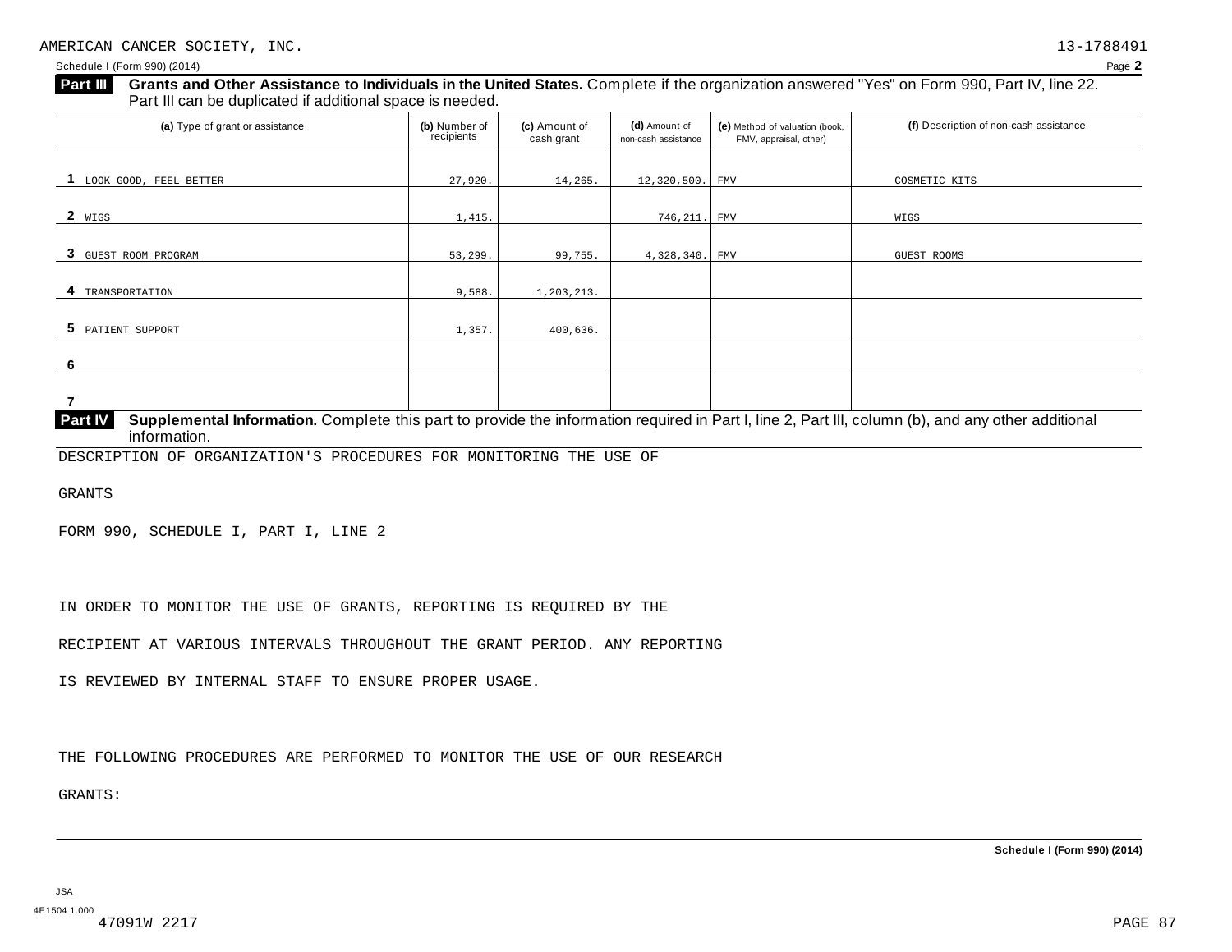AMERICAN CANCER SOCIETY, INC. 13-1788491

Schedule I (Form 990) (2014)

**Part III** **Grants and Other Assistance to Individuals in the United States.** Complete if the organization answered "Yes" on Form 990, Part IV, line 22. Part III can be duplicated if additional space is needed.

| (a) Type of grant or assistance | (b) Number of recipients | (c) Amount of cash grant | (d) Amount of non-cash assistance | (e) Method of valuation (book, FMV, appraisal, other) | (f) Description of non-cash assistance |
|---|---|---|---|---|---|
| 1 LOOK GOOD, FEEL BETTER | 27,920. | 14,265. | 12,320,500. | FMV | COSMETIC KITS |
| 2 WIGS | 1,415. | | 746,211. | FMV | WIGS |
| 3 GUEST ROOM PROGRAM | 53,299. | 99,755. | 4,328,340. | FMV | GUEST ROOMS |
| 4 TRANSPORTATION | 9,588. | 1,203,213. | | | |
| 5 PATIENT SUPPORT | 1,357. | 400,636. | | | |
| 6 | | | | | |
| 7 | | | | | |

**Part IV** **Supplemental Information.** Complete this part to provide the information required in Part I, line 2, Part III, column (b), and any other additional information.

DESCRIPTION OF ORGANIZATION'S PROCEDURES FOR MONITORING THE USE OF

GRANTS

FORM 990, SCHEDULE I, PART I, LINE 2

IN ORDER TO MONITOR THE USE OF GRANTS, REPORTING IS REQUIRED BY THE

RECIPIENT AT VARIOUS INTERVALS THROUGHOUT THE GRANT PERIOD. ANY REPORTING

IS REVIEWED BY INTERNAL STAFF TO ENSURE PROPER USAGE.

THE FOLLOWING PROCEDURES ARE PERFORMED TO MONITOR THE USE OF OUR RESEARCH

GRANTS:

Schedule I (Form 990) (2014)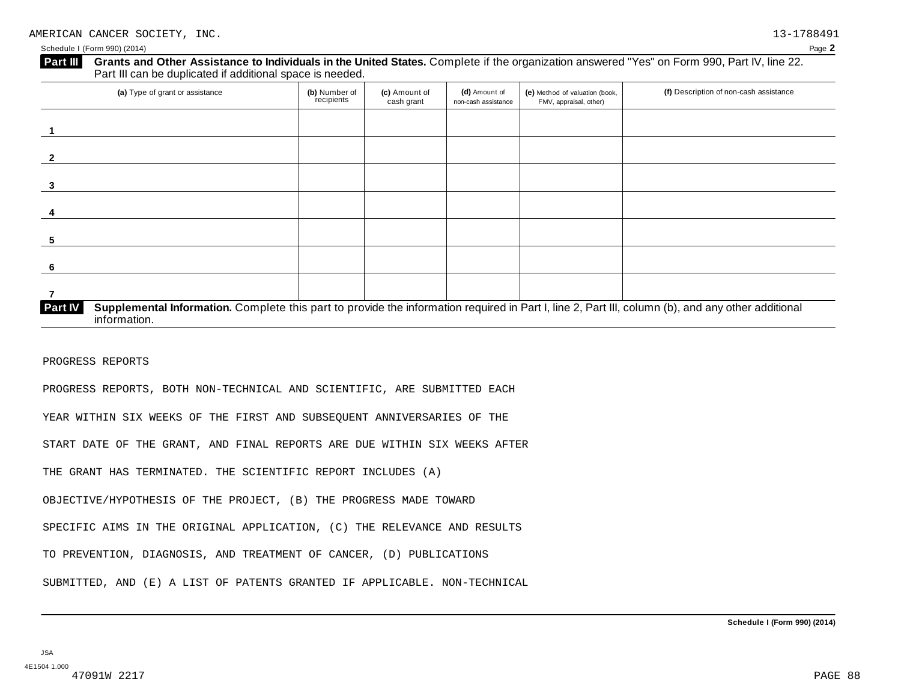AMERICAN CANCER SOCIETY, INC. 13-1788491

Schedule I (Form 990) (2014)

**Part III** **Grants and Other Assistance to Individuals in the United States.** Complete if the organization answered "Yes" on Form 990, Part IV, line 22. Part III can be duplicated if additional space is needed.

| (a) Type of grant or assistance | (b) Number of recipients | (c) Amount of cash grant | (d) Amount of non-cash assistance | (e) Method of valuation (book, FMV, appraisal, other) | (f) Description of non-cash assistance |
|---|---|---|---|---|---|
| 1 | | | | | |
| 2 | | | | | |
| 3 | | | | | |
| 4 | | | | | |
| 5 | | | | | |
| 6 | | | | | |
| 7 | | | | | |

**Part IV** **Supplemental Information.** Complete this part to provide the information required in Part I, line 2, Part III, column (b), and any other additional information.

PROGRESS REPORTS

PROGRESS REPORTS, BOTH NON-TECHNICAL AND SCIENTIFIC, ARE SUBMITTED EACH YEAR WITHIN SIX WEEKS OF THE FIRST AND SUBSEQUENT ANNIVERSARIES OF THE START DATE OF THE GRANT, AND FINAL REPORTS ARE DUE WITHIN SIX WEEKS AFTER THE GRANT HAS TERMINATED. THE SCIENTIFIC REPORT INCLUDES (A) OBJECTIVE/HYPOTHESIS OF THE PROJECT, (B) THE PROGRESS MADE TOWARD SPECIFIC AIMS IN THE ORIGINAL APPLICATION, (C) THE RELEVANCE AND RESULTS TO PREVENTION, DIAGNOSIS, AND TREATMENT OF CANCER, (D) PUBLICATIONS SUBMITTED, AND (E) A LIST OF PATENTS GRANTED IF APPLICABLE. NON-TECHNICAL

Schedule I (Form 990) (2014)

JSA
4E1504 1.000
47091W 2217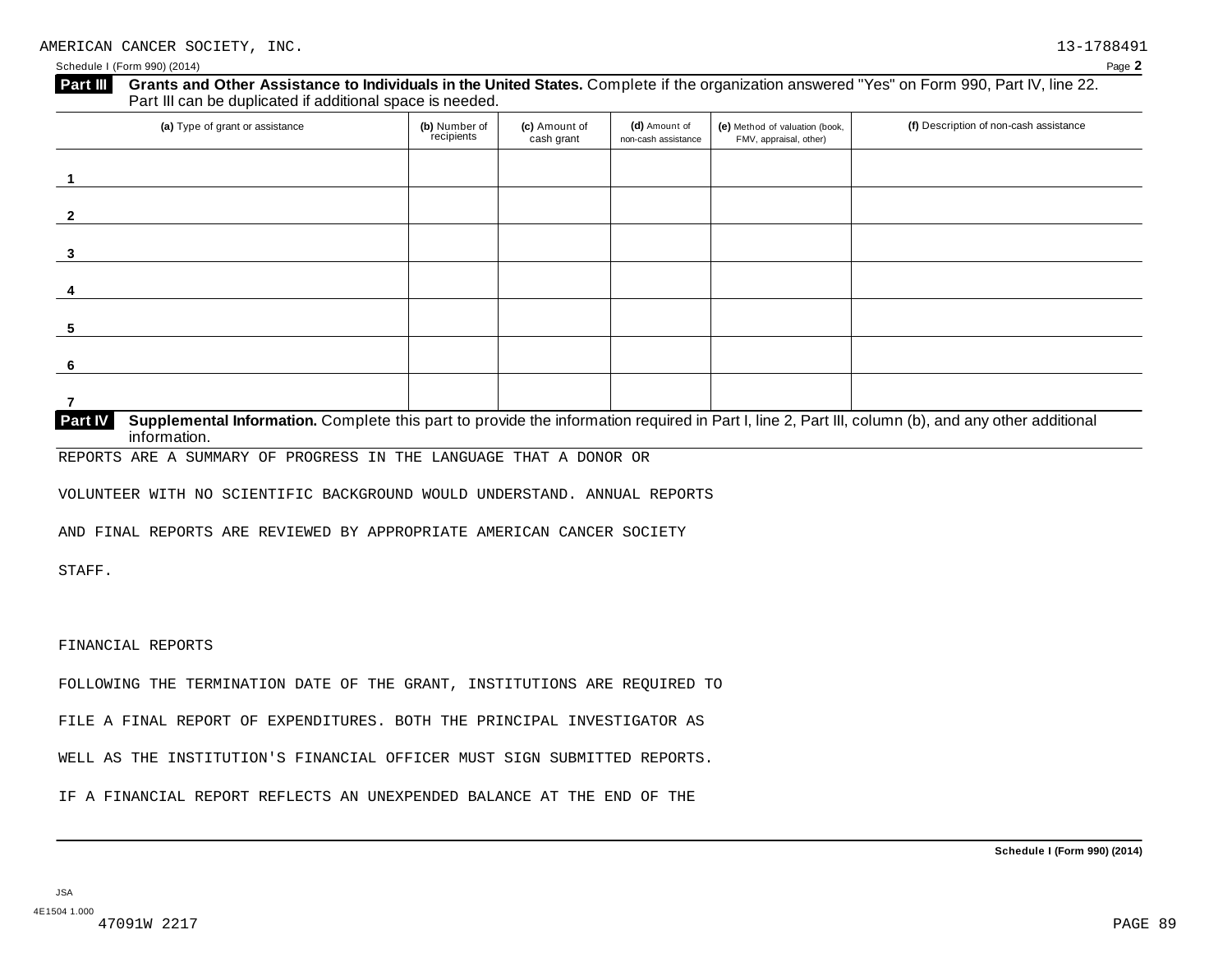AMERICAN CANCER SOCIETY, INC. 13-1788491

Schedule I (Form 990) (2014)

**Part III** **Grants and Other Assistance to Individuals in the United States.** Complete if the organization answered "Yes" on Form 990, Part IV, line 22. Part III can be duplicated if additional space is needed.

| (a) Type of grant or assistance | (b) Number of recipients | (c) Amount of cash grant | (d) Amount of non-cash assistance | (e) Method of valuation (book, FMV, appraisal, other) | (f) Description of non-cash assistance |
|---|---|---|---|---|---|
| 1 | | | | | |
| 2 | | | | | |
| 3 | | | | | |
| 4 | | | | | |
| 5 | | | | | |
| 6 | | | | | |
| 7 | | | | | |

**Part IV** **Supplemental Information.** Complete this part to provide the information required in Part I, line 2, Part III, column (b), and any other additional information.

REPORTS ARE A SUMMARY OF PROGRESS IN THE LANGUAGE THAT A DONOR OR VOLUNTEER WITH NO SCIENTIFIC BACKGROUND WOULD UNDERSTAND. ANNUAL REPORTS AND FINAL REPORTS ARE REVIEWED BY APPROPRIATE AMERICAN CANCER SOCIETY STAFF.

FINANCIAL REPORTS

FOLLOWING THE TERMINATION DATE OF THE GRANT, INSTITUTIONS ARE REQUIRED TO FILE A FINAL REPORT OF EXPENDITURES. BOTH THE PRINCIPAL INVESTIGATOR AS WELL AS THE INSTITUTION'S FINANCIAL OFFICER MUST SIGN SUBMITTED REPORTS. IF A FINANCIAL REPORT REFLECTS AN UNEXPENDED BALANCE AT THE END OF THE

Schedule I (Form 990) (2014)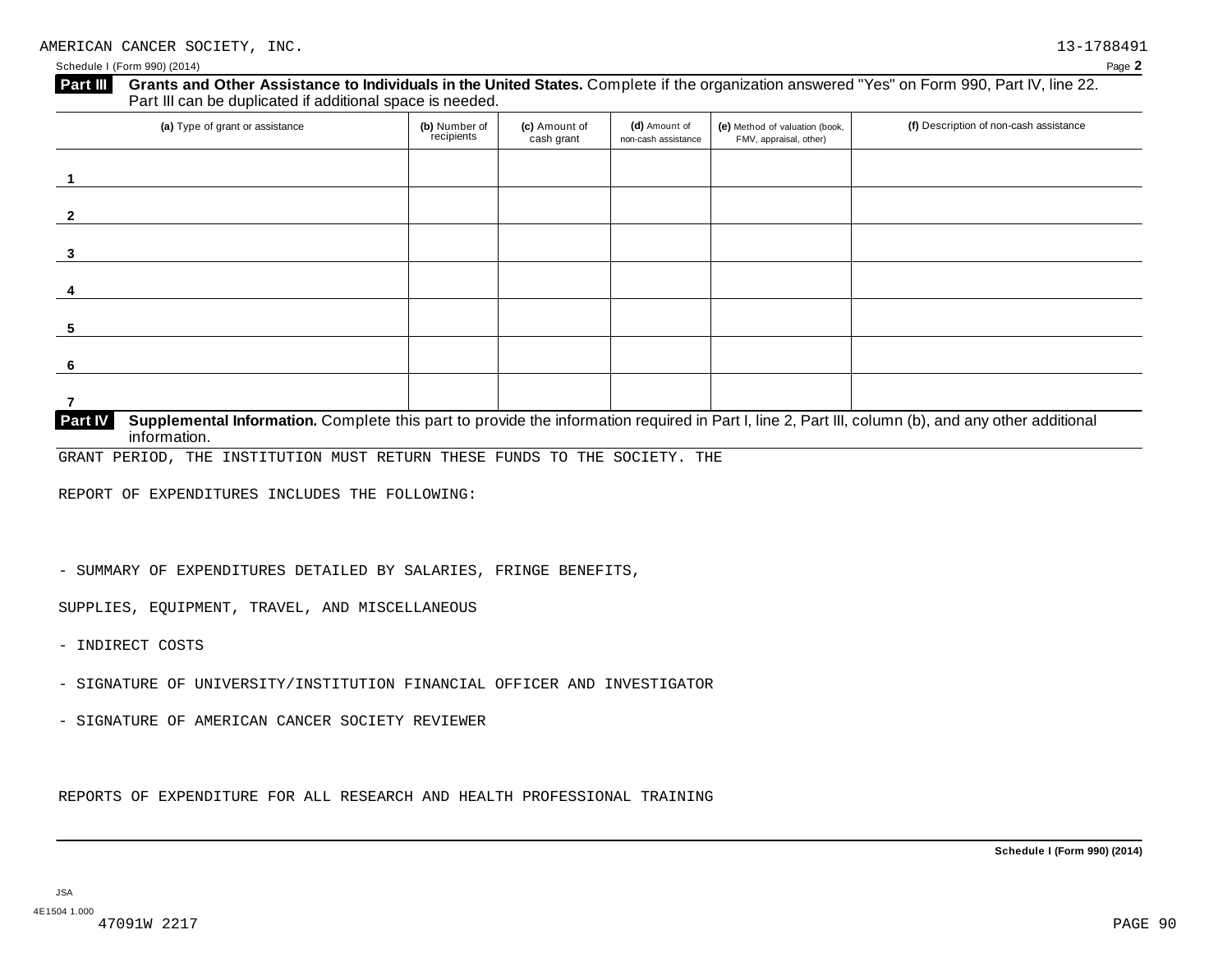AMERICAN CANCER SOCIETY, INC. 13-1788491

Schedule I (Form 990) (2014) Page **2**

**Part III** **Grants and Other Assistance to Individuals in the United States.** Complete if the organization answered "Yes" on Form 990, Part IV, line 22. Part III can be duplicated if additional space is needed.

| (a) Type of grant or assistance | (b) Number of recipients | (c) Amount of cash grant | (d) Amount of non-cash assistance | (e) Method of valuation (book, FMV, appraisal, other) | (f) Description of non-cash assistance |
|---|---|---|---|---|---|
| 1 | | | | | |
| 2 | | | | | |
| 3 | | | | | |
| 4 | | | | | |
| 5 | | | | | |
| 6 | | | | | |
| 7 | | | | | |

**Part IV** **Supplemental Information.** Complete this part to provide the information required in Part I, line 2, Part III, column (b), and any other additional information.

GRANT PERIOD, THE INSTITUTION MUST RETURN THESE FUNDS TO THE SOCIETY. THE

REPORT OF EXPENDITURES INCLUDES THE FOLLOWING:

- SUMMARY OF EXPENDITURES DETAILED BY SALARIES, FRINGE BENEFITS,

SUPPLIES, EQUIPMENT, TRAVEL, AND MISCELLANEOUS

- INDIRECT COSTS

- SIGNATURE OF UNIVERSITY/INSTITUTION FINANCIAL OFFICER AND INVESTIGATOR

- SIGNATURE OF AMERICAN CANCER SOCIETY REVIEWER

REPORTS OF EXPENDITURE FOR ALL RESEARCH AND HEALTH PROFESSIONAL TRAINING

**Schedule I (Form 990) (2014)**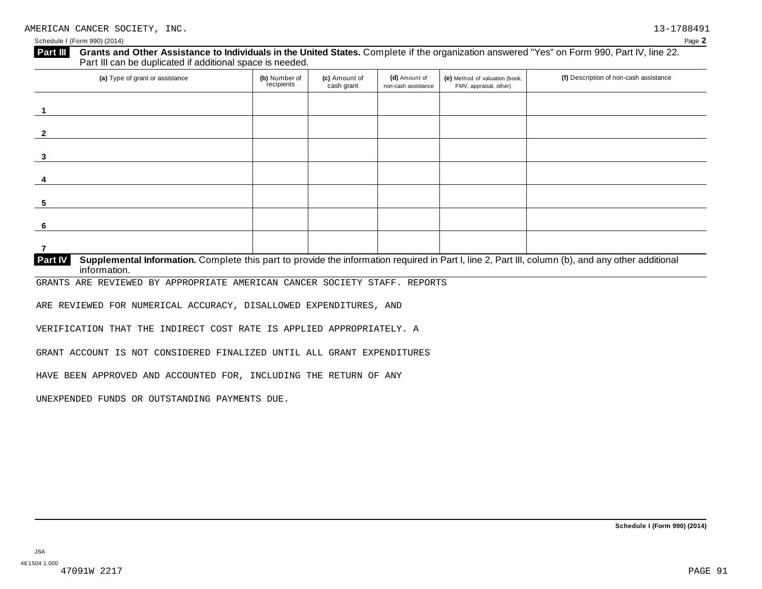AMERICAN CANCER SOCIETY, INC. 13-1788491

Schedule I (Form 990) (2014) Page 2

## Part III Grants and Other Assistance to Individuals in the United States. Complete if the organization answered "Yes" on Form 990, Part IV, line 22. Part III can be duplicated if additional space is needed.

| (a) Type of grant or assistance | (b) Number of recipients | (c) Amount of cash grant | (d) Amount of non-cash assistance | (e) Method of valuation (book, FMV, appraisal, other) | (f) Description of non-cash assistance |
|---|---|---|---|---|---|
| 1 | | | | | |
| 2 | | | | | |
| 3 | | | | | |
| 4 | | | | | |
| 5 | | | | | |
| 6 | | | | | |
| 7 | | | | | |

## Part IV Supplemental Information. Complete this part to provide the information required in Part I, line 2, Part III, column (b), and any other additional information.

GRANTS ARE REVIEWED BY APPROPRIATE AMERICAN CANCER SOCIETY STAFF. REPORTS

ARE REVIEWED FOR NUMERICAL ACCURACY, DISALLOWED EXPENDITURES, AND

VERIFICATION THAT THE INDIRECT COST RATE IS APPLIED APPROPRIATELY. A

GRANT ACCOUNT IS NOT CONSIDERED FINALIZED UNTIL ALL GRANT EXPENDITURES

HAVE BEEN APPROVED AND ACCOUNTED FOR, INCLUDING THE RETURN OF ANY

UNEXPENDED FUNDS OR OUTSTANDING PAYMENTS DUE.

Schedule I (Form 990) (2014)

JSA
4E1504 1.000
47091W 2217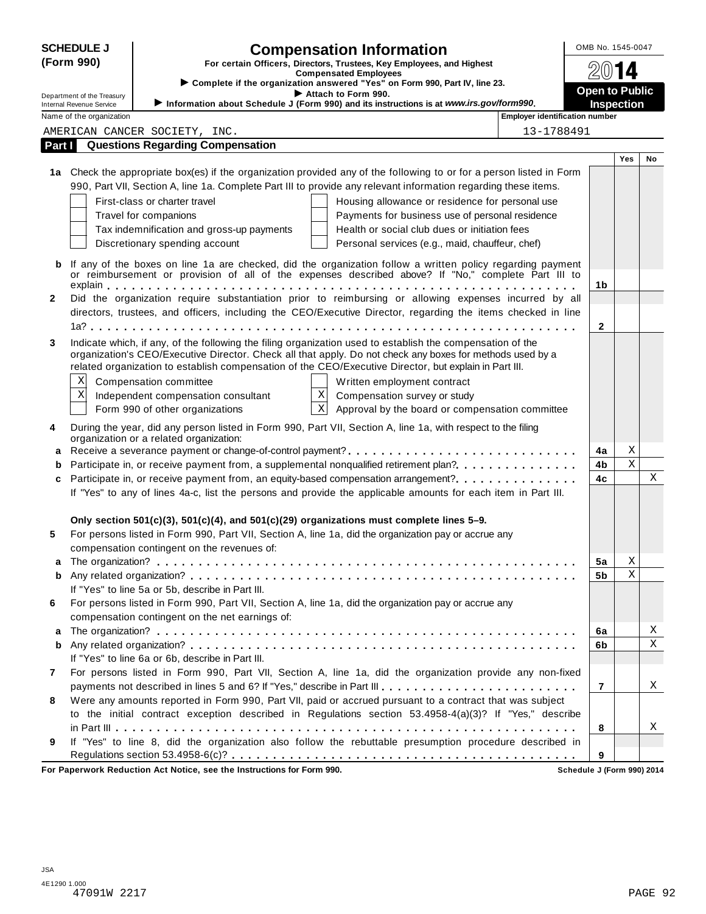**SCHEDULE J (Form 990)**

Department of the Treasury
Internal Revenue Service

# Compensation Information

**For certain Officers, Directors, Trustees, Key Employees, and Highest Compensated Employees**

▶ Complete if the organization answered "Yes" on Form 990, Part IV, line 23.
▶ Attach to Form 990.
▶ Information about Schedule J (Form 990) and its instructions is at *www.irs.gov/form990*.

OMB No. 1545-0047

**2014**

**Open to Public Inspection**

| Name of the organization | Employer identification number |
|---|---|
| AMERICAN CANCER SOCIETY, INC. | 13-1788491 |

## Part I Questions Regarding Compensation

| | | | Yes | No |
|---|---|---|---|---|
| **1a** | Check the appropriate box(es) if the organization provided any of the following to or for a person listed in Form 990, Part VII, Section A, line 1a. Complete Part III to provide any relevant information regarding these items.<br>☐ First-class or charter travel ☐ Housing allowance or residence for personal use<br>☐ Travel for companions ☐ Payments for business use of personal residence<br>☐ Tax indemnification and gross-up payments ☐ Health or social club dues or initiation fees<br>☐ Discretionary spending account ☐ Personal services (e.g., maid, chauffeur, chef) | | | |
| **b** | If any of the boxes on line 1a are checked, did the organization follow a written policy regarding payment or reimbursement or provision of all of the expenses described above? If "No," complete Part III to explain | 1b | | |
| **2** | Did the organization require substantiation prior to reimbursing or allowing expenses incurred by all directors, trustees, and officers, including the CEO/Executive Director, regarding the items checked in line 1a? | 2 | | |
| **3** | Indicate which, if any, of the following the filing organization used to establish the compensation of the organization's CEO/Executive Director. Check all that apply. Do not check any boxes for methods used by a related organization to establish compensation of the CEO/Executive Director, but explain in Part III.<br>☒ Compensation committee ☐ Written employment contract<br>☒ Independent compensation consultant ☒ Compensation survey or study<br>☐ Form 990 of other organizations ☒ Approval by the board or compensation committee | | | |
| **4** | During the year, did any person listed in Form 990, Part VII, Section A, line 1a, with respect to the filing organization or a related organization: | | | |
| **a** | Receive a severance payment or change-of-control payment? | 4a | X | |
| **b** | Participate in, or receive payment from, a supplemental nonqualified retirement plan? | 4b | X | |
| **c** | Participate in, or receive payment from, an equity-based compensation arrangement? | 4c | | X |
| | If "Yes" to any of lines 4a-c, list the persons and provide the applicable amounts for each item in Part III. | | | |
| | **Only section 501(c)(3), 501(c)(4), and 501(c)(29) organizations must complete lines 5–9.** | | | |
| **5** | For persons listed in Form 990, Part VII, Section A, line 1a, did the organization pay or accrue any compensation contingent on the revenues of: | | | |
| **a** | The organization? | 5a | X | |
| **b** | Any related organization? | 5b | X | |
| | If "Yes" to line 5a or 5b, describe in Part III. | | | |
| **6** | For persons listed in Form 990, Part VII, Section A, line 1a, did the organization pay or accrue any compensation contingent on the net earnings of: | | | |
| **a** | The organization? | 6a | | X |
| **b** | Any related organization? | 6b | | X |
| | If "Yes" to line 6a or 6b, describe in Part III. | | | |
| **7** | For persons listed in Form 990, Part VII, Section A, line 1a, did the organization provide any non-fixed payments not described in lines 5 and 6? If "Yes," describe in Part III | 7 | | X |
| **8** | Were any amounts reported in Form 990, Part VII, paid or accrued pursuant to a contract that was subject to the initial contract exception described in Regulations section 53.4958-4(a)(3)? If "Yes," describe in Part III | 8 | | X |
| **9** | If "Yes" to line 8, did the organization also follow the rebuttable presumption procedure described in Regulations section 53.4958-6(c)? | 9 | | |

**For Paperwork Reduction Act Notice, see the Instructions for Form 990.** Schedule J (Form 990) 2014

JSA
4E1290 1.000
47091W 2217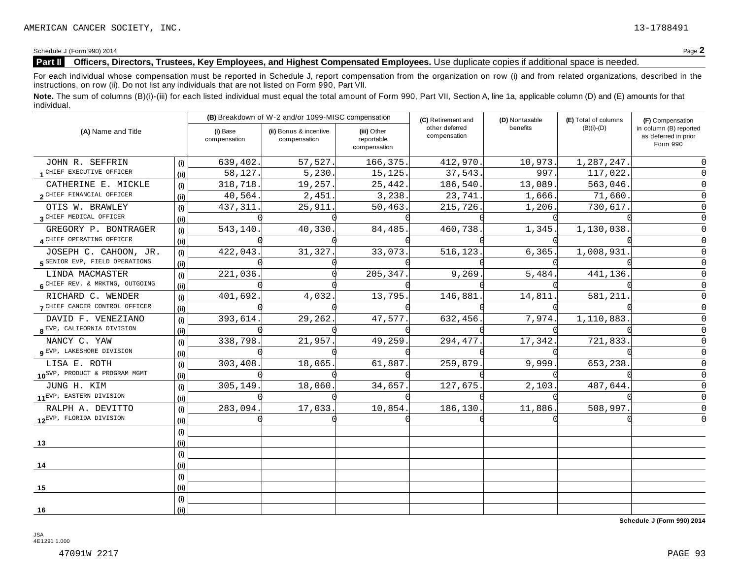AMERICAN CANCER SOCIETY, INC. 13-1788491

Schedule J (Form 990) 2014

**Part II** **Officers, Directors, Trustees, Key Employees, and Highest Compensated Employees.** Use duplicate copies if additional space is needed.

For each individual whose compensation must be reported in Schedule J, report compensation from the organization on row (i) and from related organizations, described in the instructions, on row (ii). Do not list any individuals that are not listed on Form 990, Part VII.

**Note.** The sum of columns (B)(i)-(iii) for each listed individual must equal the total amount of Form 990, Part VII, Section A, line 1a, applicable column (D) and (E) amounts for that individual.

| (A) Name and Title | | (B) Breakdown of W-2 and/or 1099-MISC compensation | | | (C) Retirement and other deferred compensation | (D) Nontaxable benefits | (E) Total of columns (B)(i)-(D) | (F) Compensation in column (B) reported as deferred in prior Form 990 |
|---|---|---|---|---|---|---|---|---|
| | | (i) Base compensation | (ii) Bonus & incentive compensation | (iii) Other reportable compensation | | | | |
| 1 JOHN R. SEFFRIN | (i) | 639,402. | 57,527. | 166,375. | 412,970. | 10,973. | 1,287,247. | 0 |
| CHIEF EXECUTIVE OFFICER | (ii) | 58,127. | 5,230. | 15,125. | 37,543. | 997. | 117,022. | 0 |
| 2 CATHERINE E. MICKLE | (i) | 318,718. | 19,257. | 25,442. | 186,540. | 13,089. | 563,046. | 0 |
| CHIEF FINANCIAL OFFICER | (ii) | 40,564. | 2,451. | 3,238. | 23,741. | 1,666. | 71,660. | 0 |
| 3 OTIS W. BRAWLEY | (i) | 437,311. | 25,911. | 50,463. | 215,726. | 1,206. | 730,617. | 0 |
| CHIEF MEDICAL OFFICER | (ii) | 0 | 0 | 0 | 0 | 0 | 0 | 0 |
| 4 GREGORY P. BONTRAGER | (i) | 543,140. | 40,330. | 84,485. | 460,738. | 1,345. | 1,130,038. | 0 |
| CHIEF OPERATING OFFICER | (ii) | 0 | 0 | 0 | 0 | 0 | 0 | 0 |
| 5 JOSEPH C. CAHOON, JR. | (i) | 422,043. | 31,327. | 33,073. | 516,123. | 6,365. | 1,008,931. | 0 |
| SENIOR EVP, FIELD OPERATIONS | (ii) | 0 | 0 | 0 | 0 | 0 | 0 | 0 |
| 6 LINDA MACMASTER | (i) | 221,036. | 0 | 205,347. | 9,269. | 5,484. | 441,136. | 0 |
| CHIEF REV. & MRKTNG, OUTGOING | (ii) | 0 | 0 | 0 | 0 | 0 | 0 | 0 |
| 7 RICHARD C. WENDER | (i) | 401,692. | 4,032. | 13,795. | 146,881. | 14,811. | 581,211. | 0 |
| CHIEF CANCER CONTROL OFFICER | (ii) | 0 | 0 | 0 | 0 | 0 | 0 | 0 |
| 8 DAVID F. VENEZIANO | (i) | 393,614. | 29,262. | 47,577. | 632,456. | 7,974. | 1,110,883. | 0 |
| EVP, CALIFORNIA DIVISION | (ii) | 0 | 0 | 0 | 0 | 0 | 0 | 0 |
| 9 NANCY C. YAW | (i) | 338,798. | 21,957. | 49,259. | 294,477. | 17,342. | 721,833. | 0 |
| EVP, LAKESHORE DIVISION | (ii) | 0 | 0 | 0 | 0 | 0 | 0 | 0 |
| 10 LISA E. ROTH | (i) | 303,408. | 18,065. | 61,887. | 259,879. | 9,999. | 653,238. | 0 |
| SVP, PRODUCT & PROGRAM MGMT | (ii) | 0 | 0 | 0 | 0 | 0 | 0 | 0 |
| 11 JUNG H. KIM | (i) | 305,149. | 18,060. | 34,657. | 127,675. | 2,103. | 487,644. | 0 |
| EVP, EASTERN DIVISION | (ii) | 0 | 0 | 0 | 0 | 0 | 0 | 0 |
| 12 RALPH A. DEVITTO | (i) | 283,094. | 17,033. | 10,854. | 186,130. | 11,886. | 508,997. | 0 |
| EVP, FLORIDA DIVISION | (ii) | 0 | 0 | 0 | 0 | 0 | 0 | 0 |
| 13 | (i) | | | | | | | |
| | (ii) | | | | | | | |
| 14 | (i) | | | | | | | |
| | (ii) | | | | | | | |
| 15 | (i) | | | | | | | |
| | (ii) | | | | | | | |
| 16 | (i) | | | | | | | |
| | (ii) | | | | | | | |

**Schedule J (Form 990) 2014**

JSA
4E1291 1.000

47091W 2217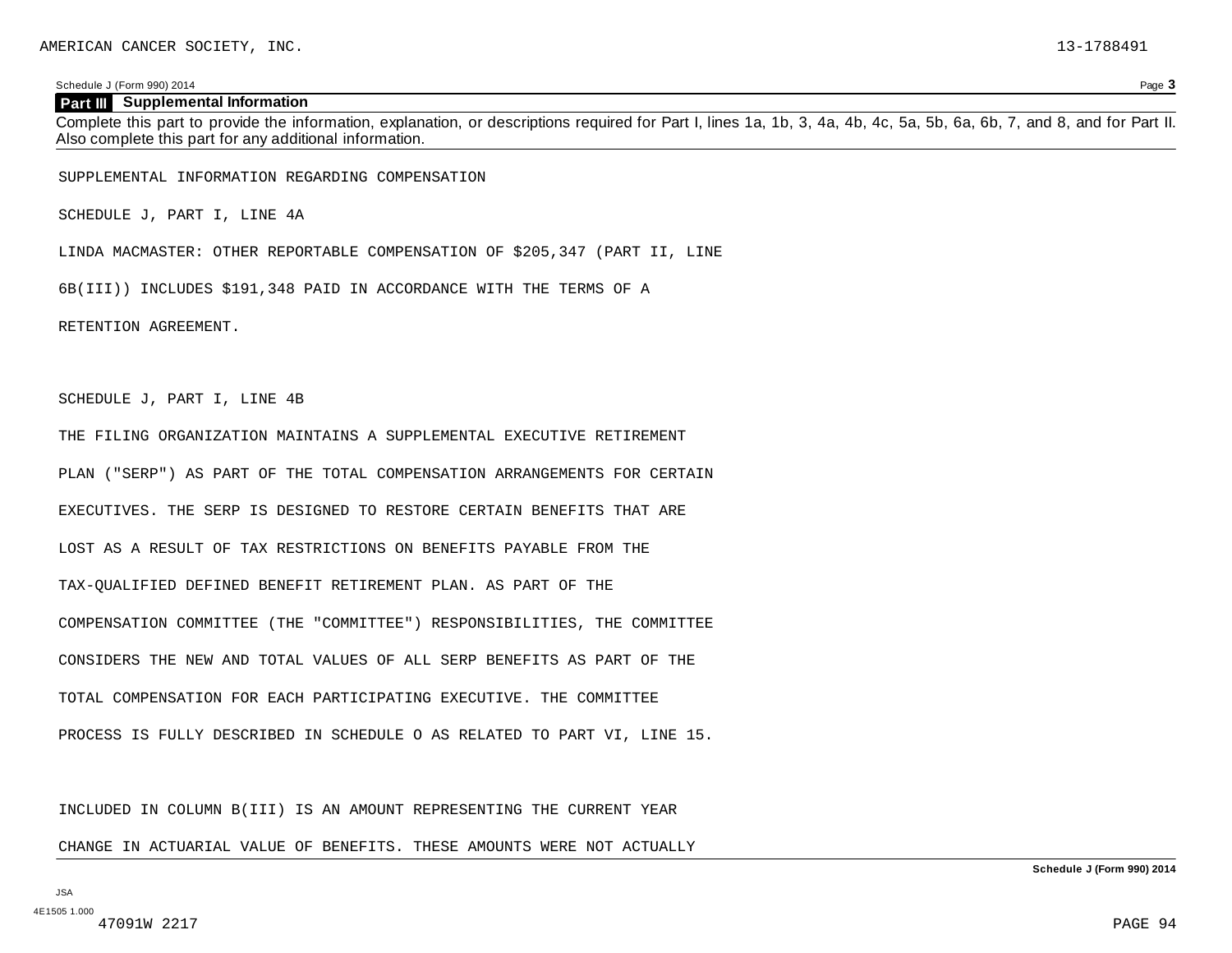## Part III Supplemental Information

Complete this part to provide the information, explanation, or descriptions required for Part I, lines 1a, 1b, 3, 4a, 4b, 4c, 5a, 5b, 6a, 6b, 7, and 8, and for Part II. Also complete this part for any additional information.

SUPPLEMENTAL INFORMATION REGARDING COMPENSATION

SCHEDULE J, PART I, LINE 4A

LINDA MACMASTER: OTHER REPORTABLE COMPENSATION OF $205,347 (PART II, LINE 6B(III)) INCLUDES $191,348 PAID IN ACCORDANCE WITH THE TERMS OF A RETENTION AGREEMENT.

SCHEDULE J, PART I, LINE 4B

THE FILING ORGANIZATION MAINTAINS A SUPPLEMENTAL EXECUTIVE RETIREMENT PLAN ("SERP") AS PART OF THE TOTAL COMPENSATION ARRANGEMENTS FOR CERTAIN EXECUTIVES. THE SERP IS DESIGNED TO RESTORE CERTAIN BENEFITS THAT ARE LOST AS A RESULT OF TAX RESTRICTIONS ON BENEFITS PAYABLE FROM THE TAX-QUALIFIED DEFINED BENEFIT RETIREMENT PLAN. AS PART OF THE COMPENSATION COMMITTEE (THE "COMMITTEE") RESPONSIBILITIES, THE COMMITTEE CONSIDERS THE NEW AND TOTAL VALUES OF ALL SERP BENEFITS AS PART OF THE TOTAL COMPENSATION FOR EACH PARTICIPATING EXECUTIVE. THE COMMITTEE PROCESS IS FULLY DESCRIBED IN SCHEDULE O AS RELATED TO PART VI, LINE 15.

INCLUDED IN COLUMN B(III) IS AN AMOUNT REPRESENTING THE CURRENT YEAR CHANGE IN ACTUARIAL VALUE OF BENEFITS. THESE AMOUNTS WERE NOT ACTUALLY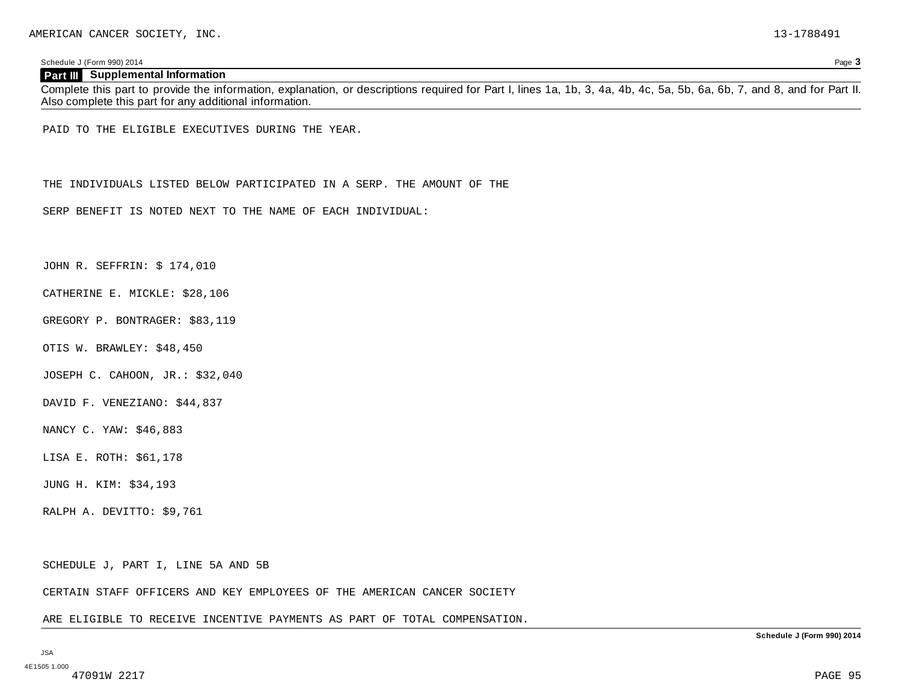## Part III Supplemental Information

Complete this part to provide the information, explanation, or descriptions required for Part I, lines 1a, 1b, 3, 4a, 4b, 4c, 5a, 5b, 6a, 6b, 7, and 8, and for Part II. Also complete this part for any additional information.

PAID TO THE ELIGIBLE EXECUTIVES DURING THE YEAR.

THE INDIVIDUALS LISTED BELOW PARTICIPATED IN A SERP. THE AMOUNT OF THE

SERP BENEFIT IS NOTED NEXT TO THE NAME OF EACH INDIVIDUAL:

JOHN R. SEFFRIN: $ 174,010

CATHERINE E. MICKLE: $28,106

GREGORY P. BONTRAGER: $83,119

OTIS W. BRAWLEY: $48,450

JOSEPH C. CAHOON, JR.: $32,040

DAVID F. VENEZIANO: $44,837

NANCY C. YAW: $46,883

LISA E. ROTH: $61,178

JUNG H. KIM: $34,193

RALPH A. DEVITTO: $9,761

SCHEDULE J, PART I, LINE 5A AND 5B

CERTAIN STAFF OFFICERS AND KEY EMPLOYEES OF THE AMERICAN CANCER SOCIETY

ARE ELIGIBLE TO RECEIVE INCENTIVE PAYMENTS AS PART OF TOTAL COMPENSATION.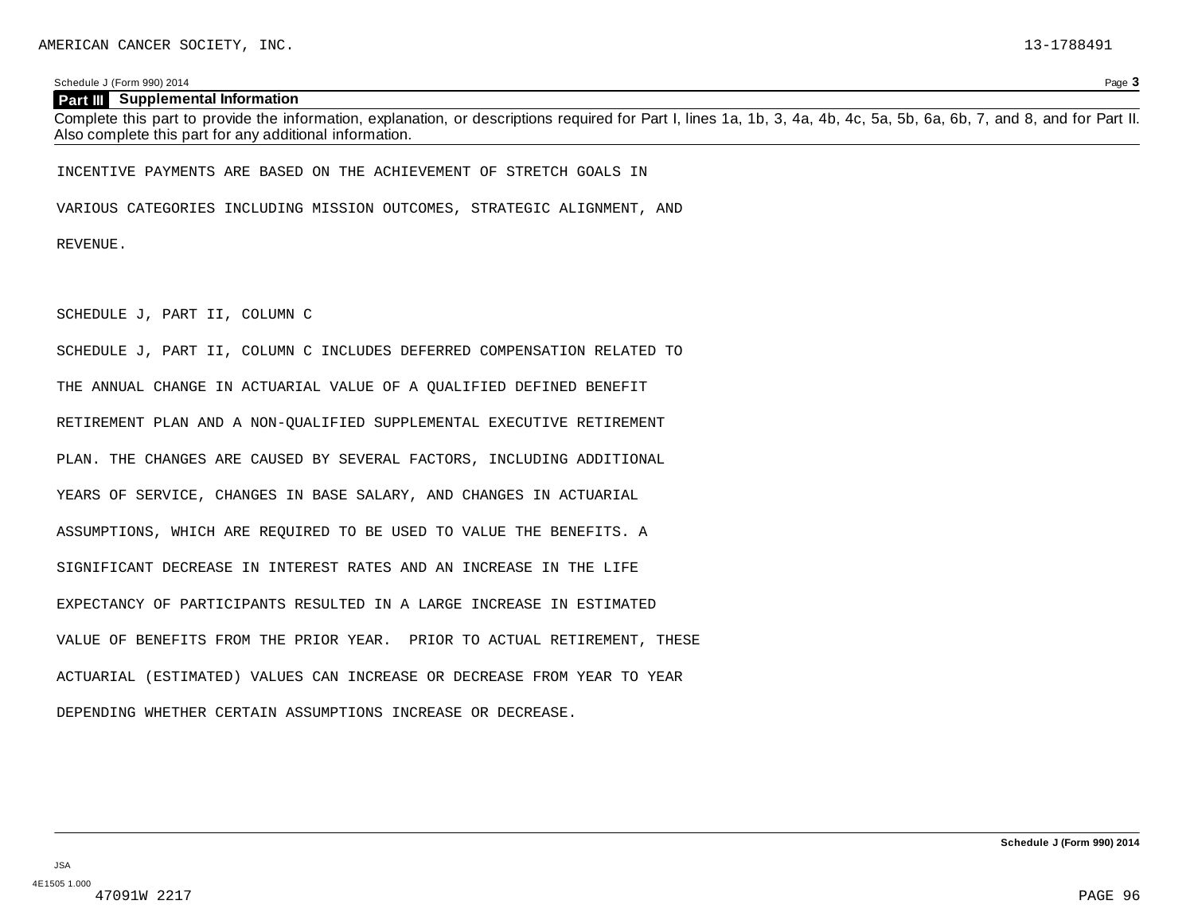AMERICAN CANCER SOCIETY, INC. 13-1788491

Schedule J (Form 990) 2014 Page **3**

**Part III Supplemental Information**

Complete this part to provide the information, explanation, or descriptions required for Part I, lines 1a, 1b, 3, 4a, 4b, 4c, 5a, 5b, 6a, 6b, 7, and 8, and for Part II. Also complete this part for any additional information.

INCENTIVE PAYMENTS ARE BASED ON THE ACHIEVEMENT OF STRETCH GOALS IN VARIOUS CATEGORIES INCLUDING MISSION OUTCOMES, STRATEGIC ALIGNMENT, AND REVENUE.

SCHEDULE J, PART II, COLUMN C

SCHEDULE J, PART II, COLUMN C INCLUDES DEFERRED COMPENSATION RELATED TO THE ANNUAL CHANGE IN ACTUARIAL VALUE OF A QUALIFIED DEFINED BENEFIT RETIREMENT PLAN AND A NON-QUALIFIED SUPPLEMENTAL EXECUTIVE RETIREMENT PLAN. THE CHANGES ARE CAUSED BY SEVERAL FACTORS, INCLUDING ADDITIONAL YEARS OF SERVICE, CHANGES IN BASE SALARY, AND CHANGES IN ACTUARIAL ASSUMPTIONS, WHICH ARE REQUIRED TO BE USED TO VALUE THE BENEFITS. A SIGNIFICANT DECREASE IN INTEREST RATES AND AN INCREASE IN THE LIFE EXPECTANCY OF PARTICIPANTS RESULTED IN A LARGE INCREASE IN ESTIMATED VALUE OF BENEFITS FROM THE PRIOR YEAR. PRIOR TO ACTUAL RETIREMENT, THESE ACTUARIAL (ESTIMATED) VALUES CAN INCREASE OR DECREASE FROM YEAR TO YEAR DEPENDING WHETHER CERTAIN ASSUMPTIONS INCREASE OR DECREASE.

Schedule J (Form 990) 2014

JSA
4E1505 1.000
47091W 2217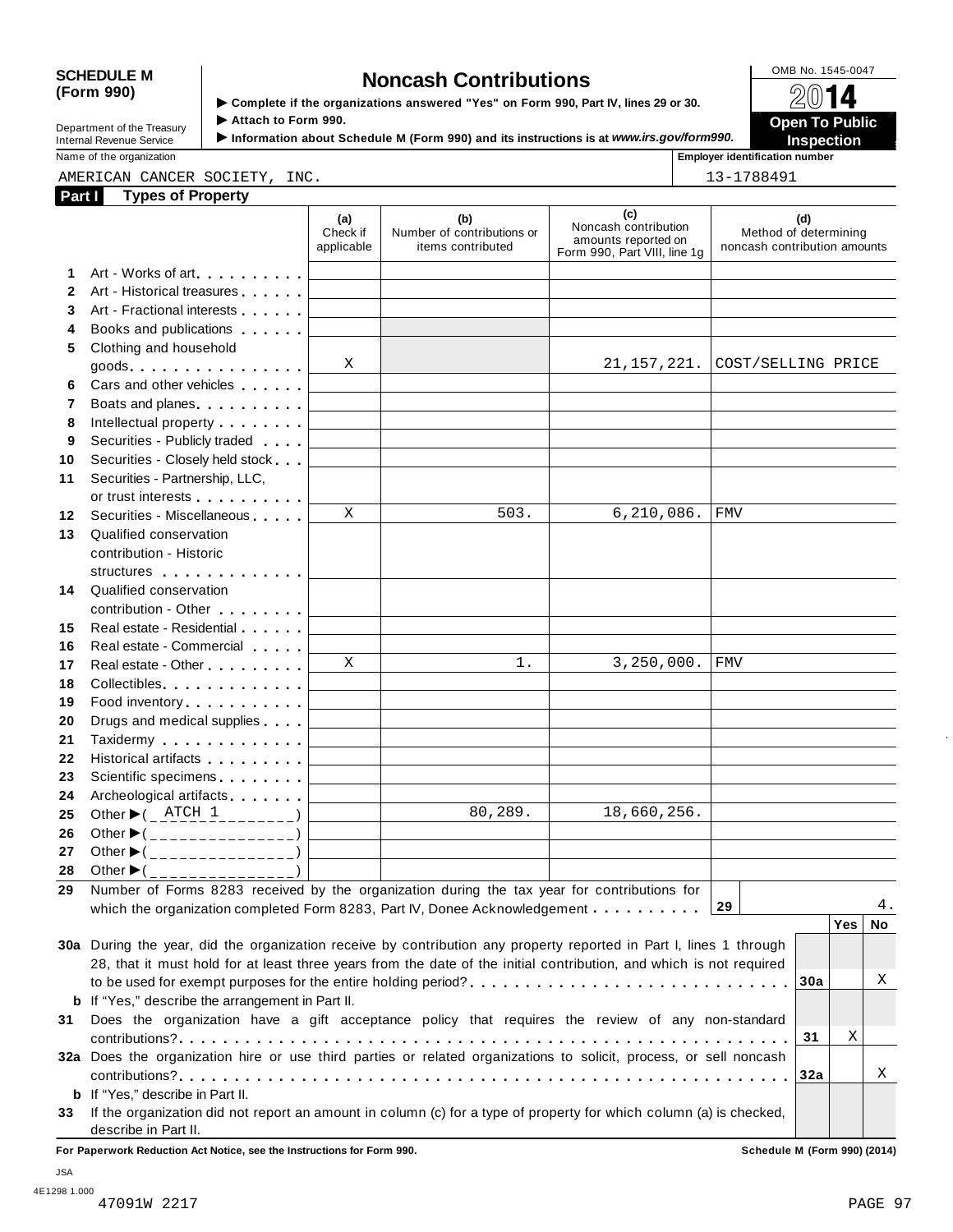**SCHEDULE M (Form 990)**

Department of the Treasury
Internal Revenue Service

# Noncash Contributions

▶ Complete if the organizations answered "Yes" on Form 990, Part IV, lines 29 or 30.
▶ Attach to Form 990.
▶ Information about Schedule M (Form 990) and its instructions is at *www.irs.gov/form990.*

OMB No. 1545-0047

**2014**

**Open To Public Inspection**

Name of the organization: AMERICAN CANCER SOCIETY, INC.

Employer identification number: 13-1788491

## Part I Types of Property

| | | (a) Check if applicable | (b) Number of contributions or items contributed | (c) Noncash contribution amounts reported on Form 990, Part VIII, line 1g | (d) Method of determining noncash contribution amounts |
|---|---|---|---|---|---|
| 1 | Art - Works of art | | | | |
| 2 | Art - Historical treasures | | | | |
| 3 | Art - Fractional interests | | | | |
| 4 | Books and publications | | | | |
| 5 | Clothing and household goods | X | | 21,157,221. | COST/SELLING PRICE |
| 6 | Cars and other vehicles | | | | |
| 7 | Boats and planes | | | | |
| 8 | Intellectual property | | | | |
| 9 | Securities - Publicly traded | | | | |
| 10 | Securities - Closely held stock | | | | |
| 11 | Securities - Partnership, LLC, or trust interests | | | | |
| 12 | Securities - Miscellaneous | X | 503. | 6,210,086. | FMV |
| 13 | Qualified conservation contribution - Historic structures | | | | |
| 14 | Qualified conservation contribution - Other | | | | |
| 15 | Real estate - Residential | | | | |
| 16 | Real estate - Commercial | | | | |
| 17 | Real estate - Other | X | 1. | 3,250,000. | FMV |
| 18 | Collectibles | | | | |
| 19 | Food inventory | | | | |
| 20 | Drugs and medical supplies | | | | |
| 21 | Taxidermy | | | | |
| 22 | Historical artifacts | | | | |
| 23 | Scientific specimens | | | | |
| 24 | Archeological artifacts | | | | |
| 25 | Other ▶( ATCH 1 ) | | 80,289. | 18,660,256. | |
| 26 | Other ▶( ) | | | | |
| 27 | Other ▶( ) | | | | |
| 28 | Other ▶( ) | | | | |

**29** Number of Forms 8283 received by the organization during the tax year for contributions for which the organization completed Form 8283, Part IV, Donee Acknowledgement . . . **29** 4.

| | | | Yes | No |
|---|---|---|---|---|
| 30a | During the year, did the organization receive by contribution any property reported in Part I, lines 1 through 28, that it must hold for at least three years from the date of the initial contribution, and which is not required to be used for exempt purposes for the entire holding period? | 30a | | X |
| b | If "Yes," describe the arrangement in Part II. | | | |
| 31 | Does the organization have a gift acceptance policy that requires the review of any non-standard contributions? | 31 | X | |
| 32a | Does the organization hire or use third parties or related organizations to solicit, process, or sell noncash contributions? | 32a | | X |
| b | If "Yes," describe in Part II. | | | |
| 33 | If the organization did not report an amount in column (c) for a type of property for which column (a) is checked, describe in Part II. | | | |

**For Paperwork Reduction Act Notice, see the Instructions for Form 990.** **Schedule M (Form 990) (2014)**

JSA
4E1298 1.000
47091W 2217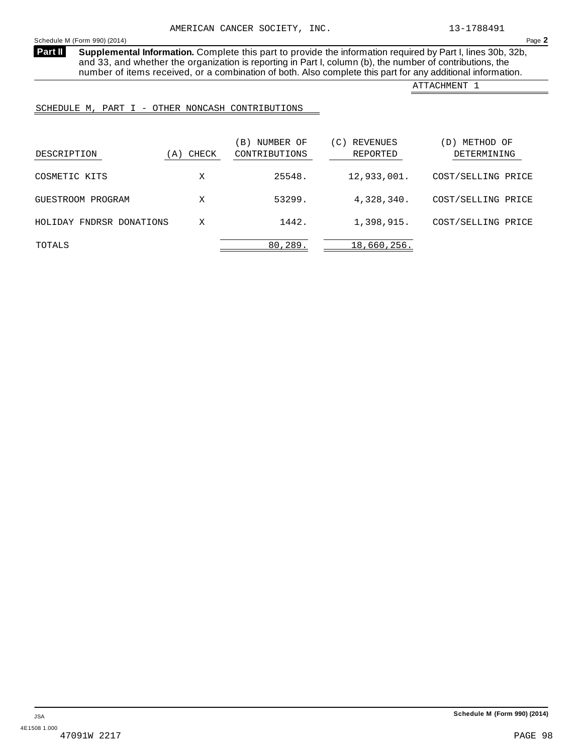AMERICAN CANCER SOCIETY, INC. 13-1788491

**Part II** **Supplemental Information.** Complete this part to provide the information required by Part I, lines 30b, 32b, and 33, and whether the organization is reporting in Part I, column (b), the number of contributions, the number of items received, or a combination of both. Also complete this part for any additional information.

ATTACHMENT 1

SCHEDULE M, PART I - OTHER NONCASH CONTRIBUTIONS

| DESCRIPTION | (A) CHECK | (B) NUMBER OF CONTRIBUTIONS | (C) REVENUES REPORTED | (D) METHOD OF DETERMINING |
|---|---|---|---|---|
| COSMETIC KITS | X | 25548. | 12,933,001. | COST/SELLING PRICE |
| GUESTROOM PROGRAM | X | 53299. | 4,328,340. | COST/SELLING PRICE |
| HOLIDAY FNDRSR DONATIONS | X | 1442. | 1,398,915. | COST/SELLING PRICE |
| TOTALS | | 80,289. | 18,660,256. | |

JSA 4E1508 1.000

47091W 2217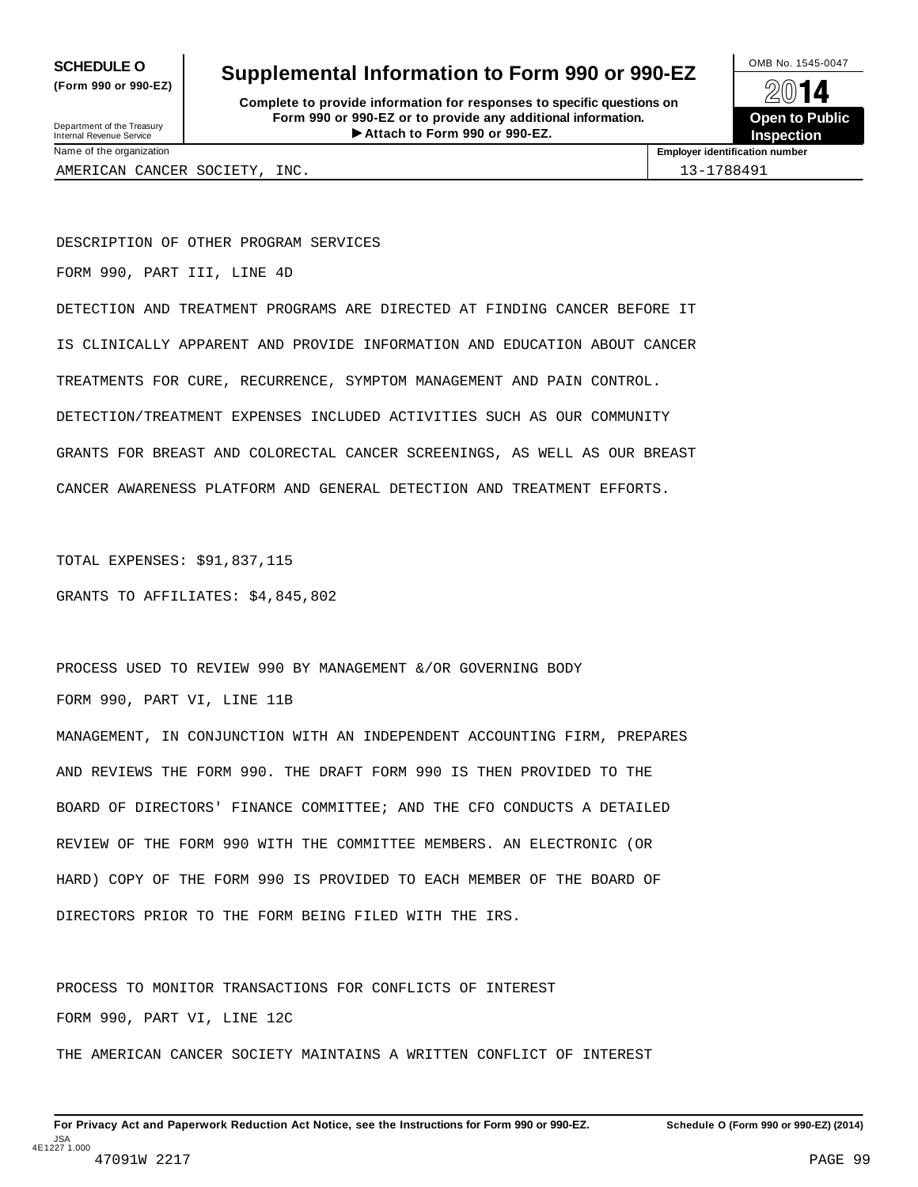# SCHEDULE O (Form 990 or 990-EZ)

## Supplemental Information to Form 990 or 990-EZ

**Complete to provide information for responses to specific questions on Form 990 or 990-EZ or to provide any additional information.**
**▶ Attach to Form 990 or 990-EZ.**

Department of the Treasury
Internal Revenue Service

OMB No. 1545-0047
2014
**Open to Public Inspection**

| Name of the organization | Employer identification number |
| --- | --- |
| AMERICAN CANCER SOCIETY, INC. | 13-1788491 |

DESCRIPTION OF OTHER PROGRAM SERVICES

FORM 990, PART III, LINE 4D

DETECTION AND TREATMENT PROGRAMS ARE DIRECTED AT FINDING CANCER BEFORE IT IS CLINICALLY APPARENT AND PROVIDE INFORMATION AND EDUCATION ABOUT CANCER TREATMENTS FOR CURE, RECURRENCE, SYMPTOM MANAGEMENT AND PAIN CONTROL. DETECTION/TREATMENT EXPENSES INCLUDED ACTIVITIES SUCH AS OUR COMMUNITY GRANTS FOR BREAST AND COLORECTAL CANCER SCREENINGS, AS WELL AS OUR BREAST CANCER AWARENESS PLATFORM AND GENERAL DETECTION AND TREATMENT EFFORTS.

TOTAL EXPENSES: $91,837,115

GRANTS TO AFFILIATES: $4,845,802

PROCESS USED TO REVIEW 990 BY MANAGEMENT &/OR GOVERNING BODY

FORM 990, PART VI, LINE 11B

MANAGEMENT, IN CONJUNCTION WITH AN INDEPENDENT ACCOUNTING FIRM, PREPARES AND REVIEWS THE FORM 990. THE DRAFT FORM 990 IS THEN PROVIDED TO THE BOARD OF DIRECTORS' FINANCE COMMITTEE; AND THE CFO CONDUCTS A DETAILED REVIEW OF THE FORM 990 WITH THE COMMITTEE MEMBERS. AN ELECTRONIC (OR HARD) COPY OF THE FORM 990 IS PROVIDED TO EACH MEMBER OF THE BOARD OF DIRECTORS PRIOR TO THE FORM BEING FILED WITH THE IRS.

PROCESS TO MONITOR TRANSACTIONS FOR CONFLICTS OF INTEREST

FORM 990, PART VI, LINE 12C

THE AMERICAN CANCER SOCIETY MAINTAINS A WRITTEN CONFLICT OF INTEREST

**For Privacy Act and Paperwork Reduction Act Notice, see the Instructions for Form 990 or 990-EZ.** **Schedule O (Form 990 or 990-EZ) (2014)**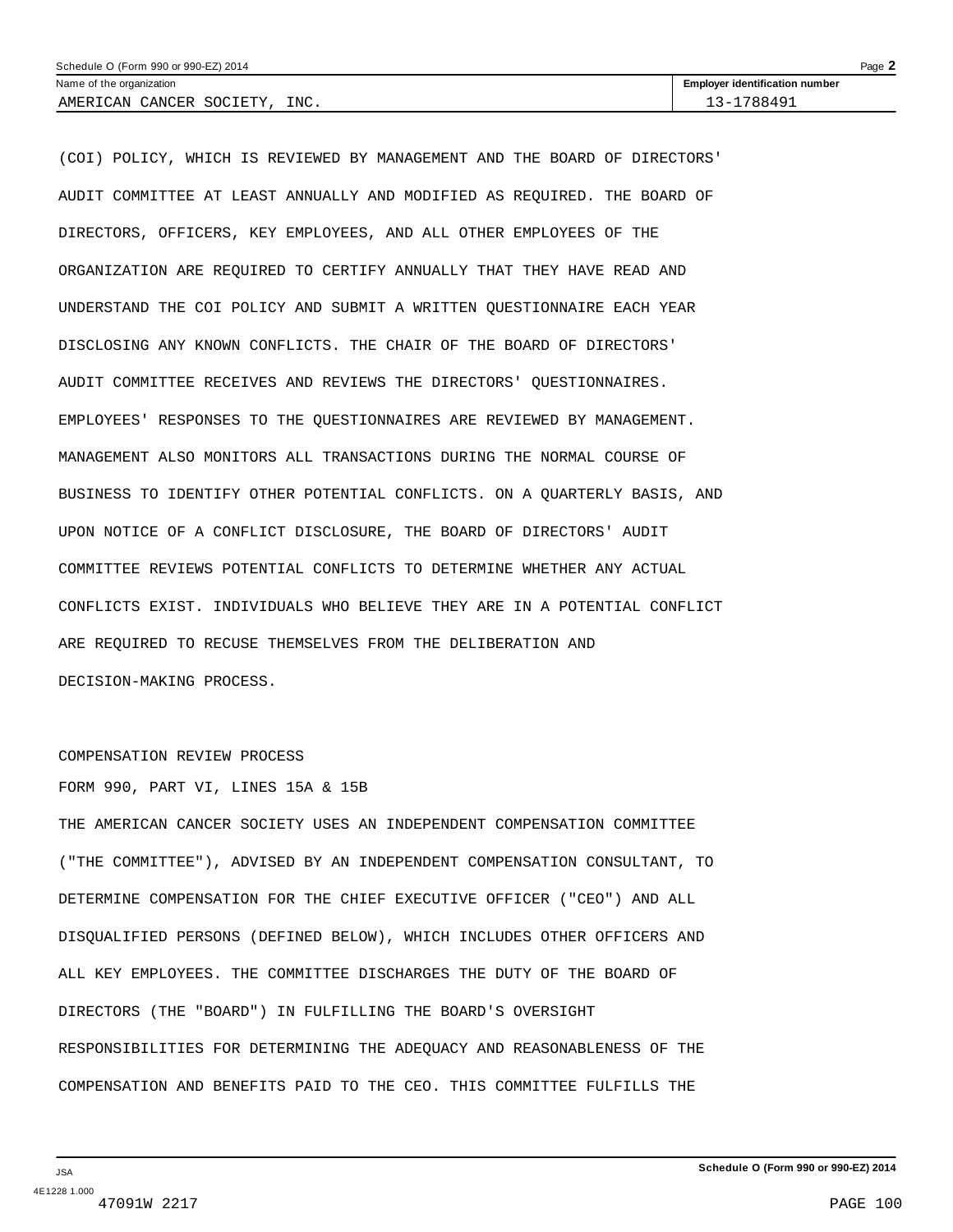(COI) POLICY, WHICH IS REVIEWED BY MANAGEMENT AND THE BOARD OF DIRECTORS' AUDIT COMMITTEE AT LEAST ANNUALLY AND MODIFIED AS REQUIRED. THE BOARD OF DIRECTORS, OFFICERS, KEY EMPLOYEES, AND ALL OTHER EMPLOYEES OF THE ORGANIZATION ARE REQUIRED TO CERTIFY ANNUALLY THAT THEY HAVE READ AND UNDERSTAND THE COI POLICY AND SUBMIT A WRITTEN QUESTIONNAIRE EACH YEAR DISCLOSING ANY KNOWN CONFLICTS. THE CHAIR OF THE BOARD OF DIRECTORS' AUDIT COMMITTEE RECEIVES AND REVIEWS THE DIRECTORS' QUESTIONNAIRES. EMPLOYEES' RESPONSES TO THE QUESTIONNAIRES ARE REVIEWED BY MANAGEMENT. MANAGEMENT ALSO MONITORS ALL TRANSACTIONS DURING THE NORMAL COURSE OF BUSINESS TO IDENTIFY OTHER POTENTIAL CONFLICTS. ON A QUARTERLY BASIS, AND UPON NOTICE OF A CONFLICT DISCLOSURE, THE BOARD OF DIRECTORS' AUDIT COMMITTEE REVIEWS POTENTIAL CONFLICTS TO DETERMINE WHETHER ANY ACTUAL CONFLICTS EXIST. INDIVIDUALS WHO BELIEVE THEY ARE IN A POTENTIAL CONFLICT ARE REQUIRED TO RECUSE THEMSELVES FROM THE DELIBERATION AND DECISION-MAKING PROCESS.

COMPENSATION REVIEW PROCESS

FORM 990, PART VI, LINES 15A & 15B

THE AMERICAN CANCER SOCIETY USES AN INDEPENDENT COMPENSATION COMMITTEE ("THE COMMITTEE"), ADVISED BY AN INDEPENDENT COMPENSATION CONSULTANT, TO DETERMINE COMPENSATION FOR THE CHIEF EXECUTIVE OFFICER ("CEO") AND ALL DISQUALIFIED PERSONS (DEFINED BELOW), WHICH INCLUDES OTHER OFFICERS AND ALL KEY EMPLOYEES. THE COMMITTEE DISCHARGES THE DUTY OF THE BOARD OF DIRECTORS (THE "BOARD") IN FULFILLING THE BOARD'S OVERSIGHT RESPONSIBILITIES FOR DETERMINING THE ADEQUACY AND REASONABLENESS OF THE COMPENSATION AND BENEFITS PAID TO THE CEO. THIS COMMITTEE FULFILLS THE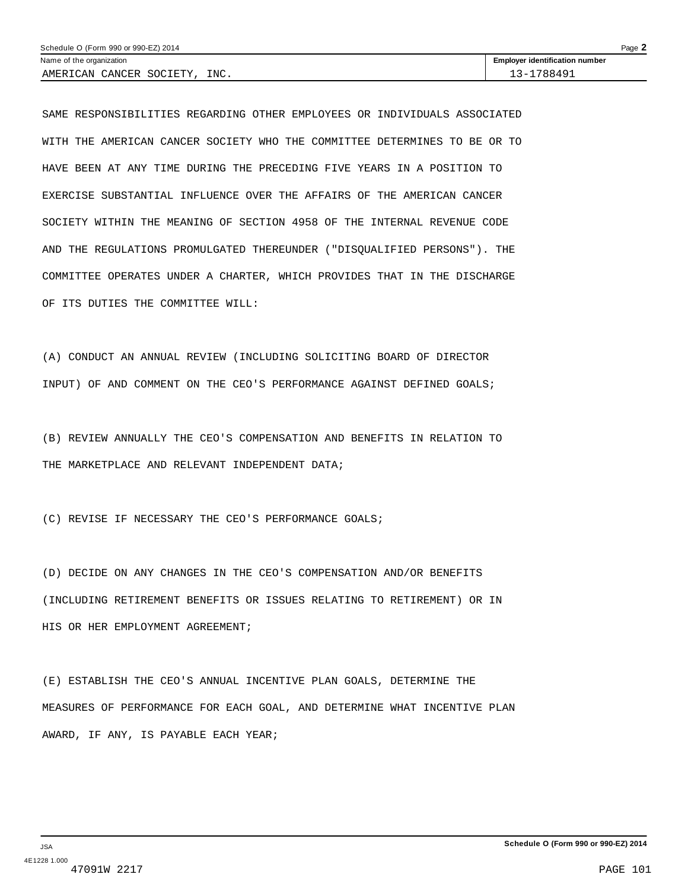| Name of the organization | Employer identification number |
| --- | --- |
| AMERICAN CANCER SOCIETY, INC. | 13-1788491 |

SAME RESPONSIBILITIES REGARDING OTHER EMPLOYEES OR INDIVIDUALS ASSOCIATED WITH THE AMERICAN CANCER SOCIETY WHO THE COMMITTEE DETERMINES TO BE OR TO HAVE BEEN AT ANY TIME DURING THE PRECEDING FIVE YEARS IN A POSITION TO EXERCISE SUBSTANTIAL INFLUENCE OVER THE AFFAIRS OF THE AMERICAN CANCER SOCIETY WITHIN THE MEANING OF SECTION 4958 OF THE INTERNAL REVENUE CODE AND THE REGULATIONS PROMULGATED THEREUNDER ("DISQUALIFIED PERSONS"). THE COMMITTEE OPERATES UNDER A CHARTER, WHICH PROVIDES THAT IN THE DISCHARGE OF ITS DUTIES THE COMMITTEE WILL:

(A) CONDUCT AN ANNUAL REVIEW (INCLUDING SOLICITING BOARD OF DIRECTOR INPUT) OF AND COMMENT ON THE CEO'S PERFORMANCE AGAINST DEFINED GOALS;

(B) REVIEW ANNUALLY THE CEO'S COMPENSATION AND BENEFITS IN RELATION TO THE MARKETPLACE AND RELEVANT INDEPENDENT DATA;

(C) REVISE IF NECESSARY THE CEO'S PERFORMANCE GOALS;

(D) DECIDE ON ANY CHANGES IN THE CEO'S COMPENSATION AND/OR BENEFITS (INCLUDING RETIREMENT BENEFITS OR ISSUES RELATING TO RETIREMENT) OR IN HIS OR HER EMPLOYMENT AGREEMENT;

(E) ESTABLISH THE CEO'S ANNUAL INCENTIVE PLAN GOALS, DETERMINE THE MEASURES OF PERFORMANCE FOR EACH GOAL, AND DETERMINE WHAT INCENTIVE PLAN AWARD, IF ANY, IS PAYABLE EACH YEAR;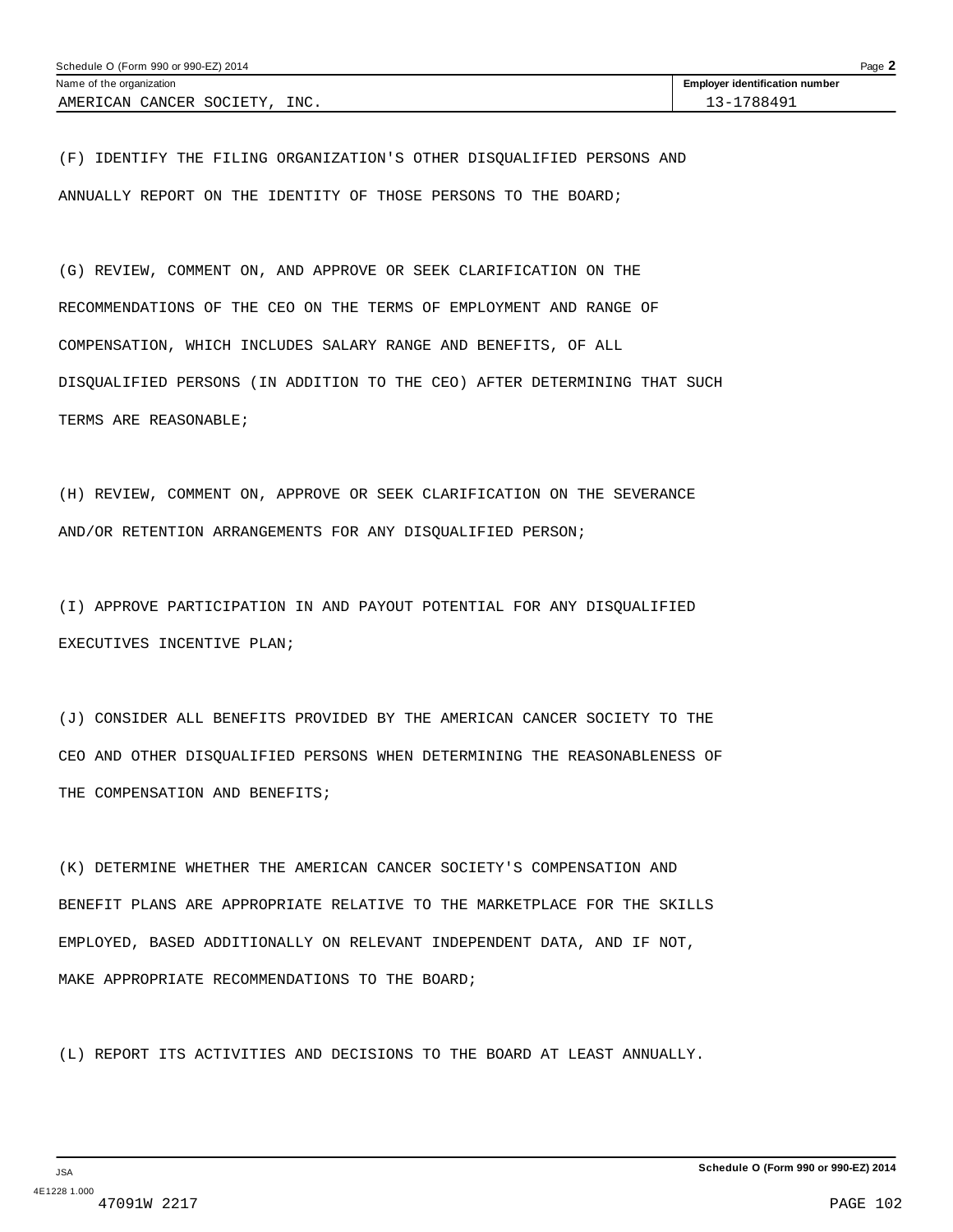(F) IDENTIFY THE FILING ORGANIZATION'S OTHER DISQUALIFIED PERSONS AND ANNUALLY REPORT ON THE IDENTITY OF THOSE PERSONS TO THE BOARD;

(G) REVIEW, COMMENT ON, AND APPROVE OR SEEK CLARIFICATION ON THE RECOMMENDATIONS OF THE CEO ON THE TERMS OF EMPLOYMENT AND RANGE OF COMPENSATION, WHICH INCLUDES SALARY RANGE AND BENEFITS, OF ALL DISQUALIFIED PERSONS (IN ADDITION TO THE CEO) AFTER DETERMINING THAT SUCH TERMS ARE REASONABLE;

(H) REVIEW, COMMENT ON, APPROVE OR SEEK CLARIFICATION ON THE SEVERANCE AND/OR RETENTION ARRANGEMENTS FOR ANY DISQUALIFIED PERSON;

(I) APPROVE PARTICIPATION IN AND PAYOUT POTENTIAL FOR ANY DISQUALIFIED EXECUTIVES INCENTIVE PLAN;

(J) CONSIDER ALL BENEFITS PROVIDED BY THE AMERICAN CANCER SOCIETY TO THE CEO AND OTHER DISQUALIFIED PERSONS WHEN DETERMINING THE REASONABLENESS OF THE COMPENSATION AND BENEFITS;

(K) DETERMINE WHETHER THE AMERICAN CANCER SOCIETY'S COMPENSATION AND BENEFIT PLANS ARE APPROPRIATE RELATIVE TO THE MARKETPLACE FOR THE SKILLS EMPLOYED, BASED ADDITIONALLY ON RELEVANT INDEPENDENT DATA, AND IF NOT, MAKE APPROPRIATE RECOMMENDATIONS TO THE BOARD;

(L) REPORT ITS ACTIVITIES AND DECISIONS TO THE BOARD AT LEAST ANNUALLY.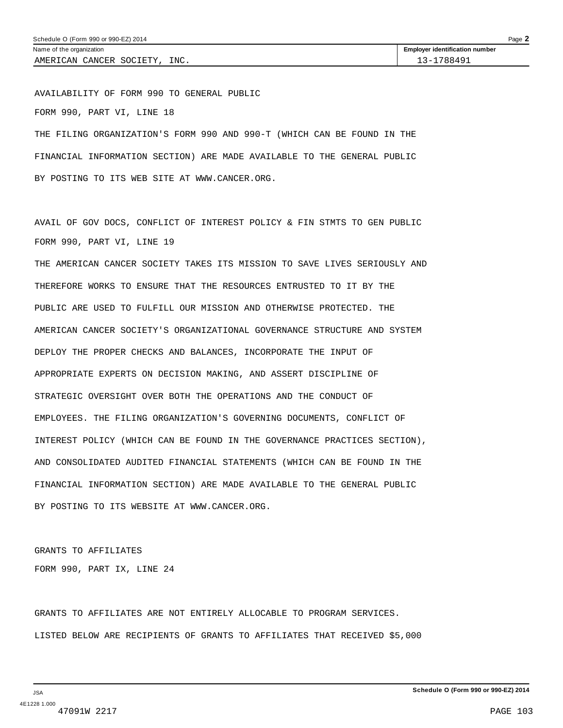Schedule O (Form 990 or 990-EZ) 2014

| Name of the organization | Employer identification number |
|---|---|
| AMERICAN CANCER SOCIETY, INC. | 13-1788491 |

AVAILABILITY OF FORM 990 TO GENERAL PUBLIC

FORM 990, PART VI, LINE 18

THE FILING ORGANIZATION'S FORM 990 AND 990-T (WHICH CAN BE FOUND IN THE FINANCIAL INFORMATION SECTION) ARE MADE AVAILABLE TO THE GENERAL PUBLIC BY POSTING TO ITS WEB SITE AT WWW.CANCER.ORG.

AVAIL OF GOV DOCS, CONFLICT OF INTEREST POLICY & FIN STMTS TO GEN PUBLIC

FORM 990, PART VI, LINE 19

THE AMERICAN CANCER SOCIETY TAKES ITS MISSION TO SAVE LIVES SERIOUSLY AND THEREFORE WORKS TO ENSURE THAT THE RESOURCES ENTRUSTED TO IT BY THE PUBLIC ARE USED TO FULFILL OUR MISSION AND OTHERWISE PROTECTED. THE AMERICAN CANCER SOCIETY'S ORGANIZATIONAL GOVERNANCE STRUCTURE AND SYSTEM DEPLOY THE PROPER CHECKS AND BALANCES, INCORPORATE THE INPUT OF APPROPRIATE EXPERTS ON DECISION MAKING, AND ASSERT DISCIPLINE OF STRATEGIC OVERSIGHT OVER BOTH THE OPERATIONS AND THE CONDUCT OF EMPLOYEES. THE FILING ORGANIZATION'S GOVERNING DOCUMENTS, CONFLICT OF INTEREST POLICY (WHICH CAN BE FOUND IN THE GOVERNANCE PRACTICES SECTION), AND CONSOLIDATED AUDITED FINANCIAL STATEMENTS (WHICH CAN BE FOUND IN THE FINANCIAL INFORMATION SECTION) ARE MADE AVAILABLE TO THE GENERAL PUBLIC BY POSTING TO ITS WEBSITE AT WWW.CANCER.ORG.

GRANTS TO AFFILIATES

FORM 990, PART IX, LINE 24

GRANTS TO AFFILIATES ARE NOT ENTIRELY ALLOCABLE TO PROGRAM SERVICES. LISTED BELOW ARE RECIPIENTS OF GRANTS TO AFFILIATES THAT RECEIVED $5,000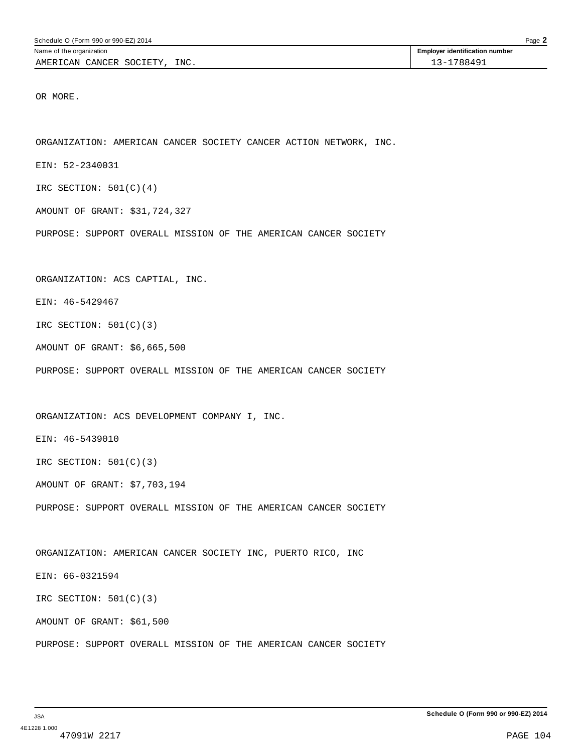OR MORE.

ORGANIZATION: AMERICAN CANCER SOCIETY CANCER ACTION NETWORK, INC.

EIN: 52-2340031

IRC SECTION: 501(C)(4)

AMOUNT OF GRANT: $31,724,327

PURPOSE: SUPPORT OVERALL MISSION OF THE AMERICAN CANCER SOCIETY

ORGANIZATION: ACS CAPTIAL, INC.

EIN: 46-5429467

IRC SECTION: 501(C)(3)

AMOUNT OF GRANT: $6,665,500

PURPOSE: SUPPORT OVERALL MISSION OF THE AMERICAN CANCER SOCIETY

ORGANIZATION: ACS DEVELOPMENT COMPANY I, INC.

EIN: 46-5439010

IRC SECTION: 501(C)(3)

AMOUNT OF GRANT: $7,703,194

PURPOSE: SUPPORT OVERALL MISSION OF THE AMERICAN CANCER SOCIETY

ORGANIZATION: AMERICAN CANCER SOCIETY INC, PUERTO RICO, INC

EIN: 66-0321594

IRC SECTION: 501(C)(3)

AMOUNT OF GRANT: $61,500

PURPOSE: SUPPORT OVERALL MISSION OF THE AMERICAN CANCER SOCIETY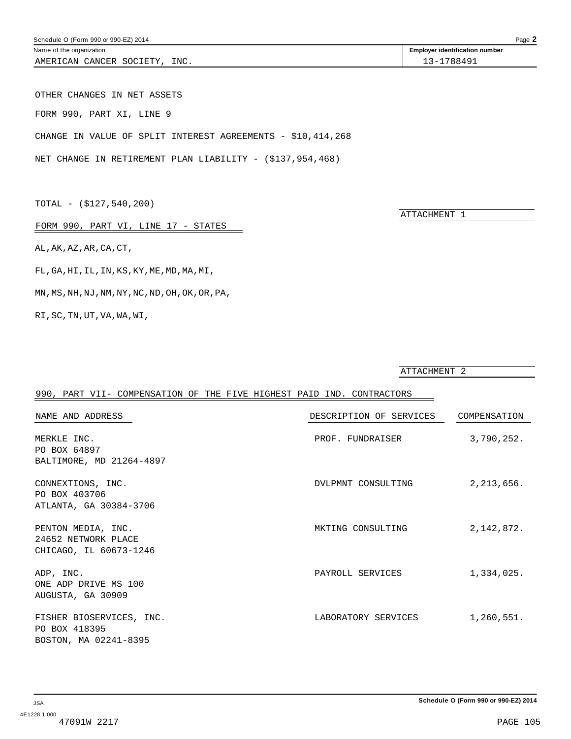Name of the organization: AMERICAN CANCER SOCIETY, INC.

Employer identification number: 13-1788491

OTHER CHANGES IN NET ASSETS

FORM 990, PART XI, LINE 9

CHANGE IN VALUE OF SPLIT INTEREST AGREEMENTS - $10,414,268

NET CHANGE IN RETIREMENT PLAN LIABILITY - ($137,954,468)

TOTAL - ($127,540,200)

ATTACHMENT 1

FORM 990, PART VI, LINE 17 - STATES

AL,AK,AZ,AR,CA,CT,

FL,GA,HI,IL,IN,KS,KY,ME,MD,MA,MI,

MN,MS,NH,NJ,NM,NY,NC,ND,OH,OK,OR,PA,

RI,SC,TN,UT,VA,WA,WI,

ATTACHMENT 2

990, PART VII- COMPENSATION OF THE FIVE HIGHEST PAID IND. CONTRACTORS

| NAME AND ADDRESS | DESCRIPTION OF SERVICES | COMPENSATION |
|---|---|---|
| MERKLE INC.<br>PO BOX 64897<br>BALTIMORE, MD 21264-4897 | PROF. FUNDRAISER | 3,790,252. |
| CONNEXTIONS, INC.<br>PO BOX 403706<br>ATLANTA, GA 30384-3706 | DVLPMNT CONSULTING | 2,213,656. |
| PENTON MEDIA, INC.<br>24652 NETWORK PLACE<br>CHICAGO, IL 60673-1246 | MKTING CONSULTING | 2,142,872. |
| ADP, INC.<br>ONE ADP DRIVE MS 100<br>AUGUSTA, GA 30909 | PAYROLL SERVICES | 1,334,025. |
| FISHER BIOSERVICES, INC.<br>PO BOX 418395<br>BOSTON, MA 02241-8395 | LABORATORY SERVICES | 1,260,551. |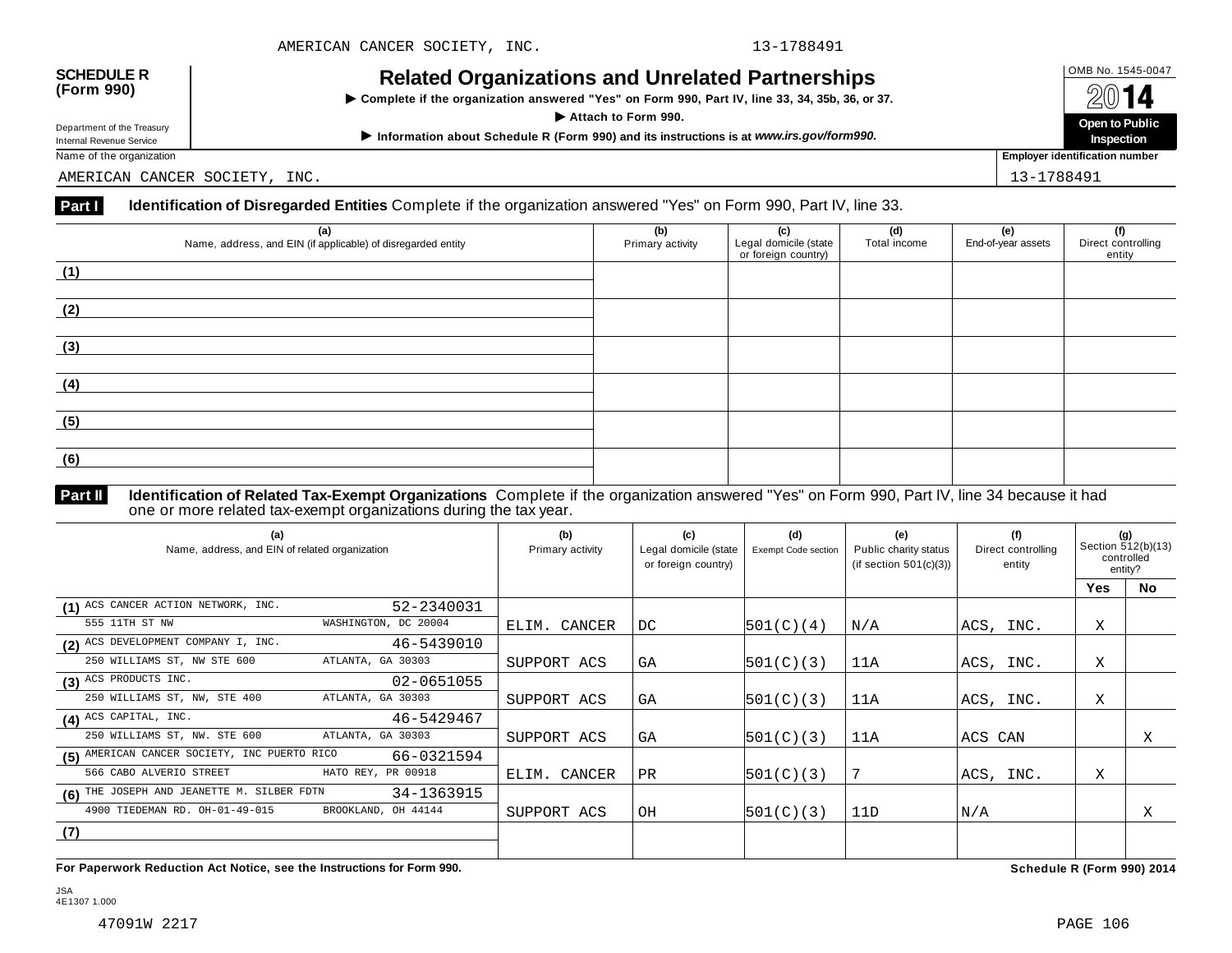AMERICAN CANCER SOCIETY, INC. 13-1788491

**SCHEDULE R (Form 990)**

Department of the Treasury
Internal Revenue Service

# Related Organizations and Unrelated Partnerships

▶ Complete if the organization answered "Yes" on Form 990, Part IV, line 33, 34, 35b, 36, or 37.

▶ Attach to Form 990.

▶ Information about Schedule R (Form 990) and its instructions is at *www.irs.gov/form990.*

OMB No. 1545-0047

**2014**

**Open to Public Inspection**

Name of the organization: AMERICAN CANCER SOCIETY, INC.

Employer identification number: 13-1788491

## Part I Identification of Disregarded Entities

Complete if the organization answered "Yes" on Form 990, Part IV, line 33.

| (a) Name, address, and EIN (if applicable) of disregarded entity | (b) Primary activity | (c) Legal domicile (state or foreign country) | (d) Total income | (e) End-of-year assets | (f) Direct controlling entity |
|---|---|---|---|---|---|
| (1) | | | | | |
| (2) | | | | | |
| (3) | | | | | |
| (4) | | | | | |
| (5) | | | | | |
| (6) | | | | | |

## Part II Identification of Related Tax-Exempt Organizations

Complete if the organization answered "Yes" on Form 990, Part IV, line 34 because it had one or more related tax-exempt organizations during the tax year.

| (a) Name, address, and EIN of related organization | (b) Primary activity | (c) Legal domicile (state or foreign country) | (d) Exempt Code section | (e) Public charity status (if section 501(c)(3)) | (f) Direct controlling entity | (g) Section 512(b)(13) controlled entity? Yes | No |
|---|---|---|---|---|---|---|---|
| (1) ACS CANCER ACTION NETWORK, INC. 52-2340031<br>555 11TH ST NW WASHINGTON, DC 20004 | ELIM. CANCER | DC | 501(C)(4) | N/A | ACS, INC. | X | |
| (2) ACS DEVELOPMENT COMPANY I, INC. 46-5439010<br>250 WILLIAMS ST, NW STE 600 ATLANTA, GA 30303 | SUPPORT ACS | GA | 501(C)(3) | 11A | ACS, INC. | X | |
| (3) ACS PRODUCTS INC. 02-0651055<br>250 WILLIAMS ST, NW, STE 400 ATLANTA, GA 30303 | SUPPORT ACS | GA | 501(C)(3) | 11A | ACS, INC. | X | |
| (4) ACS CAPITAL, INC. 46-5429467<br>250 WILLIAMS ST, NW. STE 600 ATLANTA, GA 30303 | SUPPORT ACS | GA | 501(C)(3) | 11A | ACS CAN | | X |
| (5) AMERICAN CANCER SOCIETY, INC PUERTO RICO 66-0321594<br>566 CABO ALVERIO STREET HATO REY, PR 00918 | ELIM. CANCER | PR | 501(C)(3) | 7 | ACS, INC. | X | |
| (6) THE JOSEPH AND JEANETTE M. SILBER FDTN 34-1363915<br>4900 TIEDEMAN RD. OH-01-49-015 BROOKLAND, OH 44144 | SUPPORT ACS | OH | 501(C)(3) | 11D | N/A | | X |
| (7) | | | | | | | |

**For Paperwork Reduction Act Notice, see the Instructions for Form 990.** **Schedule R (Form 990) 2014**

JSA
4E1307 1.000

47091W 2217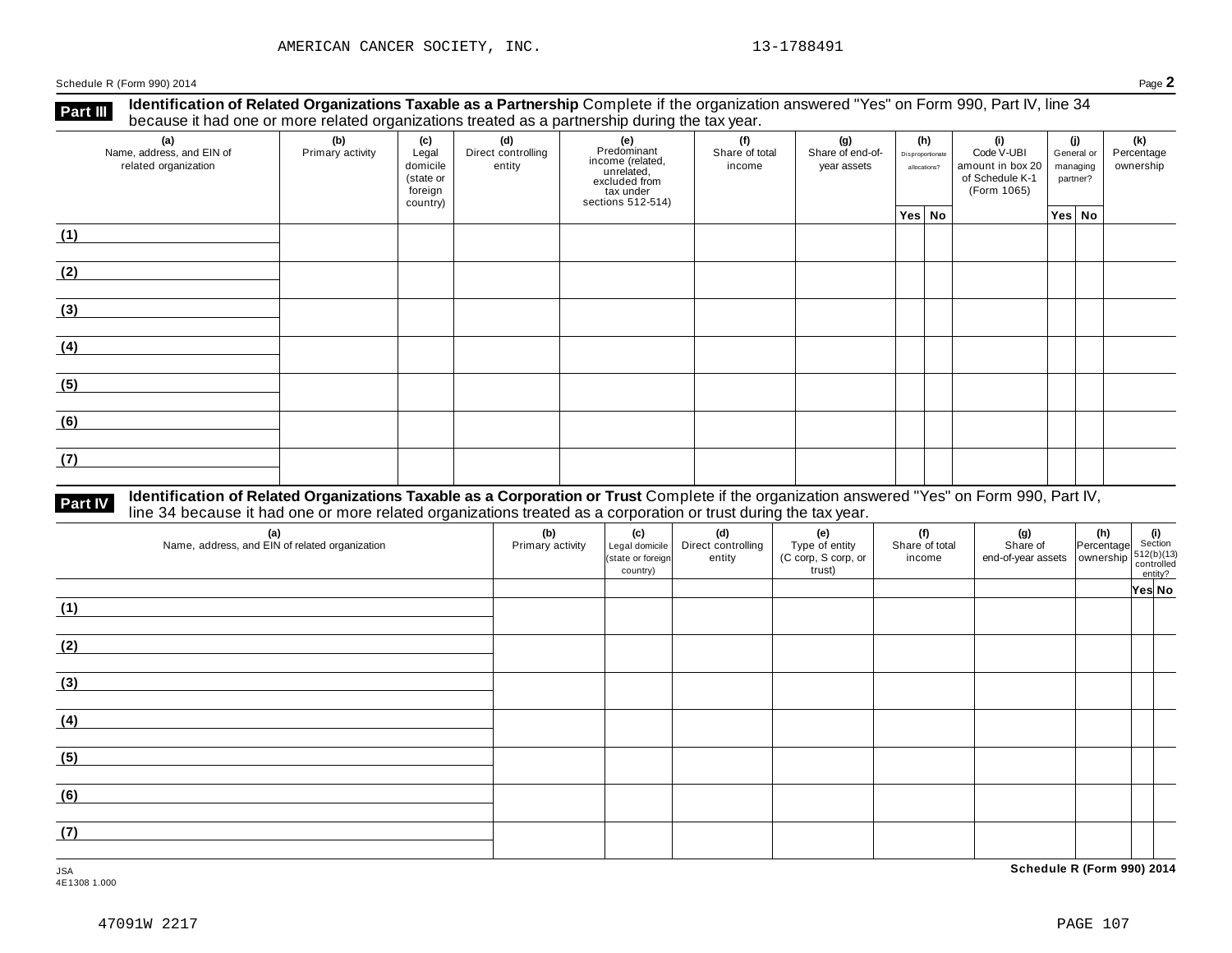AMERICAN CANCER SOCIETY, INC. 13-1788491

Schedule R (Form 990) 2014 Page **2**

## Part III Identification of Related Organizations Taxable as a Partnership

Complete if the organization answered "Yes" on Form 990, Part IV, line 34 because it had one or more related organizations treated as a partnership during the tax year.

| (a) Name, address, and EIN of related organization | (b) Primary activity | (c) Legal domicile (state or foreign country) | (d) Direct controlling entity | (e) Predominant income (related, unrelated, excluded from tax under sections 512-514) | (f) Share of total income | (g) Share of end-of-year assets | (h) Disproportionate allocations? | | (i) Code V-UBI amount in box 20 of Schedule K-1 (Form 1065) | (j) General or managing partner? | | (k) Percentage ownership |
|---|---|---|---|---|---|---|---|---|---|---|---|---|
| | | | | | | | Yes | No | | Yes | No | |
| (1) | | | | | | | | | | | | |
| (2) | | | | | | | | | | | | |
| (3) | | | | | | | | | | | | |
| (4) | | | | | | | | | | | | |
| (5) | | | | | | | | | | | | |
| (6) | | | | | | | | | | | | |
| (7) | | | | | | | | | | | | |

## Part IV Identification of Related Organizations Taxable as a Corporation or Trust

Complete if the organization answered "Yes" on Form 990, Part IV, line 34 because it had one or more related organizations treated as a corporation or trust during the tax year.

| (a) Name, address, and EIN of related organization | (b) Primary activity | (c) Legal domicile (state or foreign country) | (d) Direct controlling entity | (e) Type of entity (C corp, S corp, or trust) | (f) Share of total income | (g) Share of end-of-year assets | (h) Percentage ownership | (i) Section 512(b)(13) controlled entity? | |
|---|---|---|---|---|---|---|---|---|---|
| | | | | | | | | Yes | No |
| (1) | | | | | | | | | |
| (2) | | | | | | | | | |
| (3) | | | | | | | | | |
| (4) | | | | | | | | | |
| (5) | | | | | | | | | |
| (6) | | | | | | | | | |
| (7) | | | | | | | | | |

JSA
4E1308 1.000

**Schedule R (Form 990) 2014**

47091W 2217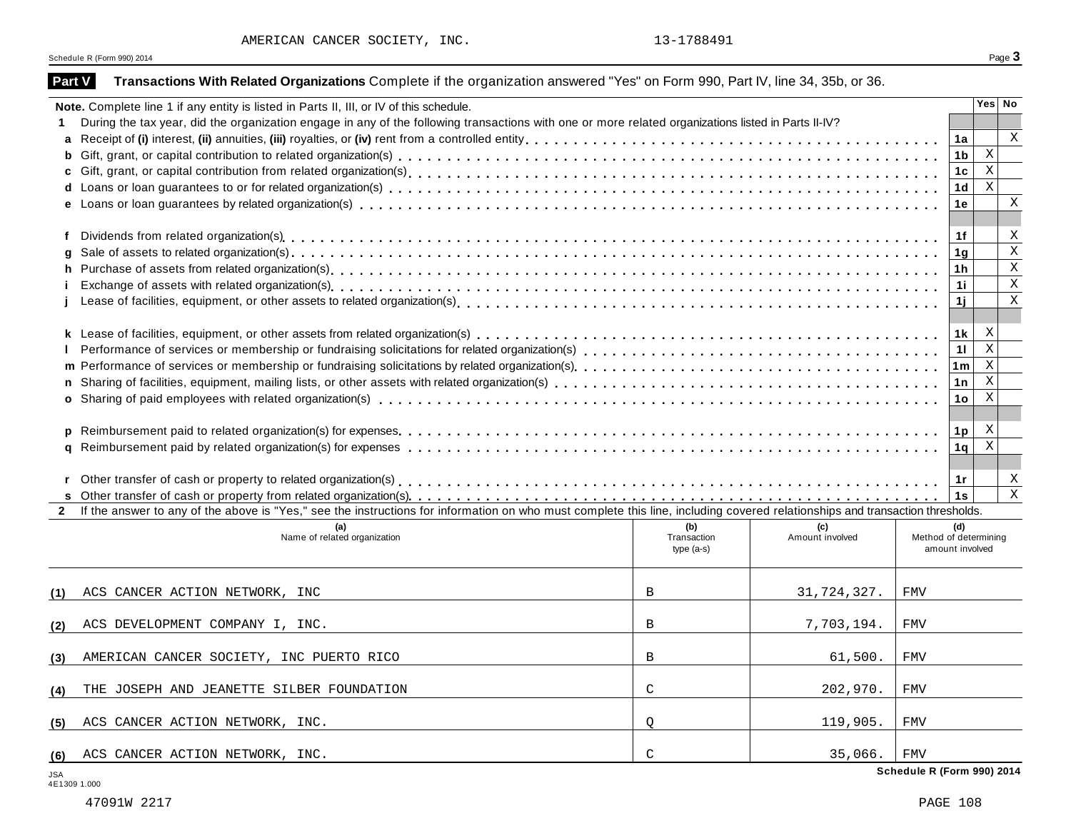AMERICAN CANCER SOCIETY, INC. 13-1788491

Schedule R (Form 990) 2014

## Part V Transactions With Related Organizations

Complete if the organization answered "Yes" on Form 990, Part IV, line 34, 35b, or 36.

**Note.** Complete line 1 if any entity is listed in Parts II, III, or IV of this schedule.

| | | Line | Yes | No |
|---|---|---|---|---|
| **1** | During the tax year, did the organization engage in any of the following transactions with one or more related organizations listed in Parts II-IV? | | | |
| **a** | Receipt of **(i)** interest, **(ii)** annuities, **(iii)** royalties, or **(iv)** rent from a controlled entity | 1a | | X |
| **b** | Gift, grant, or capital contribution to related organization(s) | 1b | X | |
| **c** | Gift, grant, or capital contribution from related organization(s) | 1c | X | |
| **d** | Loans or loan guarantees to or for related organization(s) | 1d | X | |
| **e** | Loans or loan guarantees by related organization(s) | 1e | | X |
| **f** | Dividends from related organization(s) | 1f | | X |
| **g** | Sale of assets to related organization(s) | 1g | | X |
| **h** | Purchase of assets from related organization(s) | 1h | | X |
| **i** | Exchange of assets with related organization(s) | 1i | | X |
| **j** | Lease of facilities, equipment, or other assets to related organization(s) | 1j | | X |
| **k** | Lease of facilities, equipment, or other assets from related organization(s) | 1k | X | |
| **l** | Performance of services or membership or fundraising solicitations for related organization(s) | 1l | X | |
| **m** | Performance of services or membership or fundraising solicitations by related organization(s) | 1m | X | |
| **n** | Sharing of facilities, equipment, mailing lists, or other assets with related organization(s) | 1n | X | |
| **o** | Sharing of paid employees with related organization(s) | 1o | X | |
| **p** | Reimbursement paid to related organization(s) for expenses | 1p | X | |
| **q** | Reimbursement paid by related organization(s) for expenses | 1q | X | |
| **r** | Other transfer of cash or property to related organization(s) | 1r | | X |
| **s** | Other transfer of cash or property from related organization(s) | 1s | | X |

**2** If the answer to any of the above is "Yes," see the instructions for information on who must complete this line, including covered relationships and transaction thresholds.

| | (a) Name of related organization | (b) Transaction type (a-s) | (c) Amount involved | (d) Method of determining amount involved |
|---|---|---|---|---|
| (1) | ACS CANCER ACTION NETWORK, INC | B | 31,724,327. | FMV |
| (2) | ACS DEVELOPMENT COMPANY I, INC. | B | 7,703,194. | FMV |
| (3) | AMERICAN CANCER SOCIETY, INC PUERTO RICO | B | 61,500. | FMV |
| (4) | THE JOSEPH AND JEANETTE SILBER FOUNDATION | C | 202,970. | FMV |
| (5) | ACS CANCER ACTION NETWORK, INC. | Q | 119,905. | FMV |
| (6) | ACS CANCER ACTION NETWORK, INC. | C | 35,066. | FMV |

Schedule R (Form 990) 2014

JSA
4E1309 1.000

47091W 2217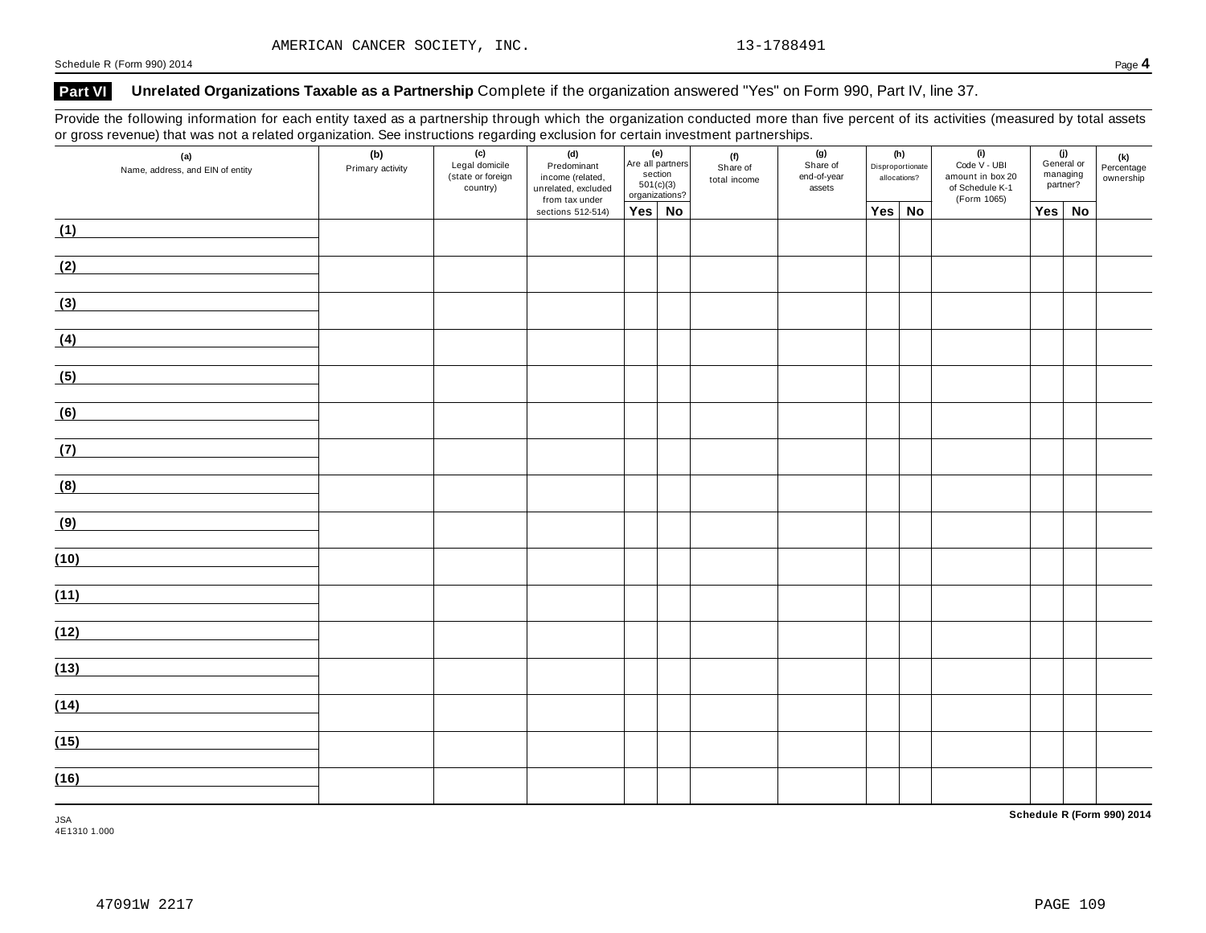AMERICAN CANCER SOCIETY, INC. 13-1788491

Schedule R (Form 990) 2014

## Part VI Unrelated Organizations Taxable as a Partnership

Complete if the organization answered "Yes" on Form 990, Part IV, line 37.

Provide the following information for each entity taxed as a partnership through which the organization conducted more than five percent of its activities (measured by total assets or gross revenue) that was not a related organization. See instructions regarding exclusion for certain investment partnerships.

| (a) Name, address, and EIN of entity | (b) Primary activity | (c) Legal domicile (state or foreign country) | (d) Predominant income (related, unrelated, excluded from tax under sections 512-514) | (e) Are all partners section 501(c)(3) organizations? | | (f) Share of total income | (g) Share of end-of-year assets | (h) Disproportionate allocations? | | (i) Code V - UBI amount in box 20 of Schedule K-1 (Form 1065) | (j) General or managing partner? | | (k) Percentage ownership |
|---|---|---|---|---|---|---|---|---|---|---|---|---|---|
| | | | | Yes | No | | | Yes | No | | Yes | No | |
| (1) | | | | | | | | | | | | | |
| (2) | | | | | | | | | | | | | |
| (3) | | | | | | | | | | | | | |
| (4) | | | | | | | | | | | | | |
| (5) | | | | | | | | | | | | | |
| (6) | | | | | | | | | | | | | |
| (7) | | | | | | | | | | | | | |
| (8) | | | | | | | | | | | | | |
| (9) | | | | | | | | | | | | | |
| (10) | | | | | | | | | | | | | |
| (11) | | | | | | | | | | | | | |
| (12) | | | | | | | | | | | | | |
| (13) | | | | | | | | | | | | | |
| (14) | | | | | | | | | | | | | |
| (15) | | | | | | | | | | | | | |
| (16) | | | | | | | | | | | | | |

JSA
4E1310 1.000

**Schedule R (Form 990) 2014**

47091W 2217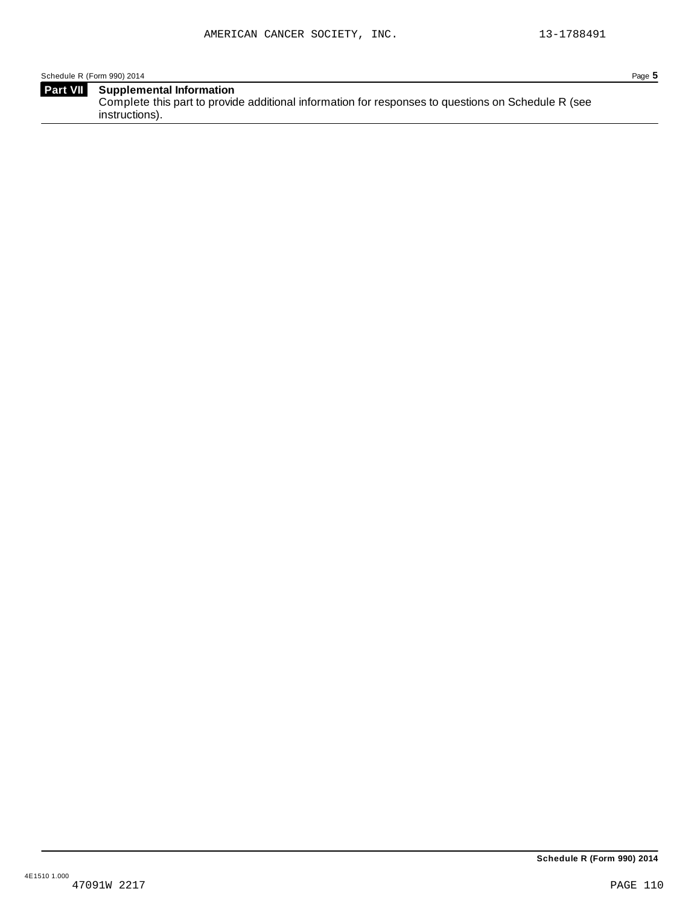## Part VII Supplemental Information

Complete this part to provide additional information for responses to questions on Schedule R (see instructions).